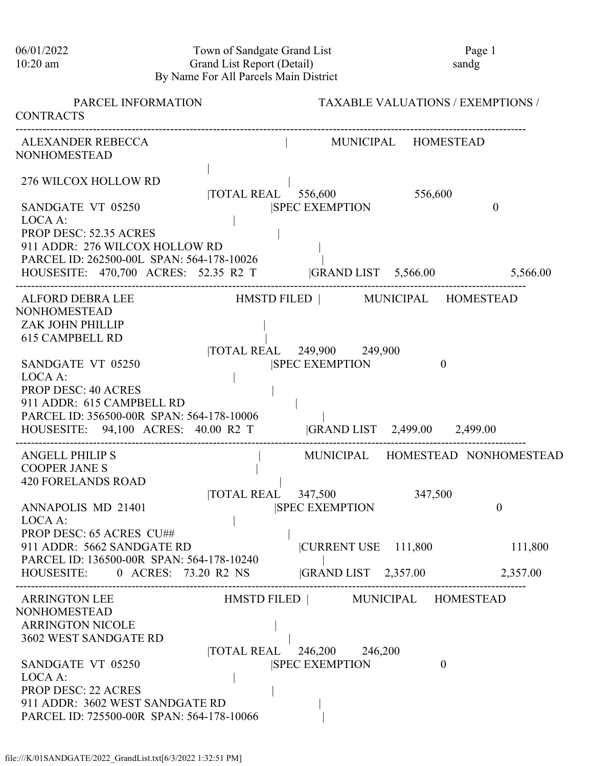06/01/2022 Town of Sandgate Grand List Page 1
10:20 am Grand List Report (Detail) sandg
By Name For All Parcels Main District

PARCEL INFORMATION TAXABLE VALUATIONS / EXEMPTIONS / CONTRACTS

---

ALEXANDER REBECCA | MUNICIPAL HOMESTEAD NONHOMESTEAD
276 WILCOX HOLLOW RD |TOTAL REAL 556,600 556,600
SANDGATE VT 05250 |SPEC EXEMPTION 0
LOCA A:
PROP DESC: 52.35 ACRES
911 ADDR: 276 WILCOX HOLLOW RD
PARCEL ID: 262500-00L SPAN: 564-178-10026
HOUSESITE: 470,700 ACRES: 52.35 R2 T |GRAND LIST 5,566.00 5,566.00

---

ALFORD DEBRA LEE HMSTD FILED | MUNICIPAL HOMESTEAD NONHOMESTEAD
ZAK JOHN PHILLIP
615 CAMPBELL RD |TOTAL REAL 249,900 249,900
SANDGATE VT 05250 |SPEC EXEMPTION 0
LOCA A:
PROP DESC: 40 ACRES
911 ADDR: 615 CAMPBELL RD
PARCEL ID: 356500-00R SPAN: 564-178-10006
HOUSESITE: 94,100 ACRES: 40.00 R2 T |GRAND LIST 2,499.00 2,499.00

---

ANGELL PHILIP S | MUNICIPAL HOMESTEAD NONHOMESTEAD
COOPER JANE S
420 FORELANDS ROAD |TOTAL REAL 347,500 347,500
ANNAPOLIS MD 21401 |SPEC EXEMPTION 0
LOCA A:
PROP DESC: 65 ACRES CU##
911 ADDR: 5662 SANDGATE RD |CURRENT USE 111,800 111,800
PARCEL ID: 136500-00R SPAN: 564-178-10240
HOUSESITE: 0 ACRES: 73.20 R2 NS |GRAND LIST 2,357.00 2,357.00

---

ARRINGTON LEE HMSTD FILED | MUNICIPAL HOMESTEAD NONHOMESTEAD
ARRINGTON NICOLE
3602 WEST SANDGATE RD |TOTAL REAL 246,200 246,200
SANDGATE VT 05250 |SPEC EXEMPTION 0
LOCA A:
PROP DESC: 22 ACRES
911 ADDR: 3602 WEST SANDGATE RD
PARCEL ID: 725500-00R SPAN: 564-178-10066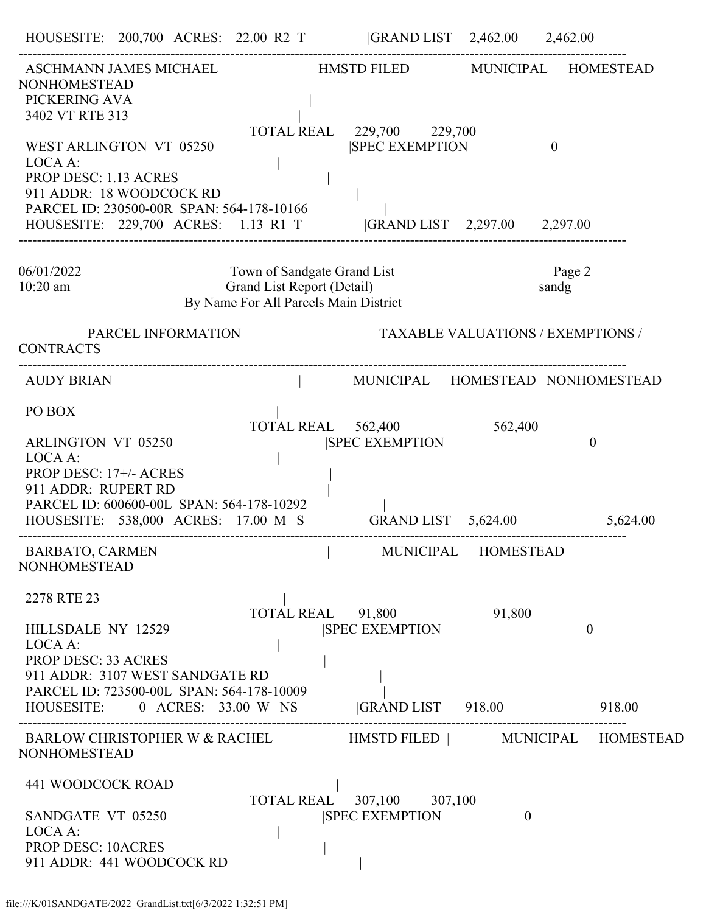```
HOUSESITE:   200,700   ACRES:  22.00  R2  T              |GRAND LIST    2,462.00       2,462.00
-----------------------------------------------------------------------------------------------------------------
 ASCHMANN JAMES MICHAEL                     HMSTD FILED |         MUNICIPAL    HOMESTEAD    NONHOMESTEAD
 PICKERING AVA                                       |
 3402 VT RTE 313                                     |
                                        |TOTAL REAL     229,700      229,700
 WEST ARLINGTON  VT  05250                         |SPEC EXEMPTION                 0
 LOCA A:                                        |
 PROP DESC: 1.13 ACRES                               |
 911 ADDR:  18 WOODCOCK RD                                |
 PARCEL ID: 230500-00R  SPAN: 564-178-10166                    |
 HOUSESITE:   229,700   ACRES:    1.13  R1  T            |GRAND LIST    2,297.00       2,297.00
-----------------------------------------------------------------------------------------------------------------
```

06/01/2022 10:20 am

Town of Sandgate Grand List
Grand List Report (Detail)
By Name For All Parcels Main District

sandg

```
         PARCEL INFORMATION                          TAXABLE VALUATIONS / EXEMPTIONS / CONTRACTS
-----------------------------------------------------------------------------------------------------------------
 AUDY BRIAN                                       |          MUNICIPAL    HOMESTEAD  NONHOMESTEAD
                                        |
 PO BOX                                           |
                                        |TOTAL REAL     562,400                    562,400
 ARLINGTON  VT  05250                            |SPEC EXEMPTION                               0
 LOCA A:                                        |
 PROP DESC: 17+/- ACRES                              |
 911 ADDR:  RUPERT RD                                |
 PARCEL ID: 600600-00L  SPAN: 564-178-10292                    |
 HOUSESITE:   538,000   ACRES:  17.00  M  S           |GRAND LIST    5,624.00                   5,624.00
-----------------------------------------------------------------------------------------------------------------
 BARBATO, CARMEN                                  |          MUNICIPAL    HOMESTEAD    NONHOMESTEAD
                                        |
 2278 RTE 23                                      |
                                        |TOTAL REAL      91,800                     91,800
 HILLSDALE  NY  12529                            |SPEC EXEMPTION                               0
 LOCA A:                                        |
 PROP DESC: 33 ACRES                                |
 911 ADDR:  3107 WEST SANDGATE RD                           |
 PARCEL ID: 723500-00L  SPAN: 564-178-10009                    |
 HOUSESITE:        0   ACRES:  33.00  W  NS          |GRAND LIST      918.00                     918.00
-----------------------------------------------------------------------------------------------------------------
 BARLOW CHRISTOPHER W & RACHEL              HMSTD FILED |         MUNICIPAL    HOMESTEAD    NONHOMESTEAD
                                        |
 441 WOODCOCK ROAD                                  |
                                        |TOTAL REAL     307,100      307,100
 SANDGATE  VT  05250                             |SPEC EXEMPTION                 0
 LOCA A:                                        |
 PROP DESC: 10ACRES                                 |
 911 ADDR:  441 WOODCOCK RD                              |
```

file:///K/01SANDGATE/2022_GrandList.txt[6/3/2022 1:32:51 PM]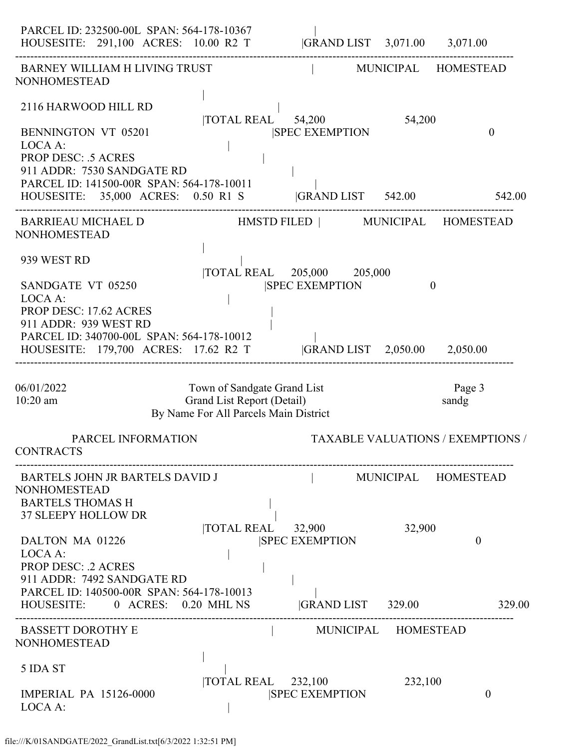```
 PARCEL ID: 232500-00L  SPAN: 564-178-10367                  |
 HOUSESITE:   291,100   ACRES:   10.00  R2  T             |GRAND LIST    3,071.00      3,071.00
------------------------------------------------------------------------------------------------------------------------
 BARNEY WILLIAM H LIVING TRUST                              |         MUNICIPAL     HOMESTEAD
NONHOMESTEAD
                                                  |
 2116 HARWOOD HILL RD                                       |
                                                  |TOTAL REAL      54,200                     54,200
 BENNINGTON  VT  05201                                  |SPEC EXEMPTION                                 0
 LOCA A:                                          |
 PROP DESC: .5 ACRES                                        |
 911 ADDR:  7530 SANDGATE RD                                 |
 PARCEL ID: 141500-00R  SPAN: 564-178-10011                  |
 HOUSESITE:    35,000  ACRES:    0.50  R1  S              |GRAND LIST      542.00                        542.00
------------------------------------------------------------------------------------------------------------------------
 BARRIEAU MICHAEL D                          HMSTD FILED  |          MUNICIPAL     HOMESTEAD
NONHOMESTEAD
                                                  |
 939 WEST RD                                                |
                                                  |TOTAL REAL     205,000      205,000
 SANDGATE  VT  05250                                    |SPEC EXEMPTION                      0
 LOCA A:                                          |
 PROP DESC: 17.62 ACRES                                     |
 911 ADDR:  939 WEST RD                                     |
 PARCEL ID: 340700-00L  SPAN: 564-178-10012                  |
 HOUSESITE:   179,700   ACRES:   17.62  R2  T             |GRAND LIST    2,050.00      2,050.00
------------------------------------------------------------------------------------------------------------------------

06/01/2022                          Town of Sandgate Grand List                             Page 3
10:20 am                            Grand List Report (Detail)                              sandg
                           By Name For All Parcels Main District

         PARCEL INFORMATION                             TAXABLE VALUATIONS / EXEMPTIONS /
CONTRACTS
------------------------------------------------------------------------------------------------------------------------
 BARTELS JOHN JR BARTELS DAVID J                          |         MUNICIPAL     HOMESTEAD
NONHOMESTEAD
 BARTELS THOMAS H                                           |
 37 SLEEPY HOLLOW DR                                        |
                                                  |TOTAL REAL      32,900                     32,900
 DALTON  MA  01226                                      |SPEC EXEMPTION                                 0
 LOCA A:                                          |
 PROP DESC: .2 ACRES                                        |
 911 ADDR:  7492 SANDGATE RD                                 |
 PARCEL ID: 140500-00R  SPAN: 564-178-10013                  |
 HOUSESITE:       0  ACRES:    0.20  MHL NS              |GRAND LIST      329.00                        329.00
------------------------------------------------------------------------------------------------------------------------
 BASSETT DOROTHY E                                      |          MUNICIPAL     HOMESTEAD
NONHOMESTEAD
                                                  |
 5 IDA ST                                         |
                                                  |TOTAL REAL     232,100                    232,100
 IMPERIAL  PA  15126-0000                               |SPEC EXEMPTION                                 0
 LOCA A:                                          |
```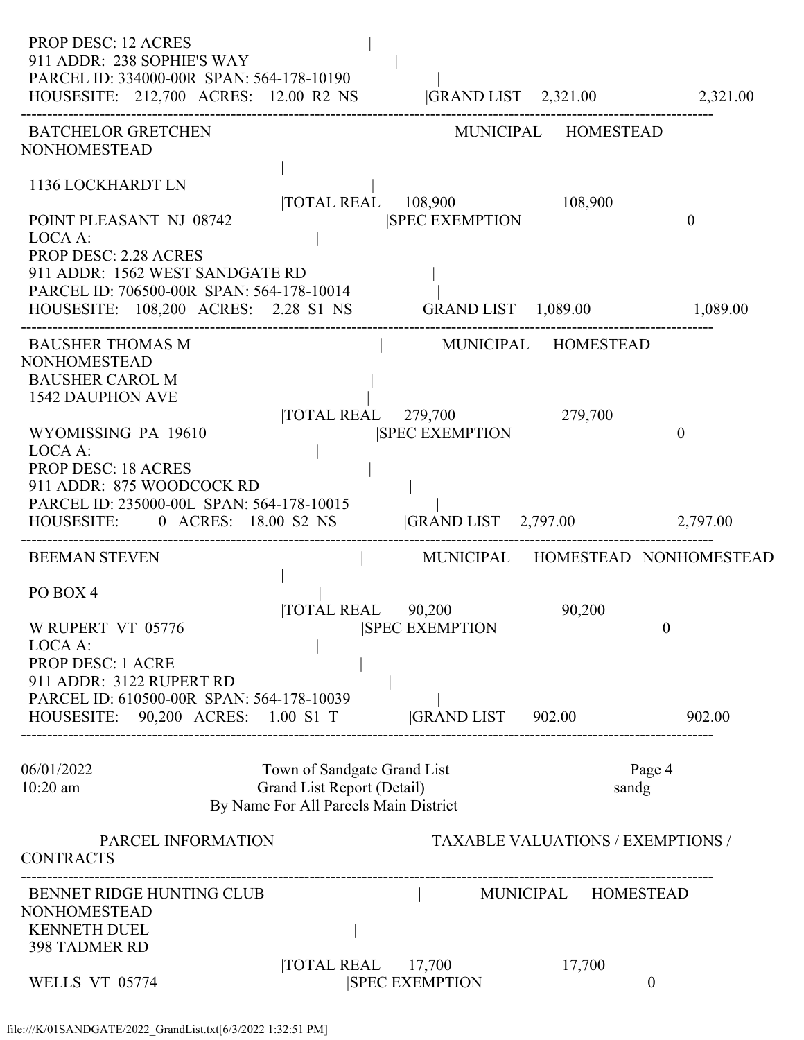```
 PROP DESC: 12 ACRES                                |
 911 ADDR:  238 SOPHIE'S WAY                        |
 PARCEL ID: 334000-00R  SPAN: 564-178-10190         |
 HOUSESITE:   212,700  ACRES:  12.00  R2  NS        |GRAND LIST    2,321.00              2,321.00
------------------------------------------------------------------------------------------------------
 BATCHELOR GRETCHEN                                 |      MUNICIPAL     HOMESTEAD
NONHOMESTEAD
                                                    |
 1136 LOCKHARDT LN                                  |
                                                    |TOTAL REAL     108,900              108,900
 POINT PLEASANT  NJ  08742                          |SPEC EXEMPTION                              0
 LOCA A:                                            |
 PROP DESC: 2.28 ACRES                              |
 911 ADDR:  1562 WEST SANDGATE RD                   |
 PARCEL ID: 706500-00R  SPAN: 564-178-10014         |
 HOUSESITE:   108,200  ACRES:   2.28  S1  NS        |GRAND LIST    1,089.00              1,089.00
------------------------------------------------------------------------------------------------------
 BAUSHER THOMAS M                                   |      MUNICIPAL     HOMESTEAD
NONHOMESTEAD
 BAUSHER CAROL M                                    |
 1542 DAUPHON AVE                                   |
                                                    |TOTAL REAL     279,700              279,700
 WYOMISSING  PA  19610                              |SPEC EXEMPTION                              0
 LOCA A:                                            |
 PROP DESC: 18 ACRES                                |
 911 ADDR:  875 WOODCOCK RD                         |
 PARCEL ID: 235000-00L  SPAN: 564-178-10015         |
 HOUSESITE:         0  ACRES:  18.00  S2  NS        |GRAND LIST    2,797.00              2,797.00
------------------------------------------------------------------------------------------------------
 BEEMAN STEVEN                                      |      MUNICIPAL     HOMESTEAD  NONHOMESTEAD
                                                    |
 PO BOX 4                                           |
                                                    |TOTAL REAL      90,200               90,200
 W RUPERT  VT  05776                                |SPEC EXEMPTION                              0
 LOCA A:                                            |
 PROP DESC: 1 ACRE                                  |
 911 ADDR:  3122 RUPERT RD                          |
 PARCEL ID: 610500-00R  SPAN: 564-178-10039         |
 HOUSESITE:    90,200  ACRES:   1.00  S1  T         |GRAND LIST      902.00                902.00
------------------------------------------------------------------------------------------------------

06/01/2022                  Town of Sandgate Grand List                         Page 4
10:20 am                    Grand List Report (Detail)                          sandg
                       By Name For All Parcels Main District

          PARCEL INFORMATION                         TAXABLE VALUATIONS / EXEMPTIONS /
CONTRACTS
------------------------------------------------------------------------------------------------------
 BENNET RIDGE HUNTING CLUB                          |      MUNICIPAL     HOMESTEAD
NONHOMESTEAD
 KENNETH DUEL                                       |
 398 TADMER RD                                      |
                                                    |TOTAL REAL      17,700               17,700
 WELLS  VT  05774                                   |SPEC EXEMPTION                              0
```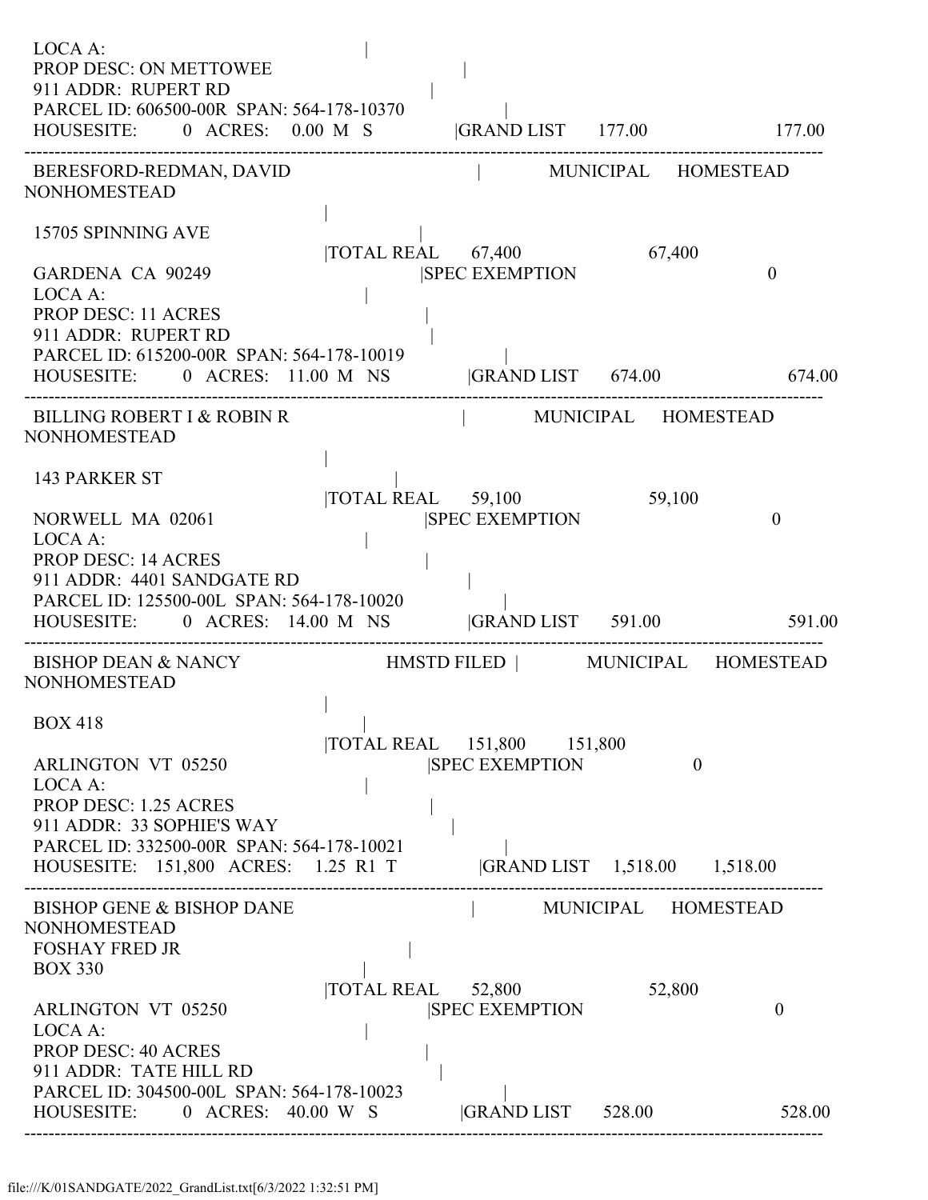```
 LOCA A:                                    |
 PROP DESC: ON METTOWEE                     |
 911 ADDR:  RUPERT RD                       |
 PARCEL ID: 606500-00R  SPAN: 564-178-10370 |
 HOUSESITE:        0  ACRES:    0.00  M   S         |GRAND LIST      177.00                177.00
---------------------------------------------------------------------------------------------------------
 BERESFORD-REDMAN, DAVID                          |          MUNICIPAL     HOMESTEAD     NONHOMESTEAD
                                                  |
 15705 SPINNING AVE                               |
                                    |TOTAL REAL      67,400                   67,400
 GARDENA  CA  90249                               |SPEC EXEMPTION                          0
 LOCA A:                                    |
 PROP DESC: 11 ACRES                        |
 911 ADDR:  RUPERT RD                       |
 PARCEL ID: 615200-00R  SPAN: 564-178-10019 |
 HOUSESITE:        0  ACRES:   11.00  M   NS        |GRAND LIST      674.00                674.00
---------------------------------------------------------------------------------------------------------
 BILLING ROBERT I & ROBIN R                       |          MUNICIPAL     HOMESTEAD     NONHOMESTEAD
                                                  |
 143 PARKER ST                                    |
                                    |TOTAL REAL      59,100                   59,100
 NORWELL  MA  02061                               |SPEC EXEMPTION                          0
 LOCA A:                                    |
 PROP DESC: 14 ACRES                        |
 911 ADDR:  4401 SANDGATE RD                |
 PARCEL ID: 125500-00L  SPAN: 564-178-10020 |
 HOUSESITE:        0  ACRES:   14.00  M   NS        |GRAND LIST      591.00                591.00
---------------------------------------------------------------------------------------------------------
 BISHOP DEAN & NANCY                 HMSTD FILED  |          MUNICIPAL     HOMESTEAD     NONHOMESTEAD
                                                  |
 BOX 418                                          |
                                    |TOTAL REAL     151,800      151,800
 ARLINGTON  VT  05250                             |SPEC EXEMPTION              0
 LOCA A:                                    |
 PROP DESC: 1.25 ACRES                      |
 911 ADDR:  33 SOPHIE'S WAY                 |
 PARCEL ID: 332500-00R  SPAN: 564-178-10021 |
 HOUSESITE:  151,800  ACRES:    1.25  R1  T         |GRAND LIST    1,518.00    1,518.00
---------------------------------------------------------------------------------------------------------
 BISHOP GENE & BISHOP DANE                        |          MUNICIPAL     HOMESTEAD     NONHOMESTEAD
 FOSHAY FRED JR                                   |
 BOX 330                                          |
                                    |TOTAL REAL      52,800                   52,800
 ARLINGTON  VT  05250                             |SPEC EXEMPTION                          0
 LOCA A:                                    |
 PROP DESC: 40 ACRES                        |
 911 ADDR:  TATE HILL RD                    |
 PARCEL ID: 304500-00L  SPAN: 564-178-10023 |
 HOUSESITE:        0  ACRES:   40.00  W   S         |GRAND LIST      528.00                528.00
---------------------------------------------------------------------------------------------------------
```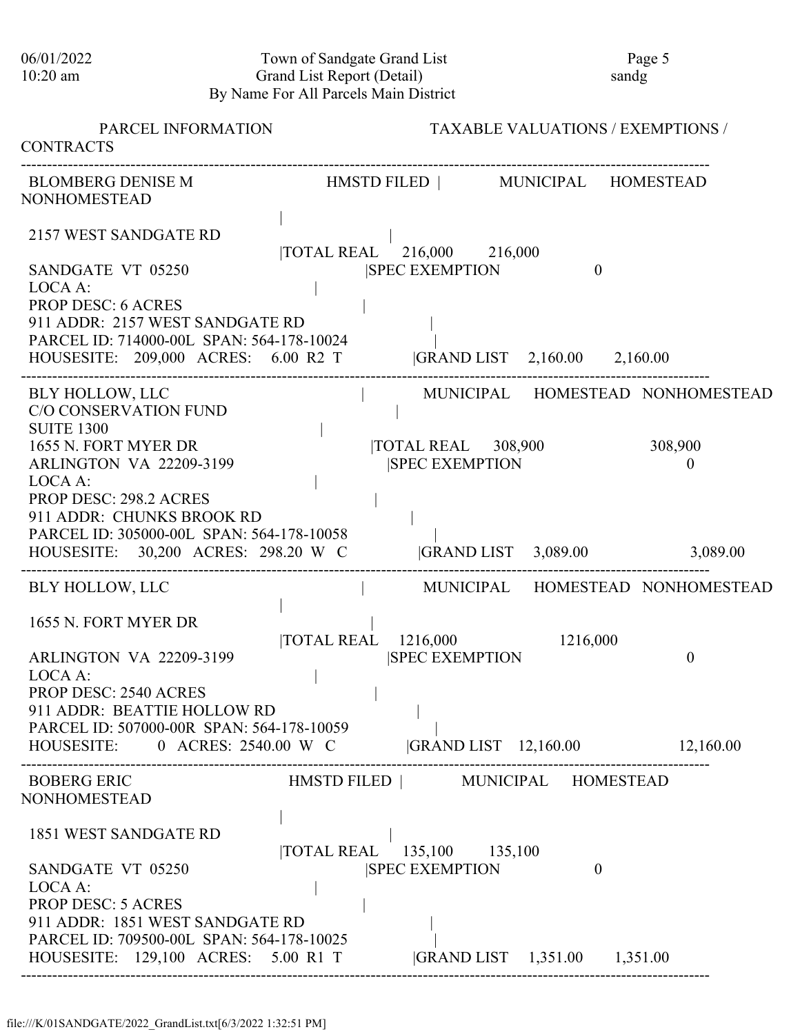PARCEL INFORMATION                    TAXABLE VALUATIONS / EXEMPTIONS / CONTRACTS

---

BLOMBERG DENISE M                    HMSTD FILED |          MUNICIPAL     HOMESTEAD     NONHOMESTEAD

2157 WEST SANDGATE RD
|TOTAL REAL     216,000     216,000
SANDGATE VT 05250                    |SPEC EXEMPTION          0
LOCA A:
PROP DESC: 6 ACRES
911 ADDR: 2157 WEST SANDGATE RD
PARCEL ID: 714000-00L SPAN: 564-178-10024
HOUSESITE: 209,000 ACRES: 6.00 R2 T          |GRAND LIST     2,160.00     2,160.00

---

BLY HOLLOW, LLC                    |          MUNICIPAL     HOMESTEAD     NONHOMESTEAD
C/O CONSERVATION FUND
SUITE 1300
1655 N. FORT MYER DR                    |TOTAL REAL     308,900                    308,900
ARLINGTON VA 22209-3199                    |SPEC EXEMPTION                    0
LOCA A:
PROP DESC: 298.2 ACRES
911 ADDR: CHUNKS BROOK RD
PARCEL ID: 305000-00L SPAN: 564-178-10058
HOUSESITE: 30,200 ACRES: 298.20 W C          |GRAND LIST     3,089.00                    3,089.00

---

BLY HOLLOW, LLC                    |          MUNICIPAL     HOMESTEAD     NONHOMESTEAD

1655 N. FORT MYER DR
|TOTAL REAL     1216,000                    1216,000
ARLINGTON VA 22209-3199                    |SPEC EXEMPTION                    0
LOCA A:
PROP DESC: 2540 ACRES
911 ADDR: BEATTIE HOLLOW RD
PARCEL ID: 507000-00R SPAN: 564-178-10059
HOUSESITE: 0 ACRES: 2540.00 W C          |GRAND LIST     12,160.00                    12,160.00

---

BOBERG ERIC                    HMSTD FILED |          MUNICIPAL     HOMESTEAD     NONHOMESTEAD

1851 WEST SANDGATE RD
|TOTAL REAL     135,100     135,100
SANDGATE VT 05250                    |SPEC EXEMPTION          0
LOCA A:
PROP DESC: 5 ACRES
911 ADDR: 1851 WEST SANDGATE RD
PARCEL ID: 709500-00L SPAN: 564-178-10025
HOUSESITE: 129,100 ACRES: 5.00 R1 T          |GRAND LIST     1,351.00     1,351.00

---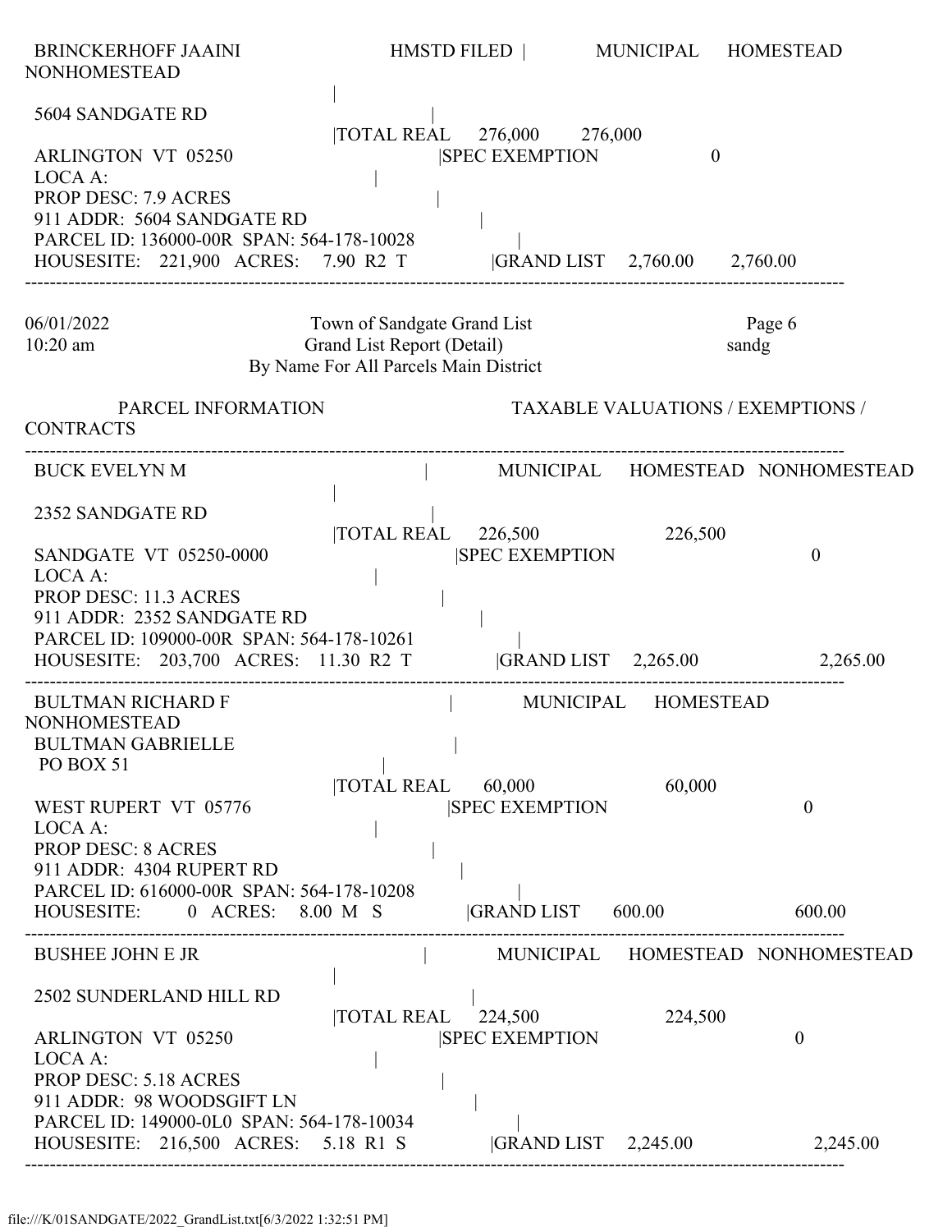BRINCKERHOFF JAAINI HMSTD FILED | MUNICIPAL HOMESTEAD NONHOMESTEAD

```
5604 SANDGATE RD                          |
                                          |TOTAL REAL     276,000      276,000
ARLINGTON  VT  05250                       |SPEC EXEMPTION                0
LOCA A:                                    |
PROP DESC: 7.9 ACRES                       |
911 ADDR:  5604 SANDGATE RD                |
PARCEL ID: 136000-00R  SPAN: 564-178-10028 |
HOUSESITE:   221,900  ACRES:    7.90  R2  T |GRAND LIST    2,760.00     2,760.00
```

---

06/01/2022 10:20 am — Town of Sandgate Grand List — Grand List Report (Detail) — By Name For All Parcels Main District — sandg

PARCEL INFORMATION | TAXABLE VALUATIONS / EXEMPTIONS / CONTRACTS

---

```
BUCK EVELYN M                              |         MUNICIPAL    HOMESTEAD   NONHOMESTEAD
                                           |
2352 SANDGATE RD                           |
                                           |TOTAL REAL     226,500             226,500
SANDGATE  VT  05250-0000                   |SPEC EXEMPTION                        0
LOCA A:                                    |
PROP DESC: 11.3 ACRES                      |
911 ADDR:  2352 SANDGATE RD                |
PARCEL ID: 109000-00R  SPAN: 564-178-10261 |
HOUSESITE:   203,700  ACRES:   11.30  R2  T |GRAND LIST    2,265.00                2,265.00
```

---

```
BULTMAN RICHARD F                          |         MUNICIPAL    HOMESTEAD   NONHOMESTEAD
BULTMAN GABRIELLE                          |
PO BOX 51                                  |
                                           |TOTAL REAL      60,000              60,000
WEST RUPERT  VT  05776                     |SPEC EXEMPTION                        0
LOCA A:                                    |
PROP DESC: 8 ACRES                         |
911 ADDR:  4304 RUPERT RD                  |
PARCEL ID: 616000-00R  SPAN: 564-178-10208 |
HOUSESITE:        0  ACRES:    8.00  M  S  |GRAND LIST      600.00                  600.00
```

---

```
BUSHEE JOHN E JR                           |         MUNICIPAL    HOMESTEAD   NONHOMESTEAD
                                           |
2502 SUNDERLAND HILL RD                    |
                                           |TOTAL REAL     224,500             224,500
ARLINGTON  VT  05250                       |SPEC EXEMPTION                        0
LOCA A:                                    |
PROP DESC: 5.18 ACRES                      |
911 ADDR:  98 WOODSGIFT LN                 |
PARCEL ID: 149000-0L0  SPAN: 564-178-10034 |
HOUSESITE:   216,500  ACRES:    5.18  R1  S |GRAND LIST    2,245.00                2,245.00
```

---

file:///K/01SANDGATE/2022_GrandList.txt[6/3/2022 1:32:51 PM]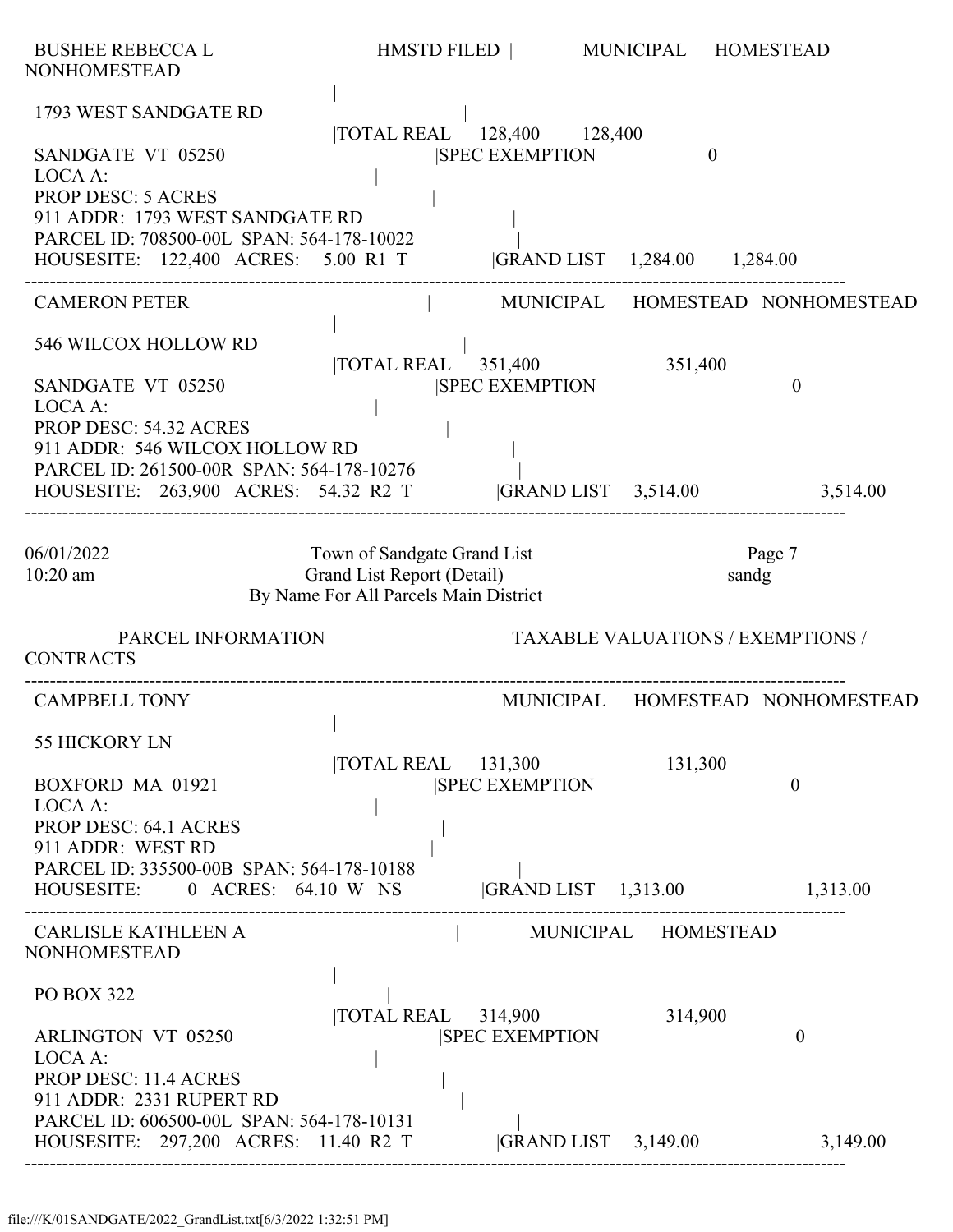BUSHEE REBECCA L HMSTD FILED | MUNICIPAL HOMESTEAD NONHOMESTEAD

```
                                       |
 1793 WEST SANDGATE RD                  |
                                       |TOTAL REAL     128,400      128,400
 SANDGATE  VT  05250                    |SPEC EXEMPTION                   0
 LOCA A:                                |
 PROP DESC: 5 ACRES                     |
 911 ADDR:  1793 WEST SANDGATE RD       |
 PARCEL ID: 708500-00L  SPAN: 564-178-10022 |
 HOUSESITE:   122,400  ACRES:   5.00  R1  T  |GRAND LIST   1,284.00     1,284.00
```

---

```
 CAMERON PETER                          |    MUNICIPAL    HOMESTEAD  NONHOMESTEAD
                                       |
 546 WILCOX HOLLOW RD                   |
                                       |TOTAL REAL     351,400              351,400
 SANDGATE  VT  05250                    |SPEC EXEMPTION                               0
 LOCA A:                                |
 PROP DESC: 54.32 ACRES                 |
 911 ADDR:  546 WILCOX HOLLOW RD        |
 PARCEL ID: 261500-00R  SPAN: 564-178-10276 |
 HOUSESITE:   263,900  ACRES:  54.32  R2  T  |GRAND LIST   3,514.00                 3,514.00
```

---

06/01/2022 10:20 am

Town of Sandgate Grand List
Grand List Report (Detail)
By Name For All Parcels Main District

Page 7
sandg

PARCEL INFORMATION TAXABLE VALUATIONS / EXEMPTIONS / CONTRACTS

---

```
 CAMPBELL TONY                          |    MUNICIPAL    HOMESTEAD  NONHOMESTEAD
                                       |
 55 HICKORY LN                          |
                                       |TOTAL REAL     131,300              131,300
 BOXFORD  MA  01921                     |SPEC EXEMPTION                               0
 LOCA A:                                |
 PROP DESC: 64.1 ACRES                  |
 911 ADDR:  WEST RD                     |
 PARCEL ID: 335500-00B  SPAN: 564-178-10188 |
 HOUSESITE:        0  ACRES:  64.10  W   NS  |GRAND LIST   1,313.00                 1,313.00
```

---

```
 CARLISLE KATHLEEN A                    |    MUNICIPAL    HOMESTEAD  NONHOMESTEAD
                                       |
 PO BOX 322                             |
                                       |TOTAL REAL     314,900              314,900
 ARLINGTON  VT  05250                   |SPEC EXEMPTION                               0
 LOCA A:                                |
 PROP DESC: 11.4 ACRES                  |
 911 ADDR:  2331 RUPERT RD              |
 PARCEL ID: 606500-00L  SPAN: 564-178-10131 |
 HOUSESITE:   297,200  ACRES:  11.40  R2  T  |GRAND LIST   3,149.00                 3,149.00
```

---

file:///K/01SANDGATE/2022_GrandList.txt[6/3/2022 1:32:51 PM]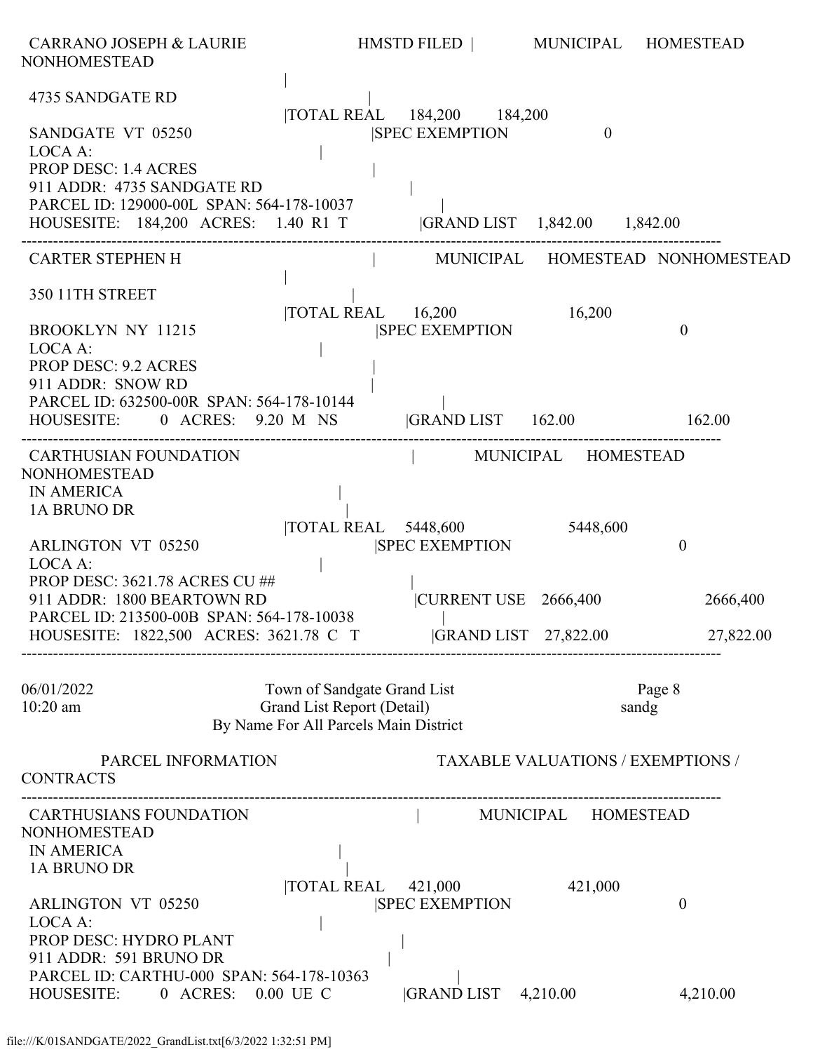```
 CARRANO JOSEPH & LAURIE                    HMSTD FILED |          MUNICIPAL     HOMESTEAD     NONHOMESTEAD
                                               |
 4735 SANDGATE RD                              |
                                               |TOTAL REAL     184,200      184,200
 SANDGATE  VT  05250                           |SPEC EXEMPTION                0
 LOCA A:                                       |
 PROP DESC: 1.4 ACRES                          |
 911 ADDR:  4735 SANDGATE RD                   |
 PARCEL ID: 129000-00L  SPAN: 564-178-10037    |
 HOUSESITE:   184,200   ACRES:    1.40  R1  T  |GRAND LIST    1,842.00      1,842.00
-------------------------------------------------------------------------------------------------------
 CARTER STEPHEN H                              |          MUNICIPAL     HOMESTEAD   NONHOMESTEAD
                                               |
 350 11TH STREET                               |
                                               |TOTAL REAL      16,200                 16,200
 BROOKLYN  NY  11215                           |SPEC EXEMPTION                             0
 LOCA A:                                       |
 PROP DESC: 9.2 ACRES                          |
 911 ADDR:  SNOW RD                            |
 PARCEL ID: 632500-00R  SPAN: 564-178-10144    |
 HOUSESITE:       0   ACRES:    9.20  M   NS   |GRAND LIST      162.00                 162.00
-------------------------------------------------------------------------------------------------------
 CARTHUSIAN FOUNDATION                         |          MUNICIPAL     HOMESTEAD     NONHOMESTEAD
 IN AMERICA                                    |
 1A BRUNO DR                                   |
                                               |TOTAL REAL    5448,600               5448,600
 ARLINGTON  VT  05250                          |SPEC EXEMPTION                             0
 LOCA A:                                       |
 PROP DESC: 3621.78 ACRES CU ##                |
 911 ADDR:  1800 BEARTOWN RD                   |CURRENT USE   2666,400               2666,400
 PARCEL ID: 213500-00B  SPAN: 564-178-10038    |
 HOUSESITE:  1822,500   ACRES: 3621.78  C   T  |GRAND LIST    27,822.00              27,822.00
-------------------------------------------------------------------------------------------------------

06/01/2022                      Town of Sandgate Grand List                     Page 8
10:20 am                        Grand List Report (Detail)                      sandg
                           By Name For All Parcels Main District

         PARCEL INFORMATION                         TAXABLE VALUATIONS / EXEMPTIONS / CONTRACTS
-------------------------------------------------------------------------------------------------------
 CARTHUSIANS FOUNDATION                        |          MUNICIPAL     HOMESTEAD     NONHOMESTEAD
 IN AMERICA                                    |
 1A BRUNO DR                                   |
                                               |TOTAL REAL     421,000                421,000
 ARLINGTON  VT  05250                          |SPEC EXEMPTION                             0
 LOCA A:                                       |
 PROP DESC: HYDRO PLANT                        |
 911 ADDR:  591 BRUNO DR                       |
 PARCEL ID: CARTHU-000  SPAN: 564-178-10363    |
 HOUSESITE:       0   ACRES:    0.00  UE  C    |GRAND LIST     4,210.00               4,210.00
```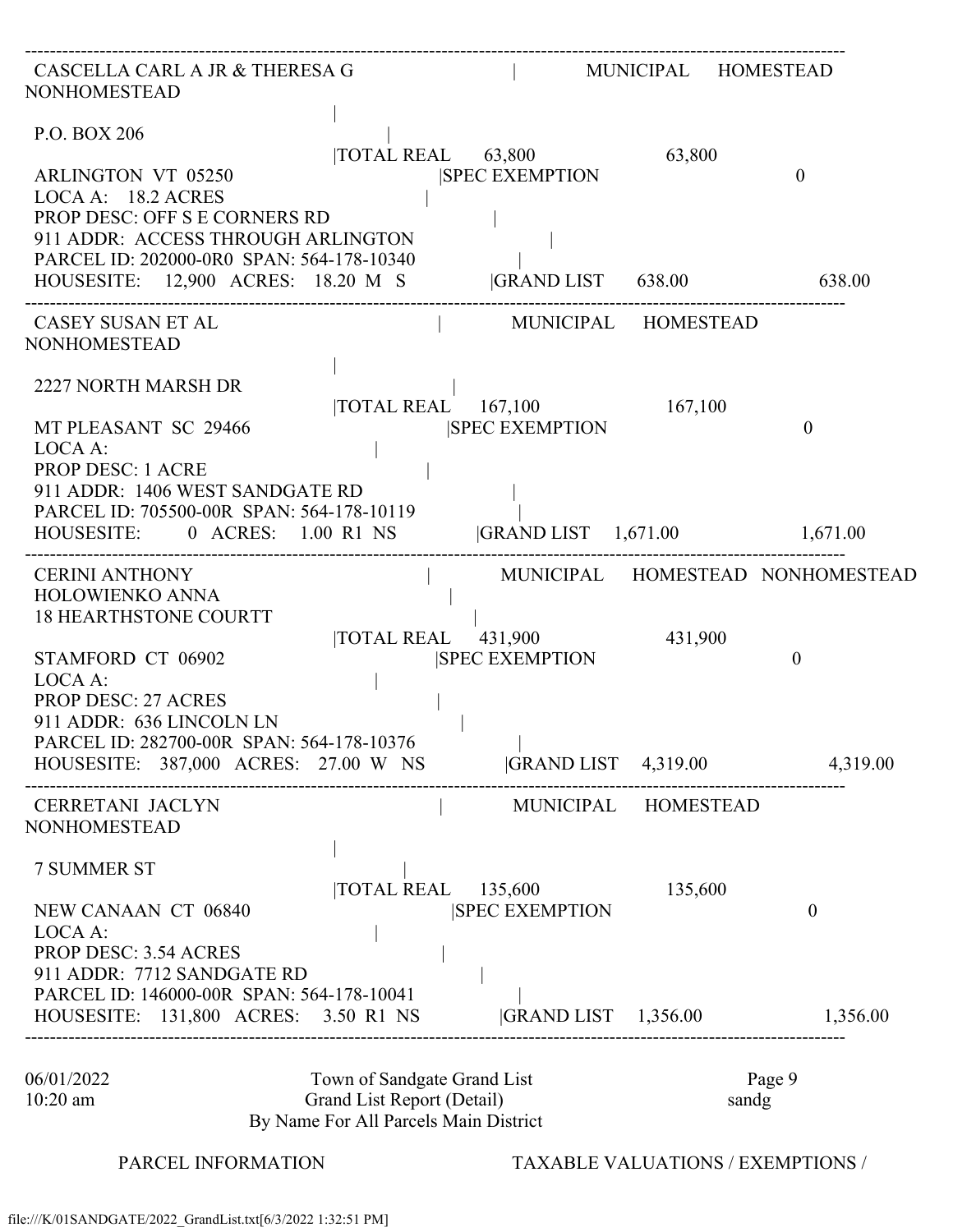```
-----------------------------------------------------------------------------------------------------------------------
 CASCELLA CARL A JR & THERESA G                    |       MUNICIPAL    HOMESTEAD
NONHOMESTEAD
                                                   |
 P.O. BOX 206                                      |
                                                   |TOTAL REAL      63,800            63,800
 ARLINGTON  VT  05250                              |SPEC EXEMPTION                                  0
 LOCA A:    18.2 ACRES                             |
 PROP DESC: OFF S E CORNERS RD                     |
 911 ADDR:  ACCESS THROUGH ARLINGTON               |
 PARCEL ID: 202000-0R0  SPAN: 564-178-10340        |
 HOUSESITE:    12,900   ACRES:   18.20  M  S       |GRAND LIST      638.00                          638.00
-----------------------------------------------------------------------------------------------------------------------
 CASEY SUSAN ET AL                                 |       MUNICIPAL    HOMESTEAD
NONHOMESTEAD
                                                   |
 2227 NORTH MARSH DR                               |
                                                   |TOTAL REAL      167,100           167,100
 MT PLEASANT  SC  29466                            |SPEC EXEMPTION                                  0
 LOCA A:                                           |
 PROP DESC: 1 ACRE                                 |
 911 ADDR:  1406 WEST SANDGATE RD                  |
 PARCEL ID: 705500-00R  SPAN: 564-178-10119        |
 HOUSESITE:       0   ACRES:    1.00  R1  NS       |GRAND LIST    1,671.00                        1,671.00
-----------------------------------------------------------------------------------------------------------------------
 CERINI ANTHONY                                    |       MUNICIPAL    HOMESTEAD  NONHOMESTEAD
 HOLOWIENKO ANNA                                   |
 18 HEARTHSTONE COURTT                             |
                                                   |TOTAL REAL      431,900           431,900
 STAMFORD  CT  06902                               |SPEC EXEMPTION                                  0
 LOCA A:                                           |
 PROP DESC: 27 ACRES                               |
 911 ADDR:  636 LINCOLN LN                         |
 PARCEL ID: 282700-00R  SPAN: 564-178-10376        |
 HOUSESITE:   387,000   ACRES:   27.00  W   NS     |GRAND LIST    4,319.00                        4,319.00
-----------------------------------------------------------------------------------------------------------------------
 CERRETANI  JACLYN                                 |       MUNICIPAL    HOMESTEAD
NONHOMESTEAD
                                                   |
 7 SUMMER ST                                       |
                                                   |TOTAL REAL      135,600           135,600
 NEW CANAAN  CT  06840                             |SPEC EXEMPTION                                  0
 LOCA A:                                           |
 PROP DESC: 3.54 ACRES                             |
 911 ADDR:  7712 SANDGATE RD                       |
 PARCEL ID: 146000-00R  SPAN: 564-178-10041        |
 HOUSESITE:   131,800   ACRES:    3.50  R1  NS     |GRAND LIST    1,356.00                        1,356.00
-----------------------------------------------------------------------------------------------------------------------

 06/01/2022                    Town of Sandgate Grand List                       Page 9
 10:20 am                      Grand List Report (Detail)                        sandg
                          By Name For All Parcels Main District

          PARCEL INFORMATION                          TAXABLE VALUATIONS / EXEMPTIONS /
```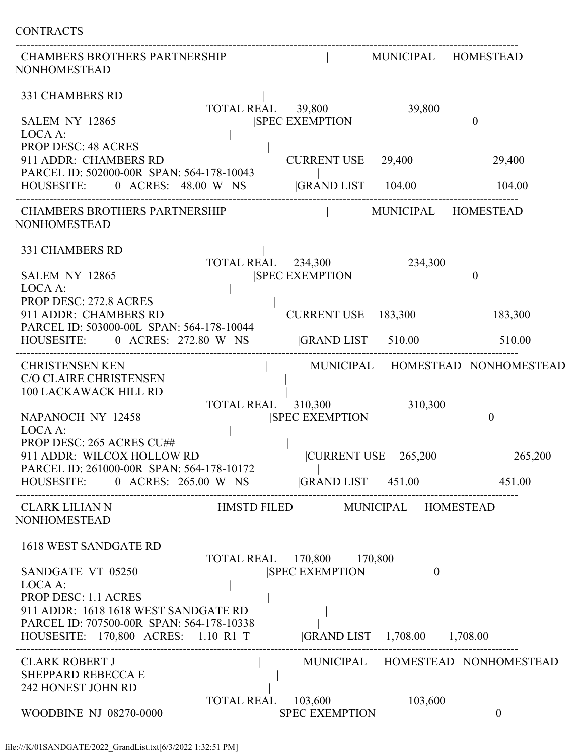CONTRACTS

```
------------------------------------------------------------------------------------------------------------------------
 CHAMBERS BROTHERS PARTNERSHIP                         |           MUNICIPAL     HOMESTEAD
NONHOMESTEAD
                                                 |
 331 CHAMBERS RD                                       |
                                                 |TOTAL REAL      39,800                   39,800
 SALEM  NY  12865                                      |SPEC EXEMPTION                              0
 LOCA A:                                               |
 PROP DESC: 48 ACRES                                   |
 911 ADDR:  CHAMBERS RD                                |CURRENT USE     29,400                   29,400
 PARCEL ID: 502000-00R  SPAN: 564-178-10043            |
 HOUSESITE:       0  ACRES:   48.00  W   NS            |GRAND LIST      104.00                   104.00
------------------------------------------------------------------------------------------------------------------------
 CHAMBERS BROTHERS PARTNERSHIP                         |           MUNICIPAL     HOMESTEAD
NONHOMESTEAD
                                                 |
 331 CHAMBERS RD                                       |
                                                 |TOTAL REAL     234,300                  234,300
 SALEM  NY  12865                                      |SPEC EXEMPTION                              0
 LOCA A:                                               |
 PROP DESC: 272.8 ACRES                                |
 911 ADDR:  CHAMBERS RD                                |CURRENT USE    183,300                  183,300
 PARCEL ID: 503000-00L  SPAN: 564-178-10044            |
 HOUSESITE:       0  ACRES:  272.80  W   NS            |GRAND LIST      510.00                   510.00
------------------------------------------------------------------------------------------------------------------------
 CHRISTENSEN KEN                                       |           MUNICIPAL     HOMESTEAD   NONHOMESTEAD
 C/O CLAIRE CHRISTENSEN                                |
 100 LACKAWACK HILL RD                                 |
                                                 |TOTAL REAL     310,300                  310,300
 NAPANOCH  NY  12458                                   |SPEC EXEMPTION                              0
 LOCA A:                                               |
 PROP DESC: 265 ACRES CU##                             |
 911 ADDR:  WILCOX HOLLOW RD                           |CURRENT USE    265,200                  265,200
 PARCEL ID: 261000-00R  SPAN: 564-178-10172            |
 HOUSESITE:       0  ACRES:  265.00  W   NS            |GRAND LIST      451.00                   451.00
------------------------------------------------------------------------------------------------------------------------
 CLARK LILIAN N                           HMSTD FILED  |           MUNICIPAL     HOMESTEAD
NONHOMESTEAD
                                                 |
 1618 WEST SANDGATE RD                                 |
                                                 |TOTAL REAL     170,800       170,800
 SANDGATE  VT  05250                                   |SPEC EXEMPTION                0
 LOCA A:                                               |
 PROP DESC: 1.1 ACRES                                  |
 911 ADDR:  1618 1618 WEST SANDGATE RD                 |
 PARCEL ID: 707500-00R  SPAN: 564-178-10338            |
 HOUSESITE:   170,800   ACRES:    1.10  R1  T          |GRAND LIST    1,708.00      1,708.00
------------------------------------------------------------------------------------------------------------------------
 CLARK ROBERT J                                        |           MUNICIPAL     HOMESTEAD   NONHOMESTEAD
 SHEPPARD REBECCA E                                    |
 242 HONEST JOHN RD                                    |
                                                 |TOTAL REAL     103,600                  103,600
 WOODBINE  NJ  08270-0000                              |SPEC EXEMPTION                              0
```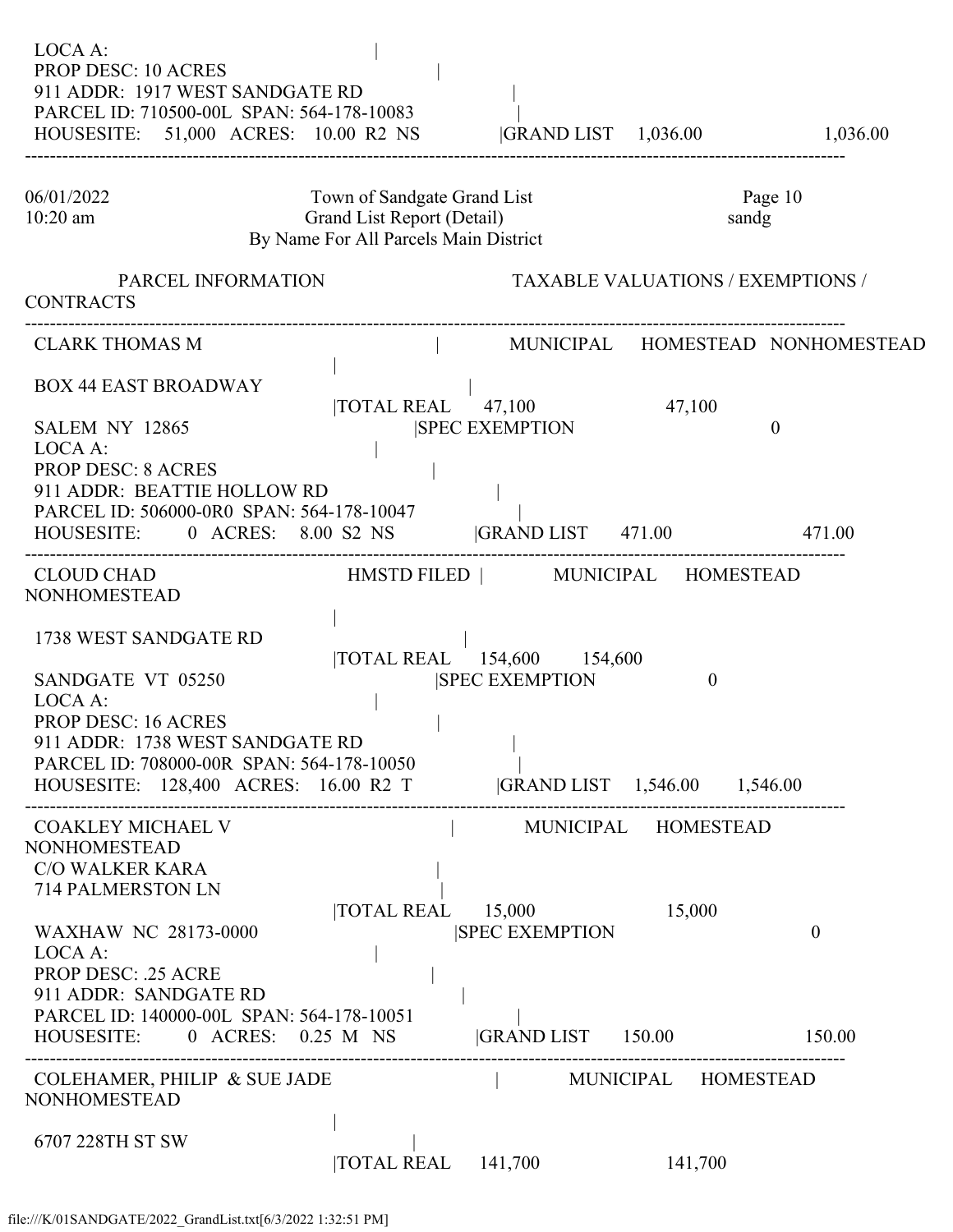LOCA A: |
PROP DESC: 10 ACRES |
911 ADDR: 1917 WEST SANDGATE RD |
PARCEL ID: 710500-00L SPAN: 564-178-10083 |
HOUSESITE: 51,000 ACRES: 10.00 R2 NS |GRAND LIST 1,036.00 1,036.00

---

Town of Sandgate Grand List
Grand List Report (Detail)
By Name For All Parcels Main District

PARCEL INFORMATION TAXABLE VALUATIONS / EXEMPTIONS / CONTRACTS

---

CLARK THOMAS M | MUNICIPAL HOMESTEAD NONHOMESTEAD
|
BOX 44 EAST BROADWAY |
|TOTAL REAL 47,100 47,100
SALEM NY 12865 |SPEC EXEMPTION 0
LOCA A: |
PROP DESC: 8 ACRES |
911 ADDR: BEATTIE HOLLOW RD |
PARCEL ID: 506000-0R0 SPAN: 564-178-10047 |
HOUSESITE: 0 ACRES: 8.00 S2 NS |GRAND LIST 471.00 471.00

---

CLOUD CHAD HMSTD FILED | MUNICIPAL HOMESTEAD NONHOMESTEAD
|
1738 WEST SANDGATE RD |
|TOTAL REAL 154,600 154,600
SANDGATE VT 05250 |SPEC EXEMPTION 0
LOCA A: |
PROP DESC: 16 ACRES |
911 ADDR: 1738 WEST SANDGATE RD |
PARCEL ID: 708000-00R SPAN: 564-178-10050 |
HOUSESITE: 128,400 ACRES: 16.00 R2 T |GRAND LIST 1,546.00 1,546.00

---

COAKLEY MICHAEL V | MUNICIPAL HOMESTEAD NONHOMESTEAD
C/O WALKER KARA |
714 PALMERSTON LN |
|TOTAL REAL 15,000 15,000
WAXHAW NC 28173-0000 |SPEC EXEMPTION 0
LOCA A: |
PROP DESC: .25 ACRE |
911 ADDR: SANDGATE RD |
PARCEL ID: 140000-00L SPAN: 564-178-10051 |
HOUSESITE: 0 ACRES: 0.25 M NS |GRAND LIST 150.00 150.00

---

COLEHAMER, PHILIP & SUE JADE | MUNICIPAL HOMESTEAD NONHOMESTEAD
|
6707 228TH ST SW |
|TOTAL REAL 141,700 141,700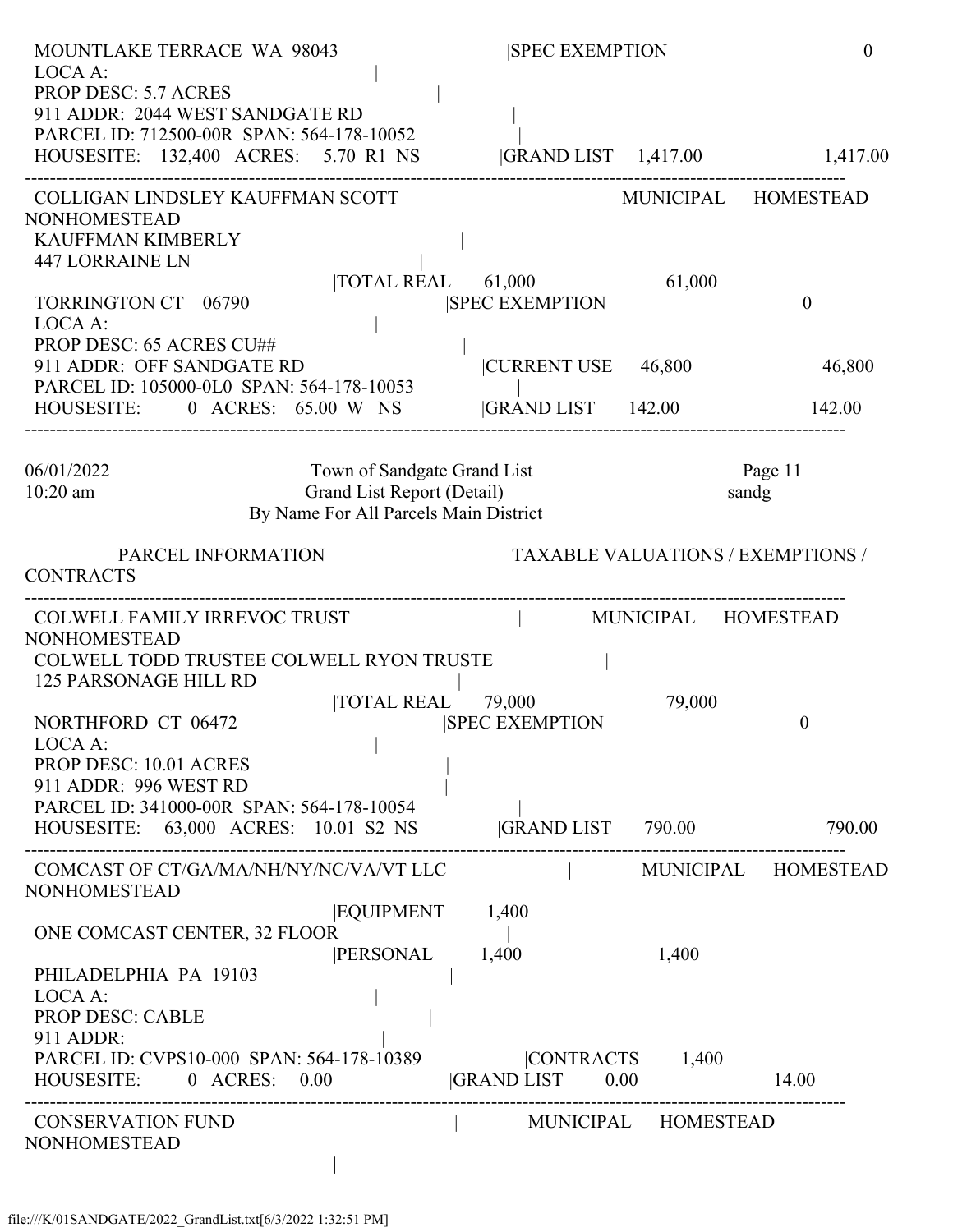MOUNTLAKE TERRACE WA 98043 |SPEC EXEMPTION 0
LOCA A: |
PROP DESC: 5.7 ACRES |
911 ADDR: 2044 WEST SANDGATE RD |
PARCEL ID: 712500-00R SPAN: 564-178-10052 |
HOUSESITE: 132,400 ACRES: 5.70 R1 NS |GRAND LIST 1,417.00 1,417.00

---

COLLIGAN LINDSLEY KAUFFMAN SCOTT | MUNICIPAL HOMESTEAD NONHOMESTEAD
KAUFFMAN KIMBERLY |
447 LORRAINE LN |
|TOTAL REAL 61,000 61,000
TORRINGTON CT 06790 |SPEC EXEMPTION 0
LOCA A: |
PROP DESC: 65 ACRES CU## |
911 ADDR: OFF SANDGATE RD |CURRENT USE 46,800 46,800
PARCEL ID: 105000-0L0 SPAN: 564-178-10053 |
HOUSESITE: 0 ACRES: 65.00 W NS |GRAND LIST 142.00 142.00

---

06/01/2022 Town of Sandgate Grand List Page 11
10:20 am Grand List Report (Detail) sandg
By Name For All Parcels Main District

PARCEL INFORMATION TAXABLE VALUATIONS / EXEMPTIONS / CONTRACTS

---

COLWELL FAMILY IRREVOC TRUST | MUNICIPAL HOMESTEAD NONHOMESTEAD
COLWELL TODD TRUSTEE COLWELL RYON TRUSTE |
125 PARSONAGE HILL RD |
|TOTAL REAL 79,000 79,000
NORTHFORD CT 06472 |SPEC EXEMPTION 0
LOCA A: |
PROP DESC: 10.01 ACRES |
911 ADDR: 996 WEST RD |
PARCEL ID: 341000-00R SPAN: 564-178-10054 |
HOUSESITE: 63,000 ACRES: 10.01 S2 NS |GRAND LIST 790.00 790.00

---

COMCAST OF CT/GA/MA/NH/NY/NC/VA/VT LLC | MUNICIPAL HOMESTEAD NONHOMESTEAD
|EQUIPMENT 1,400
ONE COMCAST CENTER, 32 FLOOR |
|PERSONAL 1,400 1,400
PHILADELPHIA PA 19103 |
LOCA A: |
PROP DESC: CABLE |
911 ADDR: |
PARCEL ID: CVPS10-000 SPAN: 564-178-10389 |CONTRACTS 1,400
HOUSESITE: 0 ACRES: 0.00 |GRAND LIST 0.00 14.00

---

CONSERVATION FUND | MUNICIPAL HOMESTEAD NONHOMESTEAD
|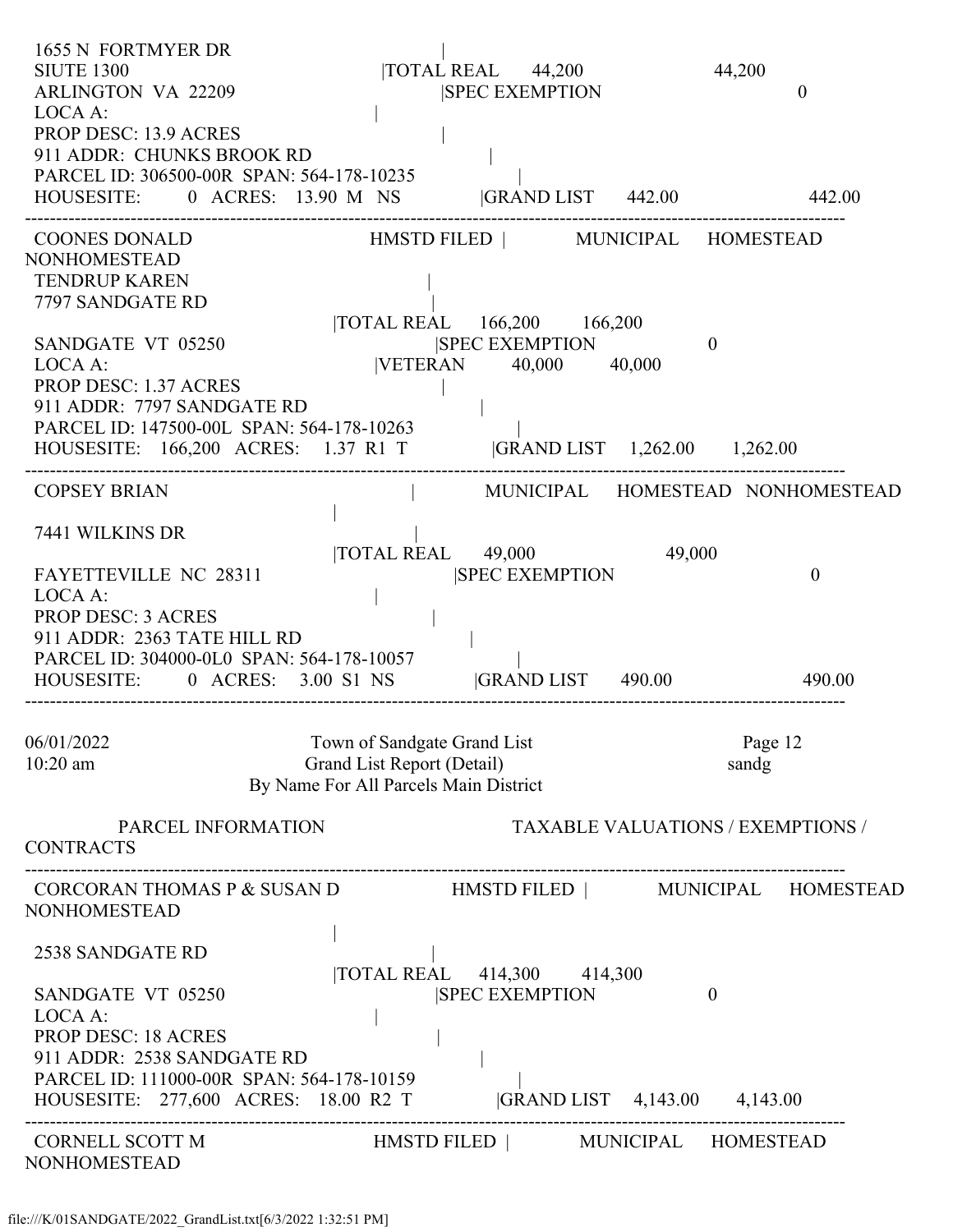```
 1655 N  FORTMYER DR                                     |
 SIUTE 1300                                  |TOTAL REAL      44,200                      44,200
 ARLINGTON  VA  22209                                  |SPEC EXEMPTION                               0
 LOCA A:                                     |
 PROP DESC: 13.9 ACRES                                  |
 911 ADDR:  CHUNKS BROOK RD                                  |
 PARCEL ID: 306500-00R  SPAN: 564-178-10235                   |
 HOUSESITE:       0  ACRES:   13.90  M   NS           |GRAND LIST      442.00                     442.00
--------------------------------------------------------------------------------------------------------------------------------
 COONES DONALD                         HMSTD FILED |         MUNICIPAL     HOMESTEAD     NONHOMESTEAD
 TENDRUP KAREN                                   |
 7797 SANDGATE RD                                |
                                     |TOTAL REAL     166,200       166,200
 SANDGATE  VT  05250                             |SPEC EXEMPTION                     0
 LOCA A:                                     |VETERAN        40,000         40,000
 PROP DESC: 1.37 ACRES                                  |
 911 ADDR:  7797 SANDGATE RD                                  |
 PARCEL ID: 147500-00L  SPAN: 564-178-10263                   |
 HOUSESITE:   166,200  ACRES:    1.37  R1  T           |GRAND LIST    1,262.00       1,262.00
--------------------------------------------------------------------------------------------------------------------------------
 COPSEY BRIAN                                    |           MUNICIPAL      HOMESTEAD   NONHOMESTEAD
                                     |
 7441 WILKINS DR                                 |
                                     |TOTAL REAL      49,000                      49,000
 FAYETTEVILLE  NC  28311                               |SPEC EXEMPTION                               0
 LOCA A:                                     |
 PROP DESC: 3 ACRES                                  |
 911 ADDR:  2363 TATE HILL RD                                  |
 PARCEL ID: 304000-0L0  SPAN: 564-178-10057                   |
 HOUSESITE:       0  ACRES:    3.00  S1  NS           |GRAND LIST      490.00                     490.00
--------------------------------------------------------------------------------------------------------------------------------

06/01/2022                     Town of Sandgate Grand List                         Page 12
10:20 am                        Grand List Report (Detail)                         sandg
                          By Name For All Parcels Main District

          PARCEL INFORMATION                          TAXABLE VALUATIONS / EXEMPTIONS / CONTRACTS
--------------------------------------------------------------------------------------------------------------------------------
 CORCORAN THOMAS P & SUSAN D             HMSTD FILED |         MUNICIPAL     HOMESTEAD     NONHOMESTEAD
                                     |
 2538 SANDGATE RD                                |
                                     |TOTAL REAL     414,300       414,300
 SANDGATE  VT  05250                             |SPEC EXEMPTION                     0
 LOCA A:                                     |
 PROP DESC: 18 ACRES                                  |
 911 ADDR:  2538 SANDGATE RD                                  |
 PARCEL ID: 111000-00R  SPAN: 564-178-10159                   |
 HOUSESITE:   277,600  ACRES:   18.00  R2  T           |GRAND LIST    4,143.00       4,143.00
--------------------------------------------------------------------------------------------------------------------------------
 CORNELL SCOTT M                       HMSTD FILED |         MUNICIPAL     HOMESTEAD     NONHOMESTEAD
```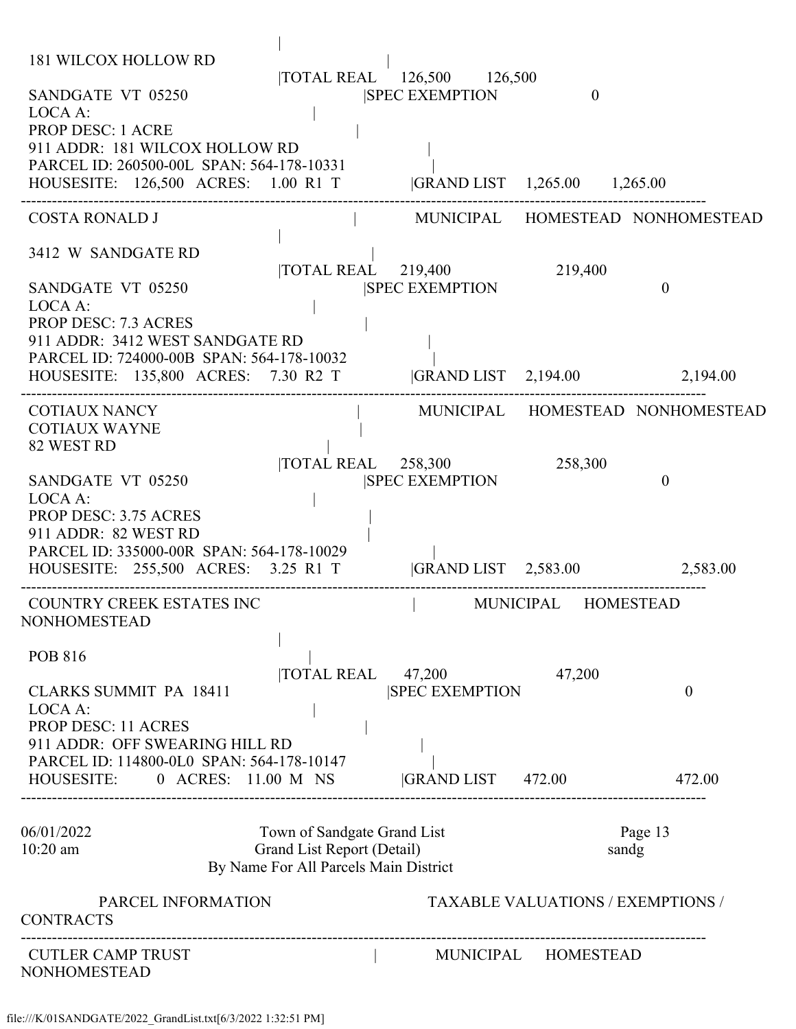181 WILCOX HOLLOW RD
|TOTAL REAL 126,500 126,500
SANDGATE VT 05250 |SPEC EXEMPTION 0
LOCA A:
PROP DESC: 1 ACRE
911 ADDR: 181 WILCOX HOLLOW RD
PARCEL ID: 260500-00L SPAN: 564-178-10331
HOUSESITE: 126,500 ACRES: 1.00 R1 T |GRAND LIST 1,265.00 1,265.00

---

COSTA RONALD J | MUNICIPAL HOMESTEAD NONHOMESTEAD

3412 W SANDGATE RD
|TOTAL REAL 219,400 219,400
SANDGATE VT 05250 |SPEC EXEMPTION 0
LOCA A:
PROP DESC: 7.3 ACRES
911 ADDR: 3412 WEST SANDGATE RD
PARCEL ID: 724000-00B SPAN: 564-178-10032
HOUSESITE: 135,800 ACRES: 7.30 R2 T |GRAND LIST 2,194.00 2,194.00

---

COTIAUX NANCY | MUNICIPAL HOMESTEAD NONHOMESTEAD
COTIAUX WAYNE
82 WEST RD
|TOTAL REAL 258,300 258,300
SANDGATE VT 05250 |SPEC EXEMPTION 0
LOCA A:
PROP DESC: 3.75 ACRES
911 ADDR: 82 WEST RD
PARCEL ID: 335000-00R SPAN: 564-178-10029
HOUSESITE: 255,500 ACRES: 3.25 R1 T |GRAND LIST 2,583.00 2,583.00

---

COUNTRY CREEK ESTATES INC | MUNICIPAL HOMESTEAD NONHOMESTEAD

POB 816
|TOTAL REAL 47,200 47,200
CLARKS SUMMIT PA 18411 |SPEC EXEMPTION 0
LOCA A:
PROP DESC: 11 ACRES
911 ADDR: OFF SWEARING HILL RD
PARCEL ID: 114800-0L0 SPAN: 564-178-10147
HOUSESITE: 0 ACRES: 11.00 M NS |GRAND LIST 472.00 472.00

---

06/01/2022 Town of Sandgate Grand List
10:20 am Grand List Report (Detail) sandg
By Name For All Parcels Main District

PARCEL INFORMATION TAXABLE VALUATIONS / EXEMPTIONS / CONTRACTS

---

CUTLER CAMP TRUST | MUNICIPAL HOMESTEAD NONHOMESTEAD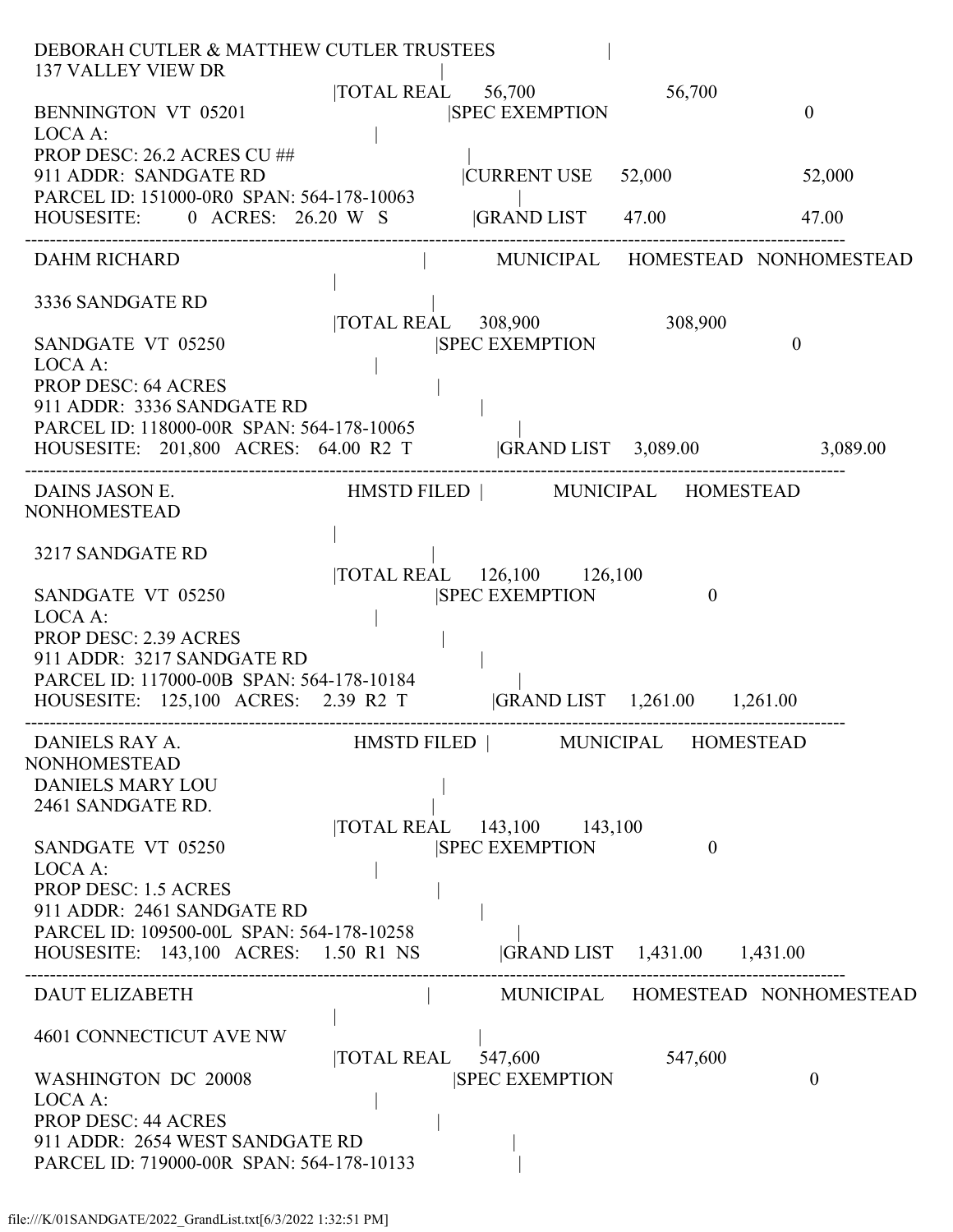```
DEBORAH CUTLER & MATTHEW CUTLER TRUSTEES                     |
137 VALLEY VIEW DR                                  |
                                   |TOTAL REAL      56,700                    56,700
BENNINGTON  VT  05201                          |SPEC EXEMPTION                              0
LOCA A:                                   |
PROP DESC: 26.2 ACRES CU ##                             |
911 ADDR:  SANDGATE RD                          |CURRENT USE      52,000                    52,000
PARCEL ID: 151000-0R0  SPAN: 564-178-10063                |
HOUSESITE:       0  ACRES:  26.20  W  S               |GRAND LIST       47.00                    47.00
-------------------------------------------------------------------------------------------------------------------------
DAHM RICHARD                                    |          MUNICIPAL     HOMESTEAD   NONHOMESTEAD
                                   |
3336 SANDGATE RD                                |
                                   |TOTAL REAL     308,900                   308,900
SANDGATE  VT  05250                          |SPEC EXEMPTION                              0
LOCA A:                                   |
PROP DESC: 64 ACRES                              |
911 ADDR:  3336 SANDGATE RD                          |
PARCEL ID: 118000-00R  SPAN: 564-178-10065                |
HOUSESITE:    201,800   ACRES:   64.00  R2  T            |GRAND LIST    3,089.00                  3,089.00
-------------------------------------------------------------------------------------------------------------------------
DAINS JASON E.                        HMSTD FILED |          MUNICIPAL     HOMESTEAD
NONHOMESTEAD
                                   |
3217 SANDGATE RD                                |
                                   |TOTAL REAL     126,100      126,100
SANDGATE  VT  05250                          |SPEC EXEMPTION                   0
LOCA A:                                   |
PROP DESC: 2.39 ACRES                             |
911 ADDR:  3217 SANDGATE RD                          |
PARCEL ID: 117000-00B  SPAN: 564-178-10184                |
HOUSESITE:    125,100   ACRES:    2.39  R2  T            |GRAND LIST    1,261.00      1,261.00
-------------------------------------------------------------------------------------------------------------------------
DANIELS RAY A.                        HMSTD FILED |          MUNICIPAL     HOMESTEAD
NONHOMESTEAD
DANIELS MARY LOU                                |
2461 SANDGATE RD.                               |
                                   |TOTAL REAL     143,100      143,100
SANDGATE  VT  05250                          |SPEC EXEMPTION                   0
LOCA A:                                   |
PROP DESC: 1.5 ACRES                              |
911 ADDR:  2461 SANDGATE RD                          |
PARCEL ID: 109500-00L  SPAN: 564-178-10258                |
HOUSESITE:    143,100   ACRES:    1.50  R1  NS           |GRAND LIST    1,431.00      1,431.00
-------------------------------------------------------------------------------------------------------------------------
DAUT ELIZABETH                                  |          MUNICIPAL     HOMESTEAD   NONHOMESTEAD
                                   |
4601 CONNECTICUT AVE NW                             |
                                   |TOTAL REAL     547,600                   547,600
WASHINGTON  DC  20008                          |SPEC EXEMPTION                              0
LOCA A:                                   |
PROP DESC: 44 ACRES                              |
911 ADDR:  2654 WEST SANDGATE RD                       |
PARCEL ID: 719000-00R  SPAN: 564-178-10133                |
```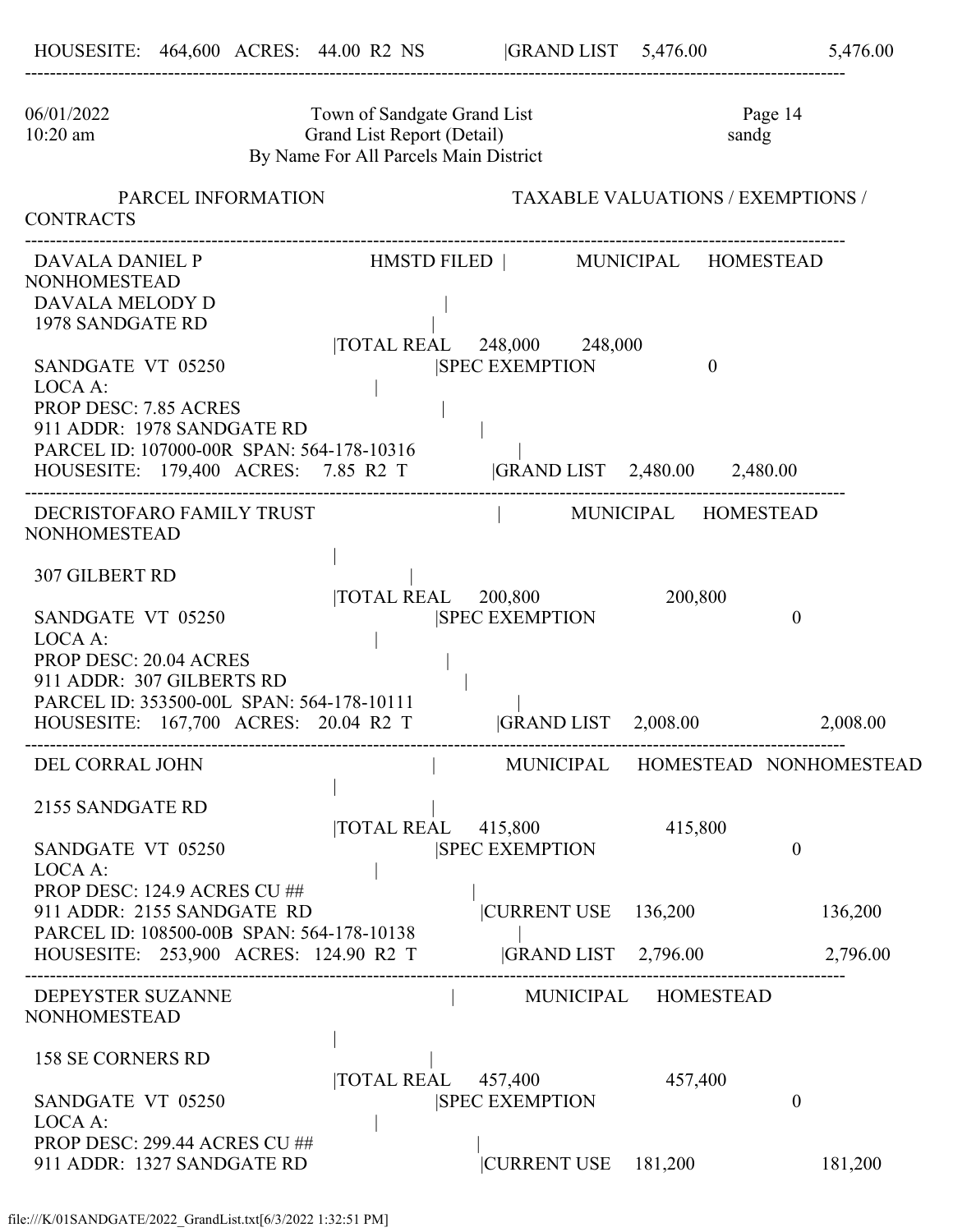HOUSESITE: 464,600 ACRES: 44.00 R2 NS |GRAND LIST 5,476.00 5,476.00

---

06/01/2022 10:20 am

Town of Sandgate Grand List
Grand List Report (Detail)
By Name For All Parcels Main District

Page 14
sandg

PARCEL INFORMATION — TAXABLE VALUATIONS / EXEMPTIONS / CONTRACTS

---

```
DAVALA DANIEL P                  HMSTD FILED |      MUNICIPAL    HOMESTEAD   NONHOMESTEAD
DAVALA MELODY D                              |
1978 SANDGATE RD                             |
                                 |TOTAL REAL    248,000     248,000
SANDGATE VT 05250                |SPEC EXEMPTION                0
LOCA A:                          |
PROP DESC: 7.85 ACRES            |
911 ADDR: 1978 SANDGATE RD       |
PARCEL ID: 107000-00R SPAN: 564-178-10316  |
HOUSESITE: 179,400 ACRES: 7.85 R2 T    |GRAND LIST   2,480.00    2,480.00
```

---

```
DECRISTOFARO FAMILY TRUST                    |      MUNICIPAL    HOMESTEAD   NONHOMESTEAD
                                             |
307 GILBERT RD                               |
                                 |TOTAL REAL    200,800                  200,800
SANDGATE VT 05250                |SPEC EXEMPTION                              0
LOCA A:                          |
PROP DESC: 20.04 ACRES           |
911 ADDR: 307 GILBERTS RD        |
PARCEL ID: 353500-00L SPAN: 564-178-10111  |
HOUSESITE: 167,700 ACRES: 20.04 R2 T   |GRAND LIST   2,008.00                2,008.00
```

---

```
DEL CORRAL JOHN                              |      MUNICIPAL    HOMESTEAD   NONHOMESTEAD
                                             |
2155 SANDGATE RD                             |
                                 |TOTAL REAL    415,800                  415,800
SANDGATE VT 05250                |SPEC EXEMPTION                              0
LOCA A:                          |
PROP DESC: 124.9 ACRES CU ##     |
911 ADDR: 2155 SANDGATE RD       |CURRENT USE   136,200                  136,200
PARCEL ID: 108500-00B SPAN: 564-178-10138  |
HOUSESITE: 253,900 ACRES: 124.90 R2 T  |GRAND LIST   2,796.00                2,796.00
```

---

```
DEPEYSTER SUZANNE                            |      MUNICIPAL    HOMESTEAD   NONHOMESTEAD
                                             |
158 SE CORNERS RD                            |
                                 |TOTAL REAL    457,400                  457,400
SANDGATE VT 05250                |SPEC EXEMPTION                              0
LOCA A:                          |
PROP DESC: 299.44 ACRES CU ##    |
911 ADDR: 1327 SANDGATE RD       |CURRENT USE   181,200                  181,200
```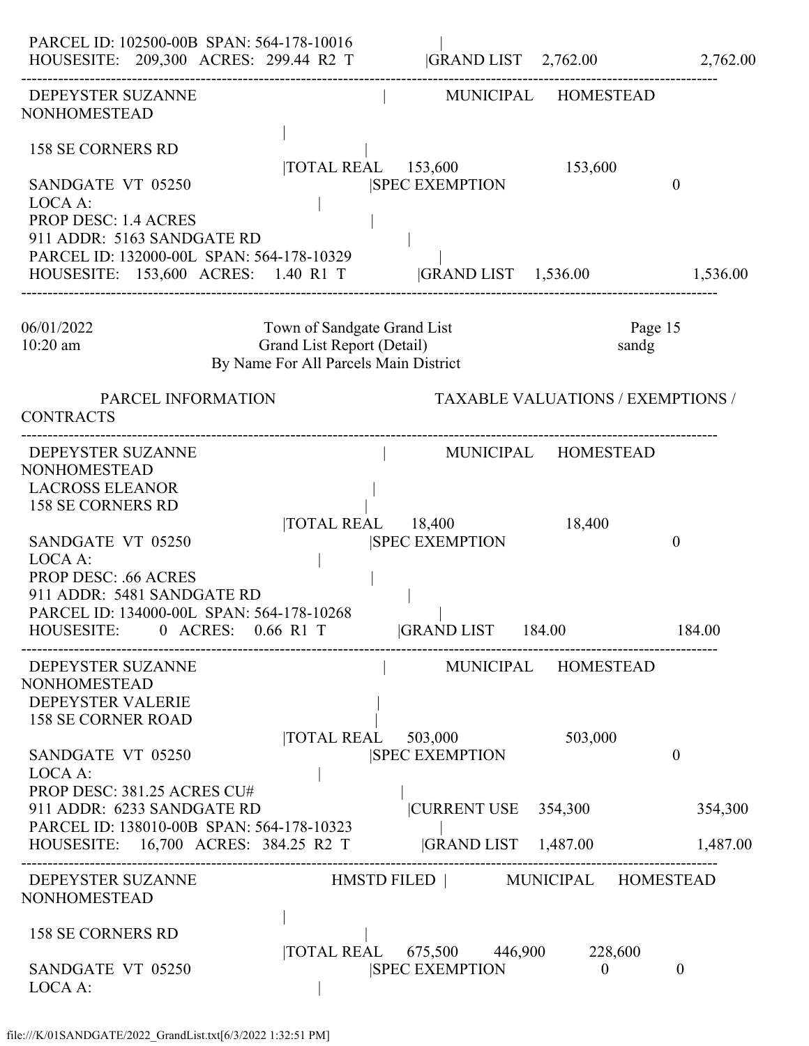```
 PARCEL ID: 102500-00B  SPAN: 564-178-10016                |
 HOUSESITE:   209,300   ACRES:  299.44  R2  T             |GRAND LIST    2,762.00                2,762.00
-------------------------------------------------------------------------------------------------------------------------
 DEPEYSTER SUZANNE                                     |          MUNICIPAL     HOMESTEAD
NONHOMESTEAD
                                              |
 158 SE CORNERS RD                                |
                                              |TOTAL REAL     153,600                153,600
 SANDGATE  VT  05250                                  |SPEC EXEMPTION                                0
 LOCA A:                                          |
 PROP DESC: 1.4 ACRES                                  |
 911 ADDR:  5163 SANDGATE RD                                |
 PARCEL ID: 132000-00L  SPAN: 564-178-10329                |
 HOUSESITE:   153,600   ACRES:    1.40  R1  T             |GRAND LIST    1,536.00                1,536.00
-------------------------------------------------------------------------------------------------------------------------

06/01/2022                    Town of Sandgate Grand List                              Page 15
10:20 am                      Grand List Report (Detail)                               sandg
                         By Name For All Parcels Main District

        PARCEL INFORMATION                              TAXABLE VALUATIONS / EXEMPTIONS /
CONTRACTS
-------------------------------------------------------------------------------------------------------------------------
 DEPEYSTER SUZANNE                                     |          MUNICIPAL     HOMESTEAD
NONHOMESTEAD
 LACROSS ELEANOR                                       |
 158 SE CORNERS RD                                     |
                                              |TOTAL REAL      18,400                 18,400
 SANDGATE  VT  05250                                  |SPEC EXEMPTION                                0
 LOCA A:                                          |
 PROP DESC: .66 ACRES                                  |
 911 ADDR:  5481 SANDGATE RD                                |
 PARCEL ID: 134000-00L  SPAN: 564-178-10268                |
 HOUSESITE:       0   ACRES:    0.66  R1  T             |GRAND LIST      184.00                    184.00
-------------------------------------------------------------------------------------------------------------------------
 DEPEYSTER SUZANNE                                     |          MUNICIPAL     HOMESTEAD
NONHOMESTEAD
 DEPEYSTER VALERIE                                     |
 158 SE CORNER ROAD                                    |
                                              |TOTAL REAL     503,000                503,000
 SANDGATE  VT  05250                                  |SPEC EXEMPTION                                0
 LOCA A:                                          |
 PROP DESC: 381.25 ACRES CU#                                |
 911 ADDR:  6233 SANDGATE RD                                |CURRENT USE    354,300                 354,300
 PARCEL ID: 138010-00B  SPAN: 564-178-10323                |
 HOUSESITE:    16,700   ACRES:  384.25  R2  T             |GRAND LIST    1,487.00                1,487.00
-------------------------------------------------------------------------------------------------------------------------
 DEPEYSTER SUZANNE                          HMSTD FILED |          MUNICIPAL     HOMESTEAD
NONHOMESTEAD
                                              |
 158 SE CORNERS RD                                |
                                              |TOTAL REAL     675,500      446,900       228,600
 SANDGATE  VT  05250                                  |SPEC EXEMPTION                     0             0
 LOCA A:                                          |
```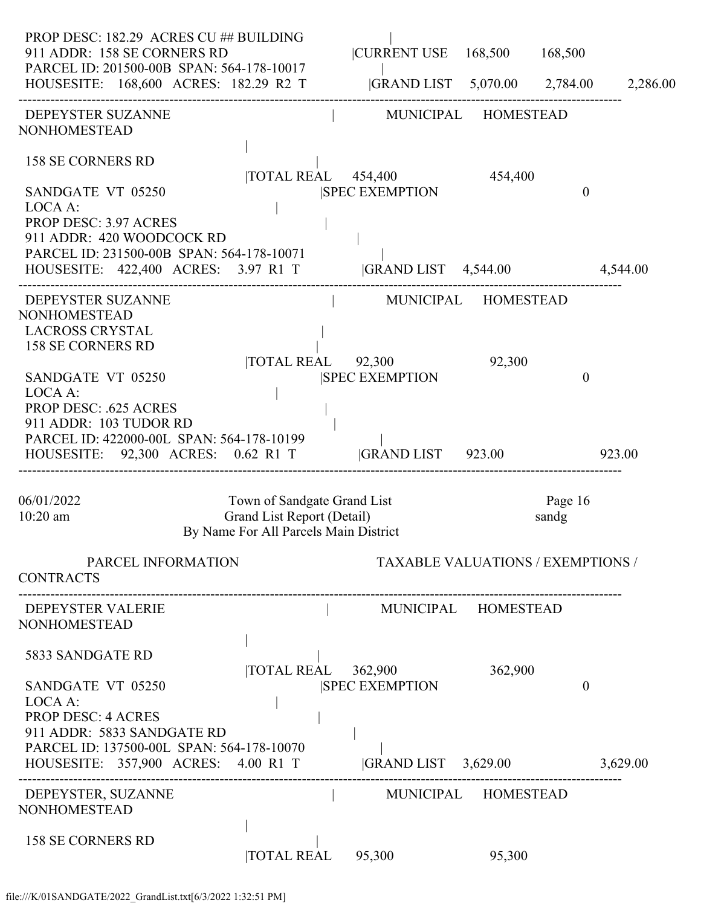```
 PROP DESC: 182.29  ACRES CU ## BUILDING                     |
 911 ADDR:  158 SE CORNERS RD                               |CURRENT USE    168,500       168,500
 PARCEL ID: 201500-00B  SPAN: 564-178-10017                  |
 HOUSESITE:   168,600  ACRES:  182.29  R2  T                 |GRAND LIST    5,070.00      2,784.00       2,286.00
------------------------------------------------------------------------------------------------------------------
 DEPEYSTER SUZANNE                                          |          MUNICIPAL     HOMESTEAD
NONHOMESTEAD
                                                            |
 158 SE CORNERS RD                                          |
                                                            |TOTAL REAL     454,400                454,400
 SANDGATE  VT  05250                                        |SPEC EXEMPTION                                      0
 LOCA A:                                                    |
 PROP DESC: 3.97 ACRES                                      |
 911 ADDR:  420 WOODCOCK RD                                 |
 PARCEL ID: 231500-00B  SPAN: 564-178-10071                  |
 HOUSESITE:   422,400  ACRES:    3.97  R1  T                 |GRAND LIST    4,544.00                           4,544.00
------------------------------------------------------------------------------------------------------------------
 DEPEYSTER SUZANNE                                          |          MUNICIPAL     HOMESTEAD
NONHOMESTEAD
 LACROSS CRYSTAL                                            |
 158 SE CORNERS RD                                          |
                                                            |TOTAL REAL      92,300                 92,300
 SANDGATE  VT  05250                                        |SPEC EXEMPTION                                      0
 LOCA A:                                                    |
 PROP DESC: .625 ACRES                                      |
 911 ADDR:  103 TUDOR RD                                    |
 PARCEL ID: 422000-00L  SPAN: 564-178-10199                  |
 HOUSESITE:    92,300  ACRES:    0.62  R1  T                 |GRAND LIST      923.00                             923.00
------------------------------------------------------------------------------------------------------------------

06/01/2022                      Town of Sandgate Grand List                           Page 16
10:20 am                        Grand List Report (Detail)                            sandg
                          By Name For All Parcels Main District

          PARCEL INFORMATION                                TAXABLE VALUATIONS / EXEMPTIONS /
CONTRACTS
------------------------------------------------------------------------------------------------------------------
 DEPEYSTER VALERIE                                          |          MUNICIPAL     HOMESTEAD
NONHOMESTEAD
                                                            |
 5833 SANDGATE RD                                           |
                                                            |TOTAL REAL     362,900                362,900
 SANDGATE  VT  05250                                        |SPEC EXEMPTION                                      0
 LOCA A:                                                    |
 PROP DESC: 4 ACRES                                         |
 911 ADDR:  5833 SANDGATE RD                                |
 PARCEL ID: 137500-00L  SPAN: 564-178-10070                  |
 HOUSESITE:   357,900  ACRES:    4.00  R1  T                 |GRAND LIST    3,629.00                           3,629.00
------------------------------------------------------------------------------------------------------------------
 DEPEYSTER, SUZANNE                                         |          MUNICIPAL     HOMESTEAD
NONHOMESTEAD
                                                            |
 158 SE CORNERS RD                                          |
                                                            |TOTAL REAL      95,300                 95,300
```

file:///K/01SANDGATE/2022_GrandList.txt[6/3/2022 1:32:51 PM]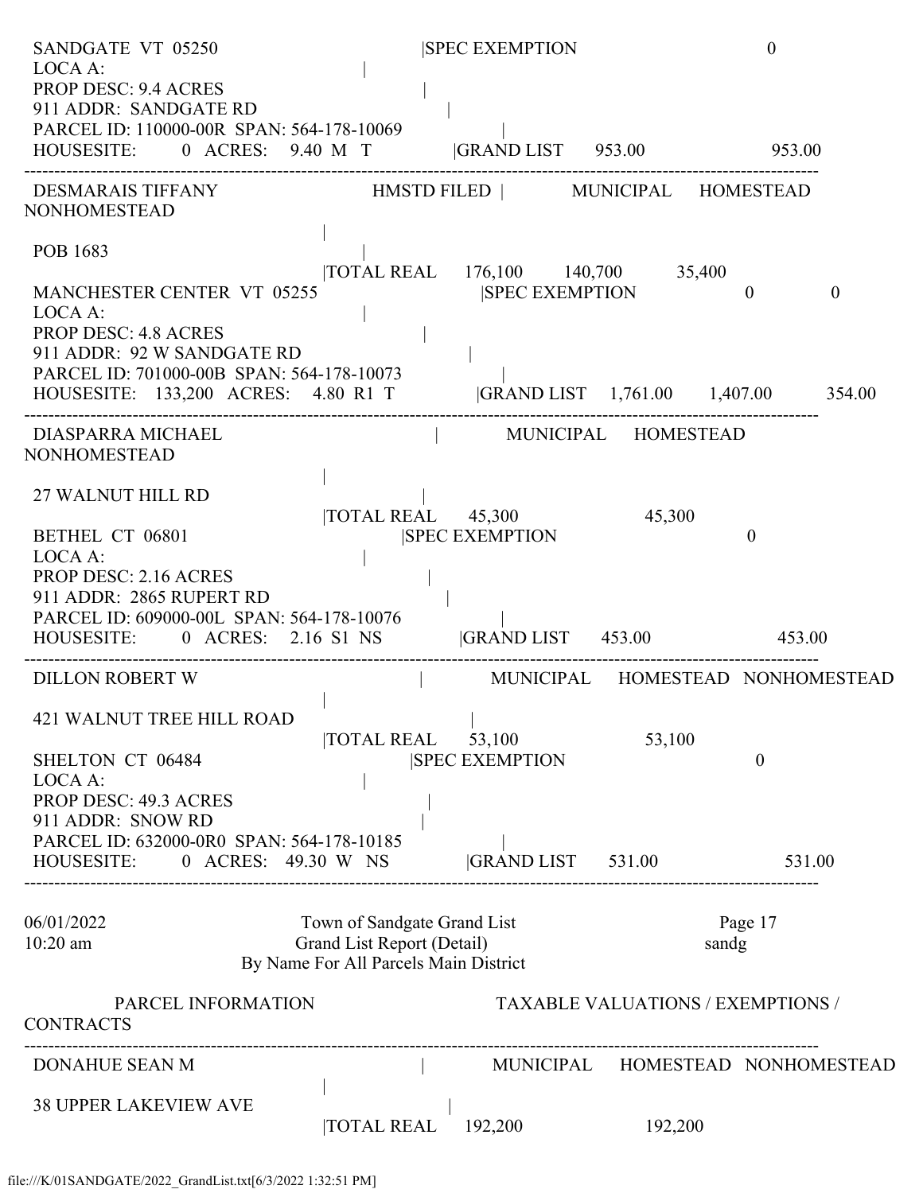```
 SANDGATE  VT  05250                          |SPEC EXEMPTION                    0
 LOCA A:                                |
 PROP DESC: 9.4 ACRES                          |
 911 ADDR:  SANDGATE RD                          |
 PARCEL ID: 110000-00R  SPAN: 564-178-10069              |
 HOUSESITE:       0  ACRES:    9.40  M   T          |GRAND LIST     953.00               953.00
-----------------------------------------------------------------------------------------------------------
 DESMARAIS TIFFANY                     HMSTD FILED |        MUNICIPAL     HOMESTEAD
NONHOMESTEAD
                                        |
 POB 1683                               |
                                        |TOTAL REAL     176,100      140,700          35,400
 MANCHESTER CENTER  VT  05255                       |SPEC EXEMPTION                    0           0
 LOCA A:                                |
 PROP DESC: 4.8 ACRES                          |
 911 ADDR:  92 W SANDGATE RD                       |
 PARCEL ID: 701000-00B  SPAN: 564-178-10073              |
 HOUSESITE:    133,200   ACRES:    4.80  R1  T          |GRAND LIST    1,761.00      1,407.00        354.00
-----------------------------------------------------------------------------------------------------------
 DIASPARRA MICHAEL                           |        MUNICIPAL     HOMESTEAD
NONHOMESTEAD
                                        |
 27 WALNUT HILL RD                          |
                                        |TOTAL REAL      45,300                      45,300
 BETHEL  CT  06801                          |SPEC EXEMPTION                    0
 LOCA A:                                |
 PROP DESC: 2.16 ACRES                          |
 911 ADDR:  2865 RUPERT RD                        |
 PARCEL ID: 609000-00L  SPAN: 564-178-10076              |
 HOUSESITE:       0  ACRES:    2.16  S1  NS          |GRAND LIST     453.00               453.00
-----------------------------------------------------------------------------------------------------------
 DILLON ROBERT W                            |        MUNICIPAL     HOMESTEAD   NONHOMESTEAD
                                        |
 421 WALNUT TREE HILL ROAD                        |
                                        |TOTAL REAL      53,100                      53,100
 SHELTON  CT  06484                         |SPEC EXEMPTION                    0
 LOCA A:                                |
 PROP DESC: 49.3 ACRES                          |
 911 ADDR:  SNOW RD                             |
 PARCEL ID: 632000-0R0  SPAN: 564-178-10185              |
 HOUSESITE:       0  ACRES:   49.30  W   NS          |GRAND LIST     531.00               531.00
-----------------------------------------------------------------------------------------------------------

06/01/2022                    Town of Sandgate Grand List                     Page 17
10:20 am                      Grand List Report (Detail)                      sandg
                         By Name For All Parcels Main District

          PARCEL INFORMATION                       TAXABLE VALUATIONS / EXEMPTIONS /
CONTRACTS
-----------------------------------------------------------------------------------------------------------
 DONAHUE SEAN M                             |        MUNICIPAL     HOMESTEAD   NONHOMESTEAD
                                        |
 38 UPPER LAKEVIEW AVE                        |
                                        |TOTAL REAL     192,200                     192,200
```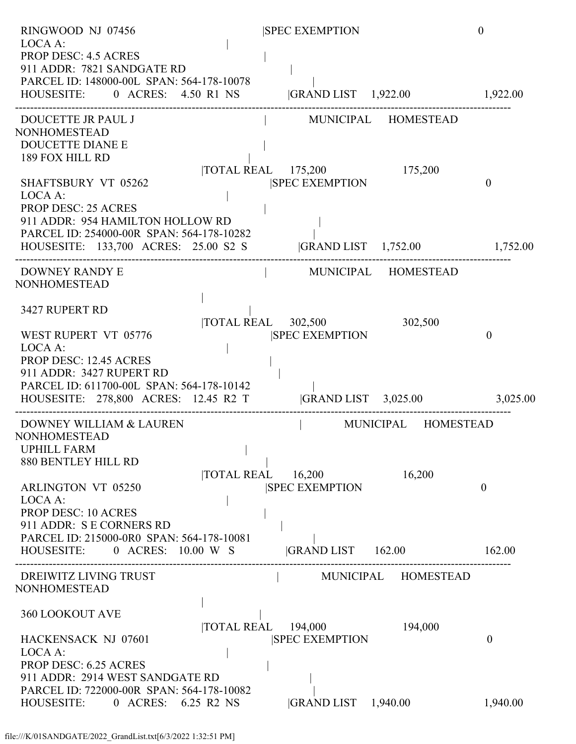```
RINGWOOD  NJ  07456                                |SPEC EXEMPTION                         0
LOCA A:                                    |
PROP DESC: 4.5 ACRES                               |
911 ADDR:  7821 SANDGATE RD                            |
PARCEL ID: 148000-00L  SPAN: 564-178-10078                     |
HOUSESITE:       0  ACRES:    4.50  R1  NS            |GRAND LIST    1,922.00                1,922.00
------------------------------------------------------------------------------------------------------------------------------------
DOUCETTE JR PAUL J                                 |           MUNICIPAL     HOMESTEAD
NONHOMESTEAD
DOUCETTE DIANE E                                   |
189 FOX HILL RD                                  |
                                        |TOTAL REAL     175,200                175,200
SHAFTSBURY  VT  05262                              |SPEC EXEMPTION                         0
LOCA A:                                    |
PROP DESC: 25 ACRES                                |
911 ADDR:  954 HAMILTON HOLLOW RD                          |
PARCEL ID: 254000-00R  SPAN: 564-178-10282                     |
HOUSESITE:    133,700  ACRES:   25.00  S2  S            |GRAND LIST    1,752.00                1,752.00
------------------------------------------------------------------------------------------------------------------------------------
DOWNEY RANDY E                                     |           MUNICIPAL     HOMESTEAD
NONHOMESTEAD
                                                   |
3427 RUPERT RD                                   |
                                        |TOTAL REAL     302,500                302,500
WEST RUPERT  VT  05776                             |SPEC EXEMPTION                         0
LOCA A:                                    |
PROP DESC: 12.45 ACRES                             |
911 ADDR:  3427 RUPERT RD                              |
PARCEL ID: 611700-00L  SPAN: 564-178-10142                     |
HOUSESITE:    278,800  ACRES:   12.45  R2  T            |GRAND LIST    3,025.00                3,025.00
------------------------------------------------------------------------------------------------------------------------------------
DOWNEY WILLIAM & LAUREN                            |           MUNICIPAL     HOMESTEAD
NONHOMESTEAD
UPHILL FARM                                        |
880 BENTLEY HILL RD                              |
                                        |TOTAL REAL      16,200                 16,200
ARLINGTON  VT  05250                               |SPEC EXEMPTION                         0
LOCA A:                                    |
PROP DESC: 10 ACRES                                |
911 ADDR:  S E CORNERS RD                              |
PARCEL ID: 215000-0R0  SPAN: 564-178-10081                     |
HOUSESITE:       0  ACRES:   10.00  W   S            |GRAND LIST      162.00                  162.00
------------------------------------------------------------------------------------------------------------------------------------
DREIWITZ LIVING TRUST                              |           MUNICIPAL     HOMESTEAD
NONHOMESTEAD
                                                   |
360 LOOKOUT AVE                                  |
                                        |TOTAL REAL     194,000                194,000
HACKENSACK  NJ  07601                              |SPEC EXEMPTION                         0
LOCA A:                                    |
PROP DESC: 6.25 ACRES                              |
911 ADDR:  2914 WEST SANDGATE RD                           |
PARCEL ID: 722000-00R  SPAN: 564-178-10082                     |
HOUSESITE:       0  ACRES:    6.25  R2  NS            |GRAND LIST    1,940.00                1,940.00
```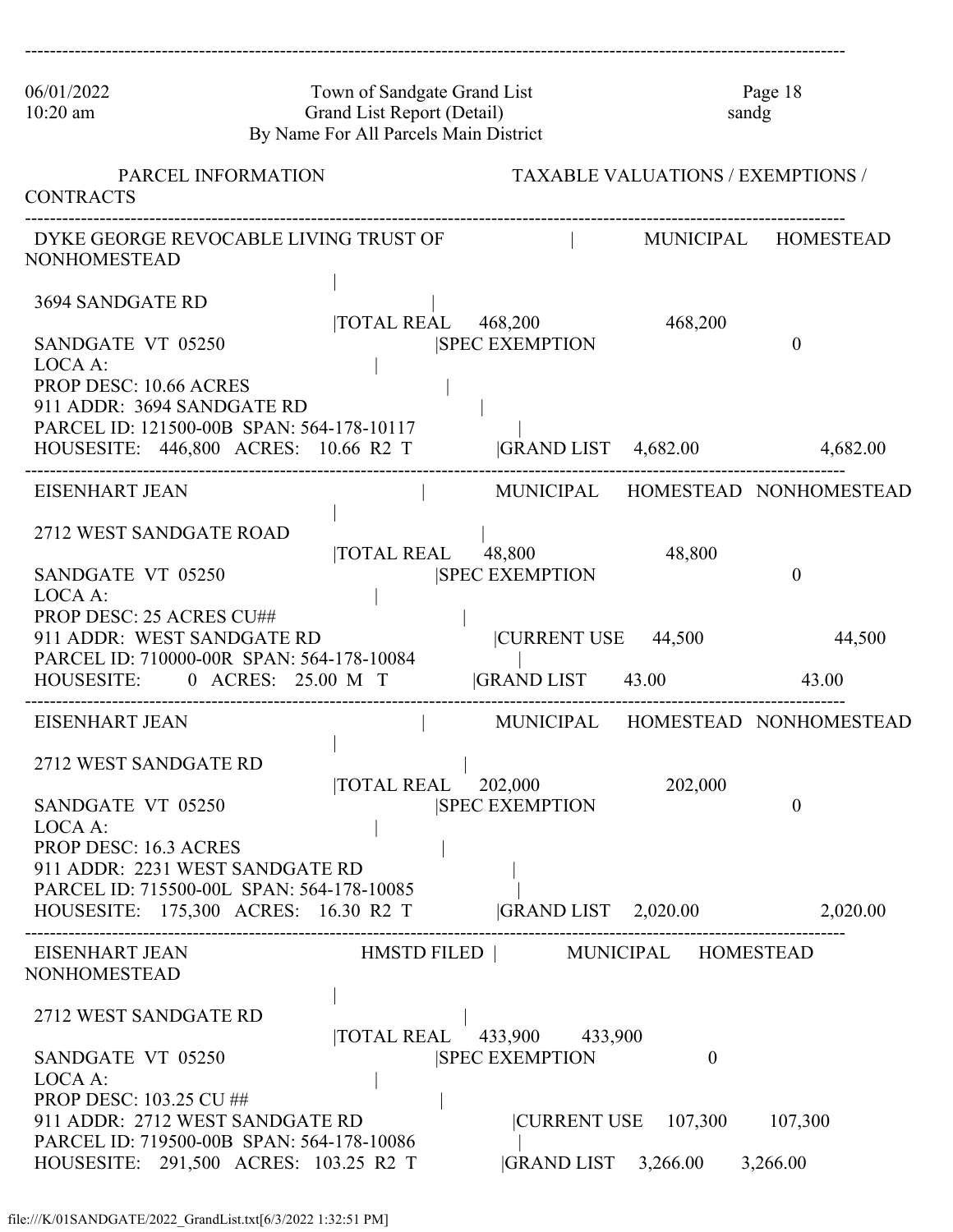06/01/2022 Town of Sandgate Grand List Page 18
10:20 am Grand List Report (Detail) sandg
By Name For All Parcels Main District

PARCEL INFORMATION TAXABLE VALUATIONS / EXEMPTIONS / CONTRACTS

---

DYKE GEORGE REVOCABLE LIVING TRUST OF | MUNICIPAL HOMESTEAD NONHOMESTEAD

3694 SANDGATE RD |TOTAL REAL 468,200 468,200
SANDGATE VT 05250 |SPEC EXEMPTION 0
LOCA A:
PROP DESC: 10.66 ACRES
911 ADDR: 3694 SANDGATE RD
PARCEL ID: 121500-00B SPAN: 564-178-10117
HOUSESITE: 446,800 ACRES: 10.66 R2 T |GRAND LIST 4,682.00 4,682.00

---

EISENHART JEAN | MUNICIPAL HOMESTEAD NONHOMESTEAD

2712 WEST SANDGATE ROAD |TOTAL REAL 48,800 48,800
SANDGATE VT 05250 |SPEC EXEMPTION 0
LOCA A:
PROP DESC: 25 ACRES CU##
911 ADDR: WEST SANDGATE RD |CURRENT USE 44,500 44,500
PARCEL ID: 710000-00R SPAN: 564-178-10084
HOUSESITE: 0 ACRES: 25.00 M T |GRAND LIST 43.00 43.00

---

EISENHART JEAN | MUNICIPAL HOMESTEAD NONHOMESTEAD

2712 WEST SANDGATE RD |TOTAL REAL 202,000 202,000
SANDGATE VT 05250 |SPEC EXEMPTION 0
LOCA A:
PROP DESC: 16.3 ACRES
911 ADDR: 2231 WEST SANDGATE RD
PARCEL ID: 715500-00L SPAN: 564-178-10085
HOUSESITE: 175,300 ACRES: 16.30 R2 T |GRAND LIST 2,020.00 2,020.00

---

EISENHART JEAN HMSTD FILED | MUNICIPAL HOMESTEAD NONHOMESTEAD

2712 WEST SANDGATE RD |TOTAL REAL 433,900 433,900
SANDGATE VT 05250 |SPEC EXEMPTION 0
LOCA A:
PROP DESC: 103.25 CU ##
911 ADDR: 2712 WEST SANDGATE RD |CURRENT USE 107,300 107,300
PARCEL ID: 719500-00B SPAN: 564-178-10086
HOUSESITE: 291,500 ACRES: 103.25 R2 T |GRAND LIST 3,266.00 3,266.00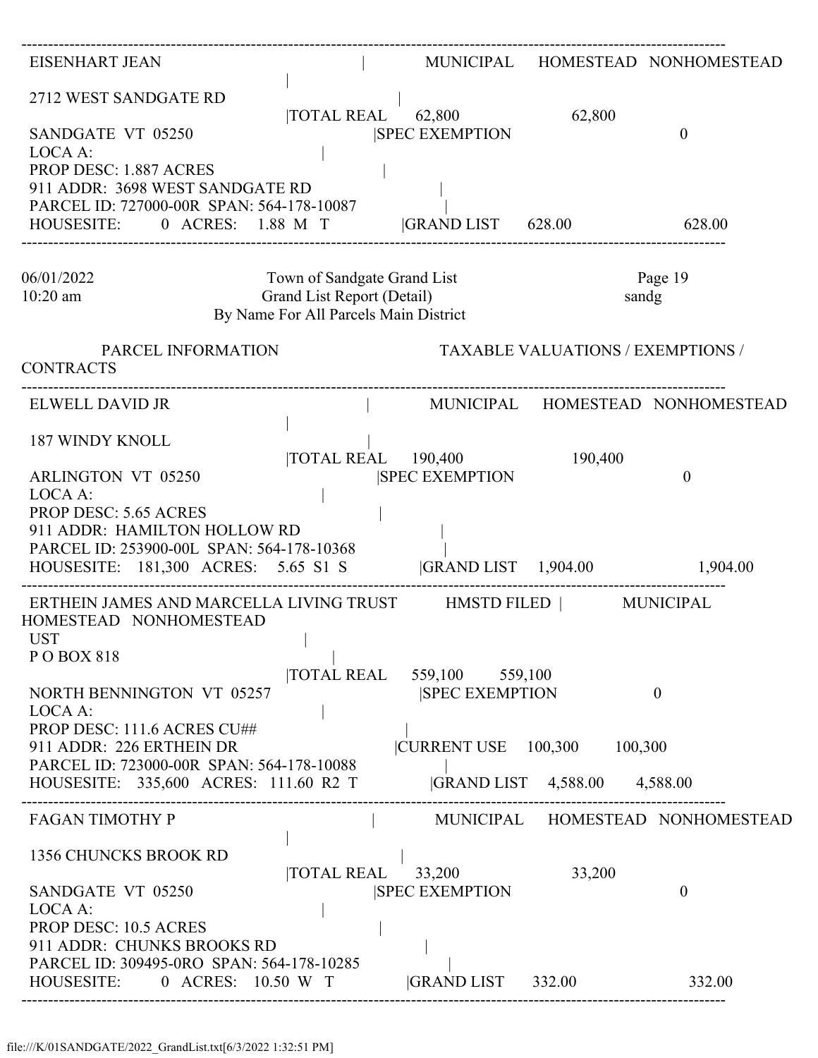```
----------------------------------------------------------------------------------------------------------------------------
 EISENHART JEAN                                   |        MUNICIPAL    HOMESTEAD  NONHOMESTEAD
                                                  |
 2712 WEST SANDGATE RD                            |
                                     |TOTAL REAL    62,800              62,800
 SANDGATE  VT  05250                              |SPEC EXEMPTION                   0
 LOCA A:                                          |
 PROP DESC: 1.887 ACRES                           |
 911 ADDR:  3698 WEST SANDGATE RD                 |
 PARCEL ID: 727000-00R  SPAN: 564-178-10087       |
 HOUSESITE:       0  ACRES:    1.88  M   T        |GRAND LIST    628.00               628.00
----------------------------------------------------------------------------------------------------------------------------
```

06/01/2022 10:20 am — Town of Sandgate Grand List — Grand List Report (Detail) — By Name For All Parcels Main District — Page 19 — sandg

```
          PARCEL INFORMATION                              TAXABLE VALUATIONS / EXEMPTIONS / CONTRACTS
----------------------------------------------------------------------------------------------------------------------------
 ELWELL DAVID JR                                  |        MUNICIPAL    HOMESTEAD  NONHOMESTEAD
                                                  |
 187 WINDY KNOLL                                  |
                                     |TOTAL REAL    190,400             190,400
 ARLINGTON  VT  05250                             |SPEC EXEMPTION                   0
 LOCA A:                                          |
 PROP DESC: 5.65 ACRES                            |
 911 ADDR:  HAMILTON HOLLOW RD                    |
 PARCEL ID: 253900-00L  SPAN: 564-178-10368       |
 HOUSESITE:   181,300  ACRES:    5.65  S1  S      |GRAND LIST   1,904.00             1,904.00
----------------------------------------------------------------------------------------------------------------------------
 ERTHEIN JAMES AND MARCELLA LIVING TRUST     HMSTD FILED |        MUNICIPAL    HOMESTEAD  NONHOMESTEAD
 UST                                              |
 P O BOX 818                                      |
                                     |TOTAL REAL    559,100      559,100
 NORTH BENNINGTON  VT  05257                      |SPEC EXEMPTION                   0
 LOCA A:                                          |
 PROP DESC: 111.6 ACRES CU##                      |
 911 ADDR:  226 ERTHEIN DR                        |CURRENT USE    100,300      100,300
 PARCEL ID: 723000-00R  SPAN: 564-178-10088       |
 HOUSESITE:   335,600  ACRES:  111.60  R2  T      |GRAND LIST    4,588.00     4,588.00
----------------------------------------------------------------------------------------------------------------------------
 FAGAN TIMOTHY P                                  |        MUNICIPAL    HOMESTEAD  NONHOMESTEAD
                                                  |
 1356 CHUNCKS BROOK RD                            |
                                     |TOTAL REAL    33,200              33,200
 SANDGATE  VT  05250                              |SPEC EXEMPTION                   0
 LOCA A:                                          |
 PROP DESC: 10.5 ACRES                            |
 911 ADDR:  CHUNKS BROOKS RD                      |
 PARCEL ID: 309495-0RO  SPAN: 564-178-10285       |
 HOUSESITE:       0  ACRES:   10.50  W   T        |GRAND LIST    332.00               332.00
----------------------------------------------------------------------------------------------------------------------------
```

file:///K/01SANDGATE/2022_GrandList.txt[6/3/2022 1:32:51 PM]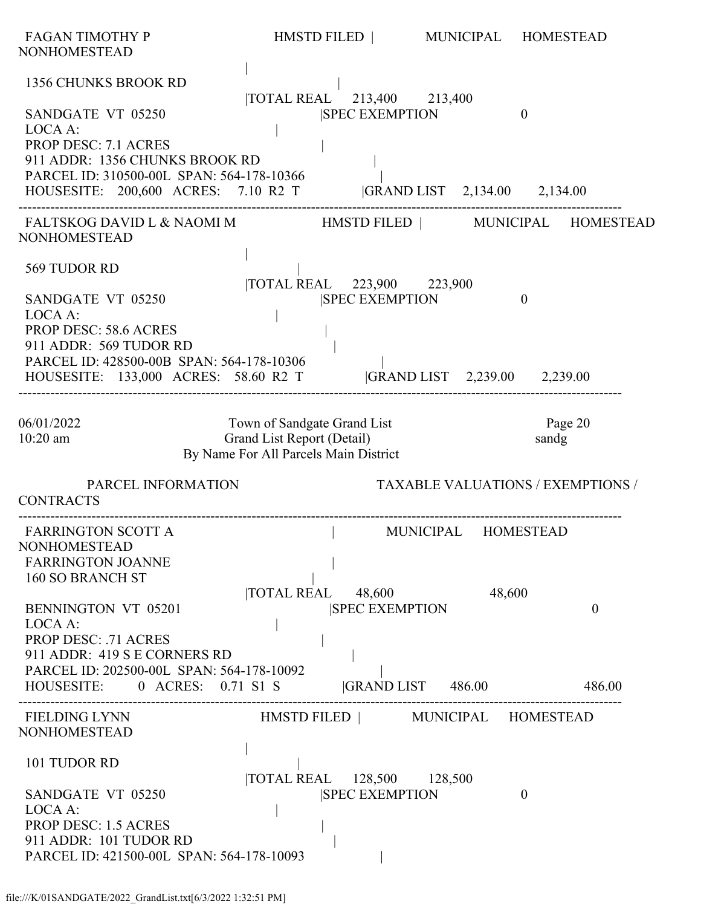FAGAN TIMOTHY P HMSTD FILED | MUNICIPAL HOMESTEAD NONHOMESTEAD

|

1356 CHUNKS BROOK RD |

|TOTAL REAL 213,400 213,400

SANDGATE VT 05250 |SPEC EXEMPTION 0

LOCA A: |

PROP DESC: 7.1 ACRES |

911 ADDR: 1356 CHUNKS BROOK RD |

PARCEL ID: 310500-00L SPAN: 564-178-10366 |

HOUSESITE: 200,600 ACRES: 7.10 R2 T |GRAND LIST 2,134.00 2,134.00

---

FALTSKOG DAVID L & NAOMI M HMSTD FILED | MUNICIPAL HOMESTEAD NONHOMESTEAD

|

569 TUDOR RD |

|TOTAL REAL 223,900 223,900

SANDGATE VT 05250 |SPEC EXEMPTION 0

LOCA A: |

PROP DESC: 58.6 ACRES |

911 ADDR: 569 TUDOR RD |

PARCEL ID: 428500-00B SPAN: 564-178-10306 |

HOUSESITE: 133,000 ACRES: 58.60 R2 T |GRAND LIST 2,239.00 2,239.00

---

06/01/2022 Town of Sandgate Grand List Page 20
10:20 am Grand List Report (Detail) sandg
By Name For All Parcels Main District

PARCEL INFORMATION TAXABLE VALUATIONS / EXEMPTIONS / CONTRACTS

---

FARRINGTON SCOTT A | MUNICIPAL HOMESTEAD NONHOMESTEAD

FARRINGTON JOANNE |

160 SO BRANCH ST |

|TOTAL REAL 48,600 48,600

BENNINGTON VT 05201 |SPEC EXEMPTION 0

LOCA A: |

PROP DESC: .71 ACRES |

911 ADDR: 419 S E CORNERS RD |

PARCEL ID: 202500-00L SPAN: 564-178-10092 |

HOUSESITE: 0 ACRES: 0.71 S1 S |GRAND LIST 486.00 486.00

---

FIELDING LYNN HMSTD FILED | MUNICIPAL HOMESTEAD NONHOMESTEAD

|

101 TUDOR RD |

|TOTAL REAL 128,500 128,500

SANDGATE VT 05250 |SPEC EXEMPTION 0

LOCA A: |

PROP DESC: 1.5 ACRES |

911 ADDR: 101 TUDOR RD |

PARCEL ID: 421500-00L SPAN: 564-178-10093 |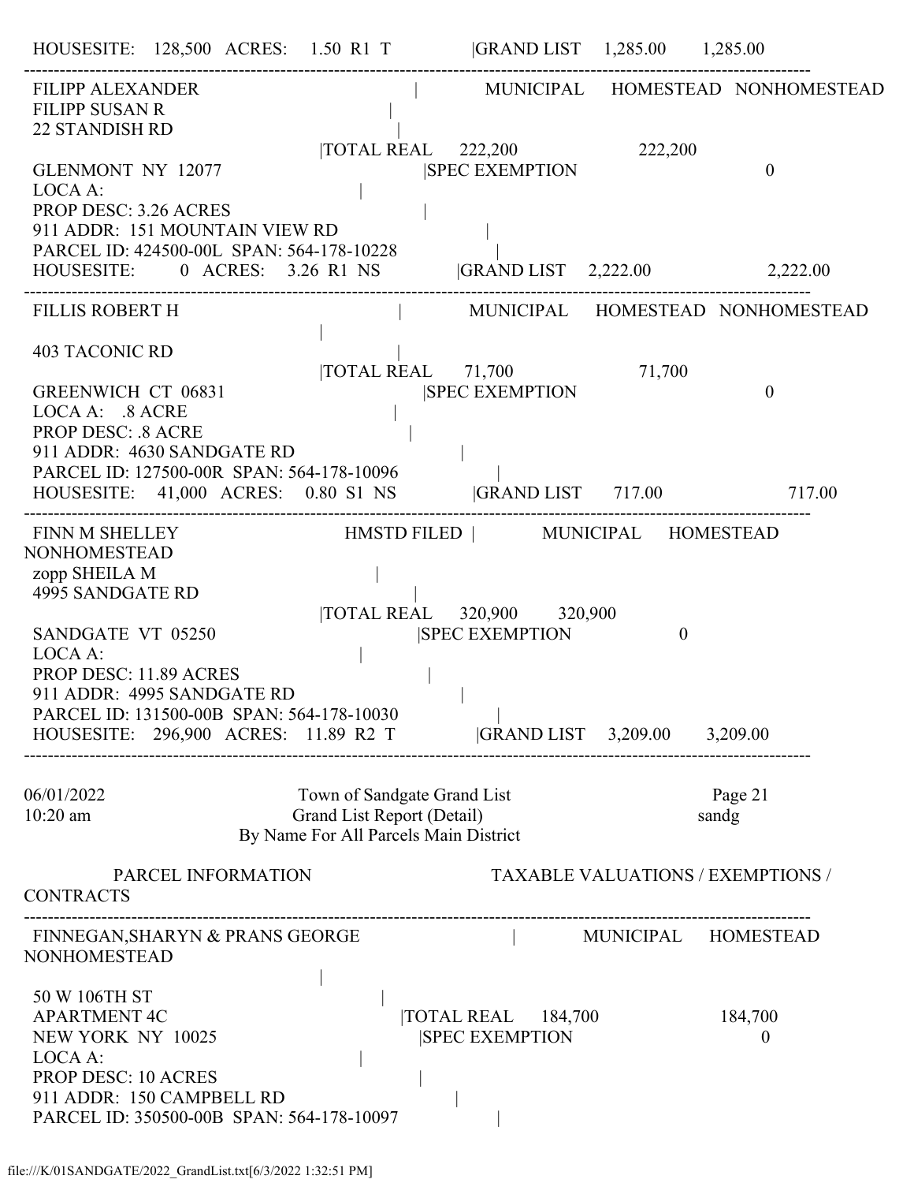```
HOUSESITE:   128,500   ACRES:    1.50  R1  T             |GRAND LIST    1,285.00       1,285.00
-----------------------------------------------------------------------------------------------------------------------------
 FILIPP ALEXANDER                                   |        MUNICIPAL     HOMESTEAD   NONHOMESTEAD
 FILIPP SUSAN R                                     |
 22 STANDISH RD                                     |
                                 |TOTAL REAL     222,200                  222,200
 GLENMONT  NY  12077                         |SPEC EXEMPTION                                 0
 LOCA A:                                     |
 PROP DESC: 3.26 ACRES                               |
 911 ADDR:  151 MOUNTAIN VIEW RD                         |
 PARCEL ID: 424500-00L  SPAN: 564-178-10228               |
 HOUSESITE:       0  ACRES:    3.26  R1  NS           |GRAND LIST    2,222.00                     2,222.00
-----------------------------------------------------------------------------------------------------------------------------
 FILLIS ROBERT H                                    |        MUNICIPAL     HOMESTEAD   NONHOMESTEAD
                                 |
 403 TACONIC RD                                     |
                                 |TOTAL REAL      71,700                   71,700
 GREENWICH  CT  06831                        |SPEC EXEMPTION                                 0
 LOCA A:   .8 ACRE                                   |
 PROP DESC: .8 ACRE                                  |
 911 ADDR:  4630 SANDGATE RD                            |
 PARCEL ID: 127500-00R  SPAN: 564-178-10096               |
 HOUSESITE:    41,000  ACRES:    0.80  S1  NS           |GRAND LIST      717.00                       717.00
-----------------------------------------------------------------------------------------------------------------------------
 FINN M SHELLEY                    HMSTD FILED  |        MUNICIPAL     HOMESTEAD
NONHOMESTEAD
 zopp SHEILA M                                      |
 4995 SANDGATE RD                                   |
                                 |TOTAL REAL     320,900      320,900
 SANDGATE  VT  05250                         |SPEC EXEMPTION                   0
 LOCA A:                                     |
 PROP DESC: 11.89 ACRES                              |
 911 ADDR:  4995 SANDGATE RD                            |
 PARCEL ID: 131500-00B  SPAN: 564-178-10030               |
 HOUSESITE:   296,900  ACRES:   11.89  R2  T            |GRAND LIST    3,209.00      3,209.00
-----------------------------------------------------------------------------------------------------------------------------

06/01/2022                          Town of Sandgate Grand List                          Page 21
10:20 am                            Grand List Report (Detail)                           sandg
                              By Name For All Parcels Main District

          PARCEL INFORMATION                            TAXABLE VALUATIONS / EXEMPTIONS /
CONTRACTS
-----------------------------------------------------------------------------------------------------------------------------
 FINNEGAN,SHARYN & PRANS GEORGE                     |        MUNICIPAL     HOMESTEAD
NONHOMESTEAD
                                 |
 50 W 106TH ST                                      |
 APARTMENT 4C                                |TOTAL REAL     184,700                  184,700
 NEW YORK  NY  10025                         |SPEC EXEMPTION                                 0
 LOCA A:                                     |
 PROP DESC: 10 ACRES                                 |
 911 ADDR:  150 CAMPBELL RD                            |
 PARCEL ID: 350500-00B  SPAN: 564-178-10097               |
```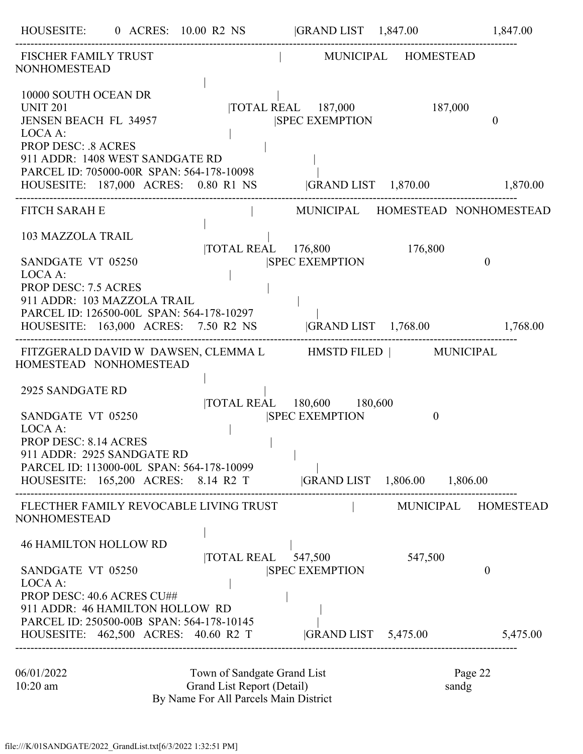HOUSESITE: 0 ACRES: 10.00 R2 NS |GRAND LIST 1,847.00 1,847.00

---

FISCHER FAMILY TRUST | MUNICIPAL HOMESTEAD NONHOMESTEAD

10000 SOUTH OCEAN DR
UNIT 201 |TOTAL REAL 187,000 187,000
JENSEN BEACH FL 34957 |SPEC EXEMPTION 0
LOCA A:
PROP DESC: .8 ACRES
911 ADDR: 1408 WEST SANDGATE RD
PARCEL ID: 705000-00R SPAN: 564-178-10098
HOUSESITE: 187,000 ACRES: 0.80 R1 NS |GRAND LIST 1,870.00 1,870.00

---

FITCH SARAH E | MUNICIPAL HOMESTEAD NONHOMESTEAD

103 MAZZOLA TRAIL
|TOTAL REAL 176,800 176,800
SANDGATE VT 05250 |SPEC EXEMPTION 0
LOCA A:
PROP DESC: 7.5 ACRES
911 ADDR: 103 MAZZOLA TRAIL
PARCEL ID: 126500-00L SPAN: 564-178-10297
HOUSESITE: 163,000 ACRES: 7.50 R2 NS |GRAND LIST 1,768.00 1,768.00

---

FITZGERALD DAVID W DAWSEN, CLEMMA L HMSTD FILED | MUNICIPAL HOMESTEAD NONHOMESTEAD

2925 SANDGATE RD
|TOTAL REAL 180,600 180,600
SANDGATE VT 05250 |SPEC EXEMPTION 0
LOCA A:
PROP DESC: 8.14 ACRES
911 ADDR: 2925 SANDGATE RD
PARCEL ID: 113000-00L SPAN: 564-178-10099
HOUSESITE: 165,200 ACRES: 8.14 R2 T |GRAND LIST 1,806.00 1,806.00

---

FLECTHER FAMILY REVOCABLE LIVING TRUST | MUNICIPAL HOMESTEAD NONHOMESTEAD

46 HAMILTON HOLLOW RD
|TOTAL REAL 547,500 547,500
SANDGATE VT 05250 |SPEC EXEMPTION 0
LOCA A:
PROP DESC: 40.6 ACRES CU##
911 ADDR: 46 HAMILTON HOLLOW RD
PARCEL ID: 250500-00B SPAN: 564-178-10145
HOUSESITE: 462,500 ACRES: 40.60 R2 T |GRAND LIST 5,475.00 5,475.00

---

06/01/2022 10:20 am — Town of Sandgate Grand List — Grand List Report (Detail) — By Name For All Parcels Main District — Page 22 — sandg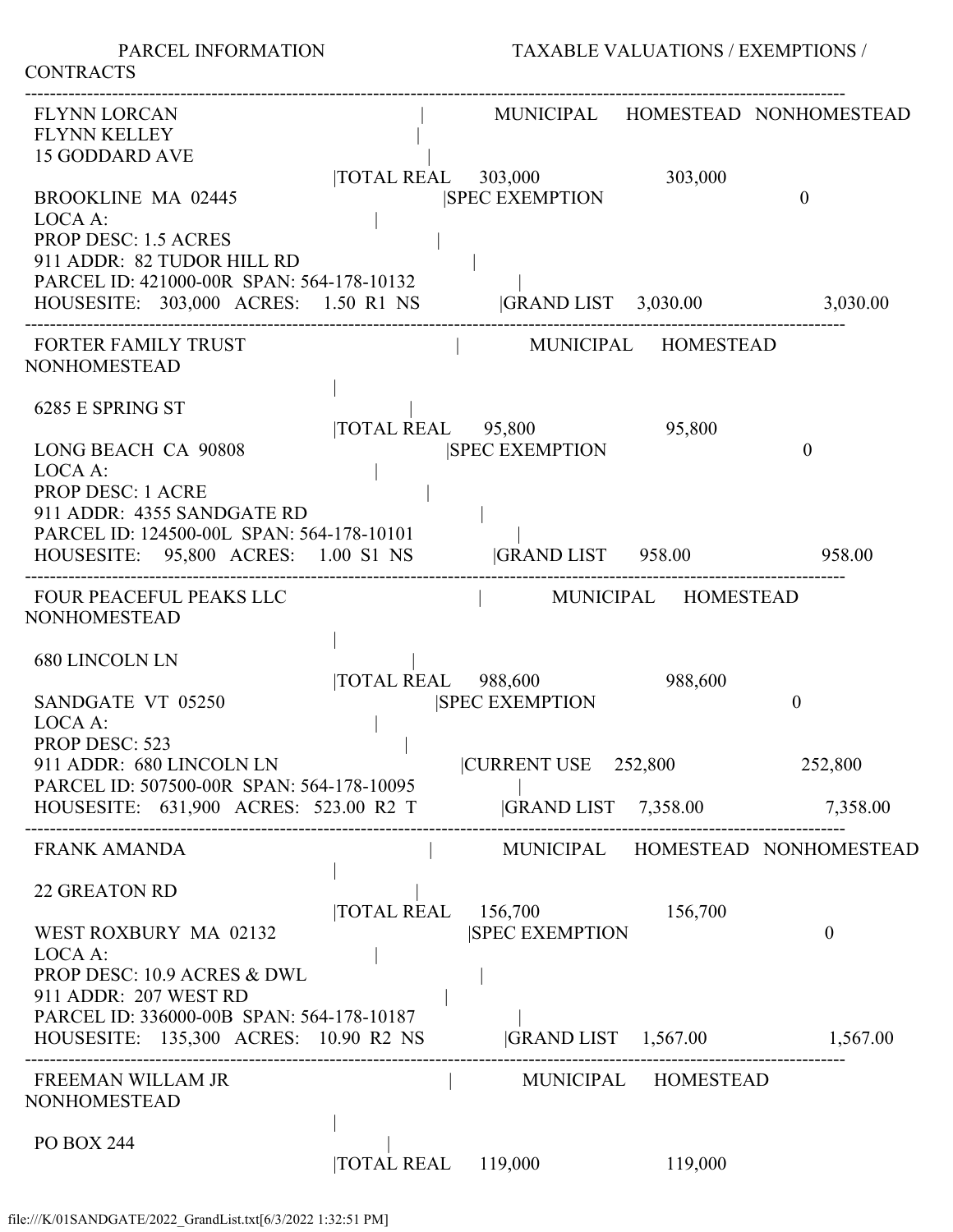PARCEL INFORMATION                    TAXABLE VALUATIONS / EXEMPTIONS / CONTRACTS

```
-----------------------------------------------------------------------------------------------------------------------
 FLYNN LORCAN                                  |      MUNICIPAL    HOMESTEAD   NONHOMESTEAD
 FLYNN KELLEY                                  |
 15 GODDARD AVE                                |
                                               |TOTAL REAL     303,000               303,000
 BROOKLINE  MA  02445                          |SPEC EXEMPTION                             0
 LOCA A:                                       |
 PROP DESC: 1.5 ACRES                          |
 911 ADDR:  82 TUDOR HILL RD                   |
 PARCEL ID: 421000-00R  SPAN: 564-178-10132    |
 HOUSESITE:    303,000   ACRES:    1.50  R1  NS  |GRAND LIST    3,030.00                  3,030.00
-----------------------------------------------------------------------------------------------------------------------
 FORTER FAMILY TRUST                           |      MUNICIPAL    HOMESTEAD   NONHOMESTEAD
                                               |
 6285 E SPRING ST                              |
                                               |TOTAL REAL      95,800                95,800
 LONG BEACH  CA  90808                         |SPEC EXEMPTION                             0
 LOCA A:                                       |
 PROP DESC: 1 ACRE                             |
 911 ADDR:  4355 SANDGATE RD                   |
 PARCEL ID: 124500-00L  SPAN: 564-178-10101    |
 HOUSESITE:     95,800   ACRES:    1.00  S1  NS  |GRAND LIST      958.00                    958.00
-----------------------------------------------------------------------------------------------------------------------
 FOUR PEACEFUL PEAKS LLC                       |      MUNICIPAL    HOMESTEAD   NONHOMESTEAD
                                               |
 680 LINCOLN LN                                |
                                               |TOTAL REAL     988,600               988,600
 SANDGATE  VT  05250                           |SPEC EXEMPTION                             0
 LOCA A:                                       |
 PROP DESC: 523                                |
 911 ADDR:  680 LINCOLN LN                     |CURRENT USE    252,800                   252,800
 PARCEL ID: 507500-00R  SPAN: 564-178-10095    |
 HOUSESITE:    631,900   ACRES:  523.00  R2  T   |GRAND LIST    7,358.00                  7,358.00
-----------------------------------------------------------------------------------------------------------------------
 FRANK AMANDA                                  |      MUNICIPAL    HOMESTEAD   NONHOMESTEAD
                                               |
 22 GREATON RD                                 |
                                               |TOTAL REAL     156,700               156,700
 WEST ROXBURY  MA  02132                       |SPEC EXEMPTION                             0
 LOCA A:                                       |
 PROP DESC: 10.9 ACRES & DWL                   |
 911 ADDR:  207 WEST RD                        |
 PARCEL ID: 336000-00B  SPAN: 564-178-10187    |
 HOUSESITE:    135,300   ACRES:   10.90  R2  NS  |GRAND LIST    1,567.00                  1,567.00
-----------------------------------------------------------------------------------------------------------------------
 FREEMAN WILLAM JR                             |      MUNICIPAL    HOMESTEAD   NONHOMESTEAD
                                               |
 PO BOX 244                                    |
                                               |TOTAL REAL     119,000               119,000
```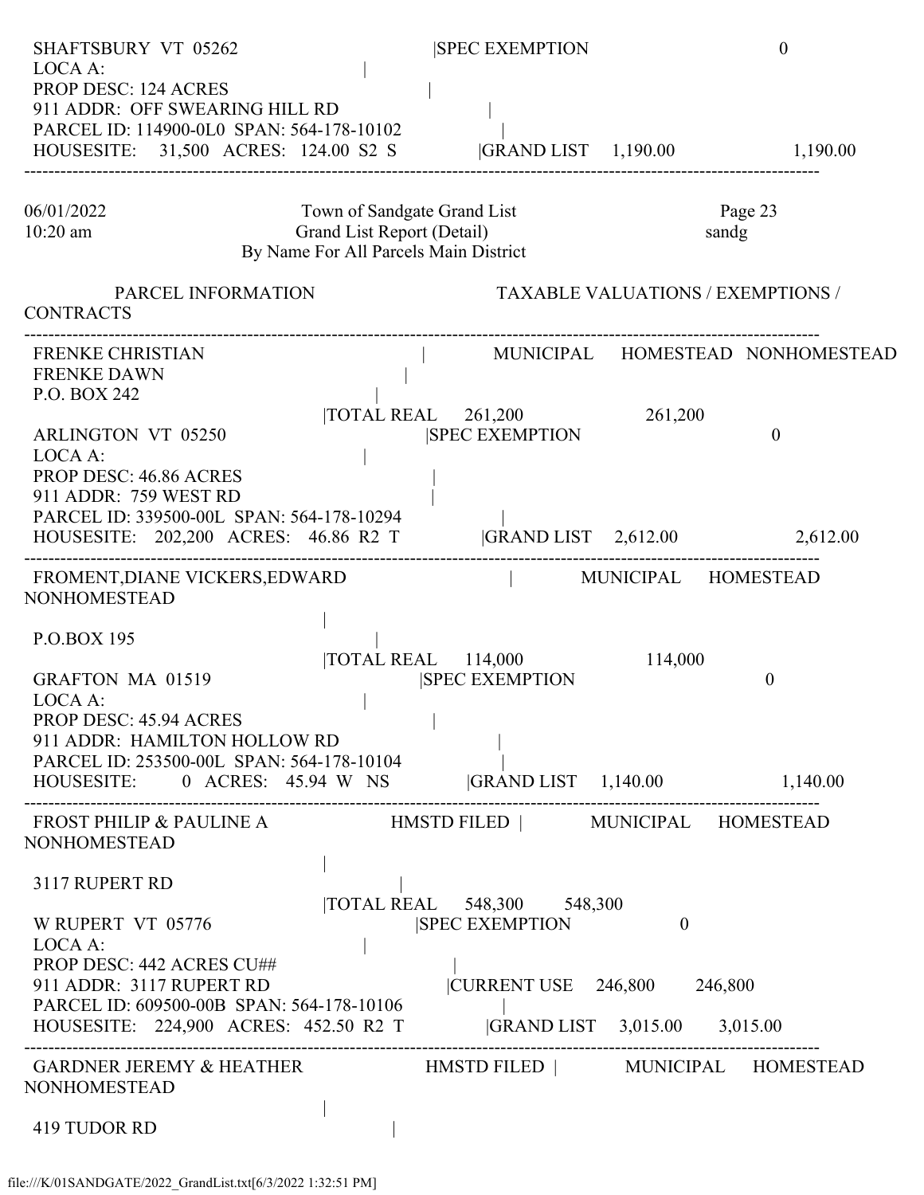```
 SHAFTSBURY  VT  05262                              |SPEC EXEMPTION                    0
 LOCA A:                                  |
 PROP DESC: 124 ACRES                               |
 911 ADDR:  OFF SWEARING HILL RD                       |
 PARCEL ID: 114900-0L0  SPAN: 564-178-10102            |
 HOUSESITE:    31,500   ACRES:  124.00  S2  S          |GRAND LIST    1,190.00              1,190.00
----------------------------------------------------------------------------------------------------------------
```

```
06/01/2022                    Town of Sandgate Grand List                      Page 23
10:20 am                      Grand List Report (Detail)                       sandg
                         By Name For All Parcels Main District

         PARCEL INFORMATION                          TAXABLE VALUATIONS / EXEMPTIONS /
CONTRACTS
----------------------------------------------------------------------------------------------------------------
 FRENKE CHRISTIAN                              |        MUNICIPAL     HOMESTEAD   NONHOMESTEAD
 FRENKE DAWN                                  |
 P.O. BOX 242                            |
                                   |TOTAL REAL     261,200                    261,200
 ARLINGTON  VT  05250                          |SPEC EXEMPTION                        0
 LOCA A:                                  |
 PROP DESC: 46.86 ACRES                            |
 911 ADDR:  759 WEST RD                            |
 PARCEL ID: 339500-00L  SPAN: 564-178-10294            |
 HOUSESITE:   202,200   ACRES:   46.86  R2  T          |GRAND LIST    2,612.00              2,612.00
----------------------------------------------------------------------------------------------------------------
 FROMENT,DIANE VICKERS,EDWARD                          |          MUNICIPAL     HOMESTEAD
NONHOMESTEAD
                                   |
 P.O.BOX 195                             |
                                   |TOTAL REAL     114,000                    114,000
 GRAFTON  MA  01519                           |SPEC EXEMPTION                        0
 LOCA A:                                  |
 PROP DESC: 45.94 ACRES                            |
 911 ADDR:  HAMILTON HOLLOW RD                         |
 PARCEL ID: 253500-00L  SPAN: 564-178-10104            |
 HOUSESITE:       0   ACRES:   45.94  W   NS          |GRAND LIST    1,140.00              1,140.00
----------------------------------------------------------------------------------------------------------------
 FROST PHILIP & PAULINE A              HMSTD FILED |          MUNICIPAL     HOMESTEAD
NONHOMESTEAD
                                   |
 3117 RUPERT RD                          |
                                   |TOTAL REAL     548,300       548,300
 W RUPERT  VT  05776                          |SPEC EXEMPTION               0
 LOCA A:                                  |
 PROP DESC: 442 ACRES CU##                          |
 911 ADDR:  3117 RUPERT RD                         |CURRENT USE    246,800       246,800
 PARCEL ID: 609500-00B  SPAN: 564-178-10106            |
 HOUSESITE:   224,900   ACRES:  452.50  R2  T          |GRAND LIST    3,015.00      3,015.00
----------------------------------------------------------------------------------------------------------------
 GARDNER JEREMY & HEATHER              HMSTD FILED |          MUNICIPAL     HOMESTEAD
NONHOMESTEAD
                                   |
 419 TUDOR RD                            |
```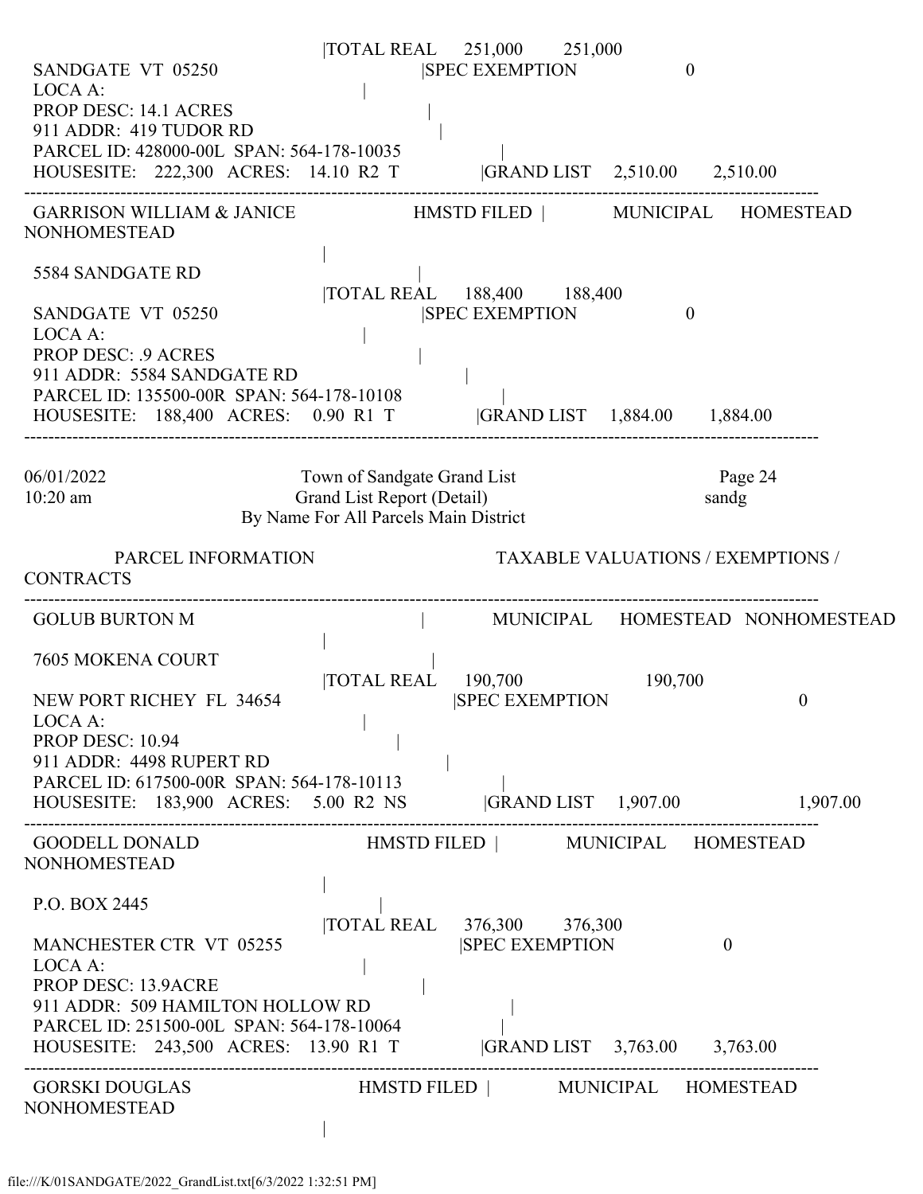```
                                    |TOTAL REAL     251,000       251,000
 SANDGATE  VT  05250                          |SPEC EXEMPTION                  0
 LOCA A:                                  |
 PROP DESC: 14.1 ACRES                          |
 911 ADDR:  419 TUDOR RD                          |
 PARCEL ID: 428000-00L  SPAN: 564-178-10035              |
 HOUSESITE:    222,300   ACRES:    14.10  R2  T             |GRAND LIST    2,510.00       2,510.00
-------------------------------------------------------------------------------------------------------------------------------
 GARRISON WILLIAM & JANICE                 HMSTD FILED  |            MUNICIPAL      HOMESTEAD
NONHOMESTEAD
                                    |
 5584 SANDGATE RD                          |
                                    |TOTAL REAL     188,400       188,400
 SANDGATE  VT  05250                          |SPEC EXEMPTION                  0
 LOCA A:                                  |
 PROP DESC: .9 ACRES                          |
 911 ADDR:  5584 SANDGATE RD                          |
 PARCEL ID: 135500-00R  SPAN: 564-178-10108              |
 HOUSESITE:    188,400   ACRES:     0.90  R1  T             |GRAND LIST    1,884.00       1,884.00
-------------------------------------------------------------------------------------------------------------------------------

06/01/2022                         Town of Sandgate Grand List                          Page 24
10:20 am                           Grand List Report (Detail)                           sandg
                          By Name For All Parcels Main District

         PARCEL INFORMATION                              TAXABLE VALUATIONS / EXEMPTIONS /
CONTRACTS
-------------------------------------------------------------------------------------------------------------------------------
 GOLUB BURTON M                                  |           MUNICIPAL      HOMESTEAD   NONHOMESTEAD
                                    |
 7605 MOKENA COURT                          |
                                    |TOTAL REAL     190,700                      190,700
 NEW PORT RICHEY  FL  34654                          |SPEC EXEMPTION                                  0
 LOCA A:                                  |
 PROP DESC: 10.94                          |
 911 ADDR:  4498 RUPERT RD                          |
 PARCEL ID: 617500-00R  SPAN: 564-178-10113              |
 HOUSESITE:    183,900   ACRES:     5.00  R2  NS             |GRAND LIST    1,907.00                       1,907.00
-------------------------------------------------------------------------------------------------------------------------------
 GOODELL DONALD                            HMSTD FILED  |            MUNICIPAL      HOMESTEAD
NONHOMESTEAD
                                    |
 P.O. BOX 2445                          |
                                    |TOTAL REAL     376,300       376,300
 MANCHESTER CTR  VT  05255                          |SPEC EXEMPTION                  0
 LOCA A:                                  |
 PROP DESC: 13.9ACRE                          |
 911 ADDR:  509 HAMILTON HOLLOW RD                          |
 PARCEL ID: 251500-00L  SPAN: 564-178-10064              |
 HOUSESITE:    243,500   ACRES:    13.90  R1  T             |GRAND LIST    3,763.00       3,763.00
-------------------------------------------------------------------------------------------------------------------------------
 GORSKI DOUGLAS                            HMSTD FILED  |            MUNICIPAL      HOMESTEAD
NONHOMESTEAD
                                    |
```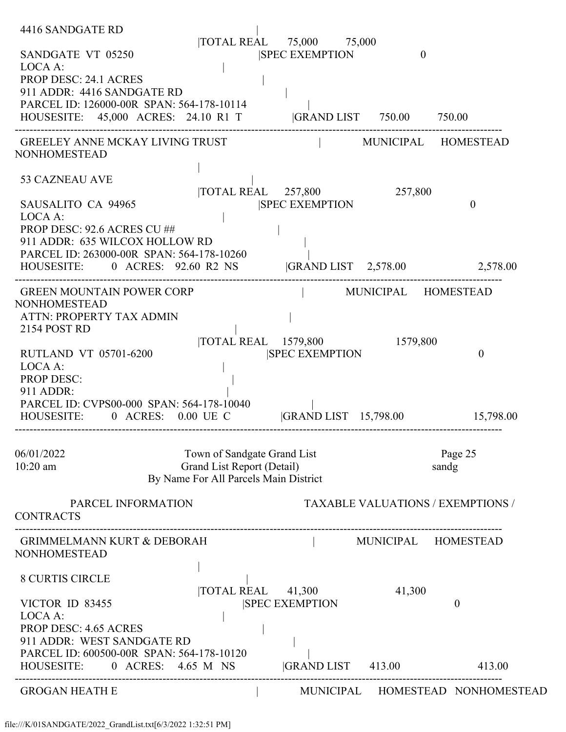```
 4416 SANDGATE RD                             |
                                   |TOTAL REAL      75,000        75,000
 SANDGATE  VT  05250                          |SPEC EXEMPTION               0
 LOCA A:                                      |
 PROP DESC: 24.1 ACRES                        |
 911 ADDR:  4416 SANDGATE RD                  |
 PARCEL ID: 126000-00R  SPAN: 564-178-10114   |
 HOUSESITE:    45,000  ACRES:   24.10  R1  T   |GRAND LIST     750.00        750.00
---------------------------------------------------------------------------------------------
 GREELEY ANNE MCKAY LIVING TRUST              |       MUNICIPAL     HOMESTEAD
NONHOMESTEAD
                                              |
 53 CAZNEAU AVE                               |
                                   |TOTAL REAL      257,800                 257,800
 SAUSALITO  CA  94965                         |SPEC EXEMPTION                      0
 LOCA A:                                      |
 PROP DESC: 92.6 ACRES CU ##                  |
 911 ADDR:  635 WILCOX HOLLOW RD              |
 PARCEL ID: 263000-00R  SPAN: 564-178-10260   |
 HOUSESITE:       0  ACRES:   92.60  R2  NS    |GRAND LIST    2,578.00               2,578.00
---------------------------------------------------------------------------------------------
 GREEN MOUNTAIN POWER CORP                    |       MUNICIPAL     HOMESTEAD
NONHOMESTEAD
 ATTN: PROPERTY TAX ADMIN                     |
 2154 POST RD                                 |
                                   |TOTAL REAL     1579,800                1579,800
 RUTLAND  VT  05701-6200                      |SPEC EXEMPTION                      0
 LOCA A:                                      |
 PROP DESC:                                   |
 911 ADDR:                                    |
 PARCEL ID: CVPS00-000  SPAN: 564-178-10040   |
 HOUSESITE:       0  ACRES:    0.00  UE  C     |GRAND LIST   15,798.00              15,798.00
---------------------------------------------------------------------------------------------

06/01/2022                  Town of Sandgate Grand List                    Page 25
10:20 am                    Grand List Report (Detail)                     sandg
                       By Name For All Parcels Main District

          PARCEL INFORMATION                     TAXABLE VALUATIONS / EXEMPTIONS /
CONTRACTS
---------------------------------------------------------------------------------------------
 GRIMMELMANN KURT & DEBORAH                   |       MUNICIPAL     HOMESTEAD
NONHOMESTEAD
                                              |
 8 CURTIS CIRCLE                              |
                                   |TOTAL REAL      41,300                  41,300
 VICTOR  ID  83455                            |SPEC EXEMPTION                      0
 LOCA A:                                      |
 PROP DESC: 4.65 ACRES                        |
 911 ADDR:  WEST SANDGATE RD                  |
 PARCEL ID: 600500-00R  SPAN: 564-178-10120   |
 HOUSESITE:       0  ACRES:    4.65  M  NS     |GRAND LIST     413.00                 413.00
---------------------------------------------------------------------------------------------
 GROGAN HEATH E                               |       MUNICIPAL     HOMESTEAD   NONHOMESTEAD
```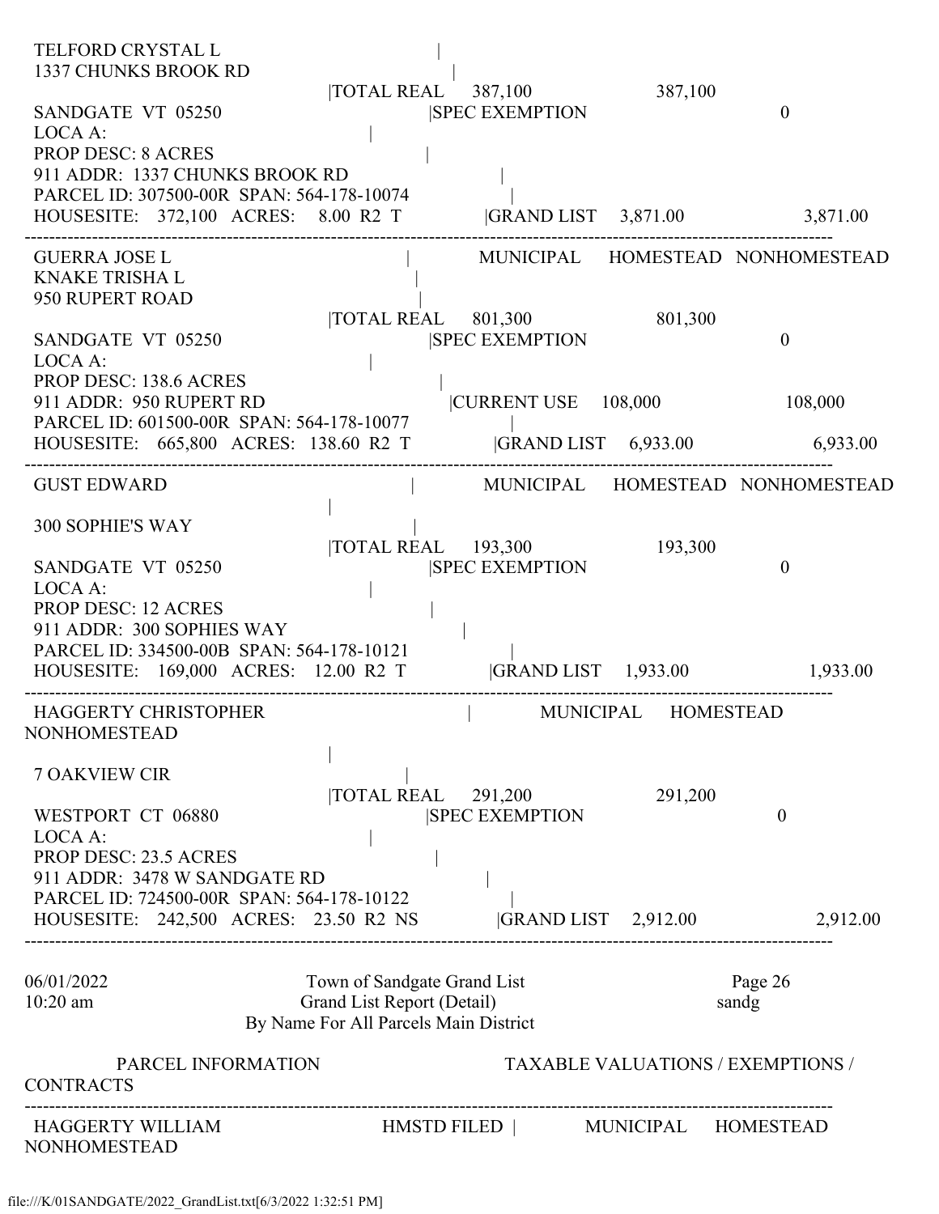TELFORD CRYSTAL L |
1337 CHUNKS BROOK RD |
|TOTAL REAL 387,100 387,100
SANDGATE VT 05250 |SPEC EXEMPTION 0
LOCA A: |
PROP DESC: 8 ACRES |
911 ADDR: 1337 CHUNKS BROOK RD |
PARCEL ID: 307500-00R SPAN: 564-178-10074 |
HOUSESITE: 372,100 ACRES: 8.00 R2 T |GRAND LIST 3,871.00 3,871.00

---

GUERRA JOSE L | MUNICIPAL HOMESTEAD NONHOMESTEAD
KNAKE TRISHA L |
950 RUPERT ROAD |
|TOTAL REAL 801,300 801,300
SANDGATE VT 05250 |SPEC EXEMPTION 0
LOCA A: |
PROP DESC: 138.6 ACRES |
911 ADDR: 950 RUPERT RD |CURRENT USE 108,000 108,000
PARCEL ID: 601500-00R SPAN: 564-178-10077 |
HOUSESITE: 665,800 ACRES: 138.60 R2 T |GRAND LIST 6,933.00 6,933.00

---

GUST EDWARD | MUNICIPAL HOMESTEAD NONHOMESTEAD
|
300 SOPHIE'S WAY |
|TOTAL REAL 193,300 193,300
SANDGATE VT 05250 |SPEC EXEMPTION 0
LOCA A: |
PROP DESC: 12 ACRES |
911 ADDR: 300 SOPHIES WAY |
PARCEL ID: 334500-00B SPAN: 564-178-10121 |
HOUSESITE: 169,000 ACRES: 12.00 R2 T |GRAND LIST 1,933.00 1,933.00

---

HAGGERTY CHRISTOPHER | MUNICIPAL HOMESTEAD
NONHOMESTEAD
|
7 OAKVIEW CIR |
|TOTAL REAL 291,200 291,200
WESTPORT CT 06880 |SPEC EXEMPTION 0
LOCA A: |
PROP DESC: 23.5 ACRES |
911 ADDR: 3478 W SANDGATE RD |
PARCEL ID: 724500-00R SPAN: 564-178-10122 |
HOUSESITE: 242,500 ACRES: 23.50 R2 NS |GRAND LIST 2,912.00 2,912.00

---

06/01/2022 Town of Sandgate Grand List Page 26
10:20 am Grand List Report (Detail) sandg
By Name For All Parcels Main District

PARCEL INFORMATION TAXABLE VALUATIONS / EXEMPTIONS /
CONTRACTS

---

HAGGERTY WILLIAM HMSTD FILED | MUNICIPAL HOMESTEAD
NONHOMESTEAD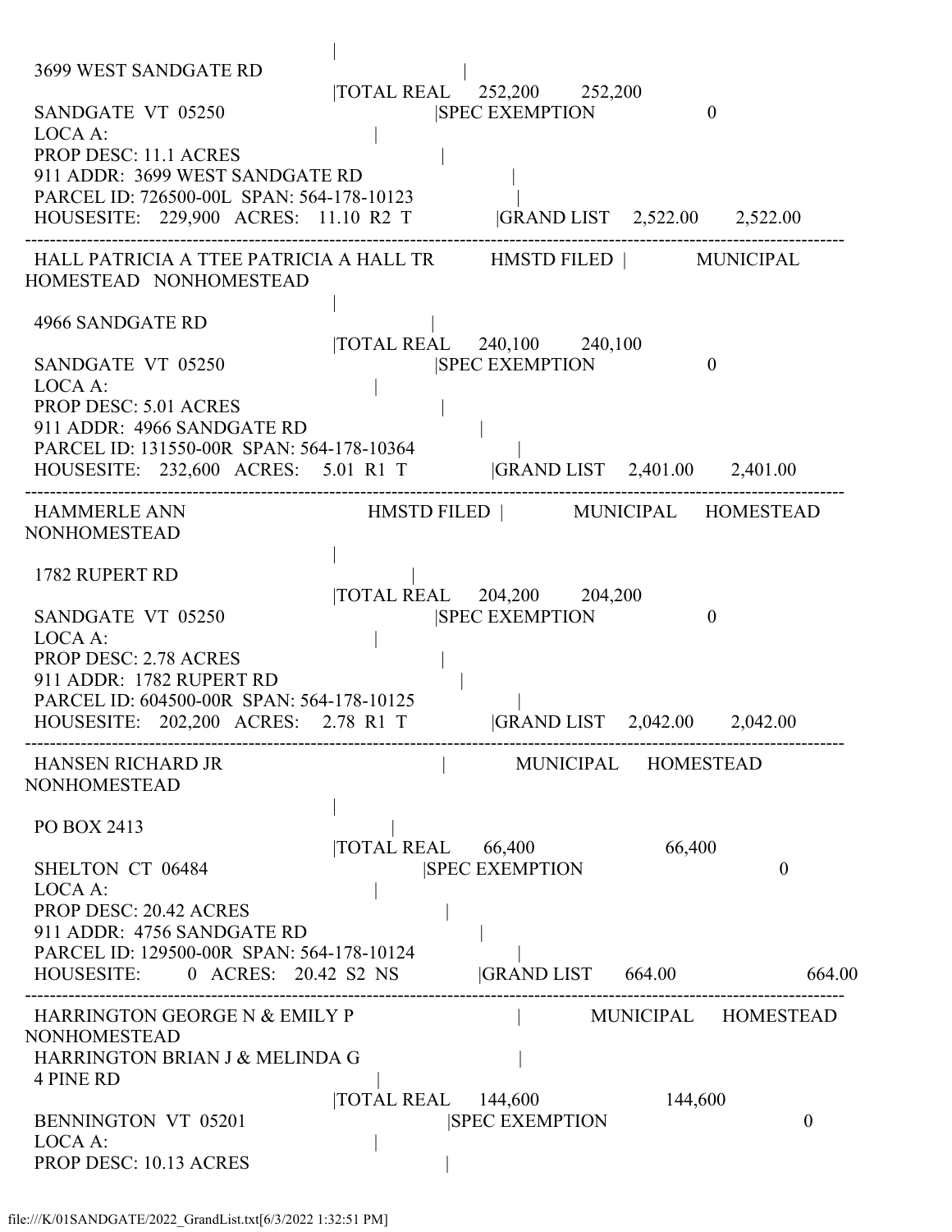```
                                    |
 3699 WEST SANDGATE RD                              |
                                    |TOTAL REAL     252,200        252,200
 SANDGATE  VT  05250                        |SPEC EXEMPTION                 0
 LOCA A:                                    |
 PROP DESC: 11.1 ACRES                              |
 911 ADDR:  3699 WEST SANDGATE RD                           |
 PARCEL ID: 726500-00L  SPAN: 564-178-10123                     |
 HOUSESITE:    229,900   ACRES:    11.10  R2  T            |GRAND LIST    2,522.00       2,522.00
------------------------------------------------------------------------------------------------------------------------
 HALL PATRICIA A TTEE PATRICIA A HALL TR         HMSTD FILED |            MUNICIPAL
HOMESTEAD   NONHOMESTEAD
                                    |
 4966 SANDGATE RD                                   |
                                    |TOTAL REAL     240,100        240,100
 SANDGATE  VT  05250                        |SPEC EXEMPTION                 0
 LOCA A:                                    |
 PROP DESC: 5.01 ACRES                              |
 911 ADDR:  4966 SANDGATE RD                                |
 PARCEL ID: 131550-00R  SPAN: 564-178-10364                     |
 HOUSESITE:    232,600   ACRES:     5.01  R1  T            |GRAND LIST    2,401.00       2,401.00
------------------------------------------------------------------------------------------------------------------------
 HAMMERLE ANN                               HMSTD FILED |            MUNICIPAL      HOMESTEAD
NONHOMESTEAD
                                    |
 1782 RUPERT RD                                     |
                                    |TOTAL REAL     204,200        204,200
 SANDGATE  VT  05250                        |SPEC EXEMPTION                 0
 LOCA A:                                    |
 PROP DESC: 2.78 ACRES                              |
 911 ADDR:  1782 RUPERT RD                                  |
 PARCEL ID: 604500-00R  SPAN: 564-178-10125                     |
 HOUSESITE:    202,200   ACRES:     2.78  R1  T            |GRAND LIST    2,042.00       2,042.00
------------------------------------------------------------------------------------------------------------------------
 HANSEN RICHARD JR                                  |            MUNICIPAL      HOMESTEAD
NONHOMESTEAD
                                    |
 PO BOX 2413                                        |
                                    |TOTAL REAL      66,400                    66,400
 SHELTON  CT  06484                         |SPEC EXEMPTION                              0
 LOCA A:                                    |
 PROP DESC: 20.42 ACRES                             |
 911 ADDR:  4756 SANDGATE RD                                |
 PARCEL ID: 129500-00R  SPAN: 564-178-10124                     |
 HOUSESITE:        0   ACRES:    20.42  S2  NS          |GRAND LIST      664.00                     664.00
------------------------------------------------------------------------------------------------------------------------
 HARRINGTON GEORGE N & EMILY P                              |            MUNICIPAL      HOMESTEAD
NONHOMESTEAD
 HARRINGTON BRIAN J & MELINDA G                             |
 4 PINE RD                                          |
                                    |TOTAL REAL     144,600                   144,600
 BENNINGTON  VT  05201                          |SPEC EXEMPTION                              0
 LOCA A:                                    |
 PROP DESC: 10.13 ACRES                             |
```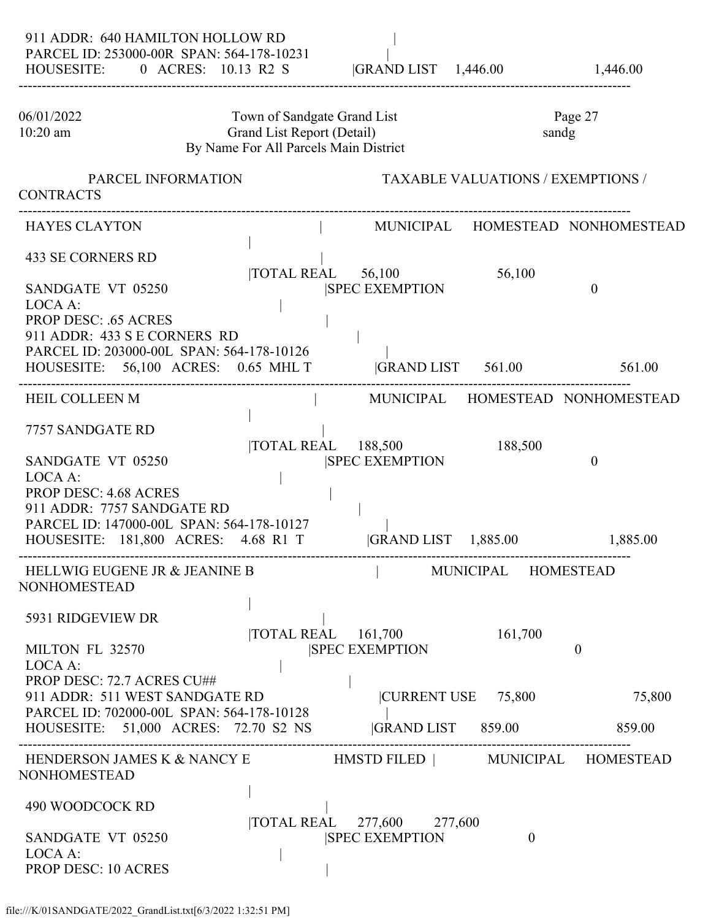```
 911 ADDR:  640 HAMILTON HOLLOW RD                     |
 PARCEL ID: 253000-00R  SPAN: 564-178-10231            |
 HOUSESITE:        0  ACRES:   10.13  R2  S            |GRAND LIST    1,446.00              1,446.00
------------------------------------------------------------------------------------------------------------------------------------

06/01/2022                         Town of Sandgate Grand List                              Page 27
10:20 am                           Grand List Report (Detail)                               sandg
                            By Name For All Parcels Main District

          PARCEL INFORMATION                              TAXABLE VALUATIONS / EXEMPTIONS /
CONTRACTS
------------------------------------------------------------------------------------------------------------------------------------
 HAYES CLAYTON                                  |           MUNICIPAL     HOMESTEAD   NONHOMESTEAD
                                                |
 433 SE CORNERS RD                              |
                                                |TOTAL REAL      56,100                56,100
 SANDGATE  VT  05250                            |SPEC EXEMPTION                             0
 LOCA A:                                        |
 PROP DESC: .65 ACRES                           |
 911 ADDR:  433 S E CORNERS  RD                 |
 PARCEL ID: 203000-00L  SPAN: 564-178-10126     |
 HOUSESITE:     56,100   ACRES:    0.65  MHL T  |GRAND LIST      561.00                     561.00
------------------------------------------------------------------------------------------------------------------------------------
 HEIL COLLEEN M                                 |           MUNICIPAL     HOMESTEAD   NONHOMESTEAD
                                                |
 7757 SANDGATE RD                               |
                                                |TOTAL REAL     188,500               188,500
 SANDGATE  VT  05250                            |SPEC EXEMPTION                             0
 LOCA A:                                        |
 PROP DESC: 4.68 ACRES                          |
 911 ADDR:  7757 SANDGATE RD                    |
 PARCEL ID: 147000-00L  SPAN: 564-178-10127     |
 HOUSESITE:    181,800   ACRES:    4.68  R1  T  |GRAND LIST    1,885.00                   1,885.00
------------------------------------------------------------------------------------------------------------------------------------
 HELLWIG EUGENE JR & JEANINE B                  |           MUNICIPAL     HOMESTEAD
NONHOMESTEAD
                                                |
 5931 RIDGEVIEW DR                              |
                                                |TOTAL REAL     161,700               161,700
 MILTON  FL  32570                              |SPEC EXEMPTION                             0
 LOCA A:                                        |
 PROP DESC: 72.7 ACRES CU##                     |
 911 ADDR:  511 WEST SANDGATE RD                |CURRENT USE     75,800                    75,800
 PARCEL ID: 702000-00L  SPAN: 564-178-10128     |
 HOUSESITE:     51,000   ACRES:   72.70  S2  NS |GRAND LIST      859.00                     859.00
------------------------------------------------------------------------------------------------------------------------------------
 HENDERSON JAMES K & NANCY E          HMSTD FILED |          MUNICIPAL     HOMESTEAD
NONHOMESTEAD
                                                |
 490 WOODCOCK RD                                |
                                                |TOTAL REAL     277,600      277,600
 SANDGATE  VT  05250                            |SPEC EXEMPTION                0
 LOCA A:                                        |
 PROP DESC: 10 ACRES                            |
```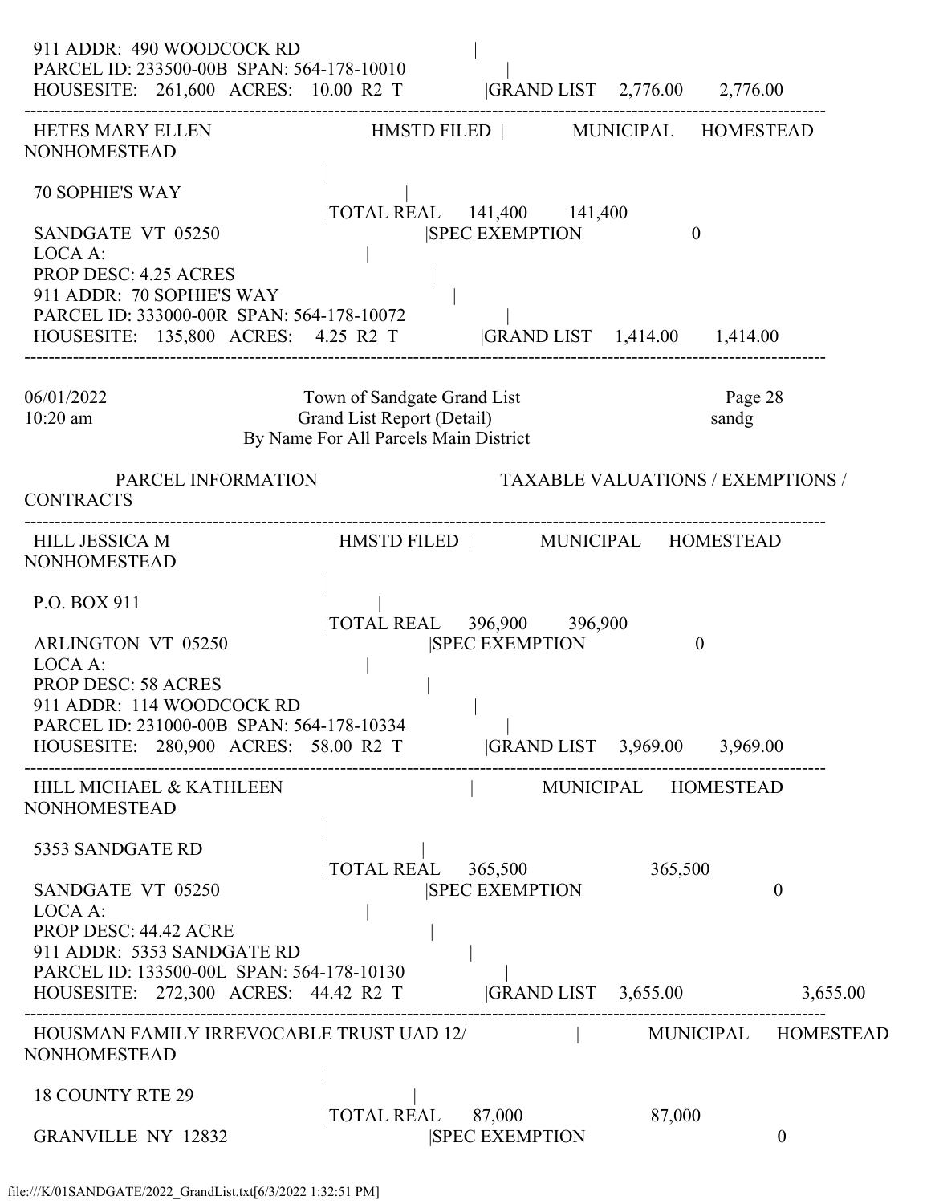911 ADDR: 490 WOODCOCK RD |
PARCEL ID: 233500-00B SPAN: 564-178-10010 |
HOUSESITE: 261,600 ACRES: 10.00 R2 T |GRAND LIST 2,776.00 2,776.00

---

HETES MARY ELLEN HMSTD FILED | MUNICIPAL HOMESTEAD NONHOMESTEAD
|
70 SOPHIE'S WAY |
|TOTAL REAL 141,400 141,400
SANDGATE VT 05250 |SPEC EXEMPTION 0
LOCA A: |
PROP DESC: 4.25 ACRES |
911 ADDR: 70 SOPHIE'S WAY |
PARCEL ID: 333000-00R SPAN: 564-178-10072 |
HOUSESITE: 135,800 ACRES: 4.25 R2 T |GRAND LIST 1,414.00 1,414.00

---

06/01/2022 Town of Sandgate Grand List Page 28
10:20 am Grand List Report (Detail) sandg
By Name For All Parcels Main District

PARCEL INFORMATION TAXABLE VALUATIONS / EXEMPTIONS / CONTRACTS

---

HILL JESSICA M HMSTD FILED | MUNICIPAL HOMESTEAD NONHOMESTEAD
|
P.O. BOX 911 |
|TOTAL REAL 396,900 396,900
ARLINGTON VT 05250 |SPEC EXEMPTION 0
LOCA A: |
PROP DESC: 58 ACRES |
911 ADDR: 114 WOODCOCK RD |
PARCEL ID: 231000-00B SPAN: 564-178-10334 |
HOUSESITE: 280,900 ACRES: 58.00 R2 T |GRAND LIST 3,969.00 3,969.00

---

HILL MICHAEL & KATHLEEN | MUNICIPAL HOMESTEAD NONHOMESTEAD
|
5353 SANDGATE RD |
|TOTAL REAL 365,500 365,500
SANDGATE VT 05250 |SPEC EXEMPTION 0
LOCA A: |
PROP DESC: 44.42 ACRE |
911 ADDR: 5353 SANDGATE RD |
PARCEL ID: 133500-00L SPAN: 564-178-10130 |
HOUSESITE: 272,300 ACRES: 44.42 R2 T |GRAND LIST 3,655.00 3,655.00

---

HOUSMAN FAMILY IRREVOCABLE TRUST UAD 12/ | MUNICIPAL HOMESTEAD NONHOMESTEAD
|
18 COUNTY RTE 29 |
|TOTAL REAL 87,000 87,000
GRANVILLE NY 12832 |SPEC EXEMPTION 0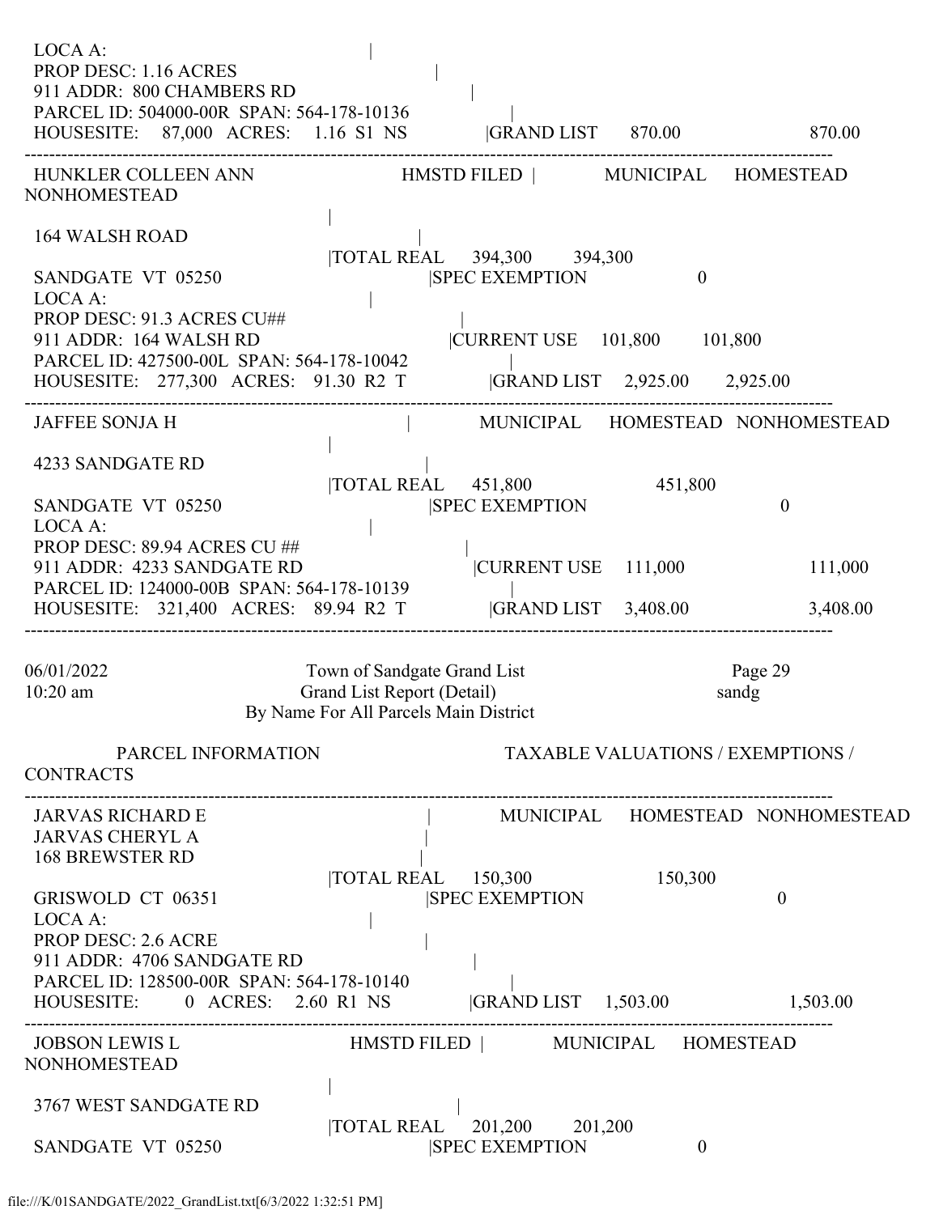LOCA A: |
PROP DESC: 1.16 ACRES |
911 ADDR: 800 CHAMBERS RD |
PARCEL ID: 504000-00R SPAN: 564-178-10136 |
HOUSESITE: 87,000 ACRES: 1.16 S1 NS |GRAND LIST 870.00 870.00

---

HUNKLER COLLEEN ANN HMSTD FILED | MUNICIPAL HOMESTEAD NONHOMESTEAD
|
164 WALSH ROAD |
|TOTAL REAL 394,300 394,300
SANDGATE VT 05250 |SPEC EXEMPTION 0
LOCA A: |
PROP DESC: 91.3 ACRES CU## |
911 ADDR: 164 WALSH RD |CURRENT USE 101,800 101,800
PARCEL ID: 427500-00L SPAN: 564-178-10042 |
HOUSESITE: 277,300 ACRES: 91.30 R2 T |GRAND LIST 2,925.00 2,925.00

---

JAFFEE SONJA H | MUNICIPAL HOMESTEAD NONHOMESTEAD
|
4233 SANDGATE RD |
|TOTAL REAL 451,800 451,800
SANDGATE VT 05250 |SPEC EXEMPTION 0
LOCA A: |
PROP DESC: 89.94 ACRES CU ## |
911 ADDR: 4233 SANDGATE RD |CURRENT USE 111,000 111,000
PARCEL ID: 124000-00B SPAN: 564-178-10139 |
HOUSESITE: 321,400 ACRES: 89.94 R2 T |GRAND LIST 3,408.00 3,408.00

---

06/01/2022 Town of Sandgate Grand List Page 29
10:20 am Grand List Report (Detail) sandg
By Name For All Parcels Main District

PARCEL INFORMATION TAXABLE VALUATIONS / EXEMPTIONS / CONTRACTS

---

JARVAS RICHARD E | MUNICIPAL HOMESTEAD NONHOMESTEAD
JARVAS CHERYL A |
168 BREWSTER RD |
|TOTAL REAL 150,300 150,300
GRISWOLD CT 06351 |SPEC EXEMPTION 0
LOCA A: |
PROP DESC: 2.6 ACRE |
911 ADDR: 4706 SANDGATE RD |
PARCEL ID: 128500-00R SPAN: 564-178-10140 |
HOUSESITE: 0 ACRES: 2.60 R1 NS |GRAND LIST 1,503.00 1,503.00

---

JOBSON LEWIS L HMSTD FILED | MUNICIPAL HOMESTEAD NONHOMESTEAD
|
3767 WEST SANDGATE RD |
|TOTAL REAL 201,200 201,200
SANDGATE VT 05250 |SPEC EXEMPTION 0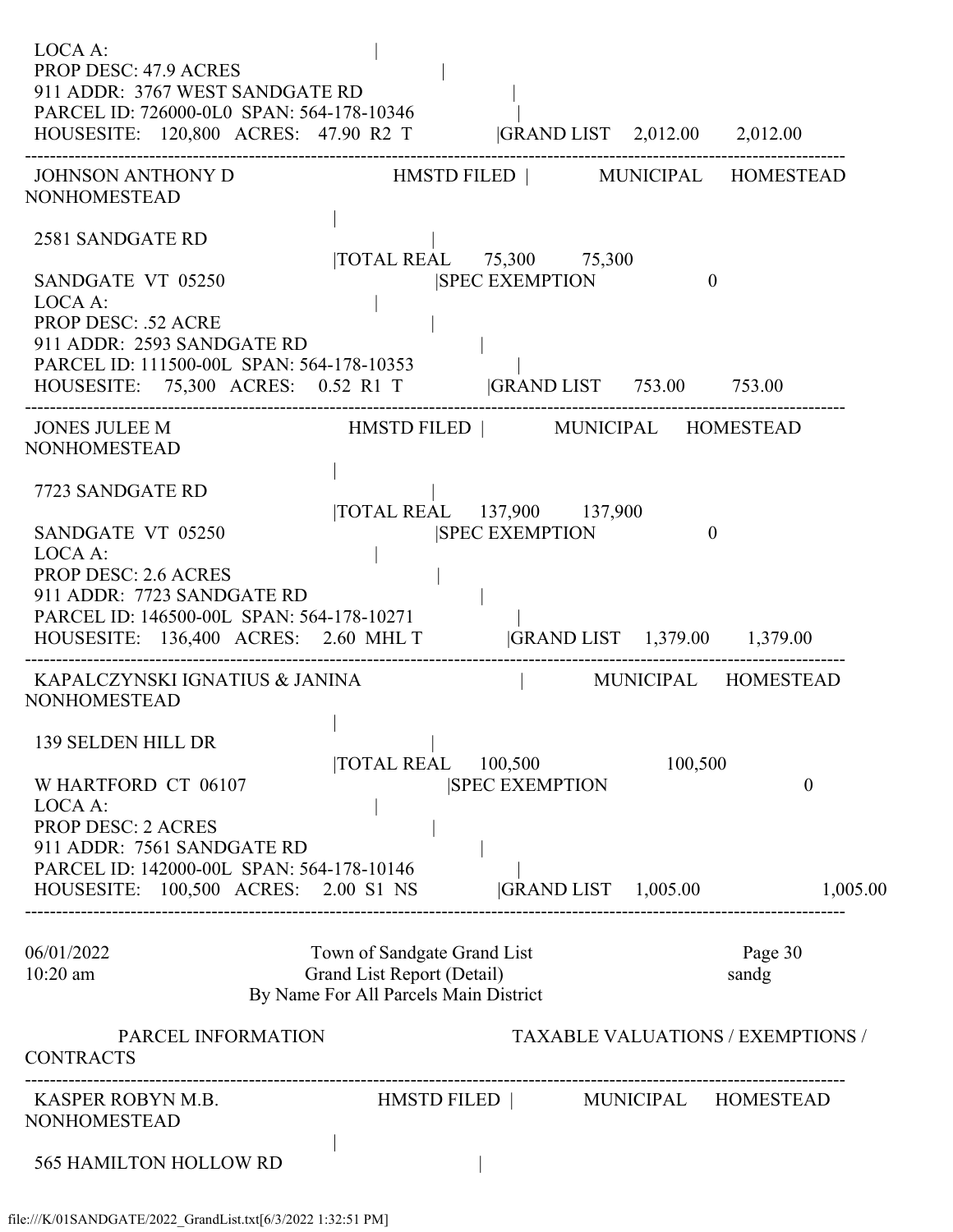LOCA A: |
PROP DESC: 47.9 ACRES |
911 ADDR: 3767 WEST SANDGATE RD |
PARCEL ID: 726000-0L0 SPAN: 564-178-10346 |
HOUSESITE: 120,800 ACRES: 47.90 R2 T |GRAND LIST 2,012.00 2,012.00

---

JOHNSON ANTHONY D HMSTD FILED | MUNICIPAL HOMESTEAD NONHOMESTEAD
|
2581 SANDGATE RD |
|TOTAL REAL 75,300 75,300
SANDGATE VT 05250 |SPEC EXEMPTION 0
LOCA A: |
PROP DESC: .52 ACRE |
911 ADDR: 2593 SANDGATE RD |
PARCEL ID: 111500-00L SPAN: 564-178-10353 |
HOUSESITE: 75,300 ACRES: 0.52 R1 T |GRAND LIST 753.00 753.00

---

JONES JULEE M HMSTD FILED | MUNICIPAL HOMESTEAD NONHOMESTEAD
|
7723 SANDGATE RD |
|TOTAL REAL 137,900 137,900
SANDGATE VT 05250 |SPEC EXEMPTION 0
LOCA A: |
PROP DESC: 2.6 ACRES |
911 ADDR: 7723 SANDGATE RD |
PARCEL ID: 146500-00L SPAN: 564-178-10271 |
HOUSESITE: 136,400 ACRES: 2.60 MHL T |GRAND LIST 1,379.00 1,379.00

---

KAPALCZYNSKI IGNATIUS & JANINA | MUNICIPAL HOMESTEAD NONHOMESTEAD
|
139 SELDEN HILL DR |
|TOTAL REAL 100,500 100,500
W HARTFORD CT 06107 |SPEC EXEMPTION 0
LOCA A: |
PROP DESC: 2 ACRES |
911 ADDR: 7561 SANDGATE RD |
PARCEL ID: 142000-00L SPAN: 564-178-10146 |
HOUSESITE: 100,500 ACRES: 2.00 S1 NS |GRAND LIST 1,005.00 1,005.00

---

06/01/2022 Town of Sandgate Grand List Page 30
10:20 am Grand List Report (Detail) sandg
By Name For All Parcels Main District

PARCEL INFORMATION TAXABLE VALUATIONS / EXEMPTIONS / CONTRACTS

---

KASPER ROBYN M.B. HMSTD FILED | MUNICIPAL HOMESTEAD NONHOMESTEAD
|
565 HAMILTON HOLLOW RD |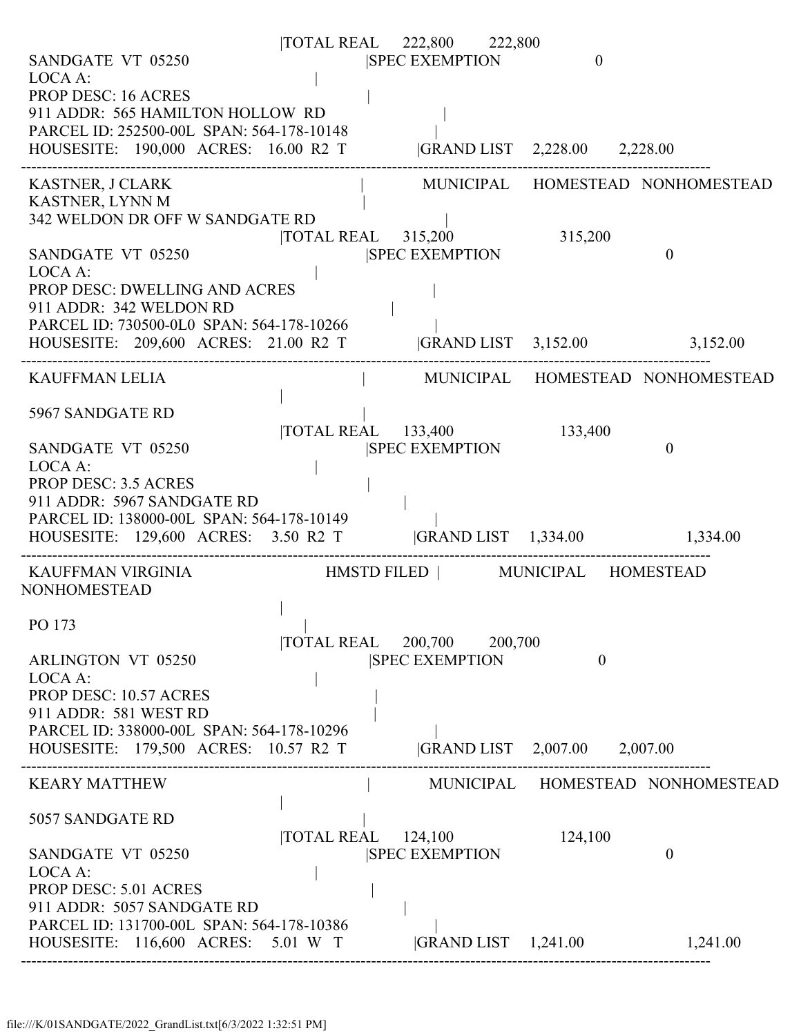```
                                        |TOTAL REAL      222,800        222,800
 SANDGATE  VT  05250                               |SPEC EXEMPTION                0
 LOCA A:                                    |
 PROP DESC: 16 ACRES                                |
 911 ADDR:  565 HAMILTON HOLLOW  RD                              |
 PARCEL ID: 252500-00L  SPAN: 564-178-10148                  |
 HOUSESITE:   190,000   ACRES:   16.00  R2  T              |GRAND LIST    2,228.00      2,228.00
------------------------------------------------------------------------------------------------------------------
 KASTNER, J CLARK                                |            MUNICIPAL     HOMESTEAD   NONHOMESTEAD
 KASTNER, LYNN M                                 |
 342 WELDON DR OFF W SANDGATE RD                              |
                                        |TOTAL REAL      315,200                    315,200
 SANDGATE  VT  05250                               |SPEC EXEMPTION                              0
 LOCA A:                                    |
 PROP DESC: DWELLING AND ACRES                          |
 911 ADDR:  342 WELDON RD                              |
 PARCEL ID: 730500-0L0  SPAN: 564-178-10266                  |
 HOUSESITE:   209,600   ACRES:   21.00  R2  T              |GRAND LIST    3,152.00                    3,152.00
------------------------------------------------------------------------------------------------------------------
 KAUFFMAN LELIA                                  |            MUNICIPAL     HOMESTEAD   NONHOMESTEAD
                                                 |
 5967 SANDGATE RD                                |
                                        |TOTAL REAL      133,400                    133,400
 SANDGATE  VT  05250                               |SPEC EXEMPTION                              0
 LOCA A:                                    |
 PROP DESC: 3.5 ACRES                               |
 911 ADDR:  5967 SANDGATE RD                              |
 PARCEL ID: 138000-00L  SPAN: 564-178-10149                  |
 HOUSESITE:   129,600   ACRES:    3.50  R2  T              |GRAND LIST    1,334.00                    1,334.00
------------------------------------------------------------------------------------------------------------------
 KAUFFMAN VIRGINIA                         HMSTD FILED  |            MUNICIPAL     HOMESTEAD
NONHOMESTEAD
                                                 |
 PO 173                                          |
                                        |TOTAL REAL      200,700        200,700
 ARLINGTON  VT  05250                              |SPEC EXEMPTION                0
 LOCA A:                                    |
 PROP DESC: 10.57 ACRES                             |
 911 ADDR:  581 WEST RD                             |
 PARCEL ID: 338000-00L  SPAN: 564-178-10296                  |
 HOUSESITE:   179,500   ACRES:   10.57  R2  T              |GRAND LIST    2,007.00      2,007.00
------------------------------------------------------------------------------------------------------------------
 KEARY MATTHEW                                   |            MUNICIPAL     HOMESTEAD   NONHOMESTEAD
                                                 |
 5057 SANDGATE RD                                |
                                        |TOTAL REAL      124,100                    124,100
 SANDGATE  VT  05250                               |SPEC EXEMPTION                              0
 LOCA A:                                    |
 PROP DESC: 5.01 ACRES                              |
 911 ADDR:  5057 SANDGATE RD                              |
 PARCEL ID: 131700-00L  SPAN: 564-178-10386                  |
 HOUSESITE:   116,600   ACRES:    5.01  W  T               |GRAND LIST    1,241.00                    1,241.00
------------------------------------------------------------------------------------------------------------------
```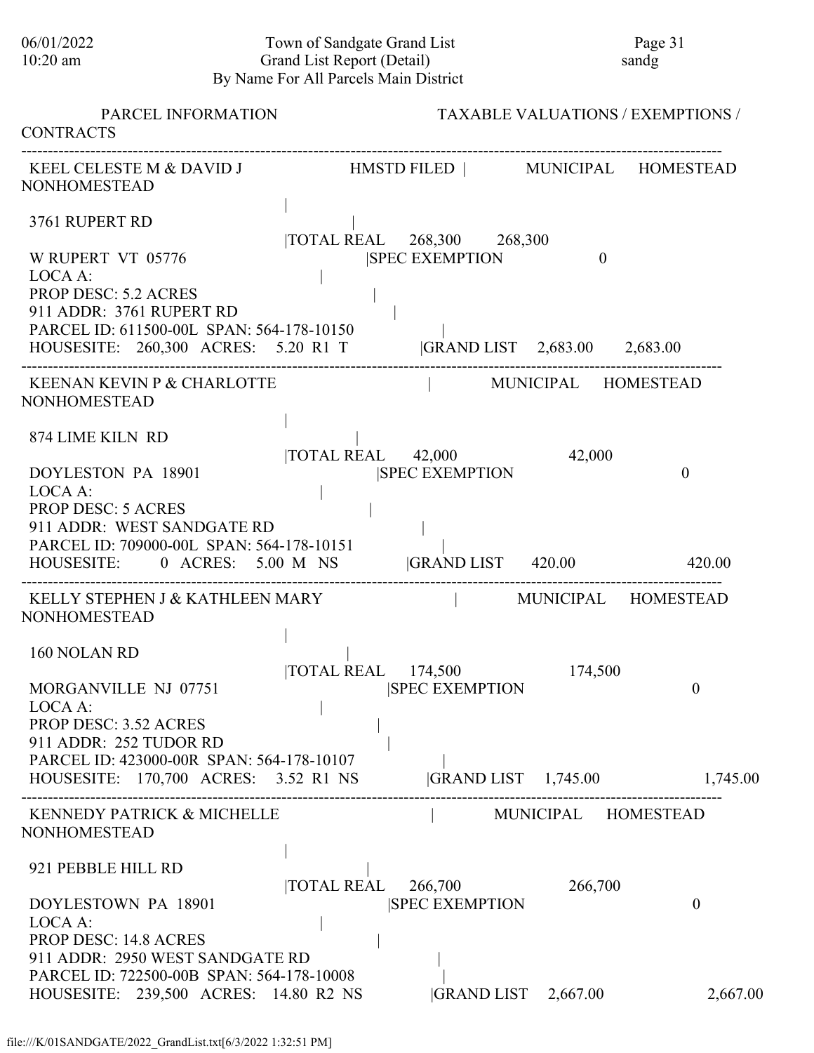Town of Sandgate Grand List
Grand List Report (Detail)
By Name For All Parcels Main District

| PARCEL INFORMATION | | MUNICIPAL | HOMESTEAD | NONHOMESTEAD |
|---|---|---|---|---|
| **KEEL CELESTE M & DAVID J** | HMSTD FILED | | | |
| 3761 RUPERT RD | TOTAL REAL | 268,300 | 268,300 | |
| W RUPERT VT 05776 | SPEC EXEMPTION | | 0 | |
| LOCA A: | | | | |
| PROP DESC: 5.2 ACRES | | | | |
| 911 ADDR: 3761 RUPERT RD | | | | |
| PARCEL ID: 611500-00L SPAN: 564-178-10150 | | | | |
| HOUSESITE: 260,300 ACRES: 5.20 R1 T | GRAND LIST | 2,683.00 | 2,683.00 | |
| **KEENAN KEVIN P & CHARLOTTE** | | | | |
| 874 LIME KILN RD | TOTAL REAL | 42,000 | | 42,000 |
| DOYLESTON PA 18901 | SPEC EXEMPTION | | | 0 |
| LOCA A: | | | | |
| PROP DESC: 5 ACRES | | | | |
| 911 ADDR: WEST SANDGATE RD | | | | |
| PARCEL ID: 709000-00L SPAN: 564-178-10151 | | | | |
| HOUSESITE: 0 ACRES: 5.00 M NS | GRAND LIST | 420.00 | | 420.00 |
| **KELLY STEPHEN J & KATHLEEN MARY** | | | | |
| 160 NOLAN RD | TOTAL REAL | 174,500 | | 174,500 |
| MORGANVILLE NJ 07751 | SPEC EXEMPTION | | | 0 |
| LOCA A: | | | | |
| PROP DESC: 3.52 ACRES | | | | |
| 911 ADDR: 252 TUDOR RD | | | | |
| PARCEL ID: 423000-00R SPAN: 564-178-10107 | | | | |
| HOUSESITE: 170,700 ACRES: 3.52 R1 NS | GRAND LIST | 1,745.00 | | 1,745.00 |
| **KENNEDY PATRICK & MICHELLE** | | | | |
| 921 PEBBLE HILL RD | TOTAL REAL | 266,700 | | 266,700 |
| DOYLESTOWN PA 18901 | SPEC EXEMPTION | | | 0 |
| LOCA A: | | | | |
| PROP DESC: 14.8 ACRES | | | | |
| 911 ADDR: 2950 WEST SANDGATE RD | | | | |
| PARCEL ID: 722500-00B SPAN: 564-178-10008 | | | | |
| HOUSESITE: 239,500 ACRES: 14.80 R2 NS | GRAND LIST | 2,667.00 | | 2,667.00 |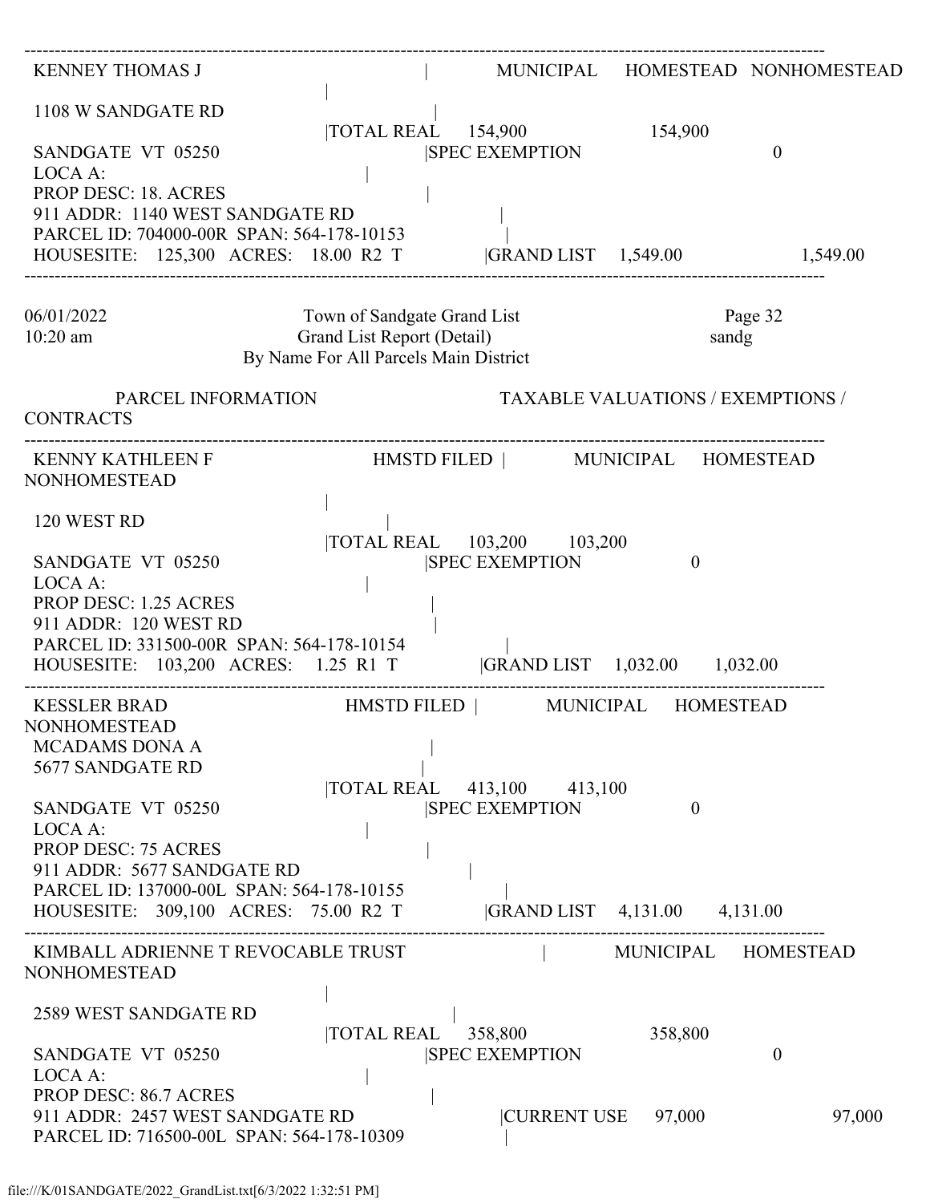---

| KENNEY THOMAS J | MUNICIPAL | HOMESTEAD | NONHOMESTEAD |
|---|---|---|---|
| 1108 W SANDGATE RD | | | |
| | TOTAL REAL 154,900 | | 154,900 |
| SANDGATE VT 05250 | SPEC EXEMPTION | | 0 |
| LOCA A: | | | |
| PROP DESC: 18. ACRES | | | |
| 911 ADDR: 1140 WEST SANDGATE RD | | | |
| PARCEL ID: 704000-00R SPAN: 564-178-10153 | | | |
| HOUSESITE: 125,300 ACRES: 18.00 R2 T | GRAND LIST 1,549.00 | | 1,549.00 |

---

06/01/2022 10:20 am

Town of Sandgate Grand List
Grand List Report (Detail)
By Name For All Parcels Main District

Page 32
sandg

PARCEL INFORMATION — TAXABLE VALUATIONS / EXEMPTIONS / CONTRACTS

---

| KENNY KATHLEEN F HMSTD FILED | MUNICIPAL | HOMESTEAD | NONHOMESTEAD |
|---|---|---|---|
| 120 WEST RD | | | |
| | TOTAL REAL 103,200 | 103,200 | |
| SANDGATE VT 05250 | SPEC EXEMPTION | 0 | |
| LOCA A: | | | |
| PROP DESC: 1.25 ACRES | | | |
| 911 ADDR: 120 WEST RD | | | |
| PARCEL ID: 331500-00R SPAN: 564-178-10154 | | | |
| HOUSESITE: 103,200 ACRES: 1.25 R1 T | GRAND LIST 1,032.00 | 1,032.00 | |

---

| KESSLER BRAD HMSTD FILED | MUNICIPAL | HOMESTEAD | NONHOMESTEAD |
|---|---|---|---|
| MCADAMS DONA A | | | |
| 5677 SANDGATE RD | | | |
| | TOTAL REAL 413,100 | 413,100 | |
| SANDGATE VT 05250 | SPEC EXEMPTION | 0 | |
| LOCA A: | | | |
| PROP DESC: 75 ACRES | | | |
| 911 ADDR: 5677 SANDGATE RD | | | |
| PARCEL ID: 137000-00L SPAN: 564-178-10155 | | | |
| HOUSESITE: 309,100 ACRES: 75.00 R2 T | GRAND LIST 4,131.00 | 4,131.00 | |

---

| KIMBALL ADRIENNE T REVOCABLE TRUST | MUNICIPAL | HOMESTEAD | NONHOMESTEAD |
|---|---|---|---|
| 2589 WEST SANDGATE RD | | | |
| | TOTAL REAL 358,800 | | 358,800 |
| SANDGATE VT 05250 | SPEC EXEMPTION | | 0 |
| LOCA A: | | | |
| PROP DESC: 86.7 ACRES | | | |
| 911 ADDR: 2457 WEST SANDGATE RD | CURRENT USE 97,000 | | 97,000 |
| PARCEL ID: 716500-00L SPAN: 564-178-10309 | | | |

file:///K/01SANDGATE/2022_GrandList.txt[6/3/2022 1:32:51 PM]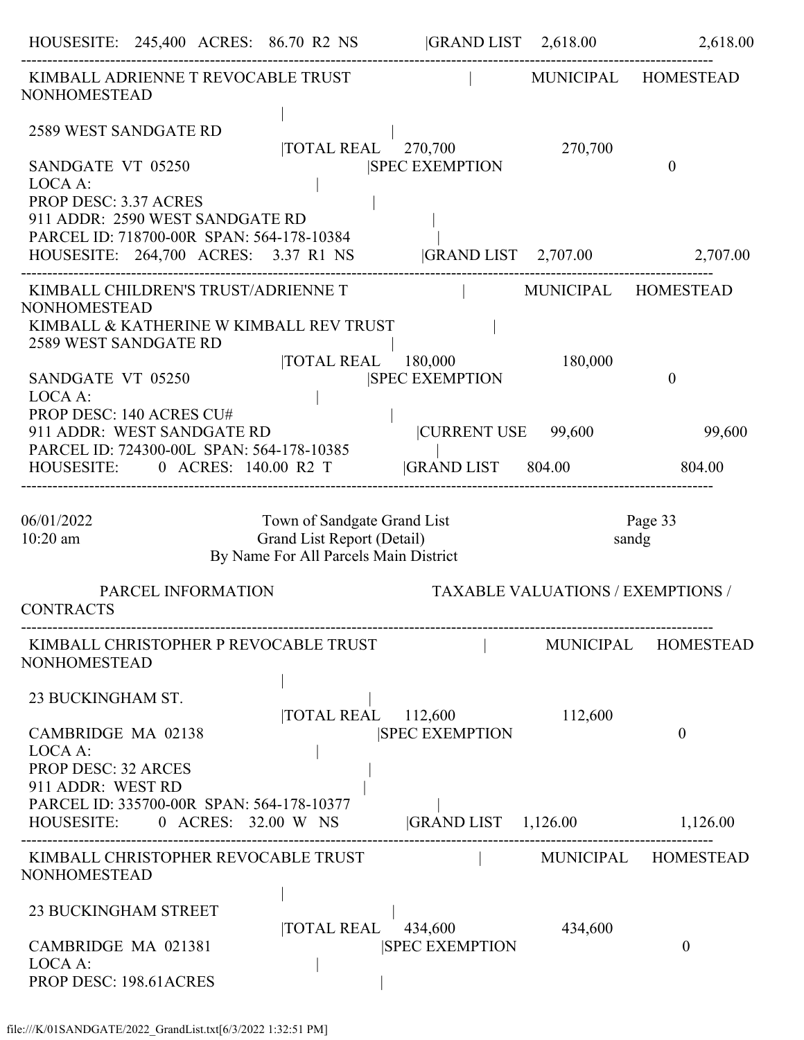```
HOUSESITE:  245,400  ACRES:  86.70  R2  NS          |GRAND LIST    2,618.00              2,618.00
------------------------------------------------------------------------------------------------------------------------
 KIMBALL ADRIENNE T REVOCABLE TRUST                  |        MUNICIPAL    HOMESTEAD    NONHOMESTEAD
                                                     |
 2589 WEST SANDGATE RD                               |
                                   |TOTAL REAL    270,700              270,700
 SANDGATE  VT  05250                       |SPEC EXEMPTION                                  0
 LOCA A:                                   |
 PROP DESC: 3.37 ACRES                             |
 911 ADDR:  2590 WEST SANDGATE RD                        |
 PARCEL ID: 718700-00R  SPAN: 564-178-10384              |
 HOUSESITE:  264,700  ACRES:   3.37  R1  NS          |GRAND LIST    2,707.00              2,707.00
------------------------------------------------------------------------------------------------------------------------
 KIMBALL CHILDREN'S TRUST/ADRIENNE T                 |        MUNICIPAL    HOMESTEAD    NONHOMESTEAD
 KIMBALL & KATHERINE W KIMBALL REV TRUST                  |
 2589 WEST SANDGATE RD                               |
                                   |TOTAL REAL    180,000              180,000
 SANDGATE  VT  05250                       |SPEC EXEMPTION                                  0
 LOCA A:                                   |
 PROP DESC: 140 ACRES CU#                            |
 911 ADDR:  WEST SANDGATE RD                         |CURRENT USE     99,600               99,600
 PARCEL ID: 724300-00L  SPAN: 564-178-10385              |
 HOUSESITE:       0  ACRES:  140.00  R2  T           |GRAND LIST      804.00                804.00
------------------------------------------------------------------------------------------------------------------------

06/01/2022                    Town of Sandgate Grand List                          Page 33
10:20 am                      Grand List Report (Detail)                           sandg
                         By Name For All Parcels Main District

         PARCEL INFORMATION                          TAXABLE VALUATIONS / EXEMPTIONS / CONTRACTS
------------------------------------------------------------------------------------------------------------------------
 KIMBALL CHRISTOPHER P REVOCABLE TRUST               |        MUNICIPAL    HOMESTEAD    NONHOMESTEAD
                                                     |
 23 BUCKINGHAM ST.                                   |
                                   |TOTAL REAL    112,600              112,600
 CAMBRIDGE  MA  02138                      |SPEC EXEMPTION                                  0
 LOCA A:                                   |
 PROP DESC: 32 ARCES                                 |
 911 ADDR:  WEST RD                                  |
 PARCEL ID: 335700-00R  SPAN: 564-178-10377              |
 HOUSESITE:       0  ACRES:   32.00  W  NS           |GRAND LIST    1,126.00              1,126.00
------------------------------------------------------------------------------------------------------------------------
 KIMBALL CHRISTOPHER REVOCABLE TRUST                 |        MUNICIPAL    HOMESTEAD    NONHOMESTEAD
                                                     |
 23 BUCKINGHAM STREET                                |
                                   |TOTAL REAL    434,600              434,600
 CAMBRIDGE  MA  021381                     |SPEC EXEMPTION                                  0
 LOCA A:                                   |
 PROP DESC: 198.61ACRES                              |
```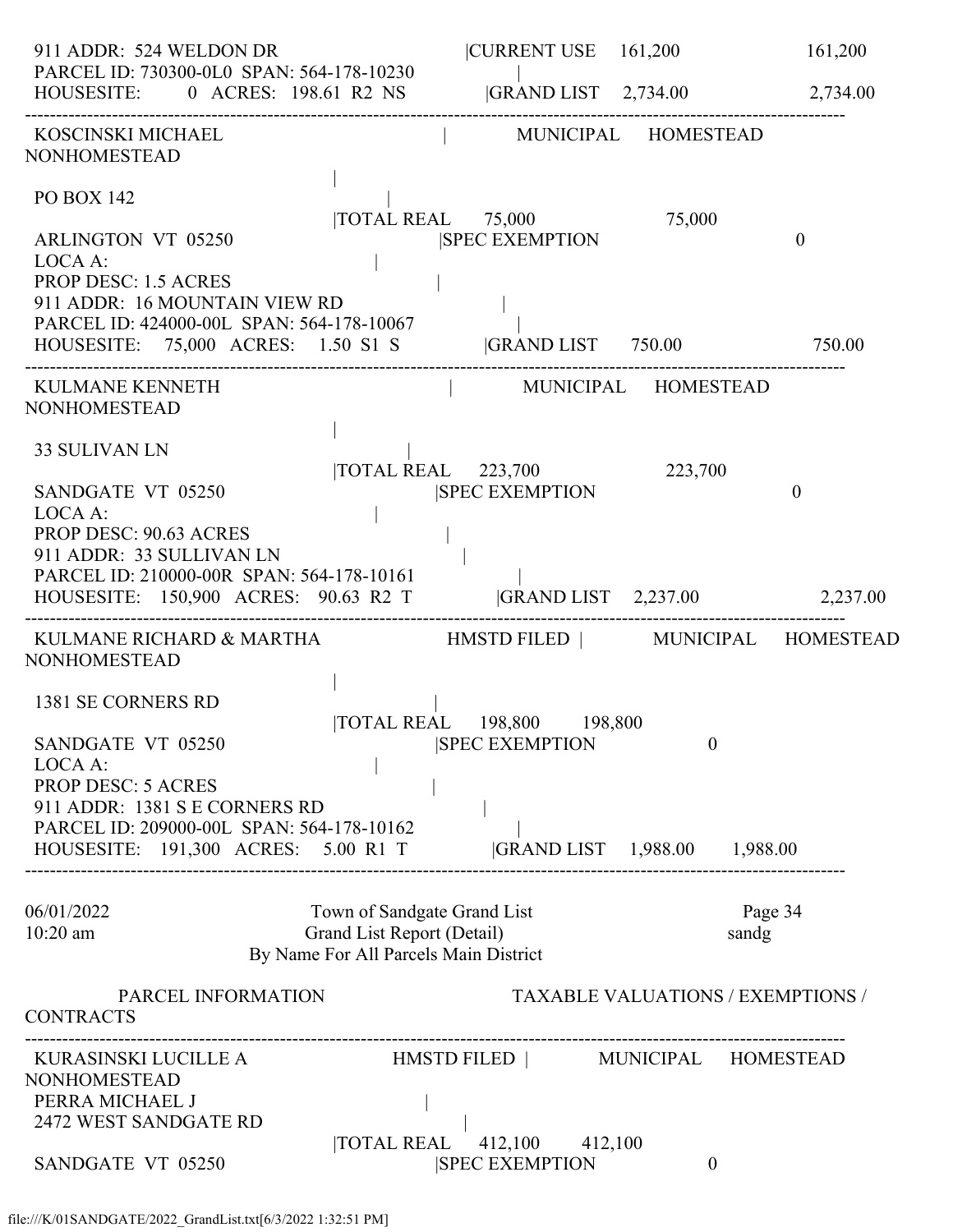911 ADDR: 524 WELDON DR |CURRENT USE 161,200 161,200
PARCEL ID: 730300-0L0 SPAN: 564-178-10230 |
HOUSESITE: 0 ACRES: 198.61 R2 NS |GRAND LIST 2,734.00 2,734.00

---

KOSCINSKI MICHAEL | MUNICIPAL HOMESTEAD NONHOMESTEAD
|
PO BOX 142 |
|TOTAL REAL 75,000 75,000
ARLINGTON VT 05250 |SPEC EXEMPTION 0
LOCA A: |
PROP DESC: 1.5 ACRES |
911 ADDR: 16 MOUNTAIN VIEW RD |
PARCEL ID: 424000-00L SPAN: 564-178-10067 |
HOUSESITE: 75,000 ACRES: 1.50 S1 S |GRAND LIST 750.00 750.00

---

KULMANE KENNETH | MUNICIPAL HOMESTEAD NONHOMESTEAD
|
33 SULIVAN LN |
|TOTAL REAL 223,700 223,700
SANDGATE VT 05250 |SPEC EXEMPTION 0
LOCA A: |
PROP DESC: 90.63 ACRES |
911 ADDR: 33 SULLIVAN LN |
PARCEL ID: 210000-00R SPAN: 564-178-10161 |
HOUSESITE: 150,900 ACRES: 90.63 R2 T |GRAND LIST 2,237.00 2,237.00

---

KULMANE RICHARD & MARTHA HMSTD FILED | MUNICIPAL HOMESTEAD NONHOMESTEAD
|
1381 SE CORNERS RD |
|TOTAL REAL 198,800 198,800
SANDGATE VT 05250 |SPEC EXEMPTION 0
LOCA A: |
PROP DESC: 5 ACRES |
911 ADDR: 1381 S E CORNERS RD |
PARCEL ID: 209000-00L SPAN: 564-178-10162 |
HOUSESITE: 191,300 ACRES: 5.00 R1 T |GRAND LIST 1,988.00 1,988.00

---

06/01/2022 Town of Sandgate Grand List Page 34
10:20 am Grand List Report (Detail) sandg
By Name For All Parcels Main District

PARCEL INFORMATION TAXABLE VALUATIONS / EXEMPTIONS / CONTRACTS

---

KURASINSKI LUCILLE A HMSTD FILED | MUNICIPAL HOMESTEAD NONHOMESTEAD
PERRA MICHAEL J |
2472 WEST SANDGATE RD |
|TOTAL REAL 412,100 412,100
SANDGATE VT 05250 |SPEC EXEMPTION 0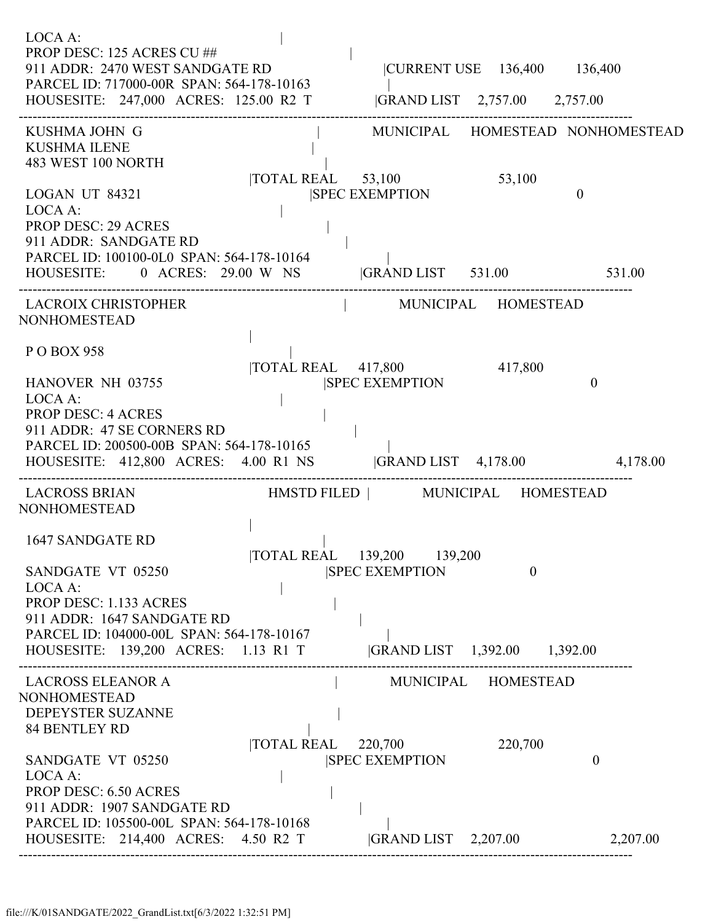```
 LOCA A:                                   |
 PROP DESC: 125 ACRES CU ##                              |
 911 ADDR:  2470 WEST SANDGATE RD                    |CURRENT USE    136,400        136,400
 PARCEL ID: 717000-00R  SPAN: 564-178-10163              |
 HOUSESITE:   247,000  ACRES:  125.00  R2  T          |GRAND LIST    2,757.00       2,757.00
------------------------------------------------------------------------------------------------------------
 KUSHMA JOHN  G                              |          MUNICIPAL     HOMESTEAD  NONHOMESTEAD
 KUSHMA ILENE                                |
 483 WEST 100 NORTH                           |
                               |TOTAL REAL      53,100                    53,100
 LOGAN  UT  84321                       |SPEC EXEMPTION                               0
 LOCA A:                                   |
 PROP DESC: 29 ACRES                             |
 911 ADDR:  SANDGATE RD                            |
 PARCEL ID: 100100-0L0  SPAN: 564-178-10164              |
 HOUSESITE:        0  ACRES:   29.00  W  NS          |GRAND LIST      531.00                   531.00
------------------------------------------------------------------------------------------------------------
 LACROIX CHRISTOPHER                              |          MUNICIPAL     HOMESTEAD
NONHOMESTEAD
                                           |
 P O BOX 958                                |
                               |TOTAL REAL     417,800                   417,800
 HANOVER  NH  03755                       |SPEC EXEMPTION                               0
 LOCA A:                                   |
 PROP DESC: 4 ACRES                              |
 911 ADDR:  47 SE CORNERS RD                         |
 PARCEL ID: 200500-00B  SPAN: 564-178-10165              |
 HOUSESITE:   412,800  ACRES:    4.00  R1  NS          |GRAND LIST    4,178.00                 4,178.00
------------------------------------------------------------------------------------------------------------
 LACROSS BRIAN                    HMSTD FILED |          MUNICIPAL     HOMESTEAD
NONHOMESTEAD
                                           |
 1647 SANDGATE RD                              |
                               |TOTAL REAL     139,200     139,200
 SANDGATE  VT  05250                       |SPEC EXEMPTION                 0
 LOCA A:                                   |
 PROP DESC: 1.133 ACRES                           |
 911 ADDR:  1647 SANDGATE RD                         |
 PARCEL ID: 104000-00L  SPAN: 564-178-10167              |
 HOUSESITE:   139,200  ACRES:    1.13  R1  T          |GRAND LIST    1,392.00     1,392.00
------------------------------------------------------------------------------------------------------------
 LACROSS ELEANOR A                              |          MUNICIPAL     HOMESTEAD
NONHOMESTEAD
 DEPEYSTER SUZANNE                               |
 84 BENTLEY RD                                |
                               |TOTAL REAL     220,700                   220,700
 SANDGATE  VT  05250                       |SPEC EXEMPTION                               0
 LOCA A:                                   |
 PROP DESC: 6.50 ACRES                            |
 911 ADDR:  1907 SANDGATE RD                         |
 PARCEL ID: 105500-00L  SPAN: 564-178-10168              |
 HOUSESITE:   214,400  ACRES:    4.50  R2  T          |GRAND LIST    2,207.00                 2,207.00
------------------------------------------------------------------------------------------------------------
```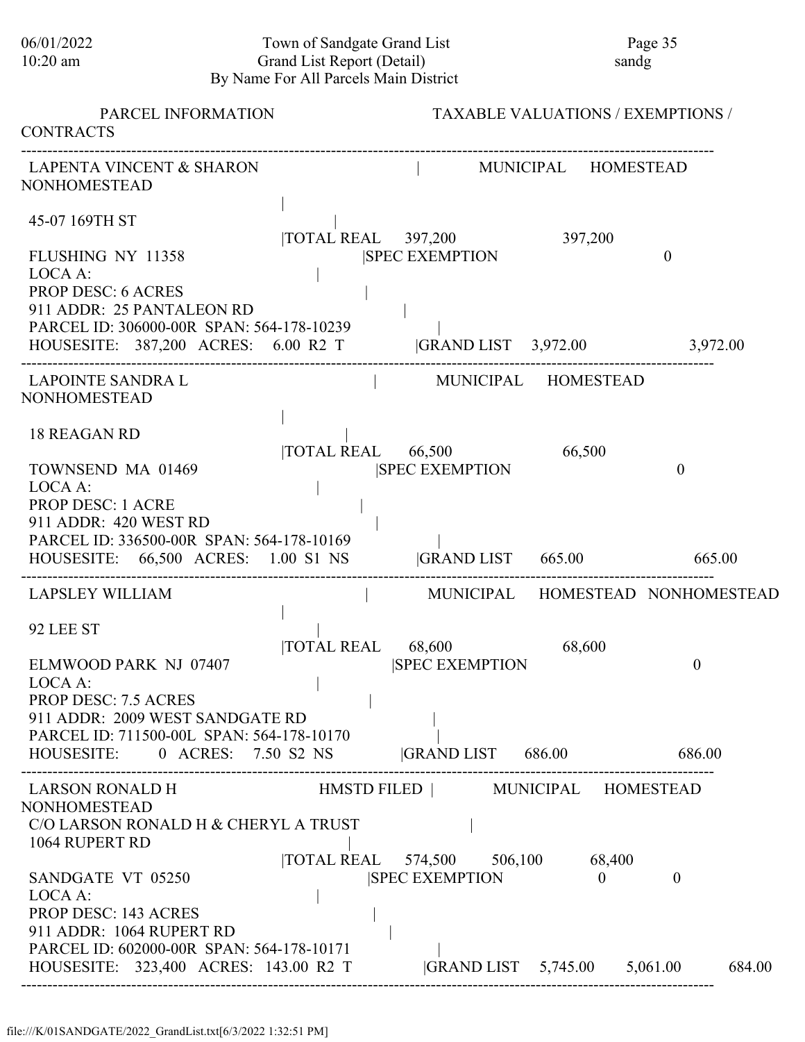| PARCEL INFORMATION | | TAXABLE VALUATIONS / EXEMPTIONS / CONTRACTS | | |
|---|---|---|---|---|
| **LAPENTA VINCENT & SHARON** | | MUNICIPAL | HOMESTEAD | NONHOMESTEAD |
| 45-07 169TH ST | TOTAL REAL | 397,200 | | 397,200 |
| FLUSHING NY 11358 | SPEC EXEMPTION | | | 0 |
| LOCA A: | | | | |
| PROP DESC: 6 ACRES | | | | |
| 911 ADDR: 25 PANTALEON RD | | | | |
| PARCEL ID: 306000-00R SPAN: 564-178-10239 | | | | |
| HOUSESITE: 387,200 ACRES: 6.00 R2 T | GRAND LIST | 3,972.00 | | 3,972.00 |
| **LAPOINTE SANDRA L** | | MUNICIPAL | HOMESTEAD | NONHOMESTEAD |
| 18 REAGAN RD | TOTAL REAL | 66,500 | | 66,500 |
| TOWNSEND MA 01469 | SPEC EXEMPTION | | | 0 |
| LOCA A: | | | | |
| PROP DESC: 1 ACRE | | | | |
| 911 ADDR: 420 WEST RD | | | | |
| PARCEL ID: 336500-00R SPAN: 564-178-10169 | | | | |
| HOUSESITE: 66,500 ACRES: 1.00 S1 NS | GRAND LIST | 665.00 | | 665.00 |
| **LAPSLEY WILLIAM** | | MUNICIPAL | HOMESTEAD | NONHOMESTEAD |
| 92 LEE ST | TOTAL REAL | 68,600 | | 68,600 |
| ELMWOOD PARK NJ 07407 | SPEC EXEMPTION | | | 0 |
| LOCA A: | | | | |
| PROP DESC: 7.5 ACRES | | | | |
| 911 ADDR: 2009 WEST SANDGATE RD | | | | |
| PARCEL ID: 711500-00L SPAN: 564-178-10170 | | | | |
| HOUSESITE: 0 ACRES: 7.50 S2 NS | GRAND LIST | 686.00 | | 686.00 |
| **LARSON RONALD H** HMSTD FILED | | MUNICIPAL | HOMESTEAD | NONHOMESTEAD |
| C/O LARSON RONALD H & CHERYL A TRUST | | | | |
| 1064 RUPERT RD | TOTAL REAL | 574,500 | 506,100 | 68,400 |
| SANDGATE VT 05250 | SPEC EXEMPTION | | 0 | 0 |
| LOCA A: | | | | |
| PROP DESC: 143 ACRES | | | | |
| 911 ADDR: 1064 RUPERT RD | | | | |
| PARCEL ID: 602000-00R SPAN: 564-178-10171 | | | | |
| HOUSESITE: 323,400 ACRES: 143.00 R2 T | GRAND LIST | 5,745.00 | 5,061.00 | 684.00 |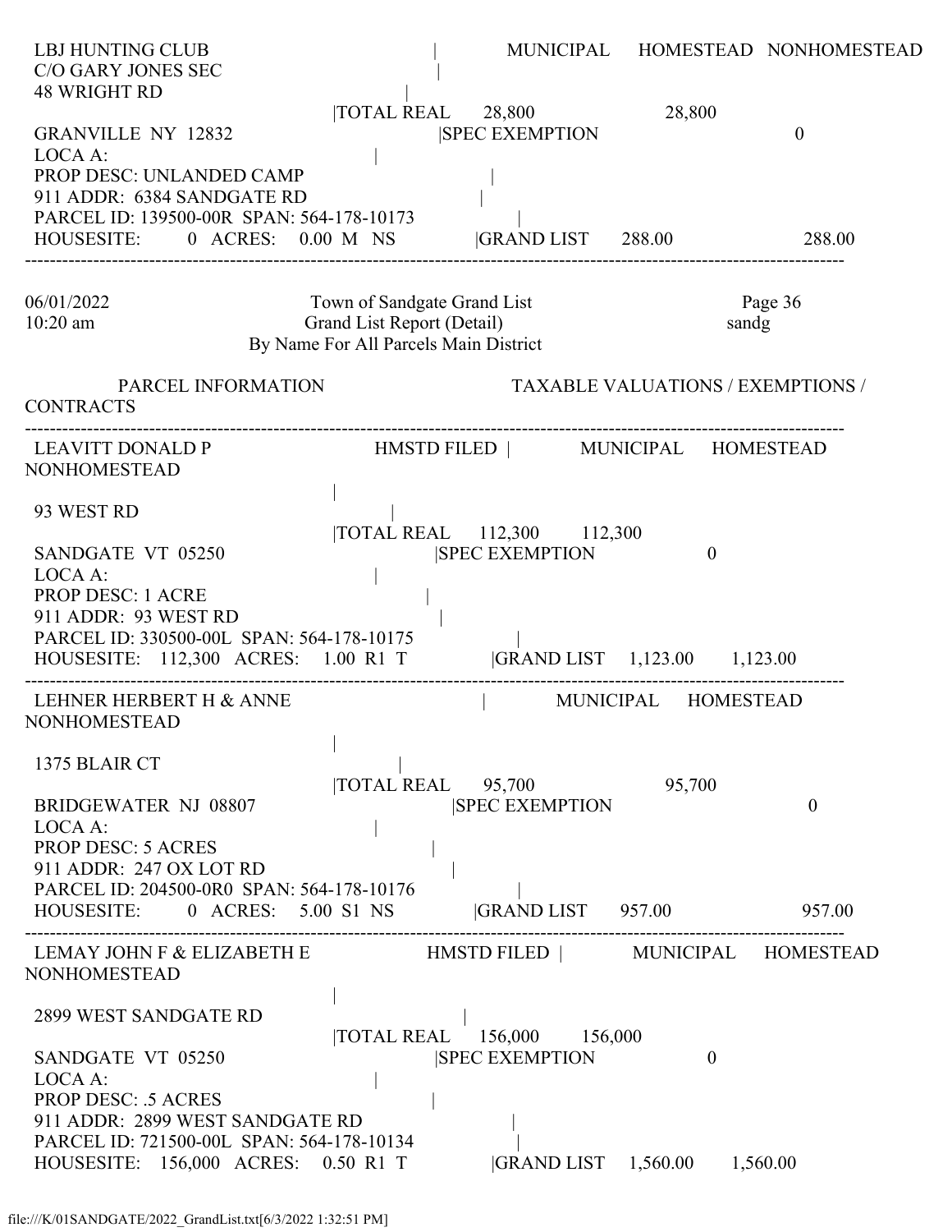```
 LBJ HUNTING CLUB                                    |             MUNICIPAL     HOMESTEAD   NONHOMESTEAD
 C/O GARY JONES SEC                                  |
 48 WRIGHT RD                                        |
                                        |TOTAL REAL      28,800                   28,800
 GRANVILLE  NY  12832                             |SPEC EXEMPTION                           0
 LOCA A:                                         |
 PROP DESC: UNLANDED CAMP                         |
 911 ADDR:  6384 SANDGATE RD                      |
 PARCEL ID: 139500-00R  SPAN: 564-178-10173          |
 HOUSESITE:       0  ACRES:    0.00  M  NS           |GRAND LIST      288.00                   288.00
-------------------------------------------------------------------------------------------------------------------------------------
```

```
06/01/2022                         Town of Sandgate Grand List                           Page 36
10:20 am                           Grand List Report (Detail)                            sandg
                             By Name For All Parcels Main District

          PARCEL INFORMATION                                  TAXABLE VALUATIONS / EXEMPTIONS / CONTRACTS
-------------------------------------------------------------------------------------------------------------------------------------
 LEAVITT DONALD P                        HMSTD FILED |          MUNICIPAL     HOMESTEAD    NONHOMESTEAD
                                                  |
 93 WEST RD                                       |
                                        |TOTAL REAL     112,300       112,300
 SANDGATE  VT  05250                             |SPEC EXEMPTION                 0
 LOCA A:                                         |
 PROP DESC: 1 ACRE                                |
 911 ADDR:  93 WEST RD                            |
 PARCEL ID: 330500-00L  SPAN: 564-178-10175          |
 HOUSESITE:   112,300  ACRES:    1.00  R1  T         |GRAND LIST    1,123.00      1,123.00
-------------------------------------------------------------------------------------------------------------------------------------
 LEHNER HERBERT H & ANNE                             |          MUNICIPAL     HOMESTEAD    NONHOMESTEAD
                                                  |
 1375 BLAIR CT                                    |
                                        |TOTAL REAL      95,700                   95,700
 BRIDGEWATER  NJ  08807                           |SPEC EXEMPTION                           0
 LOCA A:                                         |
 PROP DESC: 5 ACRES                               |
 911 ADDR:  247 OX LOT RD                         |
 PARCEL ID: 204500-0R0  SPAN: 564-178-10176          |
 HOUSESITE:       0  ACRES:    5.00  S1  NS          |GRAND LIST      957.00                   957.00
-------------------------------------------------------------------------------------------------------------------------------------
 LEMAY JOHN F & ELIZABETH E              HMSTD FILED |          MUNICIPAL     HOMESTEAD    NONHOMESTEAD
                                                  |
 2899 WEST SANDGATE RD                            |
                                        |TOTAL REAL     156,000       156,000
 SANDGATE  VT  05250                             |SPEC EXEMPTION                 0
 LOCA A:                                         |
 PROP DESC: .5 ACRES                              |
 911 ADDR:  2899 WEST SANDGATE RD                 |
 PARCEL ID: 721500-00L  SPAN: 564-178-10134          |
 HOUSESITE:   156,000  ACRES:    0.50  R1  T         |GRAND LIST    1,560.00      1,560.00
```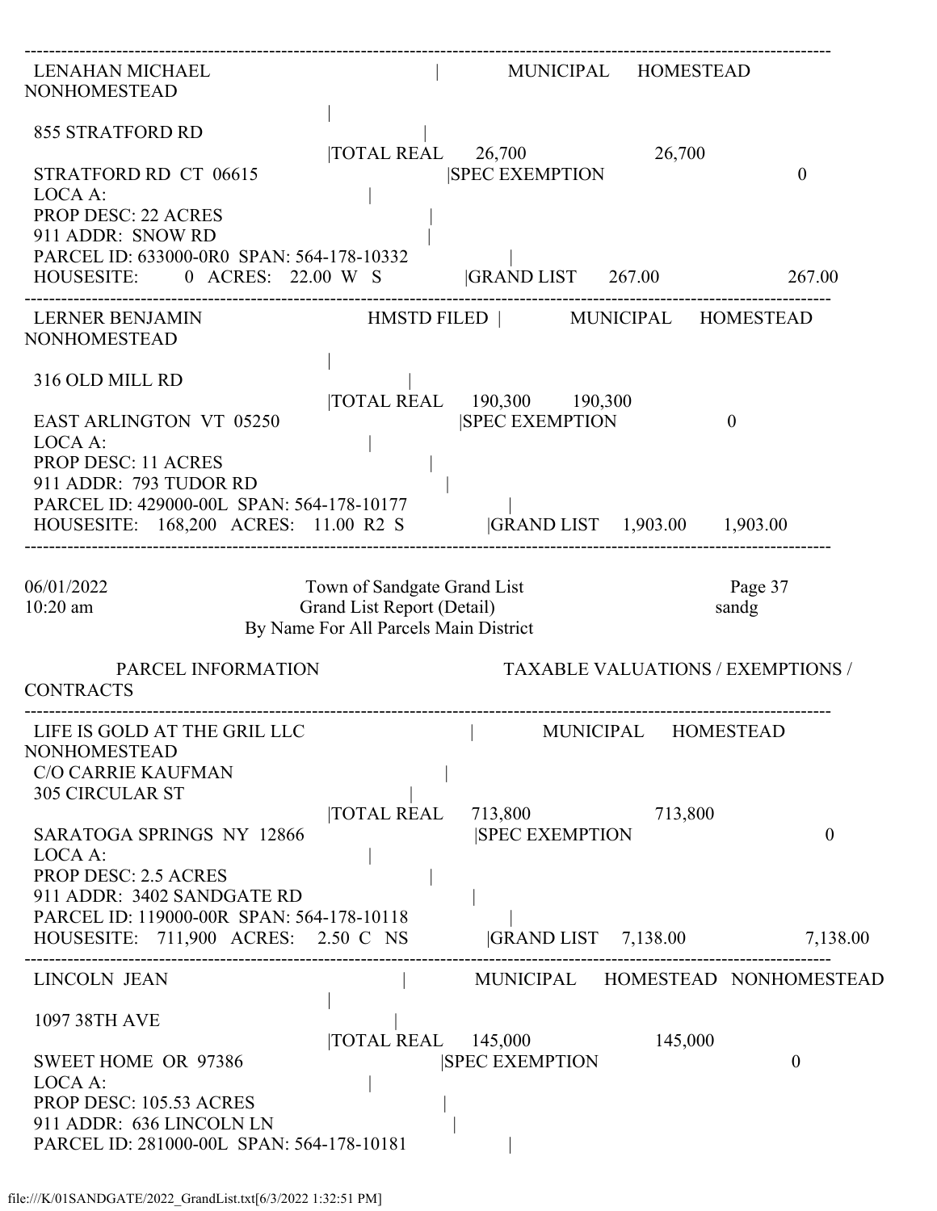```
-----------------------------------------------------------------------------------------------------------------------
 LENAHAN MICHAEL                                    |        MUNICIPAL     HOMESTEAD     NONHOMESTEAD
                                                    |
 855 STRATFORD RD                                   |
                                                    |TOTAL REAL      26,700                    26,700
 STRATFORD RD  CT  06615                            |SPEC EXEMPTION                                0
 LOCA A:                                            |
 PROP DESC: 22 ACRES                                |
 911 ADDR:  SNOW RD                                 |
 PARCEL ID: 633000-0R0  SPAN: 564-178-10332         |
 HOUSESITE:        0  ACRES:   22.00  W  S          |GRAND LIST      267.00                    267.00
-----------------------------------------------------------------------------------------------------------------------
 LERNER BENJAMIN                        HMSTD FILED |        MUNICIPAL     HOMESTEAD     NONHOMESTEAD
                                                    |
 316 OLD MILL RD                                    |
                                                    |TOTAL REAL     190,300       190,300
 EAST ARLINGTON  VT  05250                          |SPEC EXEMPTION                   0
 LOCA A:                                            |
 PROP DESC: 11 ACRES                                |
 911 ADDR:  793 TUDOR RD                            |
 PARCEL ID: 429000-00L  SPAN: 564-178-10177         |
 HOUSESITE:   168,200  ACRES:   11.00  R2  S        |GRAND LIST    1,903.00      1,903.00
-----------------------------------------------------------------------------------------------------------------------

06/01/2022                    Town of Sandgate Grand List                              Page 37
10:20 am                      Grand List Report (Detail)                               sandg
                         By Name For All Parcels Main District

          PARCEL INFORMATION                          TAXABLE VALUATIONS / EXEMPTIONS / CONTRACTS
-----------------------------------------------------------------------------------------------------------------------
 LIFE IS GOLD AT THE GRIL LLC                       |        MUNICIPAL     HOMESTEAD     NONHOMESTEAD
 C/O CARRIE KAUFMAN                                 |
 305 CIRCULAR ST                                    |
                                                    |TOTAL REAL     713,800                   713,800
 SARATOGA SPRINGS  NY  12866                        |SPEC EXEMPTION                                0
 LOCA A:                                            |
 PROP DESC: 2.5 ACRES                               |
 911 ADDR:  3402 SANDGATE RD                        |
 PARCEL ID: 119000-00R  SPAN: 564-178-10118         |
 HOUSESITE:   711,900  ACRES:    2.50  C  NS        |GRAND LIST    7,138.00                  7,138.00
-----------------------------------------------------------------------------------------------------------------------
 LINCOLN  JEAN                                      |        MUNICIPAL     HOMESTEAD     NONHOMESTEAD
                                                    |
 1097 38TH AVE                                      |
                                                    |TOTAL REAL     145,000                   145,000
 SWEET HOME  OR  97386                              |SPEC EXEMPTION                                0
 LOCA A:                                            |
 PROP DESC: 105.53 ACRES                            |
 911 ADDR:  636 LINCOLN LN                          |
 PARCEL ID: 281000-00L  SPAN: 564-178-10181         |
```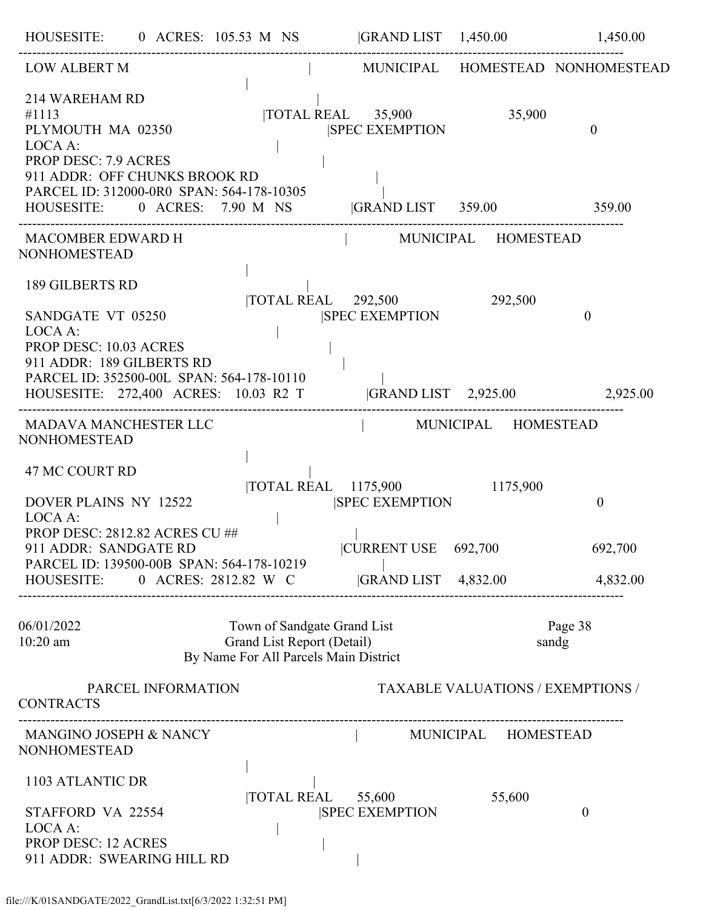```
HOUSESITE:      0  ACRES:  105.53  M   NS              |GRAND LIST    1,450.00                  1,450.00
-----------------------------------------------------------------------------------------------------------------
 LOW ALBERT M                                          |      MUNICIPAL     HOMESTEAD  NONHOMESTEAD
                                       |
 214 WAREHAM RD                                        |
 #1113                                 |TOTAL REAL      35,900                  35,900
 PLYMOUTH  MA  02350                                   |SPEC EXEMPTION                               0
 LOCA A:                                               |
 PROP DESC: 7.9 ACRES                                  |
 911 ADDR:  OFF CHUNKS BROOK RD                        |
 PARCEL ID: 312000-0R0  SPAN: 564-178-10305            |
 HOUSESITE:      0  ACRES:    7.90  M   NS             |GRAND LIST     359.00                     359.00
-----------------------------------------------------------------------------------------------------------------
 MACOMBER EDWARD H                                     |      MUNICIPAL     HOMESTEAD
NONHOMESTEAD
                                       |
 189 GILBERTS RD                                       |
                                       |TOTAL REAL     292,500                 292,500
 SANDGATE  VT  05250                                   |SPEC EXEMPTION                               0
 LOCA A:                                               |
 PROP DESC: 10.03 ACRES                                |
 911 ADDR:  189 GILBERTS RD                            |
 PARCEL ID: 352500-00L  SPAN: 564-178-10110            |
 HOUSESITE:  272,400  ACRES:   10.03  R2  T            |GRAND LIST    2,925.00                  2,925.00
-----------------------------------------------------------------------------------------------------------------
 MADAVA MANCHESTER LLC                                 |      MUNICIPAL     HOMESTEAD
NONHOMESTEAD
                                       |
 47 MC COURT RD                                        |
                                       |TOTAL REAL    1175,900                1175,900
 DOVER PLAINS  NY  12522                               |SPEC EXEMPTION                               0
 LOCA A:                                               |
 PROP DESC: 2812.82 ACRES CU ##                        |
 911 ADDR:  SANDGATE RD                                |CURRENT USE    692,700                   692,700
 PARCEL ID: 139500-00B  SPAN: 564-178-10219            |
 HOUSESITE:      0  ACRES: 2812.82  W   C              |GRAND LIST    4,832.00                  4,832.00
-----------------------------------------------------------------------------------------------------------------

06/01/2022                    Town of Sandgate Grand List                      Page 38
10:20 am                      Grand List Report (Detail)                       sandg
                          By Name For All Parcels Main District

          PARCEL INFORMATION                        TAXABLE VALUATIONS / EXEMPTIONS /
CONTRACTS
-----------------------------------------------------------------------------------------------------------------
 MANGINO JOSEPH & NANCY                                |      MUNICIPAL     HOMESTEAD
NONHOMESTEAD
                                       |
 1103 ATLANTIC DR                                      |
                                       |TOTAL REAL      55,600                  55,600
 STAFFORD  VA  22554                                   |SPEC EXEMPTION                               0
 LOCA A:                                               |
 PROP DESC: 12 ACRES                                   |
 911 ADDR:  SWEARING HILL RD                           |
```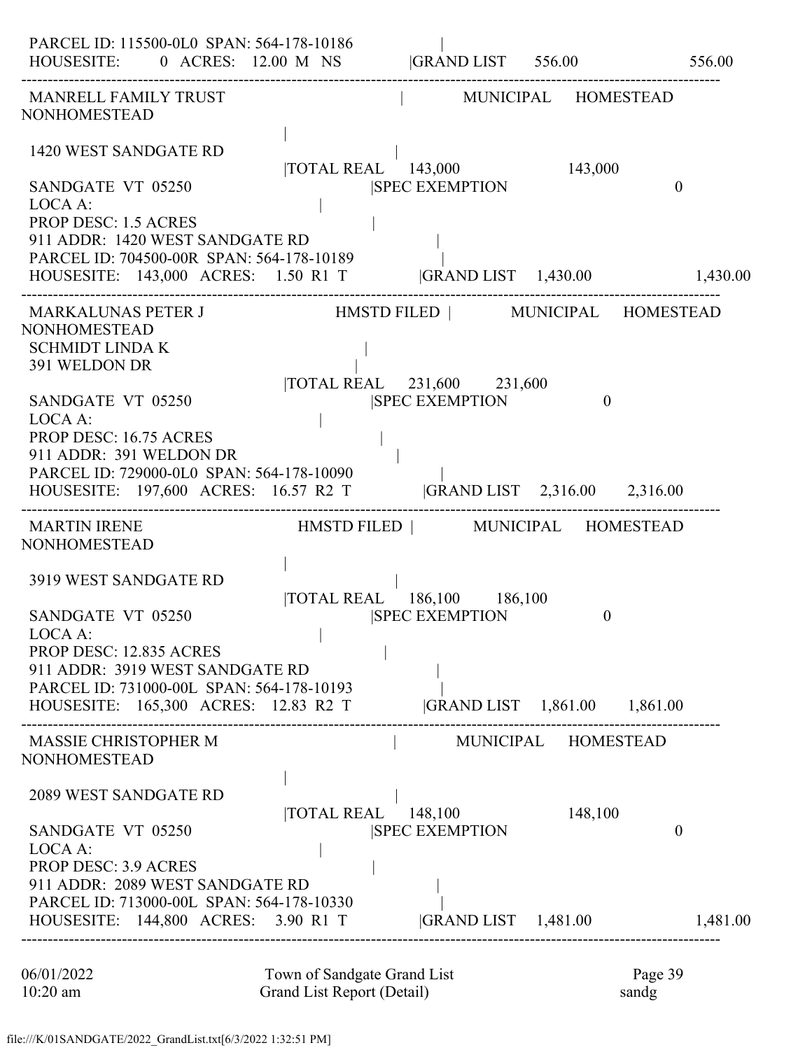```
 PARCEL ID: 115500-0L0  SPAN: 564-178-10186              |
 HOUSESITE:       0  ACRES:  12.00  M   NS          |GRAND LIST      556.00                     556.00
--------------------------------------------------------------------------------------------------------
 MANRELL FAMILY TRUST                                   |          MUNICIPAL     HOMESTEAD
NONHOMESTEAD
                                          |
 1420 WEST SANDGATE RD                                  |
                                          |TOTAL REAL     143,000                  143,000
 SANDGATE  VT  05250                                |SPEC EXEMPTION                             0
 LOCA A:                                        |
 PROP DESC: 1.5 ACRES                                 |
 911 ADDR:  1420 WEST SANDGATE RD                          |
 PARCEL ID: 704500-00R  SPAN: 564-178-10189              |
 HOUSESITE:   143,000  ACRES:    1.50  R1  T           |GRAND LIST    1,430.00                  1,430.00
--------------------------------------------------------------------------------------------------------
 MARKALUNAS PETER J                      HMSTD FILED |          MUNICIPAL     HOMESTEAD
NONHOMESTEAD
 SCHMIDT LINDA K                                        |
 391 WELDON DR                                        |
                                          |TOTAL REAL     231,600      231,600
 SANDGATE  VT  05250                                |SPEC EXEMPTION                    0
 LOCA A:                                        |
 PROP DESC: 16.75 ACRES                               |
 911 ADDR:  391 WELDON DR                                |
 PARCEL ID: 729000-0L0  SPAN: 564-178-10090              |
 HOUSESITE:   197,600  ACRES:   16.57  R2  T           |GRAND LIST    2,316.00     2,316.00
--------------------------------------------------------------------------------------------------------
 MARTIN IRENE                            HMSTD FILED |          MUNICIPAL     HOMESTEAD
NONHOMESTEAD
                                          |
 3919 WEST SANDGATE RD                                  |
                                          |TOTAL REAL     186,100      186,100
 SANDGATE  VT  05250                                |SPEC EXEMPTION                    0
 LOCA A:                                        |
 PROP DESC: 12.835 ACRES                              |
 911 ADDR:  3919 WEST SANDGATE RD                          |
 PARCEL ID: 731000-00L  SPAN: 564-178-10193              |
 HOUSESITE:   165,300  ACRES:   12.83  R2  T           |GRAND LIST    1,861.00     1,861.00
--------------------------------------------------------------------------------------------------------
 MASSIE CHRISTOPHER M                                   |          MUNICIPAL     HOMESTEAD
NONHOMESTEAD
                                          |
 2089 WEST SANDGATE RD                                  |
                                          |TOTAL REAL     148,100                  148,100
 SANDGATE  VT  05250                                |SPEC EXEMPTION                             0
 LOCA A:                                        |
 PROP DESC: 3.9 ACRES                                 |
 911 ADDR:  2089 WEST SANDGATE RD                          |
 PARCEL ID: 713000-00L  SPAN: 564-178-10330              |
 HOUSESITE:   144,800  ACRES:    3.90  R1  T           |GRAND LIST    1,481.00                  1,481.00
--------------------------------------------------------------------------------------------------------
```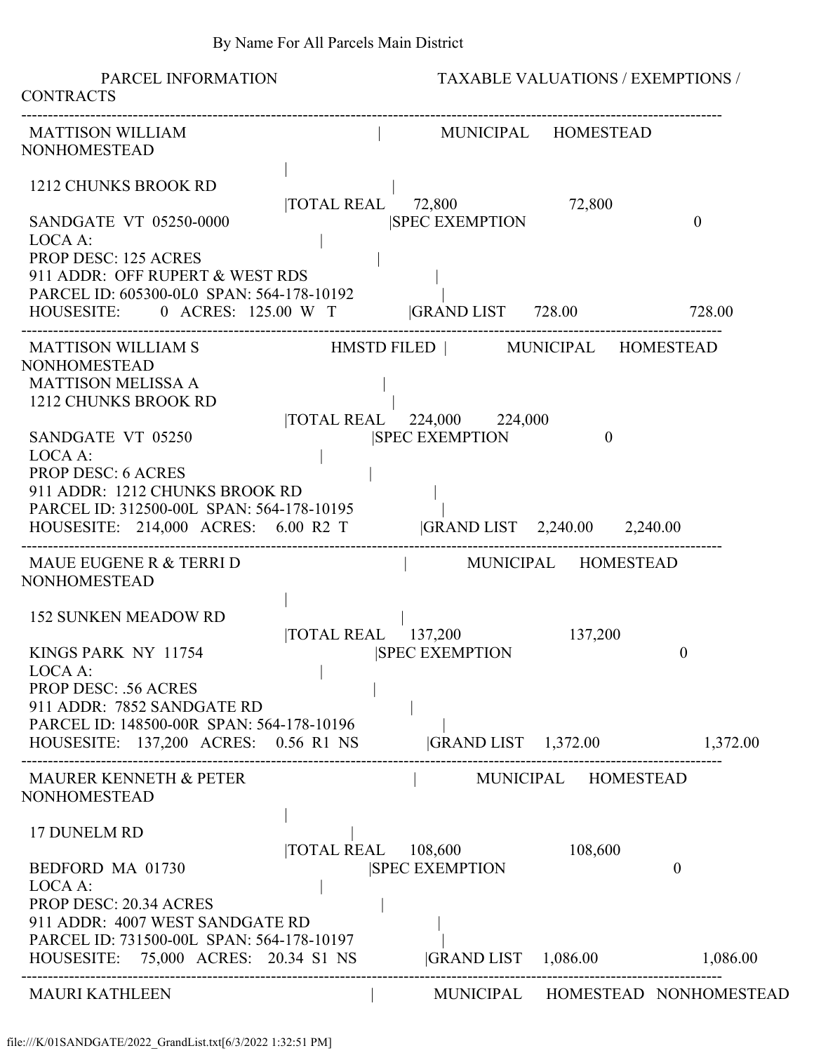By Name For All Parcels Main District

PARCEL INFORMATION | TAXABLE VALUATIONS / EXEMPTIONS / CONTRACTS

---

MATTISON WILLIAM | MUNICIPAL HOMESTEAD NONHOMESTEAD
|
1212 CHUNKS BROOK RD |
|TOTAL REAL 72,800 72,800
SANDGATE VT 05250-0000 |SPEC EXEMPTION 0
LOCA A: |
PROP DESC: 125 ACRES |
911 ADDR: OFF RUPERT & WEST RDS |
PARCEL ID: 605300-0L0 SPAN: 564-178-10192 |
HOUSESITE: 0 ACRES: 125.00 W T |GRAND LIST 728.00 728.00

---

MATTISON WILLIAM S HMSTD FILED | MUNICIPAL HOMESTEAD NONHOMESTEAD
MATTISON MELISSA A |
1212 CHUNKS BROOK RD |
|TOTAL REAL 224,000 224,000
SANDGATE VT 05250 |SPEC EXEMPTION 0
LOCA A: |
PROP DESC: 6 ACRES |
911 ADDR: 1212 CHUNKS BROOK RD |
PARCEL ID: 312500-00L SPAN: 564-178-10195 |
HOUSESITE: 214,000 ACRES: 6.00 R2 T |GRAND LIST 2,240.00 2,240.00

---

MAUE EUGENE R & TERRI D | MUNICIPAL HOMESTEAD NONHOMESTEAD
|
152 SUNKEN MEADOW RD |
|TOTAL REAL 137,200 137,200
KINGS PARK NY 11754 |SPEC EXEMPTION 0
LOCA A: |
PROP DESC: .56 ACRES |
911 ADDR: 7852 SANDGATE RD |
PARCEL ID: 148500-00R SPAN: 564-178-10196 |
HOUSESITE: 137,200 ACRES: 0.56 R1 NS |GRAND LIST 1,372.00 1,372.00

---

MAURER KENNETH & PETER | MUNICIPAL HOMESTEAD NONHOMESTEAD
|
17 DUNELM RD |
|TOTAL REAL 108,600 108,600
BEDFORD MA 01730 |SPEC EXEMPTION 0
LOCA A: |
PROP DESC: 20.34 ACRES |
911 ADDR: 4007 WEST SANDGATE RD |
PARCEL ID: 731500-00L SPAN: 564-178-10197 |
HOUSESITE: 75,000 ACRES: 20.34 S1 NS |GRAND LIST 1,086.00 1,086.00

---

MAURI KATHLEEN | MUNICIPAL HOMESTEAD NONHOMESTEAD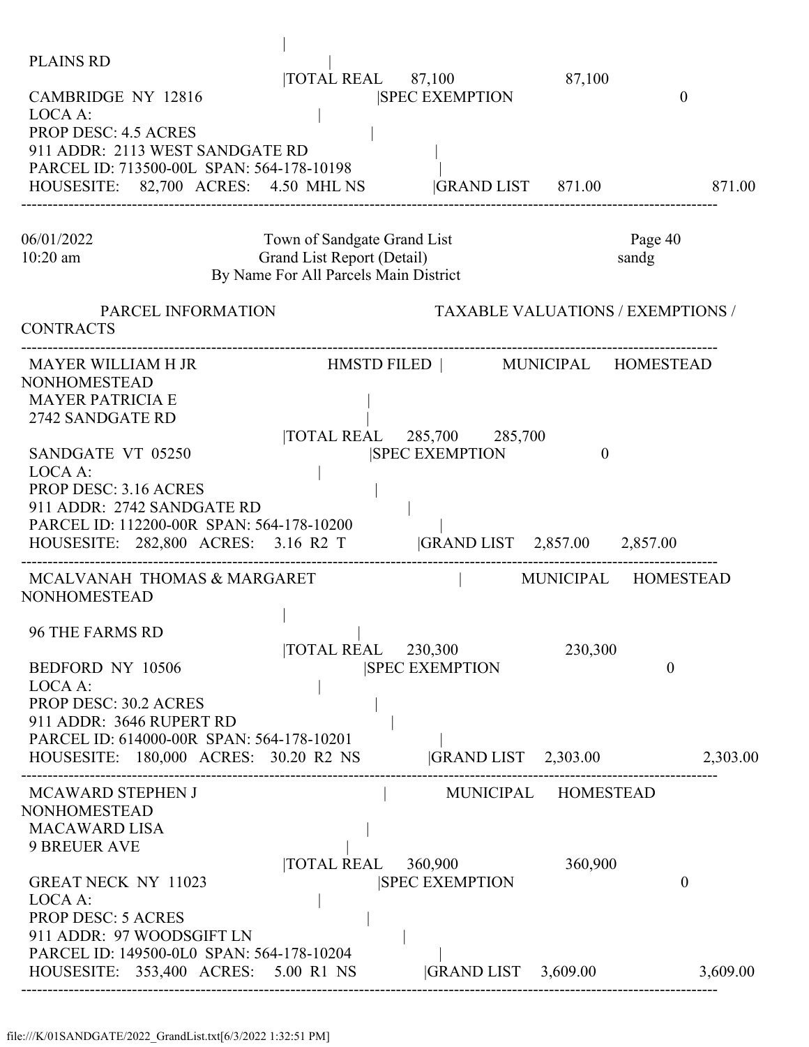PLAINS RD

CAMBRIDGE NY 12816
LOCA A:
PROP DESC: 4.5 ACRES
911 ADDR: 2113 WEST SANDGATE RD
PARCEL ID: 713500-00L SPAN: 564-178-10198
HOUSESITE: 82,700 ACRES: 4.50 MHL NS

| | MUNICIPAL | HOMESTEAD | NONHOMESTEAD |
|---|---|---|---|
| TOTAL REAL | 87,100 | | 87,100 |
| SPEC EXEMPTION | | | 0 |
| GRAND LIST | 871.00 | | 871.00 |

---

06/01/2022 Town of Sandgate Grand List Page 40
10:20 am Grand List Report (Detail) sandg
By Name For All Parcels Main District

PARCEL INFORMATION — TAXABLE VALUATIONS / EXEMPTIONS / CONTRACTS

---

MAYER WILLIAM H JR — HMSTD FILED
MAYER PATRICIA E
2742 SANDGATE RD
SANDGATE VT 05250
LOCA A:
PROP DESC: 3.16 ACRES
911 ADDR: 2742 SANDGATE RD
PARCEL ID: 112200-00R SPAN: 564-178-10200
HOUSESITE: 282,800 ACRES: 3.16 R2 T

| | MUNICIPAL | HOMESTEAD | NONHOMESTEAD |
|---|---|---|---|
| TOTAL REAL | 285,700 | 285,700 | |
| SPEC EXEMPTION | | 0 | |
| GRAND LIST | 2,857.00 | 2,857.00 | |

---

MCALVANAH THOMAS & MARGARET

96 THE FARMS RD
BEDFORD NY 10506
LOCA A:
PROP DESC: 30.2 ACRES
911 ADDR: 3646 RUPERT RD
PARCEL ID: 614000-00R SPAN: 564-178-10201
HOUSESITE: 180,000 ACRES: 30.20 R2 NS

| | MUNICIPAL | HOMESTEAD | NONHOMESTEAD |
|---|---|---|---|
| TOTAL REAL | 230,300 | | 230,300 |
| SPEC EXEMPTION | | | 0 |
| GRAND LIST | 2,303.00 | | 2,303.00 |

---

MCAWARD STEPHEN J
MACAWARD LISA
9 BREUER AVE
GREAT NECK NY 11023
LOCA A:
PROP DESC: 5 ACRES
911 ADDR: 97 WOODSGIFT LN
PARCEL ID: 149500-0L0 SPAN: 564-178-10204
HOUSESITE: 353,400 ACRES: 5.00 R1 NS

| | MUNICIPAL | HOMESTEAD | NONHOMESTEAD |
|---|---|---|---|
| TOTAL REAL | 360,900 | | 360,900 |
| SPEC EXEMPTION | | | 0 |
| GRAND LIST | 3,609.00 | | 3,609.00 |

---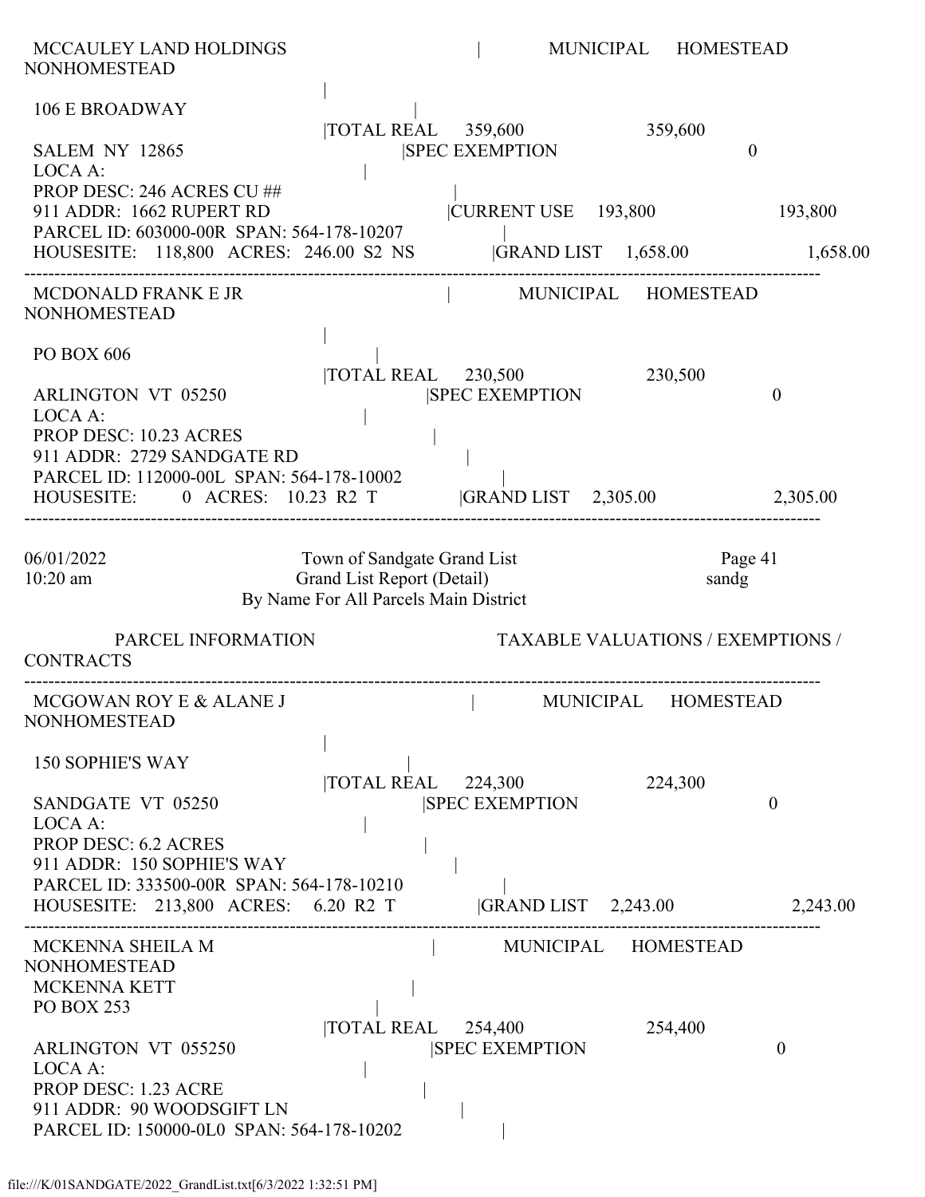```
 MCCAULEY LAND HOLDINGS                    |        MUNICIPAL    HOMESTEAD    NONHOMESTEAD
                                           |
 106 E BROADWAY                            |
                                           |TOTAL REAL    359,600              359,600
 SALEM  NY  12865                          |SPEC EXEMPTION                           0
 LOCA A:                                   |
 PROP DESC: 246 ACRES CU ##                |
 911 ADDR:  1662 RUPERT RD                 |CURRENT USE   193,800              193,800
 PARCEL ID: 603000-00R  SPAN: 564-178-10207|
 HOUSESITE:   118,800  ACRES:  246.00  S2  NS  |GRAND LIST   1,658.00          1,658.00
-------------------------------------------------------------------------------------------
 MCDONALD FRANK E JR                       |        MUNICIPAL    HOMESTEAD    NONHOMESTEAD
                                           |
 PO BOX 606                                |
                                           |TOTAL REAL    230,500              230,500
 ARLINGTON  VT  05250                      |SPEC EXEMPTION                           0
 LOCA A:                                   |
 PROP DESC: 10.23 ACRES                    |
 911 ADDR:  2729 SANDGATE RD               |
 PARCEL ID: 112000-00L  SPAN: 564-178-10002|
 HOUSESITE:       0  ACRES:   10.23  R2  T |GRAND LIST   2,305.00           2,305.00
-------------------------------------------------------------------------------------------

06/01/2022                  Town of Sandgate Grand List                  Page 41
10:20 am                    Grand List Report (Detail)                   sandg
                       By Name For All Parcels Main District

         PARCEL INFORMATION                  TAXABLE VALUATIONS / EXEMPTIONS / CONTRACTS
-------------------------------------------------------------------------------------------
 MCGOWAN ROY E & ALANE J                   |        MUNICIPAL    HOMESTEAD    NONHOMESTEAD
                                           |
 150 SOPHIE'S WAY                          |
                                           |TOTAL REAL    224,300              224,300
 SANDGATE  VT  05250                       |SPEC EXEMPTION                           0
 LOCA A:                                   |
 PROP DESC: 6.2 ACRES                      |
 911 ADDR:  150 SOPHIE'S WAY               |
 PARCEL ID: 333500-00R  SPAN: 564-178-10210|
 HOUSESITE:   213,800  ACRES:    6.20  R2  T  |GRAND LIST   2,243.00          2,243.00
-------------------------------------------------------------------------------------------
 MCKENNA SHEILA M                          |        MUNICIPAL    HOMESTEAD    NONHOMESTEAD
 MCKENNA KETT                              |
 PO BOX 253                                |
                                           |TOTAL REAL    254,400              254,400
 ARLINGTON  VT  055250                     |SPEC EXEMPTION                           0
 LOCA A:                                   |
 PROP DESC: 1.23 ACRE                      |
 911 ADDR:  90 WOODSGIFT LN                |
 PARCEL ID: 150000-0L0  SPAN: 564-178-10202|
```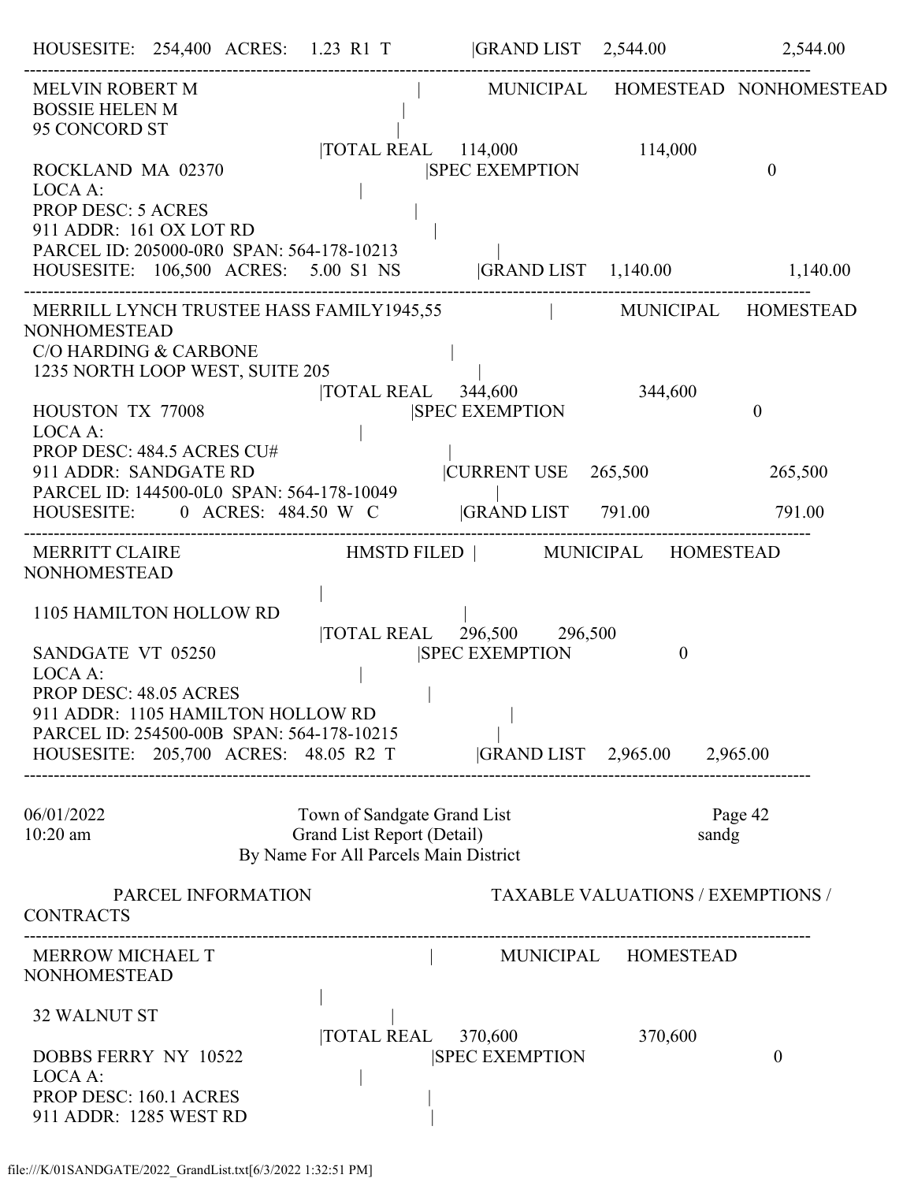```
HOUSESITE:   254,400   ACRES:    1.23  R1  T              |GRAND LIST    2,544.00                2,544.00
------------------------------------------------------------------------------------------------------------------------------
 MELVIN ROBERT M                                          |          MUNICIPAL    HOMESTEAD   NONHOMESTEAD
 BOSSIE HELEN M                                           |
 95 CONCORD ST                                            |
                                    |TOTAL REAL     114,000                  114,000
 ROCKLAND  MA  02370                              |SPEC EXEMPTION                                0
 LOCA A:                                        |
 PROP DESC: 5 ACRES                                       |
 911 ADDR:  161 OX LOT RD                                  |
 PARCEL ID: 205000-0R0  SPAN: 564-178-10213               |
 HOUSESITE:   106,500   ACRES:    5.00  S1  NS           |GRAND LIST    1,140.00                1,140.00
------------------------------------------------------------------------------------------------------------------------------
 MERRILL LYNCH TRUSTEE HASS FAMILY1945,55                     |          MUNICIPAL     HOMESTEAD
NONHOMESTEAD
 C/O HARDING & CARBONE                                     |
 1235 NORTH LOOP WEST, SUITE 205                            |
                                    |TOTAL REAL     344,600                  344,600
 HOUSTON  TX  77008                              |SPEC EXEMPTION                                0
 LOCA A:                                        |
 PROP DESC: 484.5 ACRES CU#                                  |
 911 ADDR:  SANDGATE RD                                 |CURRENT USE    265,500                  265,500
 PARCEL ID: 144500-0L0  SPAN: 564-178-10049               |
 HOUSESITE:        0  ACRES:  484.50  W   C            |GRAND LIST      791.00                   791.00
------------------------------------------------------------------------------------------------------------------------------
 MERRITT CLAIRE                            HMSTD FILED  |          MUNICIPAL     HOMESTEAD
NONHOMESTEAD
                                                |
 1105 HAMILTON HOLLOW RD                                   |
                                    |TOTAL REAL     296,500       296,500
 SANDGATE  VT  05250                              |SPEC EXEMPTION                   0
 LOCA A:                                        |
 PROP DESC: 48.05 ACRES                                   |
 911 ADDR:  1105 HAMILTON HOLLOW RD                               |
 PARCEL ID: 254500-00B  SPAN: 564-178-10215                      |
 HOUSESITE:   205,700   ACRES:   48.05  R2  T            |GRAND LIST    2,965.00      2,965.00
------------------------------------------------------------------------------------------------------------------------------

06/01/2022                         Town of Sandgate Grand List                         Page 42
10:20 am                          Grand List Report (Detail)                          sandg
                          By Name For All Parcels Main District

        PARCEL INFORMATION                             TAXABLE VALUATIONS / EXEMPTIONS /
CONTRACTS
------------------------------------------------------------------------------------------------------------------------------
 MERROW MICHAEL T                                         |          MUNICIPAL     HOMESTEAD
NONHOMESTEAD
                                                |
 32 WALNUT ST                                             |
                                    |TOTAL REAL     370,600                  370,600
 DOBBS FERRY  NY  10522                           |SPEC EXEMPTION                                0
 LOCA A:                                        |
 PROP DESC: 160.1 ACRES                                   |
 911 ADDR:  1285 WEST RD                                   |
```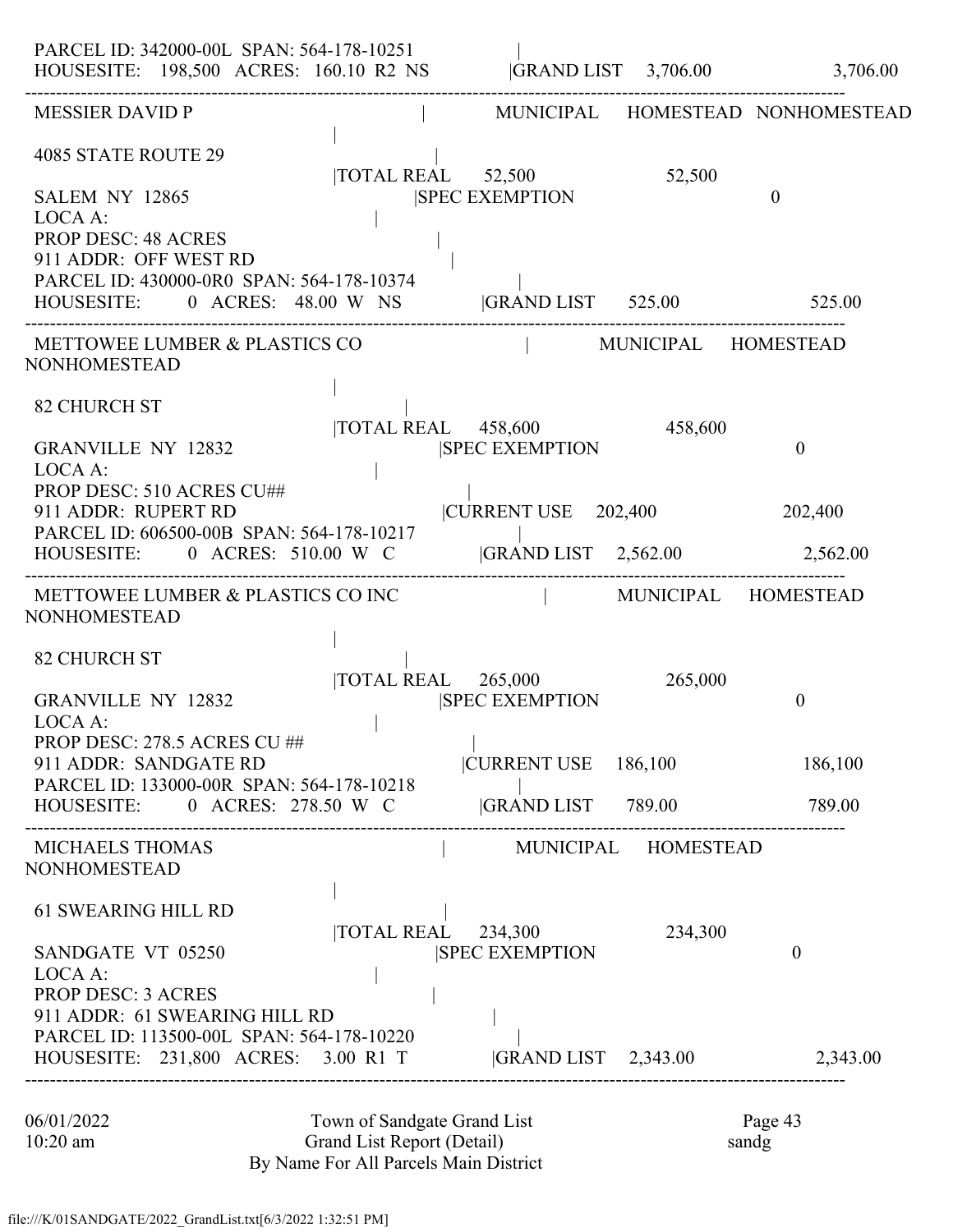```
 PARCEL ID: 342000-00L  SPAN: 564-178-10251               |
 HOUSESITE:   198,500  ACRES:  160.10  R2  NS              |GRAND LIST    3,706.00                3,706.00
----------------------------------------------------------------------------------------------------------------
 MESSIER DAVID P                                   |        MUNICIPAL     HOMESTEAD  NONHOMESTEAD
                                      |
 4085 STATE ROUTE 29                                |
                                      |TOTAL REAL      52,500               52,500
 SALEM  NY  12865                                   |SPEC EXEMPTION                                0
 LOCA A:                                            |
 PROP DESC: 48 ACRES                                |
 911 ADDR:  OFF WEST RD                             |
 PARCEL ID: 430000-0R0  SPAN: 564-178-10374         |
 HOUSESITE:        0  ACRES:   48.00  W   NS        |GRAND LIST      525.00                    525.00
----------------------------------------------------------------------------------------------------------------
 METTOWEE LUMBER & PLASTICS CO                      |        MUNICIPAL     HOMESTEAD
NONHOMESTEAD
                                      |
 82 CHURCH ST                                       |
                                      |TOTAL REAL     458,600              458,600
 GRANVILLE  NY  12832                               |SPEC EXEMPTION                                0
 LOCA A:                                            |
 PROP DESC: 510 ACRES CU##                          |
 911 ADDR:  RUPERT RD                               |CURRENT USE    202,400                   202,400
 PARCEL ID: 606500-00B  SPAN: 564-178-10217         |
 HOUSESITE:        0  ACRES:  510.00  W   C         |GRAND LIST    2,562.00                  2,562.00
----------------------------------------------------------------------------------------------------------------
 METTOWEE LUMBER & PLASTICS CO INC                  |        MUNICIPAL     HOMESTEAD
NONHOMESTEAD
                                      |
 82 CHURCH ST                                       |
                                      |TOTAL REAL     265,000              265,000
 GRANVILLE  NY  12832                               |SPEC EXEMPTION                                0
 LOCA A:                                            |
 PROP DESC: 278.5 ACRES CU ##                       |
 911 ADDR:  SANDGATE RD                             |CURRENT USE    186,100                   186,100
 PARCEL ID: 133000-00R  SPAN: 564-178-10218         |
 HOUSESITE:        0  ACRES:  278.50  W   C         |GRAND LIST      789.00                    789.00
----------------------------------------------------------------------------------------------------------------
 MICHAELS THOMAS                                    |        MUNICIPAL     HOMESTEAD
NONHOMESTEAD
                                      |
 61 SWEARING HILL RD                                |
                                      |TOTAL REAL     234,300              234,300
 SANDGATE  VT  05250                                |SPEC EXEMPTION                                0
 LOCA A:                                            |
 PROP DESC: 3 ACRES                                 |
 911 ADDR:  61 SWEARING HILL RD                     |
 PARCEL ID: 113500-00L  SPAN: 564-178-10220         |
 HOUSESITE:   231,800  ACRES:    3.00  R1  T        |GRAND LIST    2,343.00                  2,343.00
----------------------------------------------------------------------------------------------------------------
```

06/01/2022 10:20 am — Town of Sandgate Grand List — Grand List Report (Detail) — By Name For All Parcels Main District — Page 43 — sandg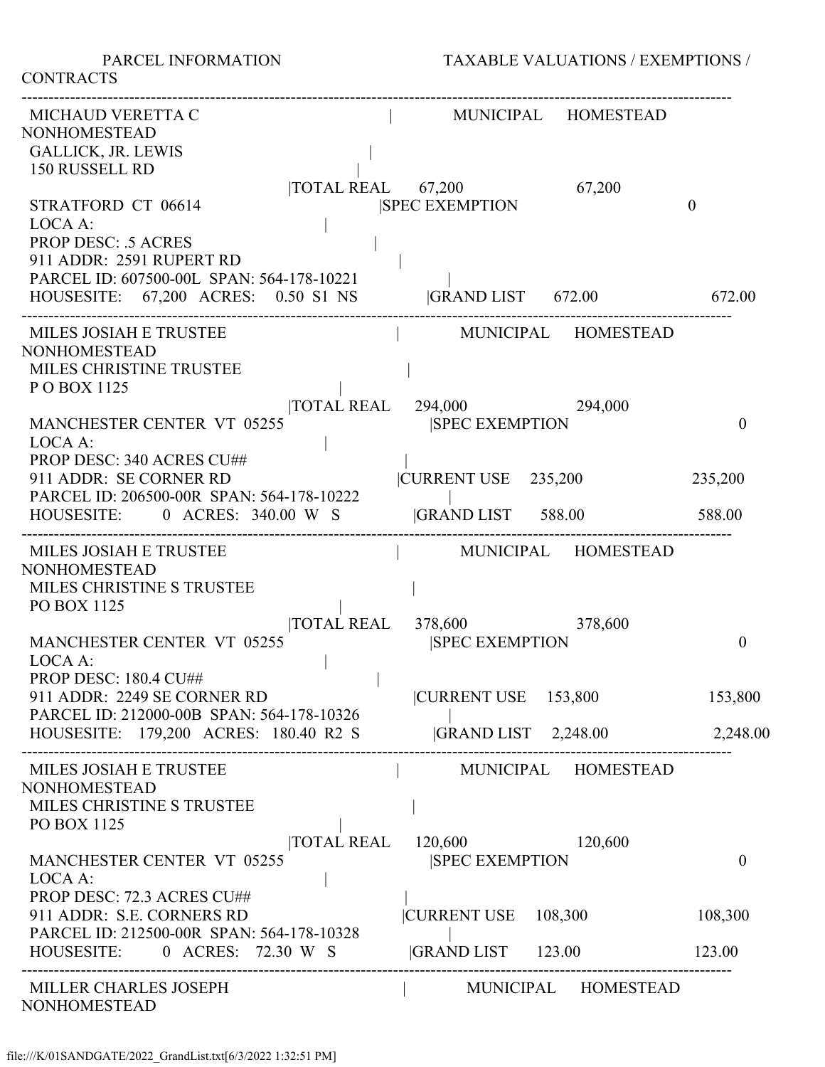PARCEL INFORMATION TAXABLE VALUATIONS / EXEMPTIONS / CONTRACTS

---

```
MICHAUD VERETTA C                                  |         MUNICIPAL    HOMESTEAD    NONHOMESTEAD
GALLICK, JR. LEWIS                                 |
150 RUSSELL RD                                     |
                                                   |TOTAL REAL     67,200              67,200
STRATFORD  CT  06614                               |SPEC EXEMPTION                                    0
LOCA A:                                            |
PROP DESC: .5 ACRES                                |
911 ADDR:  2591 RUPERT RD                          |
PARCEL ID: 607500-00L  SPAN: 564-178-10221         |
HOUSESITE:    67,200  ACRES:   0.50  S1  NS        |GRAND LIST     672.00                           672.00
```

---

```
MILES JOSIAH E TRUSTEE                             |         MUNICIPAL    HOMESTEAD    NONHOMESTEAD
MILES CHRISTINE TRUSTEE                            |
P O BOX 1125                                       |
                                                   |TOTAL REAL    294,000             294,000
MANCHESTER CENTER  VT  05255                       |SPEC EXEMPTION                                    0
LOCA A:                                            |
PROP DESC: 340 ACRES CU##                          |
911 ADDR:  SE CORNER RD                            |CURRENT USE    235,200                      235,200
PARCEL ID: 206500-00R  SPAN: 564-178-10222         |
HOUSESITE:         0  ACRES: 340.00  W   S         |GRAND LIST     588.00                           588.00
```

---

```
MILES JOSIAH E TRUSTEE                             |         MUNICIPAL    HOMESTEAD    NONHOMESTEAD
MILES CHRISTINE S TRUSTEE                          |
PO BOX 1125                                        |
                                                   |TOTAL REAL    378,600             378,600
MANCHESTER CENTER  VT  05255                       |SPEC EXEMPTION                                    0
LOCA A:                                            |
PROP DESC: 180.4 CU##                              |
911 ADDR:  2249 SE CORNER RD                       |CURRENT USE    153,800                      153,800
PARCEL ID: 212000-00B  SPAN: 564-178-10326         |
HOUSESITE:   179,200  ACRES: 180.40  R2  S         |GRAND LIST   2,248.00                         2,248.00
```

---

```
MILES JOSIAH E TRUSTEE                             |         MUNICIPAL    HOMESTEAD    NONHOMESTEAD
MILES CHRISTINE S TRUSTEE                          |
PO BOX 1125                                        |
                                                   |TOTAL REAL    120,600             120,600
MANCHESTER CENTER  VT  05255                       |SPEC EXEMPTION                                    0
LOCA A:                                            |
PROP DESC: 72.3 ACRES CU##                         |
911 ADDR:  S.E. CORNERS RD                         |CURRENT USE    108,300                      108,300
PARCEL ID: 212500-00R  SPAN: 564-178-10328         |
HOUSESITE:         0  ACRES:  72.30  W   S         |GRAND LIST     123.00                           123.00
```

---

```
MILLER CHARLES JOSEPH                              |         MUNICIPAL    HOMESTEAD    NONHOMESTEAD
```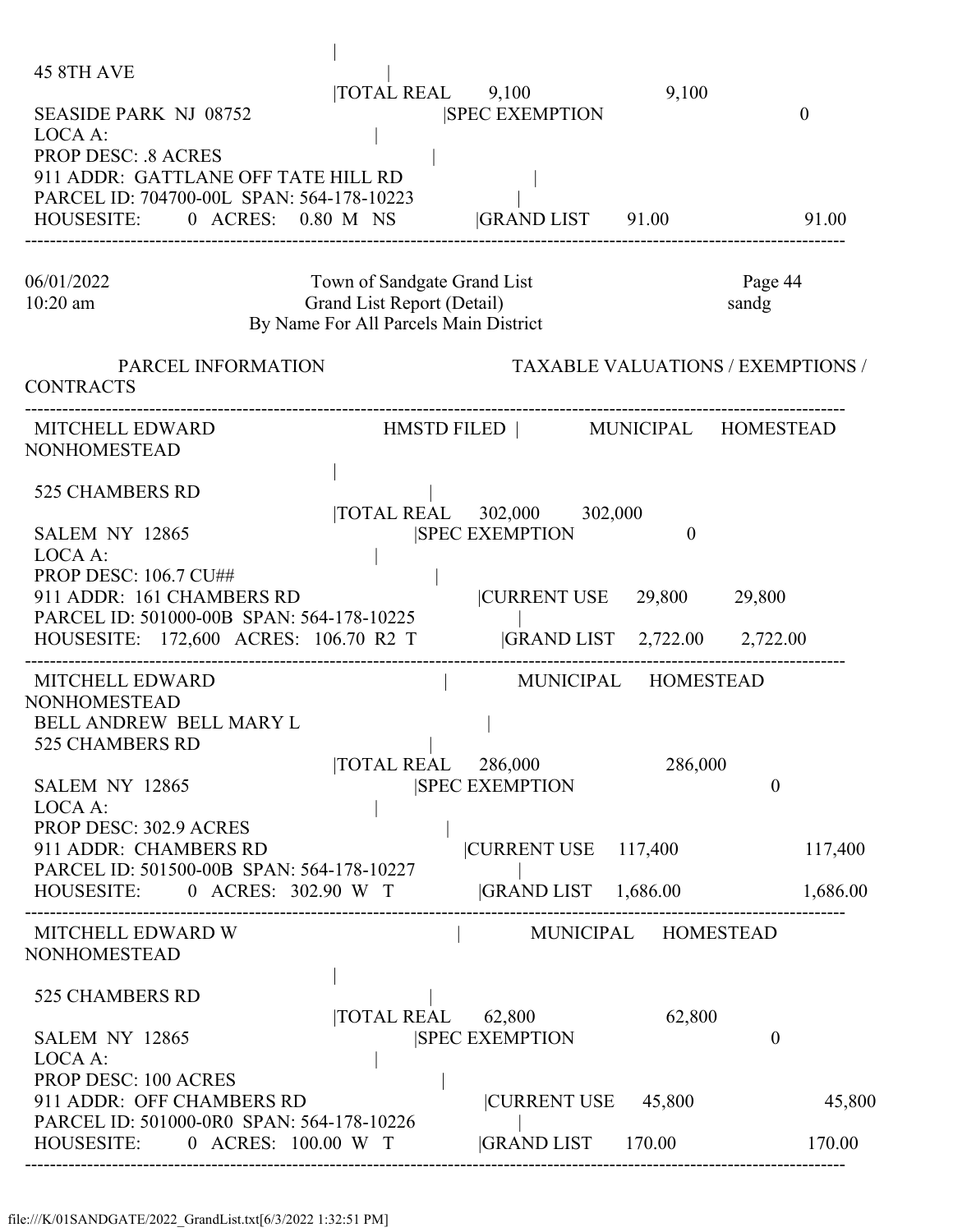```
                                     |
 45 8TH AVE                                    |
                                     |TOTAL REAL       9,100                    9,100
 SEASIDE PARK  NJ  08752                          |SPEC EXEMPTION                              0
 LOCA A:                                       |
 PROP DESC: .8 ACRES                                    |
 911 ADDR:  GATTLANE OFF TATE HILL RD                         |
 PARCEL ID: 704700-00L  SPAN: 564-178-10223                        |
 HOUSESITE:       0  ACRES:    0.80  M   NS            |GRAND LIST      91.00                    91.00
------------------------------------------------------------------------------------------------------------------------------------------
```

```
06/01/2022                       Town of Sandgate Grand List                          Page 44
10:20 am                          Grand List Report (Detail)                          sandg
                         By Name For All Parcels Main District

         PARCEL INFORMATION                            TAXABLE VALUATIONS / EXEMPTIONS /
CONTRACTS
------------------------------------------------------------------------------------------------------------------------------------------
 MITCHELL EDWARD                          HMSTD FILED  |          MUNICIPAL      HOMESTEAD
NONHOMESTEAD
                                     |
 525 CHAMBERS RD                               |
                                     |TOTAL REAL     302,000       302,000
 SALEM  NY  12865                              |SPEC EXEMPTION                 0
 LOCA A:                                       |
 PROP DESC: 106.7 CU##                                  |
 911 ADDR:  161 CHAMBERS RD                          |CURRENT USE     29,800         29,800
 PARCEL ID: 501000-00B  SPAN: 564-178-10225                |
 HOUSESITE:    172,600  ACRES:  106.70  R2  T            |GRAND LIST    2,722.00       2,722.00
------------------------------------------------------------------------------------------------------------------------------------------
 MITCHELL EDWARD                                 |           MUNICIPAL      HOMESTEAD
NONHOMESTEAD
 BELL ANDREW  BELL MARY L                                |
 525 CHAMBERS RD                               |
                                     |TOTAL REAL     286,000                     286,000
 SALEM  NY  12865                              |SPEC EXEMPTION                                 0
 LOCA A:                                       |
 PROP DESC: 302.9 ACRES                                 |
 911 ADDR:  CHAMBERS RD                              |CURRENT USE     117,400                     117,400
 PARCEL ID: 501500-00B  SPAN: 564-178-10227                |
 HOUSESITE:       0  ACRES:  302.90  W   T            |GRAND LIST    1,686.00                     1,686.00
------------------------------------------------------------------------------------------------------------------------------------------
 MITCHELL EDWARD W                                  |           MUNICIPAL      HOMESTEAD
NONHOMESTEAD
                                     |
 525 CHAMBERS RD                               |
                                     |TOTAL REAL      62,800                      62,800
 SALEM  NY  12865                              |SPEC EXEMPTION                                 0
 LOCA A:                                       |
 PROP DESC: 100 ACRES                                   |
 911 ADDR:  OFF CHAMBERS RD                           |CURRENT USE      45,800                      45,800
 PARCEL ID: 501000-0R0  SPAN: 564-178-10226                |
 HOUSESITE:       0  ACRES:  100.00  W   T            |GRAND LIST     170.00                       170.00
------------------------------------------------------------------------------------------------------------------------------------------
```

file:///K/01SANDGATE/2022_GrandList.txt[6/3/2022 1:32:51 PM]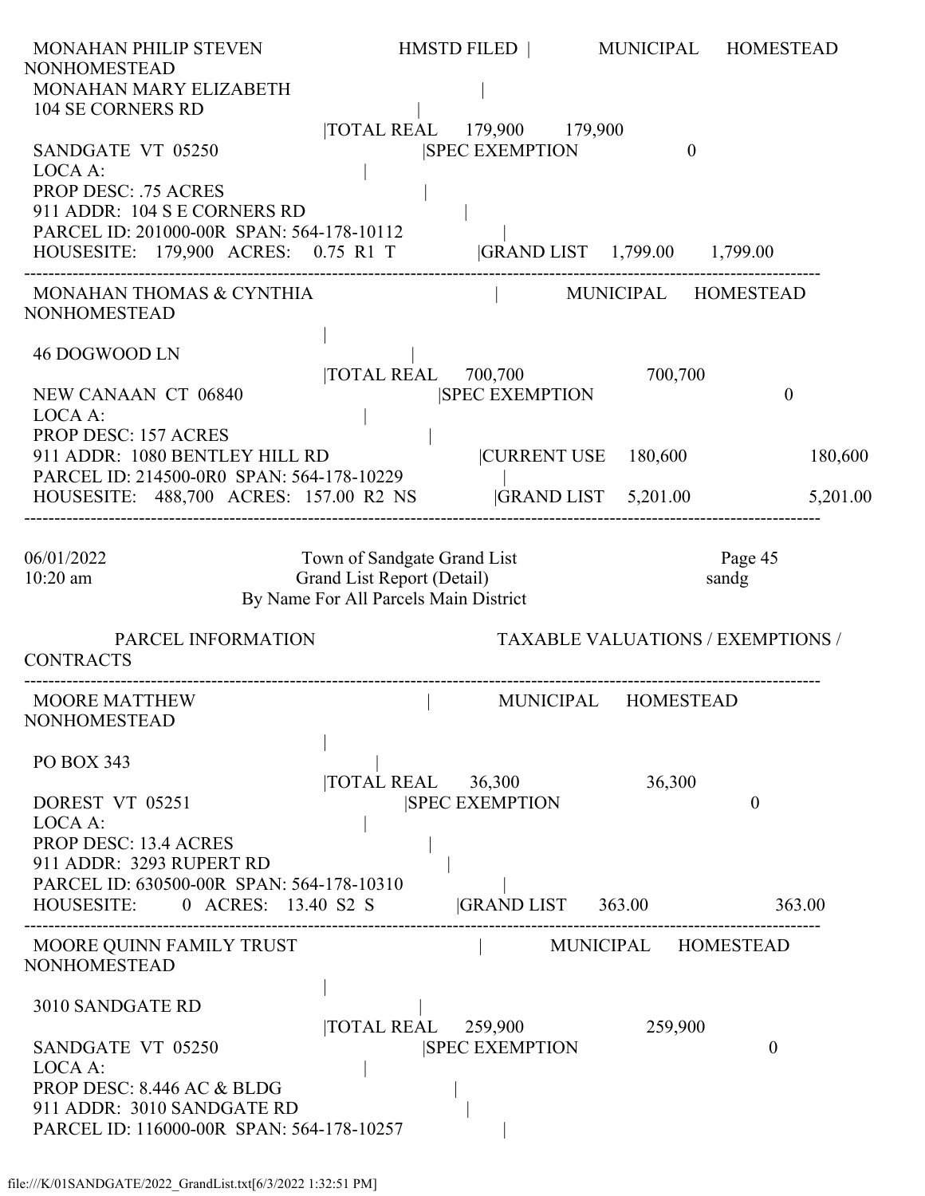```
MONAHAN PHILIP STEVEN                    HMSTD FILED |          MUNICIPAL     HOMESTEAD
NONHOMESTEAD
 MONAHAN MARY ELIZABETH                              |
 104 SE CORNERS RD                                   |
                                   |TOTAL REAL    179,900      179,900
 SANDGATE  VT  05250                           |SPEC EXEMPTION             0
 LOCA A:                                   |
 PROP DESC: .75 ACRES                                |
 911 ADDR:  104 S E CORNERS RD                           |
 PARCEL ID: 201000-00R  SPAN: 564-178-10112              |
 HOUSESITE:   179,900   ACRES:    0.75  R1  T          |GRAND LIST    1,799.00      1,799.00
-------------------------------------------------------------------------------------------------------------------------------
 MONAHAN THOMAS & CYNTHIA                                |        MUNICIPAL     HOMESTEAD
NONHOMESTEAD
                                   |
 46 DOGWOOD LN                                 |
                                   |TOTAL REAL    700,700                    700,700
 NEW CANAAN  CT  06840                         |SPEC EXEMPTION                           0
 LOCA A:                                   |
 PROP DESC: 157 ACRES                                |
 911 ADDR:  1080 BENTLEY HILL RD                     |CURRENT USE    180,600                   180,600
 PARCEL ID: 214500-0R0  SPAN: 564-178-10229              |
 HOUSESITE:   488,700   ACRES:  157.00  R2  NS           |GRAND LIST    5,201.00                  5,201.00
-------------------------------------------------------------------------------------------------------------------------------

06/01/2022                    Town of Sandgate Grand List                         Page 45
10:20 am                      Grand List Report (Detail)                          sandg
                         By Name For All Parcels Main District

           PARCEL INFORMATION                         TAXABLE VALUATIONS / EXEMPTIONS /
CONTRACTS
-------------------------------------------------------------------------------------------------------------------------------
 MOORE MATTHEW                                 |        MUNICIPAL     HOMESTEAD
NONHOMESTEAD
                                   |
 PO BOX 343                                    |
                                   |TOTAL REAL     36,300                    36,300
 DOREST  VT  05251                             |SPEC EXEMPTION                           0
 LOCA A:                                   |
 PROP DESC: 13.4 ACRES                               |
 911 ADDR:  3293 RUPERT RD                               |
 PARCEL ID: 630500-00R  SPAN: 564-178-10310              |
 HOUSESITE:       0   ACRES:   13.40  S2  S          |GRAND LIST     363.00                    363.00
-------------------------------------------------------------------------------------------------------------------------------
 MOORE QUINN FAMILY TRUST                                |        MUNICIPAL     HOMESTEAD
NONHOMESTEAD
                                   |
 3010 SANDGATE RD                              |
                                   |TOTAL REAL    259,900                    259,900
 SANDGATE  VT  05250                           |SPEC EXEMPTION                           0
 LOCA A:                                   |
 PROP DESC: 8.446 AC & BLDG                            |
 911 ADDR:  3010 SANDGATE RD                             |
 PARCEL ID: 116000-00R  SPAN: 564-178-10257              |
```

file:///K/01SANDGATE/2022_GrandList.txt[6/3/2022 1:32:51 PM]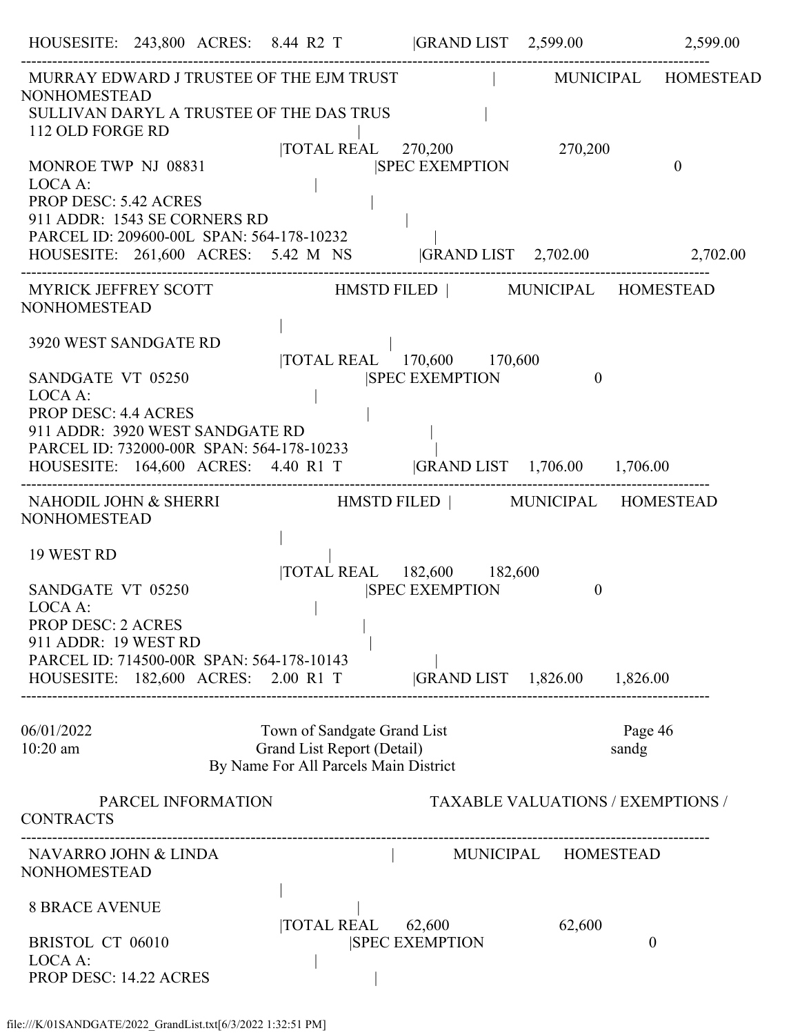HOUSESITE: 243,800 ACRES: 8.44 R2 T |GRAND LIST 2,599.00 2,599.00

---

MURRAY EDWARD J TRUSTEE OF THE EJM TRUST | MUNICIPAL HOMESTEAD NONHOMESTEAD
SULLIVAN DARYL A TRUSTEE OF THE DAS TRUS |
112 OLD FORGE RD |
|TOTAL REAL 270,200 270,200
MONROE TWP NJ 08831 |SPEC EXEMPTION 0
LOCA A: |
PROP DESC: 5.42 ACRES |
911 ADDR: 1543 SE CORNERS RD |
PARCEL ID: 209600-00L SPAN: 564-178-10232 |
HOUSESITE: 261,600 ACRES: 5.42 M NS |GRAND LIST 2,702.00 2,702.00

---

MYRICK JEFFREY SCOTT HMSTD FILED | MUNICIPAL HOMESTEAD NONHOMESTEAD
|
3920 WEST SANDGATE RD |
|TOTAL REAL 170,600 170,600
SANDGATE VT 05250 |SPEC EXEMPTION 0
LOCA A: |
PROP DESC: 4.4 ACRES |
911 ADDR: 3920 WEST SANDGATE RD |
PARCEL ID: 732000-00R SPAN: 564-178-10233 |
HOUSESITE: 164,600 ACRES: 4.40 R1 T |GRAND LIST 1,706.00 1,706.00

---

NAHODIL JOHN & SHERRI HMSTD FILED | MUNICIPAL HOMESTEAD NONHOMESTEAD
|
19 WEST RD |
|TOTAL REAL 182,600 182,600
SANDGATE VT 05250 |SPEC EXEMPTION 0
LOCA A: |
PROP DESC: 2 ACRES |
911 ADDR: 19 WEST RD |
PARCEL ID: 714500-00R SPAN: 564-178-10143 |
HOUSESITE: 182,600 ACRES: 2.00 R1 T |GRAND LIST 1,826.00 1,826.00

---

06/01/2022 Town of Sandgate Grand List Page 46
10:20 am Grand List Report (Detail) sandg
By Name For All Parcels Main District

PARCEL INFORMATION TAXABLE VALUATIONS / EXEMPTIONS / CONTRACTS

---

NAVARRO JOHN & LINDA | MUNICIPAL HOMESTEAD NONHOMESTEAD
|
8 BRACE AVENUE |
|TOTAL REAL 62,600 62,600
BRISTOL CT 06010 |SPEC EXEMPTION 0
LOCA A: |
PROP DESC: 14.22 ACRES |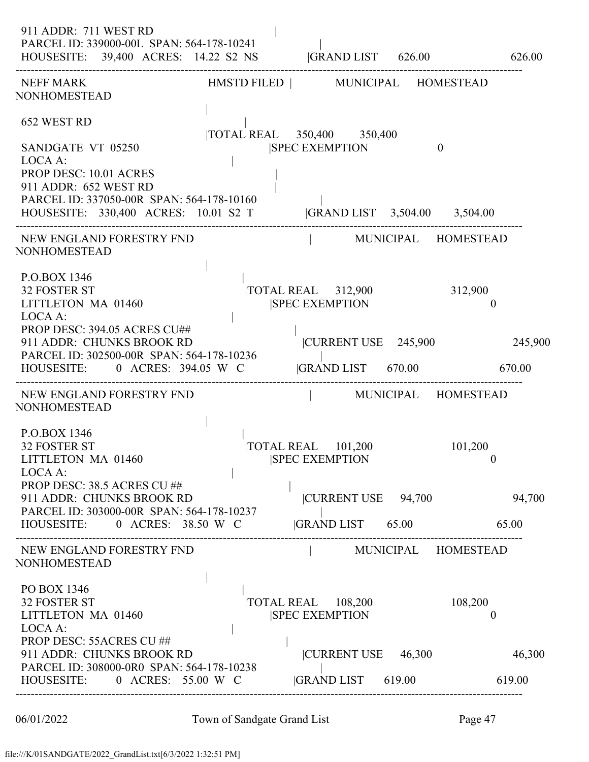```
911 ADDR:  711 WEST RD                                          |
PARCEL ID: 339000-00L  SPAN: 564-178-10241                      |
HOUSESITE:    39,400  ACRES:  14.22  S2  NS            |GRAND LIST      626.00                    626.00
--------------------------------------------------------------------------------------------------------------
NEFF MARK                              HMSTD FILED |        MUNICIPAL     HOMESTEAD     NONHOMESTEAD
                                                   |
652 WEST RD                                        |
                                                   |TOTAL REAL     350,400       350,400
SANDGATE  VT  05250                                       |SPEC EXEMPTION                    0
LOCA A:                                            |
PROP DESC: 10.01 ACRES                                        |
911 ADDR:  652 WEST RD                                        |
PARCEL ID: 337050-00R  SPAN: 564-178-10160                      |
HOUSESITE:   330,400  ACRES:  10.01  S2  T             |GRAND LIST   3,504.00      3,504.00
--------------------------------------------------------------------------------------------------------------
NEW ENGLAND FORESTRY FND                                 |        MUNICIPAL     HOMESTEAD     NONHOMESTEAD
                                                   |
P.O.BOX 1346                                       |
32 FOSTER ST                                       |TOTAL REAL     312,900                    312,900
LITTLETON  MA  01460                                      |SPEC EXEMPTION                              0
LOCA A:                                            |
PROP DESC: 394.05 ACRES CU##                                   |
911 ADDR:  CHUNKS BROOK RD                                     |CURRENT USE     245,900                    245,900
PARCEL ID: 302500-00R  SPAN: 564-178-10236                      |
HOUSESITE:         0  ACRES: 394.05  W  C              |GRAND LIST      670.00                    670.00
--------------------------------------------------------------------------------------------------------------
NEW ENGLAND FORESTRY FND                                 |        MUNICIPAL     HOMESTEAD     NONHOMESTEAD
                                                   |
P.O.BOX 1346                                       |
32 FOSTER ST                                       |TOTAL REAL     101,200                    101,200
LITTLETON  MA  01460                                      |SPEC EXEMPTION                              0
LOCA A:                                            |
PROP DESC: 38.5 ACRES CU ##                                    |
911 ADDR:  CHUNKS BROOK RD                                     |CURRENT USE      94,700                     94,700
PARCEL ID: 303000-00R  SPAN: 564-178-10237                      |
HOUSESITE:         0  ACRES:  38.50  W  C              |GRAND LIST       65.00                     65.00
--------------------------------------------------------------------------------------------------------------
NEW ENGLAND FORESTRY FND                                 |        MUNICIPAL     HOMESTEAD     NONHOMESTEAD
                                                   |
PO BOX 1346                                        |
32 FOSTER ST                                       |TOTAL REAL     108,200                    108,200
LITTLETON  MA  01460                                      |SPEC EXEMPTION                              0
LOCA A:                                            |
PROP DESC: 55ACRES CU ##                                       |
911 ADDR:  CHUNKS BROOK RD                                     |CURRENT USE      46,300                     46,300
PARCEL ID: 308000-0R0  SPAN: 564-178-10238                      |
HOUSESITE:         0  ACRES:  55.00  W  C              |GRAND LIST      619.00                    619.00
--------------------------------------------------------------------------------------------------------------
```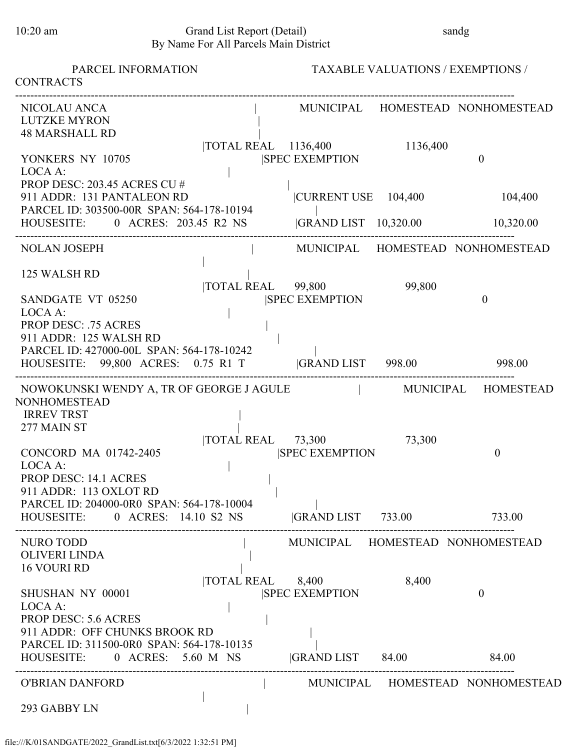Grand List Report (Detail)
By Name For All Parcels Main District

PARCEL INFORMATION — TAXABLE VALUATIONS / EXEMPTIONS / CONTRACTS

---

NICOLAU ANCA
LUTZKE MYRON
48 MARSHALL RD
YONKERS NY 10705
LOCA A:
PROP DESC: 203.45 ACRES CU #
911 ADDR: 131 PANTALEON RD
PARCEL ID: 303500-00R SPAN: 564-178-10194
HOUSESITE: 0 ACRES: 203.45 R2 NS

| | MUNICIPAL | HOMESTEAD | NONHOMESTEAD |
|---|---|---|---|
| TOTAL REAL | 1136,400 | | 1136,400 |
| SPEC EXEMPTION | | | 0 |
| CURRENT USE | 104,400 | | 104,400 |
| GRAND LIST | 10,320.00 | | 10,320.00 |

---

NOLAN JOSEPH
125 WALSH RD
SANDGATE VT 05250
LOCA A:
PROP DESC: .75 ACRES
911 ADDR: 125 WALSH RD
PARCEL ID: 427000-00L SPAN: 564-178-10242
HOUSESITE: 99,800 ACRES: 0.75 R1 T

| | MUNICIPAL | HOMESTEAD | NONHOMESTEAD |
|---|---|---|---|
| TOTAL REAL | 99,800 | 99,800 | |
| SPEC EXEMPTION | | 0 | |
| GRAND LIST | 998.00 | 998.00 | |

---

NOWOKUNSKI WENDY A, TR OF GEORGE J AGULE
IRREV TRST
277 MAIN ST
CONCORD MA 01742-2405
LOCA A:
PROP DESC: 14.1 ACRES
911 ADDR: 113 OXLOT RD
PARCEL ID: 204000-0R0 SPAN: 564-178-10004
HOUSESITE: 0 ACRES: 14.10 S2 NS

| | MUNICIPAL | HOMESTEAD | NONHOMESTEAD |
|---|---|---|---|
| TOTAL REAL | 73,300 | | 73,300 |
| SPEC EXEMPTION | | | 0 |
| GRAND LIST | 733.00 | | 733.00 |

---

NURO TODD
OLIVERI LINDA
16 VOURI RD
SHUSHAN NY 00001
LOCA A:
PROP DESC: 5.6 ACRES
911 ADDR: OFF CHUNKS BROOK RD
PARCEL ID: 311500-0R0 SPAN: 564-178-10135
HOUSESITE: 0 ACRES: 5.60 M NS

| | MUNICIPAL | HOMESTEAD | NONHOMESTEAD |
|---|---|---|---|
| TOTAL REAL | 8,400 | | 8,400 |
| SPEC EXEMPTION | | | 0 |
| GRAND LIST | 84.00 | | 84.00 |

---

O'BRIAN DANFORD
293 GABBY LN

| | MUNICIPAL | HOMESTEAD | NONHOMESTEAD |
|---|---|---|---|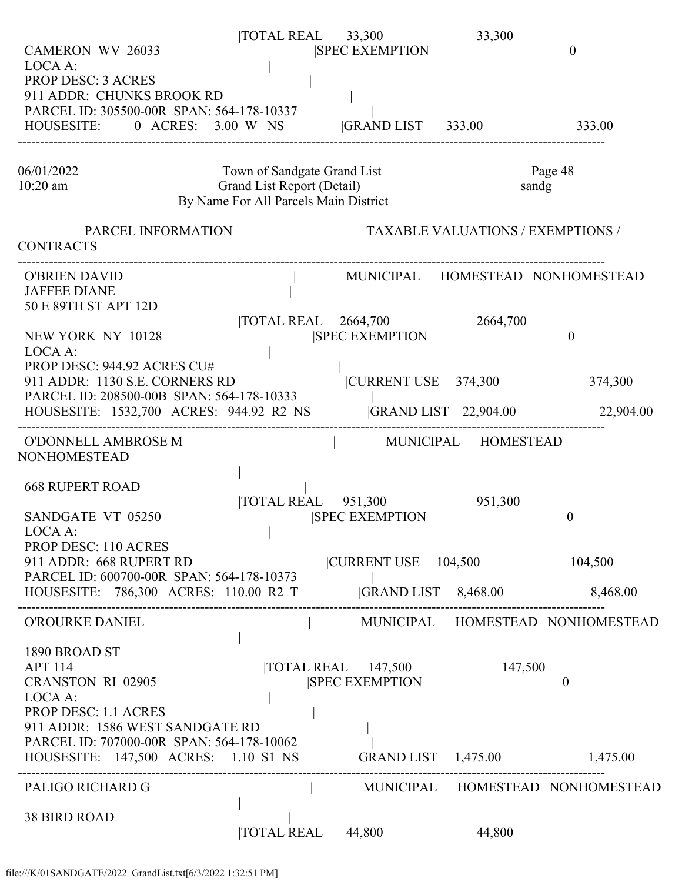```
                                   |TOTAL REAL      33,300                33,300
 CAMERON  WV  26033                           |SPEC EXEMPTION                          0
 LOCA A:                                   |
 PROP DESC: 3 ACRES                                 |
 911 ADDR:  CHUNKS BROOK RD                                 |
 PARCEL ID: 305500-00R  SPAN: 564-178-10337                    |
 HOUSESITE:        0  ACRES:    3.00  W   NS           |GRAND LIST      333.00                 333.00
----------------------------------------------------------------------------------------------------------------------------------
```

```
06/01/2022                         Town of Sandgate Grand List                              Page 48
10:20 am                           Grand List Report (Detail)                              sandg
                           By Name For All Parcels Main District

          PARCEL INFORMATION                              TAXABLE VALUATIONS / EXEMPTIONS /
CONTRACTS
----------------------------------------------------------------------------------------------------------------------------------
 O'BRIEN DAVID                                |           MUNICIPAL     HOMESTEAD   NONHOMESTEAD
 JAFFEE DIANE                                  |
 50 E 89TH ST APT 12D                           |
                                   |TOTAL REAL    2664,700                2664,700
 NEW YORK  NY  10128                          |SPEC EXEMPTION                          0
 LOCA A:                                   |
 PROP DESC: 944.92 ACRES CU#                           |
 911 ADDR:  1130 S.E. CORNERS RD                        |CURRENT USE    374,300                  374,300
 PARCEL ID: 208500-00B  SPAN: 564-178-10333                    |
 HOUSESITE:  1532,700   ACRES:  944.92  R2  NS            |GRAND LIST   22,904.00                22,904.00
----------------------------------------------------------------------------------------------------------------------------------
 O'DONNELL AMBROSE M                                    |           MUNICIPAL     HOMESTEAD
NONHOMESTEAD
                                   |
 668 RUPERT ROAD                                   |
                                   |TOTAL REAL     951,300                951,300
 SANDGATE  VT  05250                          |SPEC EXEMPTION                          0
 LOCA A:                                   |
 PROP DESC: 110 ACRES                                |
 911 ADDR:  668 RUPERT RD                            |CURRENT USE    104,500                  104,500
 PARCEL ID: 600700-00R  SPAN: 564-178-10373                    |
 HOUSESITE:   786,300   ACRES:  110.00  R2  T            |GRAND LIST    8,468.00                 8,468.00
----------------------------------------------------------------------------------------------------------------------------------
 O'ROURKE DANIEL                                |           MUNICIPAL     HOMESTEAD   NONHOMESTEAD
                                   |
 1890 BROAD ST                                   |
 APT 114                                |TOTAL REAL     147,500                147,500
 CRANSTON  RI  02905                          |SPEC EXEMPTION                          0
 LOCA A:                                   |
 PROP DESC: 1.1 ACRES                                 |
 911 ADDR:  1586 WEST SANDGATE RD                          |
 PARCEL ID: 707000-00R  SPAN: 564-178-10062                    |
 HOUSESITE:   147,500   ACRES:    1.10  S1  NS           |GRAND LIST    1,475.00                 1,475.00
----------------------------------------------------------------------------------------------------------------------------------
 PALIGO RICHARD G                                |           MUNICIPAL     HOMESTEAD   NONHOMESTEAD
                                   |
 38 BIRD ROAD                                   |
                                   |TOTAL REAL      44,800                44,800
```

file:///K/01SANDGATE/2022_GrandList.txt[6/3/2022 1:32:51 PM]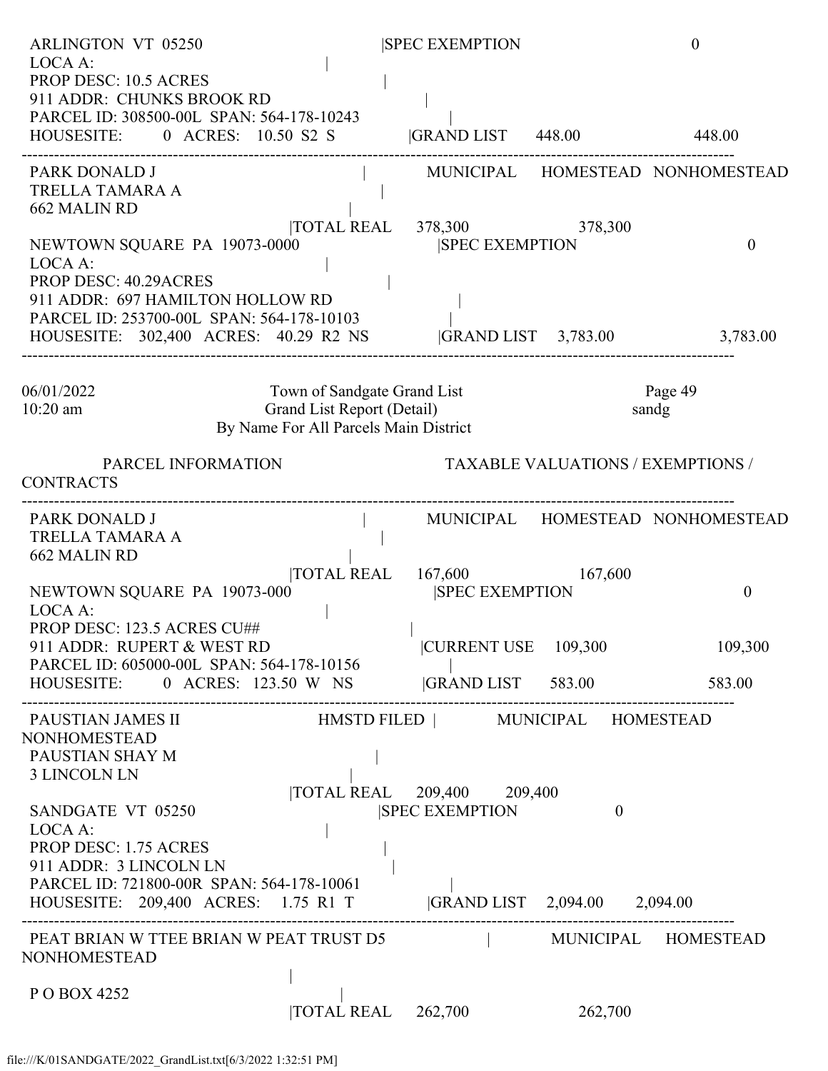```
ARLINGTON  VT  05250                          |SPEC EXEMPTION                    0
LOCA A:                                        |
PROP DESC: 10.5 ACRES                          |
911 ADDR:  CHUNKS BROOK RD                     |
PARCEL ID: 308500-00L  SPAN: 564-178-10243     |
HOUSESITE:       0  ACRES:   10.50  S2  S      |GRAND LIST     448.00              448.00
-----------------------------------------------------------------------------------------------
PARK DONALD J                                  |   MUNICIPAL    HOMESTEAD   NONHOMESTEAD
TRELLA TAMARA A                                |
662 MALIN RD                                   |
                          |TOTAL REAL     378,300                378,300
NEWTOWN SQUARE  PA  19073-0000                 |SPEC EXEMPTION                     0
LOCA A:                                        |
PROP DESC: 40.29ACRES                          |
911 ADDR:  697 HAMILTON HOLLOW RD              |
PARCEL ID: 253700-00L  SPAN: 564-178-10103     |
HOUSESITE:   302,400  ACRES:   40.29  R2  NS   |GRAND LIST    3,783.00            3,783.00
-----------------------------------------------------------------------------------------------
```

06/01/2022 10:20 am — Town of Sandgate Grand List — Grand List Report (Detail) — By Name For All Parcels Main District — Page 49 — sandg

```
PARCEL INFORMATION                             TAXABLE VALUATIONS / EXEMPTIONS / CONTRACTS
-----------------------------------------------------------------------------------------------
PARK DONALD J                                  |   MUNICIPAL    HOMESTEAD   NONHOMESTEAD
TRELLA TAMARA A                                |
662 MALIN RD                                   |
                          |TOTAL REAL     167,600                167,600
NEWTOWN SQUARE  PA  19073-000                  |SPEC EXEMPTION                     0
LOCA A:                                        |
PROP DESC: 123.5 ACRES CU##                    |
911 ADDR:  RUPERT & WEST RD                    |CURRENT USE    109,300            109,300
PARCEL ID: 605000-00L  SPAN: 564-178-10156     |
HOUSESITE:       0  ACRES:  123.50  W  NS      |GRAND LIST     583.00              583.00
-----------------------------------------------------------------------------------------------
PAUSTIAN JAMES II                 HMSTD FILED  |   MUNICIPAL    HOMESTEAD   NONHOMESTEAD
PAUSTIAN SHAY M                                |
3 LINCOLN LN                                   |
                          |TOTAL REAL     209,400     209,400
SANDGATE  VT  05250                            |SPEC EXEMPTION              0
LOCA A:                                        |
PROP DESC: 1.75 ACRES                          |
911 ADDR:  3 LINCOLN LN                        |
PARCEL ID: 721800-00R  SPAN: 564-178-10061     |
HOUSESITE:   209,400  ACRES:    1.75  R1  T    |GRAND LIST    2,094.00    2,094.00
-----------------------------------------------------------------------------------------------
PEAT BRIAN W TTEE BRIAN W PEAT TRUST D5        |   MUNICIPAL    HOMESTEAD   NONHOMESTEAD
                                               |
P O BOX 4252                                   |
                          |TOTAL REAL     262,700                262,700
```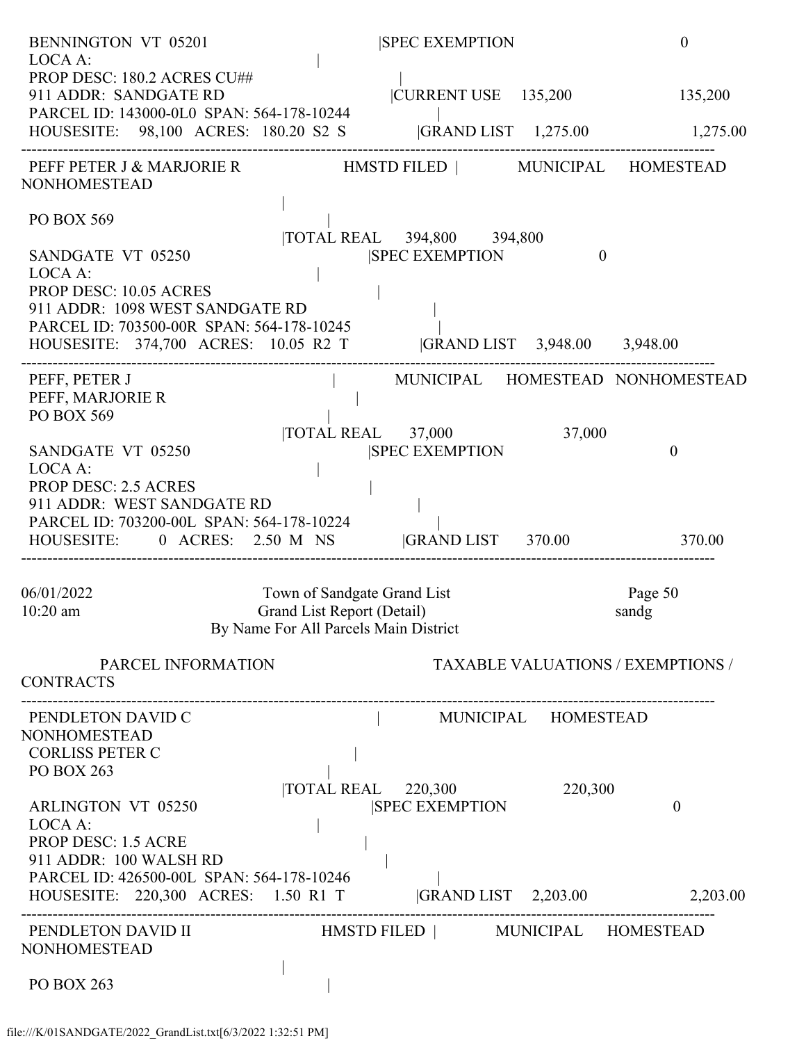```
BENNINGTON VT 05201                          |SPEC EXEMPTION                    0
LOCA A:                                      |
PROP DESC: 180.2 ACRES CU##                  |
911 ADDR: SANDGATE RD                        |CURRENT USE     135,200           135,200
PARCEL ID: 143000-0L0  SPAN: 564-178-10244   |
HOUSESITE:    98,100  ACRES:  180.20  S2  S  |GRAND LIST   1,275.00             1,275.00
-------------------------------------------------------------------------------------------
PEFF PETER J & MARJORIE R           HMSTD FILED |      MUNICIPAL    HOMESTEAD
NONHOMESTEAD
                                             |
PO BOX 569                                   |
                                             |TOTAL REAL     394,800    394,800
SANDGATE  VT  05250                          |SPEC EXEMPTION             0
LOCA A:                                      |
PROP DESC: 10.05 ACRES                       |
911 ADDR: 1098 WEST SANDGATE RD              |
PARCEL ID: 703500-00R  SPAN: 564-178-10245   |
HOUSESITE:   374,700  ACRES:  10.05  R2  T   |GRAND LIST   3,948.00    3,948.00
-------------------------------------------------------------------------------------------
PEFF, PETER J                                |      MUNICIPAL    HOMESTEAD  NONHOMESTEAD
PEFF, MARJORIE R                             |
PO BOX 569                                   |
                                             |TOTAL REAL      37,000              37,000
SANDGATE  VT  05250                          |SPEC EXEMPTION                          0
LOCA A:                                      |
PROP DESC: 2.5 ACRES                         |
911 ADDR: WEST SANDGATE RD                   |
PARCEL ID: 703200-00L  SPAN: 564-178-10224   |
HOUSESITE:       0  ACRES:   2.50  M  NS     |GRAND LIST     370.00                370.00
-------------------------------------------------------------------------------------------

06/01/2022                    Town of Sandgate Grand List                  Page 50
10:20 am                      Grand List Report (Detail)                   sandg
                        By Name For All Parcels Main District

        PARCEL INFORMATION                      TAXABLE VALUATIONS / EXEMPTIONS /
CONTRACTS
-------------------------------------------------------------------------------------------
PENDLETON DAVID C                            |      MUNICIPAL    HOMESTEAD
NONHOMESTEAD
CORLISS PETER C                              |
PO BOX 263                                   |
                                             |TOTAL REAL     220,300              220,300
ARLINGTON  VT  05250                         |SPEC EXEMPTION                          0
LOCA A:                                      |
PROP DESC: 1.5 ACRE                          |
911 ADDR: 100 WALSH RD                       |
PARCEL ID: 426500-00L  SPAN: 564-178-10246   |
HOUSESITE:   220,300  ACRES:   1.50  R1  T   |GRAND LIST   2,203.00              2,203.00
-------------------------------------------------------------------------------------------
PENDLETON DAVID II                  HMSTD FILED |      MUNICIPAL    HOMESTEAD
NONHOMESTEAD
                                             |
PO BOX 263                                   |
```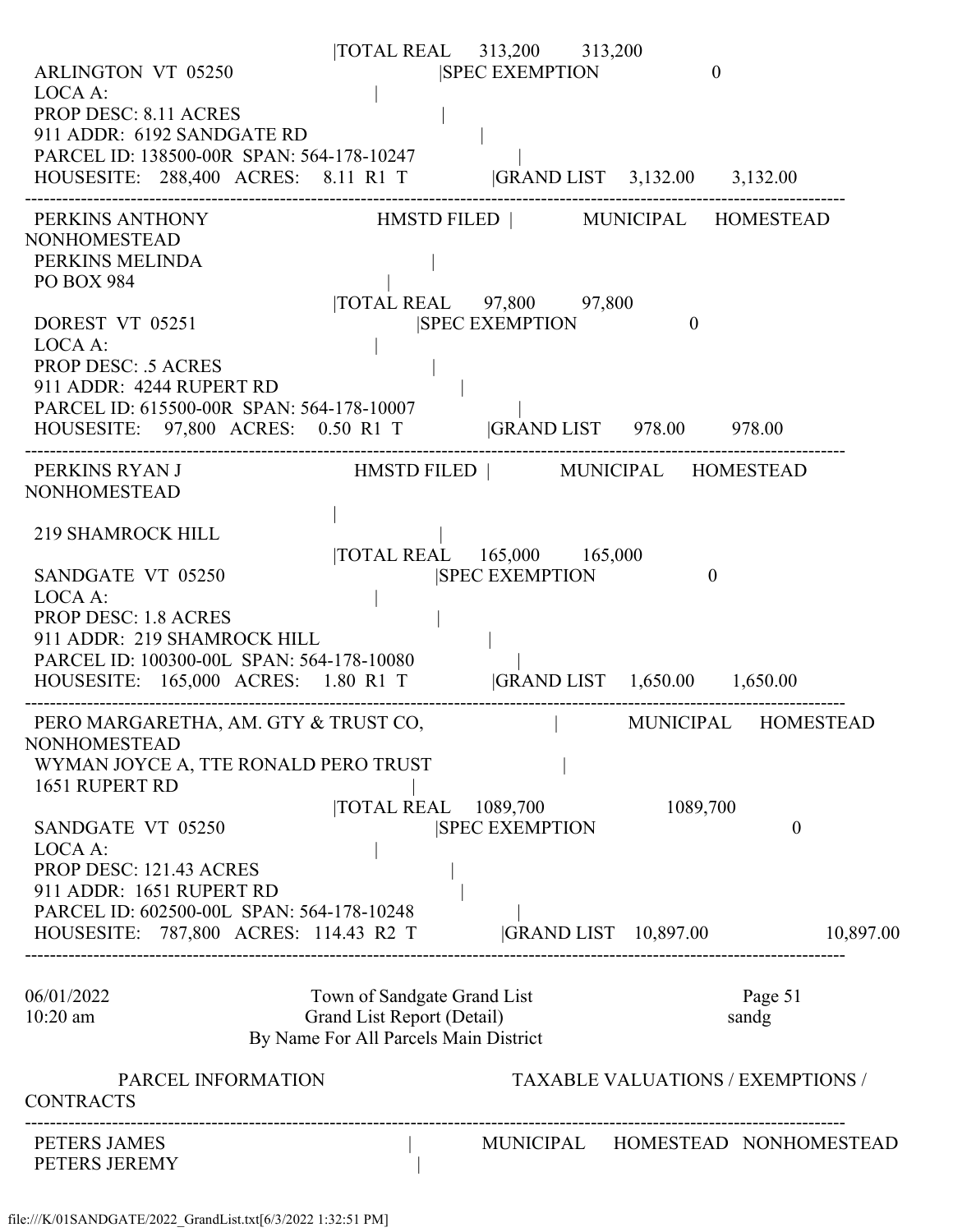```
                                   |TOTAL REAL     313,200        313,200
 ARLINGTON  VT  05250                          |SPEC EXEMPTION                   0
 LOCA A:                                       |
 PROP DESC: 8.11 ACRES                         |
 911 ADDR:  6192 SANDGATE RD                   |
 PARCEL ID: 138500-00R  SPAN: 564-178-10247    |
 HOUSESITE:   288,400   ACRES:    8.11  R1  T  |GRAND LIST    3,132.00       3,132.00
-----------------------------------------------------------------------------------------------------
 PERKINS ANTHONY                    HMSTD FILED |          MUNICIPAL     HOMESTEAD     NONHOMESTEAD
 PERKINS MELINDA                               |
 PO BOX 984                                    |
                                   |TOTAL REAL     97,800         97,800
 DOREST  VT  05251                             |SPEC EXEMPTION                   0
 LOCA A:                                       |
 PROP DESC: .5 ACRES                           |
 911 ADDR:  4244 RUPERT RD                     |
 PARCEL ID: 615500-00R  SPAN: 564-178-10007    |
 HOUSESITE:    97,800   ACRES:    0.50  R1  T  |GRAND LIST      978.00         978.00
-----------------------------------------------------------------------------------------------------
 PERKINS RYAN J                     HMSTD FILED |          MUNICIPAL     HOMESTEAD     NONHOMESTEAD
                                               |
 219 SHAMROCK HILL                             |
                                   |TOTAL REAL     165,000        165,000
 SANDGATE  VT  05250                           |SPEC EXEMPTION                   0
 LOCA A:                                       |
 PROP DESC: 1.8 ACRES                          |
 911 ADDR:  219 SHAMROCK HILL                  |
 PARCEL ID: 100300-00L  SPAN: 564-178-10080    |
 HOUSESITE:   165,000   ACRES:    1.80  R1  T  |GRAND LIST    1,650.00       1,650.00
-----------------------------------------------------------------------------------------------------
 PERO MARGARETHA, AM. GTY & TRUST CO,          |           MUNICIPAL     HOMESTEAD     NONHOMESTEAD
 WYMAN JOYCE A, TTE RONALD PERO TRUST          |
 1651 RUPERT RD                                |
                                   |TOTAL REAL     1089,700                  1089,700
 SANDGATE  VT  05250                           |SPEC EXEMPTION                             0
 LOCA A:                                       |
 PROP DESC: 121.43 ACRES                       |
 911 ADDR:  1651 RUPERT RD                     |
 PARCEL ID: 602500-00L  SPAN: 564-178-10248    |
 HOUSESITE:   787,800   ACRES:  114.43  R2  T  |GRAND LIST   10,897.00                 10,897.00
-----------------------------------------------------------------------------------------------------

06/01/2022                    Town of Sandgate Grand List                        Page 51
10:20 am                      Grand List Report (Detail)                         sandg
                         By Name For All Parcels Main District

          PARCEL INFORMATION                        TAXABLE VALUATIONS / EXEMPTIONS / CONTRACTS
-----------------------------------------------------------------------------------------------------
 PETERS JAMES                                  |           MUNICIPAL     HOMESTEAD     NONHOMESTEAD
 PETERS JEREMY                                 |
```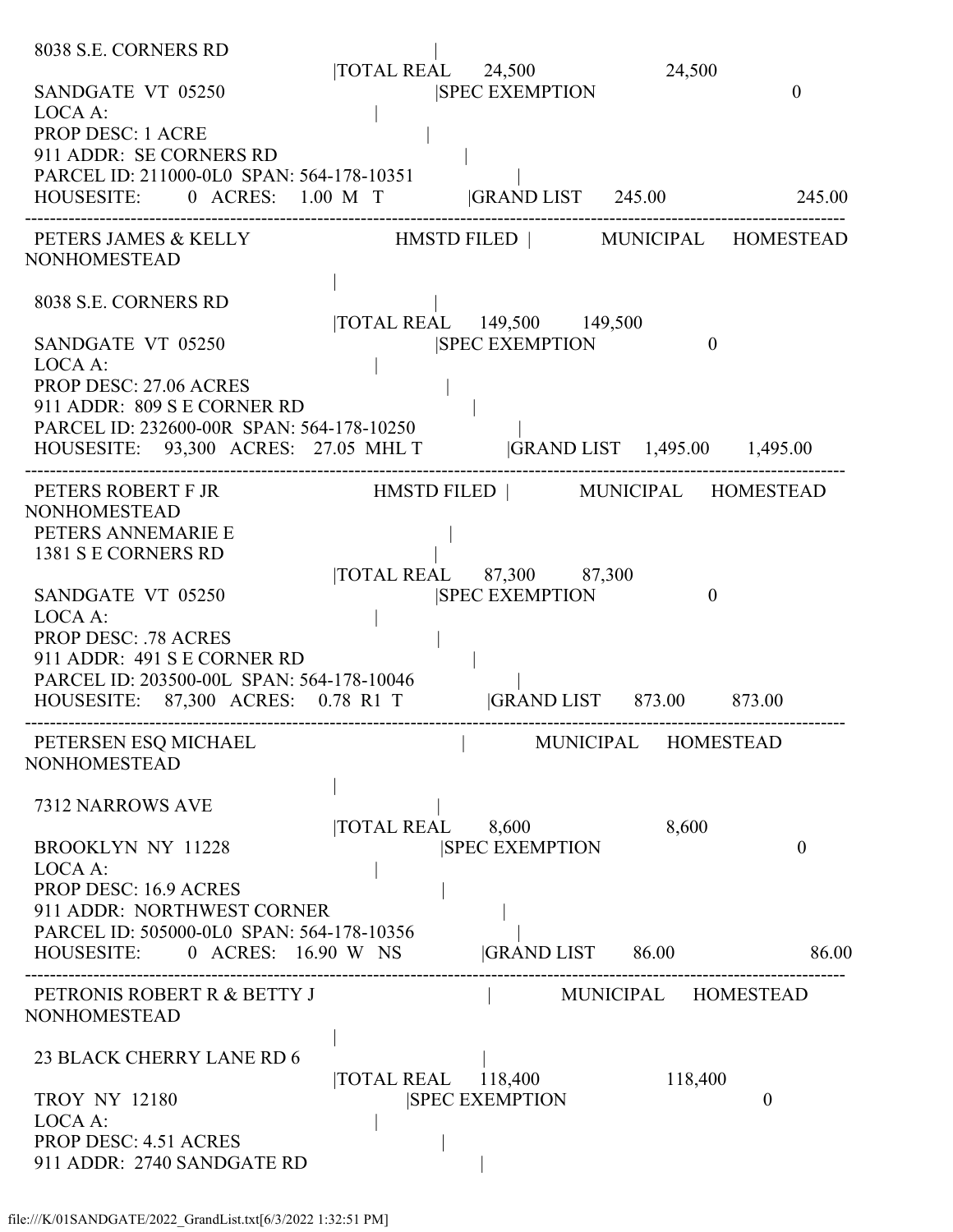```
 8038 S.E. CORNERS RD                                    |
                                        |TOTAL REAL      24,500                 24,500
 SANDGATE  VT  05250                                |SPEC EXEMPTION                          0
 LOCA A:                                |
 PROP DESC: 1 ACRE                                      |
 911 ADDR:  SE CORNERS RD                                   |
 PARCEL ID: 211000-0L0  SPAN: 564-178-10351                      |
 HOUSESITE:       0  ACRES:    1.00  M   T            |GRAND LIST     245.00                  245.00
-----------------------------------------------------------------------------------------------------------------------------------
 PETERS JAMES & KELLY                    HMSTD FILED |         MUNICIPAL     HOMESTEAD
NONHOMESTEAD
                                        |
 8038 S.E. CORNERS RD                                    |
                                        |TOTAL REAL     149,500       149,500
 SANDGATE  VT  05250                                |SPEC EXEMPTION                   0
 LOCA A:                                |
 PROP DESC: 27.06 ACRES                                 |
 911 ADDR:  809 S E CORNER RD                               |
 PARCEL ID: 232600-00R  SPAN: 564-178-10250                      |
 HOUSESITE:    93,300   ACRES:   27.05  MHL T             |GRAND LIST    1,495.00      1,495.00
-----------------------------------------------------------------------------------------------------------------------------------
 PETERS ROBERT F JR                      HMSTD FILED |         MUNICIPAL     HOMESTEAD
NONHOMESTEAD
 PETERS ANNEMARIE E                                 |
 1381 S E CORNERS RD                                    |
                                        |TOTAL REAL      87,300        87,300
 SANDGATE  VT  05250                                |SPEC EXEMPTION                   0
 LOCA A:                                |
 PROP DESC: .78 ACRES                                   |
 911 ADDR:  491 S E CORNER RD                               |
 PARCEL ID: 203500-00L  SPAN: 564-178-10046                      |
 HOUSESITE:    87,300   ACRES:    0.78  R1  T             |GRAND LIST      873.00        873.00
-----------------------------------------------------------------------------------------------------------------------------------
 PETERSEN ESQ MICHAEL                                   |          MUNICIPAL     HOMESTEAD
NONHOMESTEAD
                                        |
 7312 NARROWS AVE                                       |
                                        |TOTAL REAL       8,600                  8,600
 BROOKLYN  NY  11228                                |SPEC EXEMPTION                          0
 LOCA A:                                |
 PROP DESC: 16.9 ACRES                                  |
 911 ADDR:  NORTHWEST CORNER                                |
 PARCEL ID: 505000-0L0  SPAN: 564-178-10356                      |
 HOUSESITE:       0  ACRES:   16.90  W   NS           |GRAND LIST       86.00                    86.00
-----------------------------------------------------------------------------------------------------------------------------------
 PETRONIS ROBERT R & BETTY J                            |          MUNICIPAL     HOMESTEAD
NONHOMESTEAD
                                        |
 23 BLACK CHERRY LANE RD 6                              |
                                        |TOTAL REAL     118,400                118,400
 TROY  NY  12180                                |SPEC EXEMPTION                          0
 LOCA A:                                |
 PROP DESC: 4.51 ACRES                                  |
 911 ADDR:  2740 SANDGATE RD                                |
```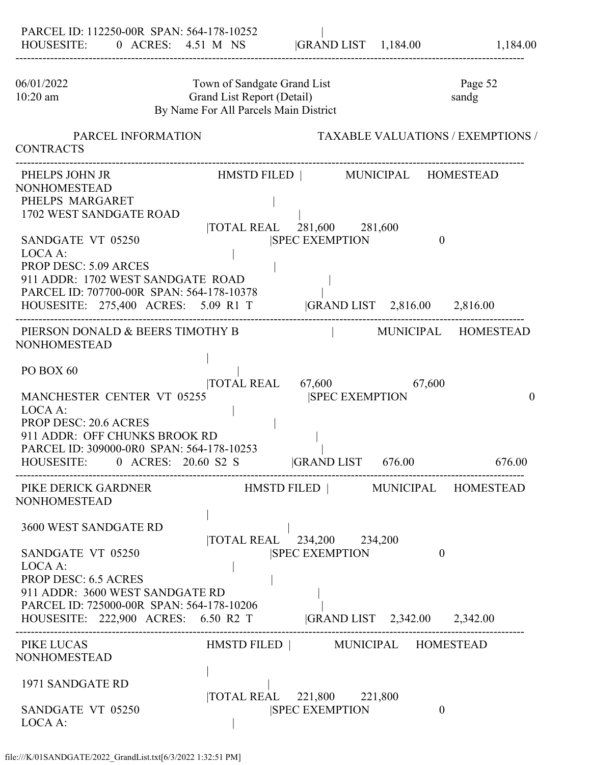PARCEL ID: 112250-00R SPAN: 564-178-10252 |
HOUSESITE: 0 ACRES: 4.51 M NS |GRAND LIST 1,184.00 1,184.00

---

06/01/2022 Town of Sandgate Grand List Page 52
10:20 am Grand List Report (Detail) sandg
By Name For All Parcels Main District

PARCEL INFORMATION TAXABLE VALUATIONS / EXEMPTIONS / CONTRACTS

---

PHELPS JOHN JR HMSTD FILED | MUNICIPAL HOMESTEAD NONHOMESTEAD
PHELPS MARGARET |
1702 WEST SANDGATE ROAD |
|TOTAL REAL 281,600 281,600
SANDGATE VT 05250 |SPEC EXEMPTION 0
LOCA A: |
PROP DESC: 5.09 ARCES |
911 ADDR: 1702 WEST SANDGATE ROAD |
PARCEL ID: 707700-00R SPAN: 564-178-10378 |
HOUSESITE: 275,400 ACRES: 5.09 R1 T |GRAND LIST 2,816.00 2,816.00

---

PIERSON DONALD & BEERS TIMOTHY B | MUNICIPAL HOMESTEAD NONHOMESTEAD
|
PO BOX 60 |
|TOTAL REAL 67,600 67,600
MANCHESTER CENTER VT 05255 |SPEC EXEMPTION 0
LOCA A: |
PROP DESC: 20.6 ACRES |
911 ADDR: OFF CHUNKS BROOK RD |
PARCEL ID: 309000-0R0 SPAN: 564-178-10253 |
HOUSESITE: 0 ACRES: 20.60 S2 S |GRAND LIST 676.00 676.00

---

PIKE DERICK GARDNER HMSTD FILED | MUNICIPAL HOMESTEAD NONHOMESTEAD
|
3600 WEST SANDGATE RD |
|TOTAL REAL 234,200 234,200
SANDGATE VT 05250 |SPEC EXEMPTION 0
LOCA A: |
PROP DESC: 6.5 ACRES |
911 ADDR: 3600 WEST SANDGATE RD |
PARCEL ID: 725000-00R SPAN: 564-178-10206 |
HOUSESITE: 222,900 ACRES: 6.50 R2 T |GRAND LIST 2,342.00 2,342.00

---

PIKE LUCAS HMSTD FILED | MUNICIPAL HOMESTEAD NONHOMESTEAD
|
1971 SANDGATE RD |
|TOTAL REAL 221,800 221,800
SANDGATE VT 05250 |SPEC EXEMPTION 0
LOCA A: |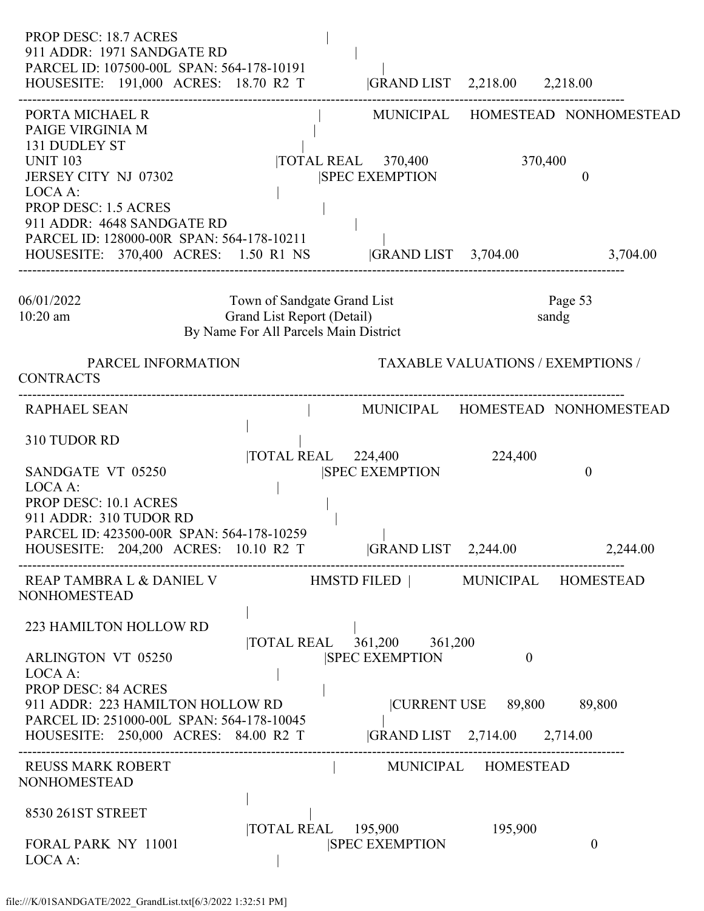```
 PROP DESC: 18.7 ACRES                              |
 911 ADDR:  1971 SANDGATE RD                        |
 PARCEL ID: 107500-00L  SPAN: 564-178-10191         |
 HOUSESITE:    191,000  ACRES:   18.70  R2  T       |GRAND LIST    2,218.00       2,218.00
---------------------------------------------------------------------------------------------------
 PORTA MICHAEL R                               |        MUNICIPAL     HOMESTEAD  NONHOMESTEAD
 PAIGE VIRGINIA M                              |
 131 DUDLEY ST                                 |
 UNIT 103                                      |TOTAL REAL    370,400                 370,400
 JERSEY CITY  NJ  07302                        |SPEC EXEMPTION                              0
 LOCA A:                                       |
 PROP DESC: 1.5 ACRES                               |
 911 ADDR:  4648 SANDGATE RD                        |
 PARCEL ID: 128000-00R  SPAN: 564-178-10211         |
 HOUSESITE:    370,400  ACRES:    1.50  R1  NS      |GRAND LIST    3,704.00                3,704.00
---------------------------------------------------------------------------------------------------
```

```
06/01/2022                  Town of Sandgate Grand List                    Page 53
10:20 am                    Grand List Report (Detail)                     sandg
                      By Name For All Parcels Main District

        PARCEL INFORMATION                      TAXABLE VALUATIONS / EXEMPTIONS /
CONTRACTS
---------------------------------------------------------------------------------------------------
 RAPHAEL SEAN                                  |        MUNICIPAL     HOMESTEAD  NONHOMESTEAD
                                               |
 310 TUDOR RD                                  |
                                               |TOTAL REAL    224,400                 224,400
 SANDGATE  VT  05250                           |SPEC EXEMPTION                              0
 LOCA A:                                       |
 PROP DESC: 10.1 ACRES                              |
 911 ADDR:  310 TUDOR RD                            |
 PARCEL ID: 423500-00R  SPAN: 564-178-10259         |
 HOUSESITE:    204,200  ACRES:   10.10  R2  T       |GRAND LIST    2,244.00                2,244.00
---------------------------------------------------------------------------------------------------
 REAP TAMBRA L & DANIEL V              HMSTD FILED |        MUNICIPAL     HOMESTEAD
NONHOMESTEAD
                                               |
 223 HAMILTON HOLLOW RD                        |
                                               |TOTAL REAL    361,200       361,200
 ARLINGTON  VT  05250                          |SPEC EXEMPTION                    0
 LOCA A:                                       |
 PROP DESC: 84 ACRES                                |
 911 ADDR:  223 HAMILTON HOLLOW RD                  |CURRENT USE     89,800        89,800
 PARCEL ID: 251000-00L  SPAN: 564-178-10045         |
 HOUSESITE:    250,000  ACRES:   84.00  R2  T       |GRAND LIST    2,714.00       2,714.00
---------------------------------------------------------------------------------------------------
 REUSS MARK ROBERT                             |        MUNICIPAL     HOMESTEAD
NONHOMESTEAD
                                               |
 8530 261ST STREET                             |
                                               |TOTAL REAL    195,900                 195,900
 FORAL PARK  NY  11001                         |SPEC EXEMPTION                              0
 LOCA A:                                       |
```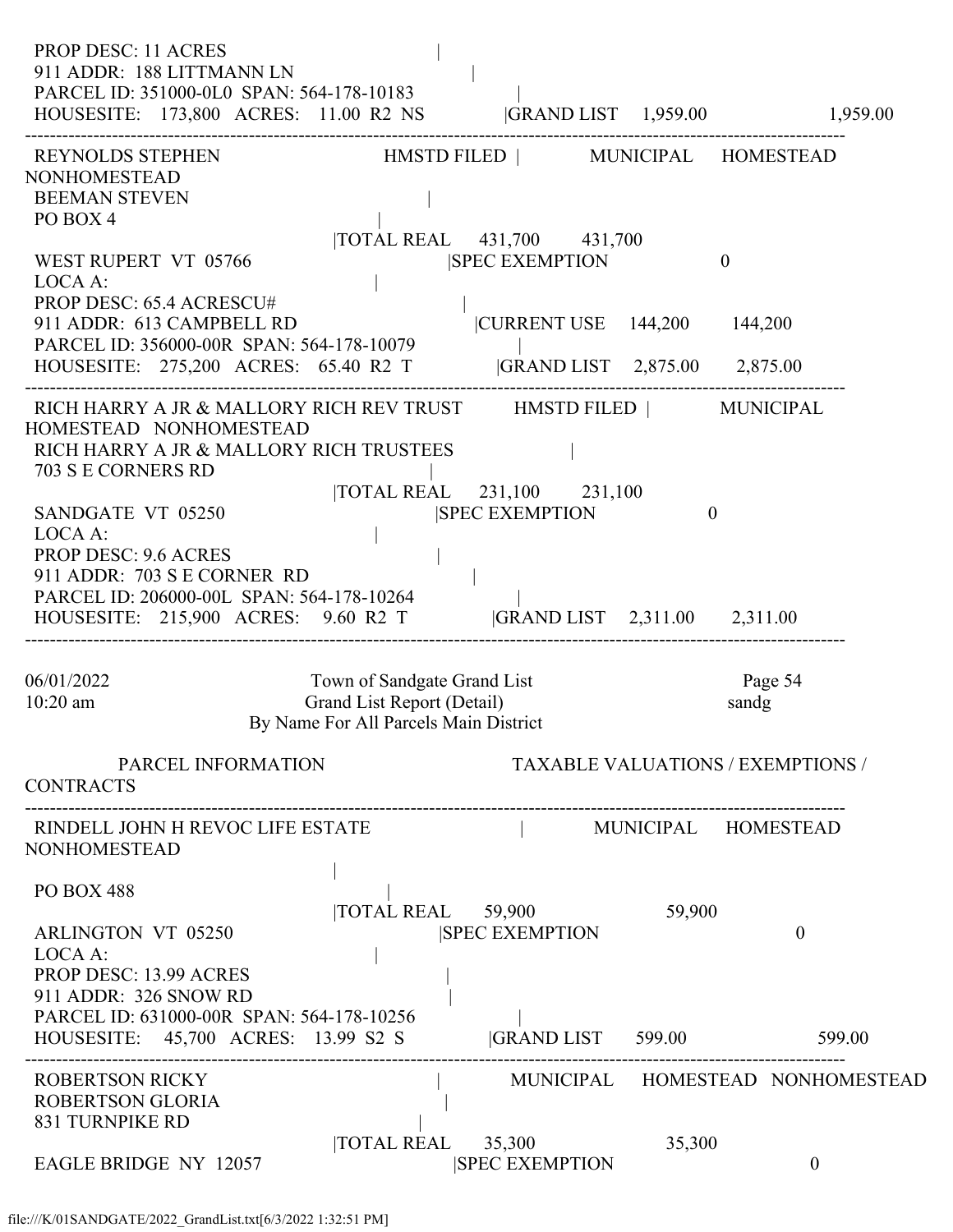PROP DESC: 11 ACRES |
911 ADDR: 188 LITTMANN LN |
PARCEL ID: 351000-0L0 SPAN: 564-178-10183 |
HOUSESITE: 173,800 ACRES: 11.00 R2 NS |GRAND LIST 1,959.00 1,959.00

---

REYNOLDS STEPHEN HMSTD FILED | MUNICIPAL HOMESTEAD NONHOMESTEAD
BEEMAN STEVEN |
PO BOX 4 |
|TOTAL REAL 431,700 431,700
WEST RUPERT VT 05766 |SPEC EXEMPTION 0
LOCA A: |
PROP DESC: 65.4 ACRESCU# |
911 ADDR: 613 CAMPBELL RD |CURRENT USE 144,200 144,200
PARCEL ID: 356000-00R SPAN: 564-178-10079 |
HOUSESITE: 275,200 ACRES: 65.40 R2 T |GRAND LIST 2,875.00 2,875.00

---

RICH HARRY A JR & MALLORY RICH REV TRUST HMSTD FILED | MUNICIPAL HOMESTEAD NONHOMESTEAD
RICH HARRY A JR & MALLORY RICH TRUSTEES |
703 S E CORNERS RD |
|TOTAL REAL 231,100 231,100
SANDGATE VT 05250 |SPEC EXEMPTION 0
LOCA A: |
PROP DESC: 9.6 ACRES |
911 ADDR: 703 S E CORNER RD |
PARCEL ID: 206000-00L SPAN: 564-178-10264 |
HOUSESITE: 215,900 ACRES: 9.60 R2 T |GRAND LIST 2,311.00 2,311.00

---

06/01/2022 Town of Sandgate Grand List Page 54
10:20 am Grand List Report (Detail) sandg
By Name For All Parcels Main District

PARCEL INFORMATION TAXABLE VALUATIONS / EXEMPTIONS / CONTRACTS

---

RINDELL JOHN H REVOC LIFE ESTATE | MUNICIPAL HOMESTEAD NONHOMESTEAD
|
PO BOX 488 |
|TOTAL REAL 59,900 59,900
ARLINGTON VT 05250 |SPEC EXEMPTION 0
LOCA A: |
PROP DESC: 13.99 ACRES |
911 ADDR: 326 SNOW RD |
PARCEL ID: 631000-00R SPAN: 564-178-10256 |
HOUSESITE: 45,700 ACRES: 13.99 S2 S |GRAND LIST 599.00 599.00

---

ROBERTSON RICKY | MUNICIPAL HOMESTEAD NONHOMESTEAD
ROBERTSON GLORIA |
831 TURNPIKE RD |
|TOTAL REAL 35,300 35,300
EAGLE BRIDGE NY 12057 |SPEC EXEMPTION 0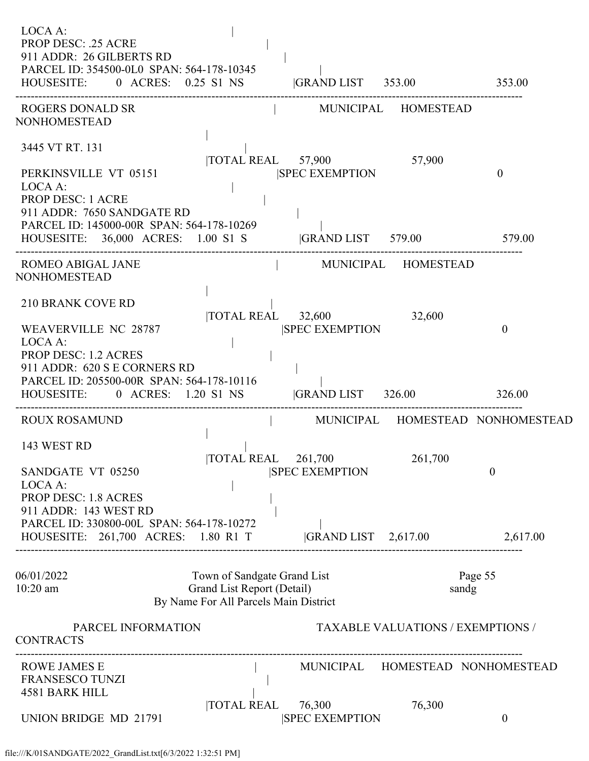```
LOCA A:                                        |
PROP DESC: .25 ACRE                            |
911 ADDR:  26 GILBERTS RD                      |
PARCEL ID: 354500-0L0  SPAN: 564-178-10345     |
HOUSESITE:        0  ACRES:    0.25  S1  NS    |GRAND LIST      353.00                  353.00
------------------------------------------------------------------------------------------------------
ROGERS DONALD SR                               |          MUNICIPAL     HOMESTEAD    NONHOMESTEAD
                                               |
3445 VT RT. 131                                |
                                               |TOTAL REAL      57,900              57,900
PERKINSVILLE  VT  05151                        |SPEC EXEMPTION                                 0
LOCA A:                                        |
PROP DESC: 1 ACRE                              |
911 ADDR:  7650 SANDGATE RD                    |
PARCEL ID: 145000-00R  SPAN: 564-178-10269     |
HOUSESITE:   36,000  ACRES:    1.00  S1  S     |GRAND LIST      579.00                  579.00
------------------------------------------------------------------------------------------------------
ROMEO ABIGAL JANE                              |          MUNICIPAL     HOMESTEAD    NONHOMESTEAD
                                               |
210 BRANK COVE RD                              |
                                               |TOTAL REAL      32,600              32,600
WEAVERVILLE  NC  28787                         |SPEC EXEMPTION                                 0
LOCA A:                                        |
PROP DESC: 1.2 ACRES                           |
911 ADDR:  620 S E CORNERS RD                  |
PARCEL ID: 205500-00R  SPAN: 564-178-10116     |
HOUSESITE:        0  ACRES:    1.20  S1  NS    |GRAND LIST      326.00                  326.00
------------------------------------------------------------------------------------------------------
ROUX ROSAMUND                                  |          MUNICIPAL     HOMESTEAD    NONHOMESTEAD
                                               |
143 WEST RD                                    |
                                               |TOTAL REAL      261,700             261,700
SANDGATE  VT  05250                            |SPEC EXEMPTION                                 0
LOCA A:                                        |
PROP DESC: 1.8 ACRES                           |
911 ADDR:  143 WEST RD                         |
PARCEL ID: 330800-00L  SPAN: 564-178-10272     |
HOUSESITE:  261,700  ACRES:    1.80  R1  T     |GRAND LIST      2,617.00              2,617.00
------------------------------------------------------------------------------------------------------

06/01/2022                     Town of Sandgate Grand List                          Page 55
10:20 am                       Grand List Report (Detail)                           sandg
                         By Name For All Parcels Main District

        PARCEL INFORMATION                          TAXABLE VALUATIONS / EXEMPTIONS / CONTRACTS
------------------------------------------------------------------------------------------------------
ROWE JAMES E                                   |          MUNICIPAL     HOMESTEAD    NONHOMESTEAD
FRANSESCO TUNZI                                |
4581 BARK HILL                                 |
                                               |TOTAL REAL      76,300              76,300
UNION BRIDGE  MD  21791                        |SPEC EXEMPTION                                 0
```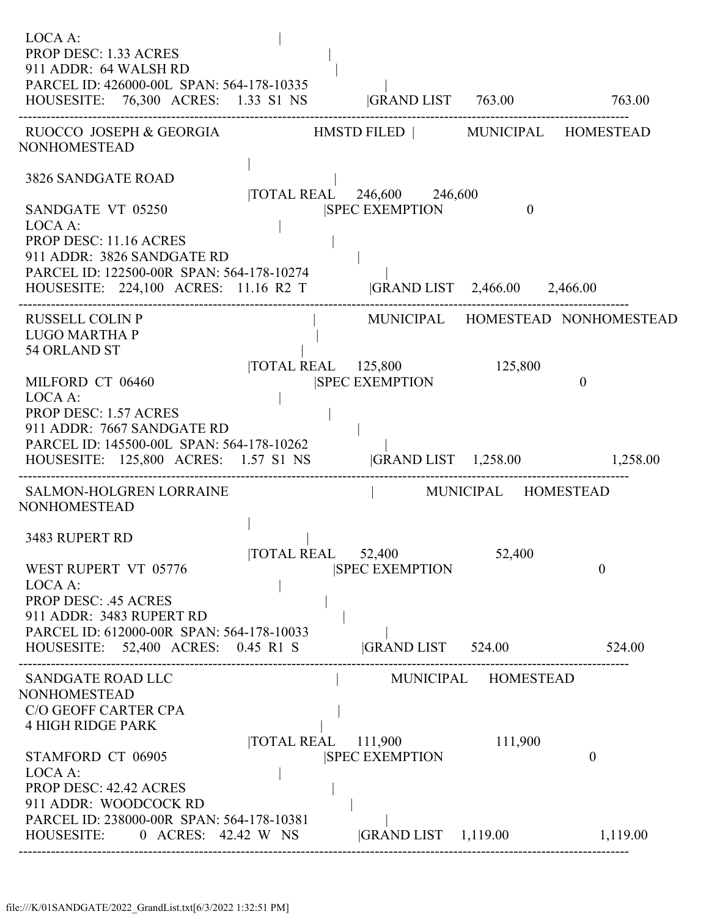```
LOCA A:                                          |
PROP DESC: 1.33 ACRES                            |
911 ADDR:  64 WALSH RD                           |
PARCEL ID: 426000-00L  SPAN: 564-178-10335       |
HOUSESITE:   76,300  ACRES:   1.33  S1  NS       |GRAND LIST      763.00                 763.00
-------------------------------------------------------------------------------------------------------
RUOCCO  JOSEPH & GEORGIA               HMSTD FILED |        MUNICIPAL     HOMESTEAD
NONHOMESTEAD
                                                 |
3826 SANDGATE ROAD                               |
                                 |TOTAL REAL    246,600      246,600
SANDGATE  VT  05250                              |SPEC EXEMPTION                0
LOCA A:                                          |
PROP DESC: 11.16 ACRES                           |
911 ADDR:  3826 SANDGATE RD                      |
PARCEL ID: 122500-00R  SPAN: 564-178-10274       |
HOUSESITE:   224,100  ACRES:  11.16  R2  T       |GRAND LIST    2,466.00     2,466.00
-------------------------------------------------------------------------------------------------------
RUSSELL COLIN P                                  |        MUNICIPAL     HOMESTEAD   NONHOMESTEAD
LUGO MARTHA P                                    |
54 ORLAND ST                                     |
                                 |TOTAL REAL    125,800                  125,800
MILFORD  CT  06460                               |SPEC EXEMPTION                               0
LOCA A:                                          |
PROP DESC: 1.57 ACRES                            |
911 ADDR:  7667 SANDGATE RD                      |
PARCEL ID: 145500-00L  SPAN: 564-178-10262       |
HOUSESITE:   125,800  ACRES:   1.57  S1  NS      |GRAND LIST    1,258.00                1,258.00
-------------------------------------------------------------------------------------------------------
SALMON-HOLGREN LORRAINE                          |        MUNICIPAL     HOMESTEAD
NONHOMESTEAD
                                                 |
3483 RUPERT RD                                   |
                                 |TOTAL REAL     52,400                   52,400
WEST RUPERT  VT  05776                           |SPEC EXEMPTION                               0
LOCA A:                                          |
PROP DESC: .45 ACRES                             |
911 ADDR:  3483 RUPERT RD                        |
PARCEL ID: 612000-00R  SPAN: 564-178-10033       |
HOUSESITE:    52,400  ACRES:   0.45  R1  S       |GRAND LIST      524.00                  524.00
-------------------------------------------------------------------------------------------------------
SANDGATE ROAD LLC                                |        MUNICIPAL     HOMESTEAD
NONHOMESTEAD
C/O GEOFF CARTER CPA                             |
4 HIGH RIDGE PARK                                |
                                 |TOTAL REAL    111,900                  111,900
STAMFORD  CT  06905                              |SPEC EXEMPTION                               0
LOCA A:                                          |
PROP DESC: 42.42 ACRES                           |
911 ADDR:  WOODCOCK RD                           |
PARCEL ID: 238000-00R  SPAN: 564-178-10381       |
HOUSESITE:         0  ACRES:  42.42  W  NS       |GRAND LIST    1,119.00                1,119.00
-------------------------------------------------------------------------------------------------------
```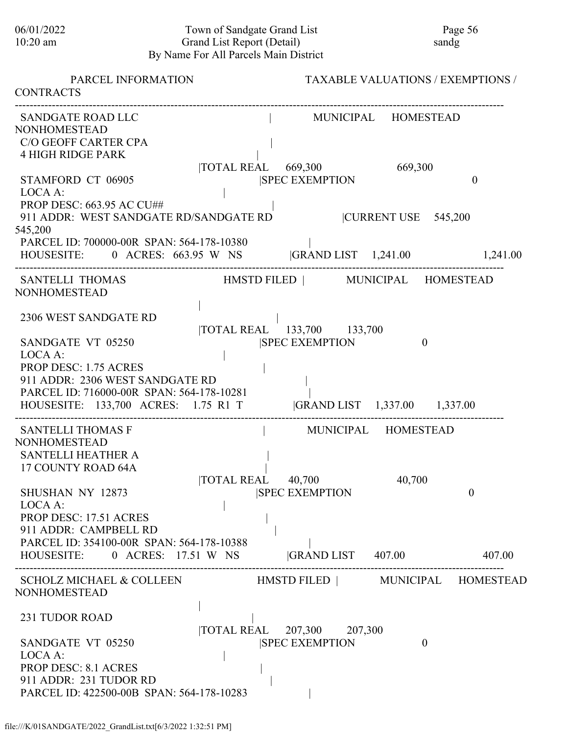PARCEL INFORMATION — TAXABLE VALUATIONS / EXEMPTIONS / CONTRACTS

---

**SANDGATE ROAD LLC**

| | MUNICIPAL | HOMESTEAD | NONHOMESTEAD |
|---|---|---|---|
| TOTAL REAL | 669,300 | | 669,300 |
| SPEC EXEMPTION | | | 0 |
| CURRENT USE | 545,200 | | 545,200 |
| GRAND LIST | 1,241.00 | | 1,241.00 |

C/O GEOFF CARTER CPA
4 HIGH RIDGE PARK
STAMFORD CT 06905
LOCA A:
PROP DESC: 663.95 AC CU##
911 ADDR: WEST SANDGATE RD/SANDGATE RD
PARCEL ID: 700000-00R SPAN: 564-178-10380
HOUSESITE: 0 ACRES: 663.95 W NS

---

**SANTELLI THOMAS** HMSTD FILED

| | MUNICIPAL | HOMESTEAD | NONHOMESTEAD |
|---|---|---|---|
| TOTAL REAL | 133,700 | 133,700 | |
| SPEC EXEMPTION | | 0 | |
| GRAND LIST | 1,337.00 | 1,337.00 | |

2306 WEST SANDGATE RD
SANDGATE VT 05250
LOCA A:
PROP DESC: 1.75 ACRES
911 ADDR: 2306 WEST SANDGATE RD
PARCEL ID: 716000-00R SPAN: 564-178-10281
HOUSESITE: 133,700 ACRES: 1.75 R1 T

---

**SANTELLI THOMAS F**

| | MUNICIPAL | HOMESTEAD | NONHOMESTEAD |
|---|---|---|---|
| TOTAL REAL | 40,700 | | 40,700 |
| SPEC EXEMPTION | | | 0 |
| GRAND LIST | 407.00 | | 407.00 |

SANTELLI HEATHER A
17 COUNTY ROAD 64A
SHUSHAN NY 12873
LOCA A:
PROP DESC: 17.51 ACRES
911 ADDR: CAMPBELL RD
PARCEL ID: 354100-00R SPAN: 564-178-10388
HOUSESITE: 0 ACRES: 17.51 W NS

---

**SCHOLZ MICHAEL & COLLEEN** HMSTD FILED

| | MUNICIPAL | HOMESTEAD | NONHOMESTEAD |
|---|---|---|---|
| TOTAL REAL | 207,300 | 207,300 | |
| SPEC EXEMPTION | | 0 | |

231 TUDOR ROAD
SANDGATE VT 05250
LOCA A:
PROP DESC: 8.1 ACRES
911 ADDR: 231 TUDOR RD
PARCEL ID: 422500-00B SPAN: 564-178-10283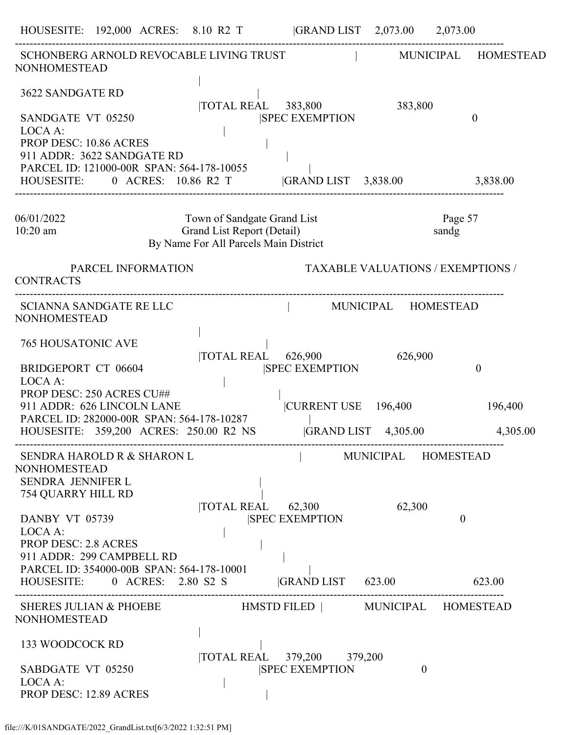HOUSESITE: 192,000 ACRES: 8.10 R2 T |GRAND LIST 2,073.00 2,073.00

---

SCHONBERG ARNOLD REVOCABLE LIVING TRUST | MUNICIPAL HOMESTEAD NONHOMESTEAD

|

3622 SANDGATE RD |

|TOTAL REAL 383,800 383,800

SANDGATE VT 05250 |SPEC EXEMPTION 0

LOCA A: |

PROP DESC: 10.86 ACRES |

911 ADDR: 3622 SANDGATE RD |

PARCEL ID: 121000-00R SPAN: 564-178-10055 |

HOUSESITE: 0 ACRES: 10.86 R2 T |GRAND LIST 3,838.00 3,838.00

---

06/01/2022 Town of Sandgate Grand List Page 57

10:20 am Grand List Report (Detail) sandg

By Name For All Parcels Main District

PARCEL INFORMATION TAXABLE VALUATIONS / EXEMPTIONS / CONTRACTS

---

SCIANNA SANDGATE RE LLC | MUNICIPAL HOMESTEAD NONHOMESTEAD

|

765 HOUSATONIC AVE |

|TOTAL REAL 626,900 626,900

BRIDGEPORT CT 06604 |SPEC EXEMPTION 0

LOCA A: |

PROP DESC: 250 ACRES CU## |

911 ADDR: 626 LINCOLN LANE |CURRENT USE 196,400 196,400

PARCEL ID: 282000-00R SPAN: 564-178-10287 |

HOUSESITE: 359,200 ACRES: 250.00 R2 NS |GRAND LIST 4,305.00 4,305.00

---

SENDRA HAROLD R & SHARON L | MUNICIPAL HOMESTEAD NONHOMESTEAD

SENDRA JENNIFER L |

754 QUARRY HILL RD |

|TOTAL REAL 62,300 62,300

DANBY VT 05739 |SPEC EXEMPTION 0

LOCA A: |

PROP DESC: 2.8 ACRES |

911 ADDR: 299 CAMPBELL RD |

PARCEL ID: 354000-00B SPAN: 564-178-10001 |

HOUSESITE: 0 ACRES: 2.80 S2 S |GRAND LIST 623.00 623.00

---

SHERES JULIAN & PHOEBE HMSTD FILED | MUNICIPAL HOMESTEAD NONHOMESTEAD

|

133 WOODCOCK RD |

|TOTAL REAL 379,200 379,200

SABDGATE VT 05250 |SPEC EXEMPTION 0

LOCA A: |

PROP DESC: 12.89 ACRES |

file:///K/01SANDGATE/2022_GrandList.txt[6/3/2022 1:32:51 PM]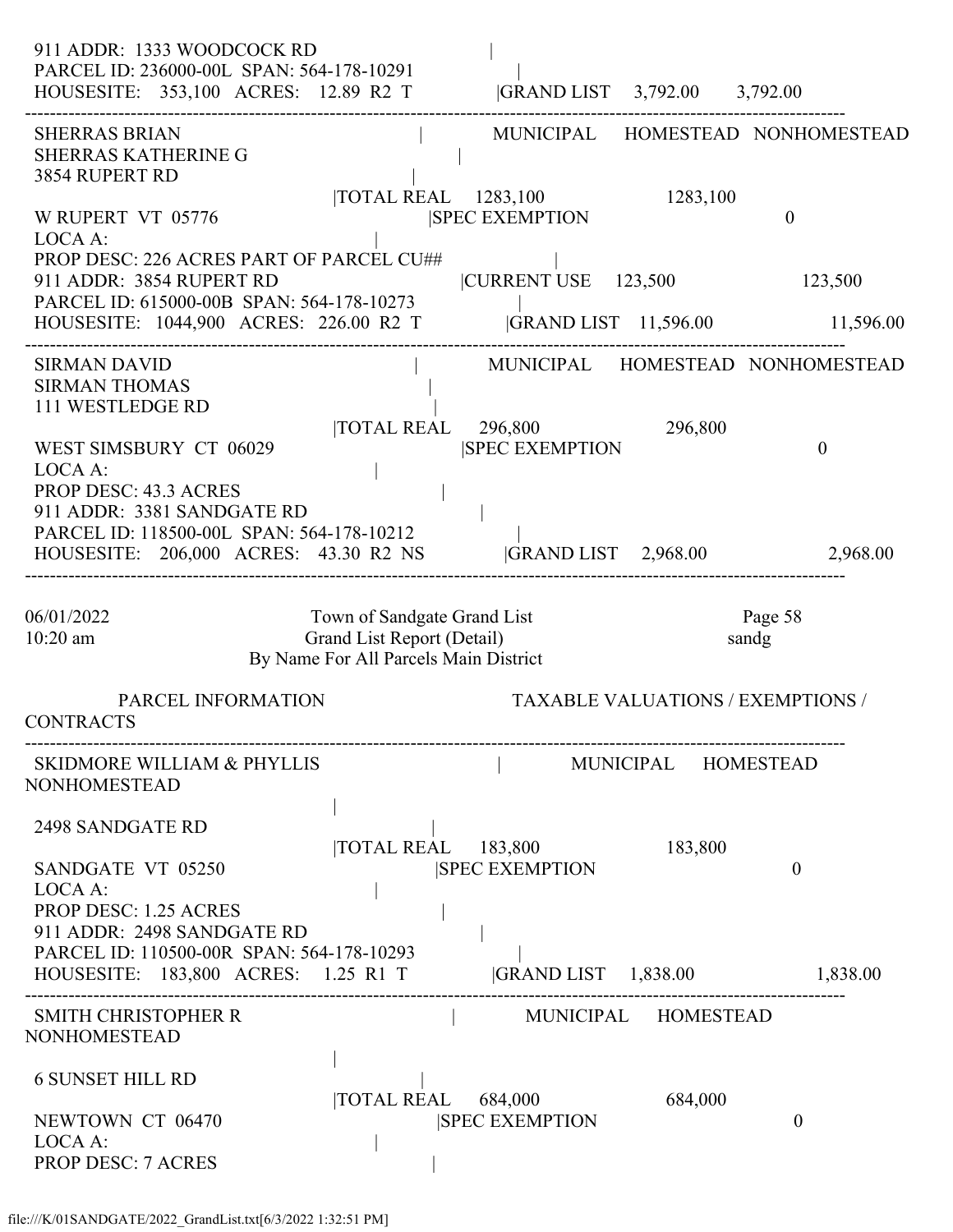```
911 ADDR:  1333 WOODCOCK RD                               |
PARCEL ID: 236000-00L  SPAN: 564-178-10291                 |
HOUSESITE:   353,100   ACRES:   12.89  R2  T              |GRAND LIST    3,792.00       3,792.00
-----------------------------------------------------------------------------------------------------------------------------
SHERRAS BRIAN                                              |         MUNICIPAL      HOMESTEAD   NONHOMESTEAD
SHERRAS KATHERINE G                                        |
3854 RUPERT RD                                             |
                                   |TOTAL REAL    1283,100                   1283,100
W RUPERT  VT  05776                                  |SPEC EXEMPTION                                     0
LOCA A:                                                    |
PROP DESC: 226 ACRES PART OF PARCEL CU##                    |
911 ADDR:  3854 RUPERT RD                           |CURRENT USE    123,500                      123,500
PARCEL ID: 615000-00B  SPAN: 564-178-10273                  |
HOUSESITE:   1044,900   ACRES:  226.00  R2  T          |GRAND LIST   11,596.00                    11,596.00
-----------------------------------------------------------------------------------------------------------------------------
SIRMAN DAVID                                               |         MUNICIPAL      HOMESTEAD   NONHOMESTEAD
SIRMAN THOMAS                                              |
111 WESTLEDGE RD                                           |
                                   |TOTAL REAL     296,800                   296,800
WEST SIMSBURY  CT  06029                             |SPEC EXEMPTION                                     0
LOCA A:                                                    |
PROP DESC: 43.3 ACRES                                      |
911 ADDR:  3381 SANDGATE RD                                |
PARCEL ID: 118500-00L  SPAN: 564-178-10212                  |
HOUSESITE:   206,000   ACRES:   43.30  R2  NS          |GRAND LIST    2,968.00                     2,968.00
-----------------------------------------------------------------------------------------------------------------------------

06/01/2022                     Town of Sandgate Grand List                          Page 58
10:20 am                       Grand List Report (Detail)                           sandg
                          By Name For All Parcels Main District

        PARCEL INFORMATION                              TAXABLE VALUATIONS / EXEMPTIONS /
CONTRACTS
-----------------------------------------------------------------------------------------------------------------------------
SKIDMORE WILLIAM & PHYLLIS                                 |         MUNICIPAL      HOMESTEAD
NONHOMESTEAD
                                                           |
2498 SANDGATE RD                                           |
                                   |TOTAL REAL     183,800                   183,800
SANDGATE  VT  05250                                  |SPEC EXEMPTION                                     0
LOCA A:                                                    |
PROP DESC: 1.25 ACRES                                      |
911 ADDR:  2498 SANDGATE RD                                |
PARCEL ID: 110500-00R  SPAN: 564-178-10293                  |
HOUSESITE:   183,800   ACRES:    1.25  R1  T           |GRAND LIST    1,838.00                     1,838.00
-----------------------------------------------------------------------------------------------------------------------------
SMITH CHRISTOPHER R                                        |         MUNICIPAL      HOMESTEAD
NONHOMESTEAD
                                                           |
6 SUNSET HILL RD                                           |
                                   |TOTAL REAL     684,000                   684,000
NEWTOWN  CT  06470                                   |SPEC EXEMPTION                                     0
LOCA A:                                                    |
PROP DESC: 7 ACRES                                         |
```

file:///K/01SANDGATE/2022_GrandList.txt[6/3/2022 1:32:51 PM]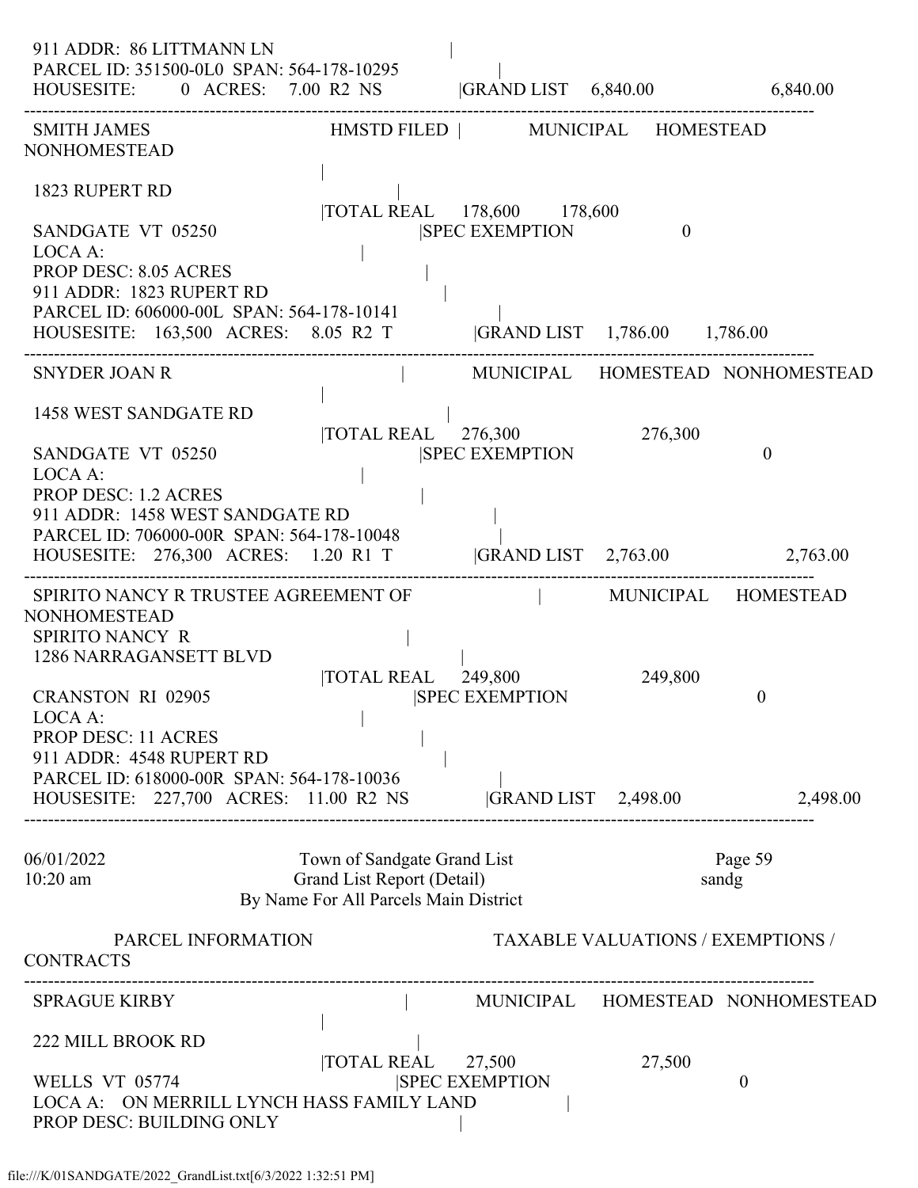```
 911 ADDR:  86 LITTMANN LN                               |
 PARCEL ID: 351500-0L0  SPAN: 564-178-10295              |
 HOUSESITE:       0  ACRES:    7.00  R2  NS             |GRAND LIST    6,840.00                   6,840.00
------------------------------------------------------------------------------------------------------------
 SMITH JAMES                              HMSTD FILED |        MUNICIPAL      HOMESTEAD
NONHOMESTEAD
                                          |
 1823 RUPERT RD                                   |
                                          |TOTAL REAL     178,600        178,600
 SANDGATE  VT  05250                                 |SPEC EXEMPTION                  0
 LOCA A:                                          |
 PROP DESC: 8.05 ACRES                                    |
 911 ADDR:  1823 RUPERT RD                                 |
 PARCEL ID: 606000-00L  SPAN: 564-178-10141                |
 HOUSESITE:    163,500  ACRES:    8.05  R2  T           |GRAND LIST    1,786.00      1,786.00
------------------------------------------------------------------------------------------------------------
 SNYDER JOAN R                                          |        MUNICIPAL      HOMESTEAD   NONHOMESTEAD
                                          |
 1458 WEST SANDGATE RD                                    |
                                          |TOTAL REAL     276,300                  276,300
 SANDGATE  VT  05250                                 |SPEC EXEMPTION                               0
 LOCA A:                                          |
 PROP DESC: 1.2 ACRES                                     |
 911 ADDR:  1458 WEST SANDGATE RD                          |
 PARCEL ID: 706000-00R  SPAN: 564-178-10048                |
 HOUSESITE:    276,300  ACRES:    1.20  R1  T           |GRAND LIST    2,763.00                   2,763.00
------------------------------------------------------------------------------------------------------------
 SPIRITO NANCY R TRUSTEE AGREEMENT OF                         |        MUNICIPAL      HOMESTEAD
NONHOMESTEAD
 SPIRITO NANCY  R                                         |
 1286 NARRAGANSETT BLVD                                    |
                                          |TOTAL REAL     249,800                  249,800
 CRANSTON  RI  02905                                 |SPEC EXEMPTION                               0
 LOCA A:                                          |
 PROP DESC: 11 ACRES                                      |
 911 ADDR:  4548 RUPERT RD                                 |
 PARCEL ID: 618000-00R  SPAN: 564-178-10036                |
 HOUSESITE:    227,700  ACRES:   11.00  R2  NS          |GRAND LIST    2,498.00                   2,498.00
------------------------------------------------------------------------------------------------------------

06/01/2022                       Town of Sandgate Grand List                          Page 59
10:20 am                        Grand List Report (Detail)                           sandg
                          By Name For All Parcels Main District

         PARCEL INFORMATION                              TAXABLE VALUATIONS / EXEMPTIONS /
CONTRACTS
------------------------------------------------------------------------------------------------------------
 SPRAGUE KIRBY                                          |        MUNICIPAL      HOMESTEAD   NONHOMESTEAD
                                          |
 222 MILL BROOK RD                                        |
                                          |TOTAL REAL      27,500                   27,500
 WELLS  VT  05774                                    |SPEC EXEMPTION                               0
 LOCA A:   ON MERRILL LYNCH HASS FAMILY LAND                      |
 PROP DESC: BUILDING ONLY                                  |
```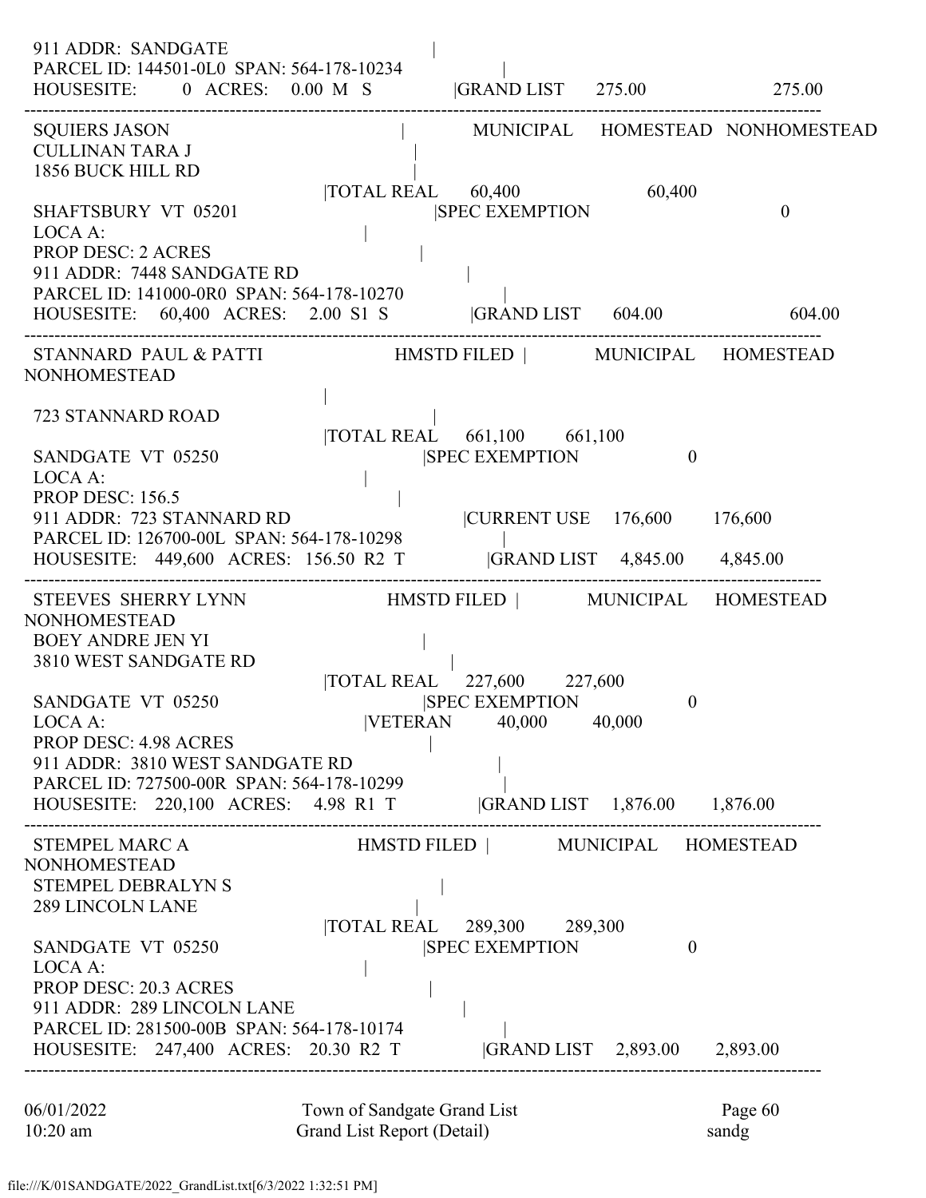```
911 ADDR:  SANDGATE                                          |
PARCEL ID: 144501-0L0  SPAN: 564-178-10234                   |
HOUSESITE:       0  ACRES:    0.00  M  S          |GRAND LIST      275.00                   275.00
------------------------------------------------------------------------------------------------------------
SQUIERS JASON                                     |         MUNICIPAL     HOMESTEAD   NONHOMESTEAD
CULLINAN TARA J                                   |
1856 BUCK HILL RD                                 |
                                       |TOTAL REAL      60,400                 60,400
SHAFTSBURY  VT  05201                             |SPEC EXEMPTION                             0
LOCA A:                                           |
PROP DESC: 2 ACRES                                |
911 ADDR:  7448 SANDGATE RD                       |
PARCEL ID: 141000-0R0  SPAN: 564-178-10270        |
HOUSESITE:    60,400  ACRES:    2.00  S1  S       |GRAND LIST      604.00                   604.00
------------------------------------------------------------------------------------------------------------
STANNARD  PAUL & PATTI                 HMSTD FILED |         MUNICIPAL     HOMESTEAD
NONHOMESTEAD
                                                  |
723 STANNARD ROAD                                 |
                                       |TOTAL REAL     661,100      661,100
SANDGATE  VT  05250                               |SPEC EXEMPTION                 0
LOCA A:                                           |
PROP DESC: 156.5                                  |
911 ADDR:  723 STANNARD RD                        |CURRENT USE     176,600       176,600
PARCEL ID: 126700-00L  SPAN: 564-178-10298        |
HOUSESITE:   449,600  ACRES:  156.50  R2  T       |GRAND LIST    4,845.00      4,845.00
------------------------------------------------------------------------------------------------------------
STEEVES  SHERRY LYNN                   HMSTD FILED |         MUNICIPAL     HOMESTEAD
NONHOMESTEAD
BOEY ANDRE JEN YI                                 |
3810 WEST SANDGATE RD                             |
                                       |TOTAL REAL     227,600      227,600
SANDGATE  VT  05250                               |SPEC EXEMPTION                 0
LOCA A:                                |VETERAN         40,000       40,000
PROP DESC: 4.98 ACRES                             |
911 ADDR:  3810 WEST SANDGATE RD                  |
PARCEL ID: 727500-00R  SPAN: 564-178-10299        |
HOUSESITE:   220,100  ACRES:    4.98  R1  T       |GRAND LIST    1,876.00      1,876.00
------------------------------------------------------------------------------------------------------------
STEMPEL MARC A                         HMSTD FILED |         MUNICIPAL     HOMESTEAD
NONHOMESTEAD
STEMPEL DEBRALYN S                                |
289 LINCOLN LANE                                  |
                                       |TOTAL REAL     289,300      289,300
SANDGATE  VT  05250                               |SPEC EXEMPTION                 0
LOCA A:                                           |
PROP DESC: 20.3 ACRES                             |
911 ADDR:  289 LINCOLN LANE                       |
PARCEL ID: 281500-00B  SPAN: 564-178-10174        |
HOUSESITE:   247,400  ACRES:   20.30  R2  T       |GRAND LIST    2,893.00      2,893.00
------------------------------------------------------------------------------------------------------------
```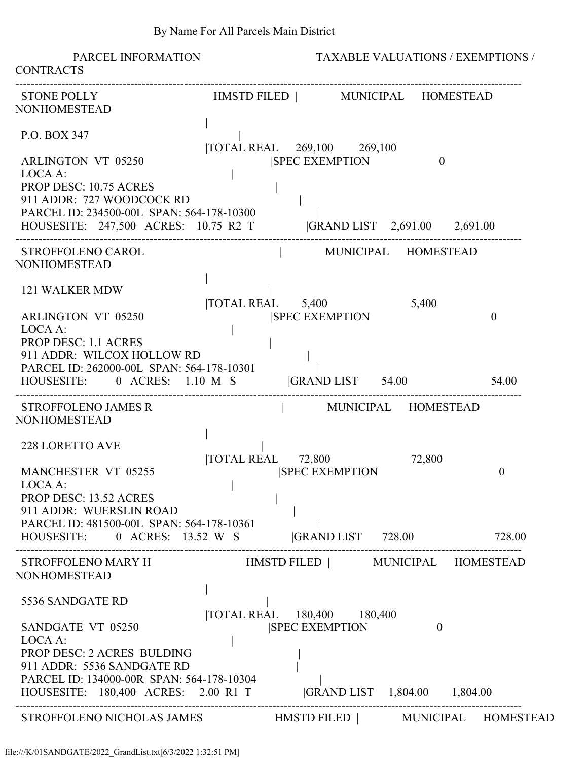By Name For All Parcels Main District

PARCEL INFORMATION TAXABLE VALUATIONS / EXEMPTIONS / CONTRACTS

---

STONE POLLY HMSTD FILED | MUNICIPAL HOMESTEAD NONHOMESTEAD
|
P.O. BOX 347 |
|TOTAL REAL 269,100 269,100
ARLINGTON VT 05250 |SPEC EXEMPTION 0
LOCA A: |
PROP DESC: 10.75 ACRES |
911 ADDR: 727 WOODCOCK RD |
PARCEL ID: 234500-00L SPAN: 564-178-10300 |
HOUSESITE: 247,500 ACRES: 10.75 R2 T |GRAND LIST 2,691.00 2,691.00

---

STROFFOLENO CAROL | MUNICIPAL HOMESTEAD NONHOMESTEAD
|
121 WALKER MDW |
|TOTAL REAL 5,400 5,400
ARLINGTON VT 05250 |SPEC EXEMPTION 0
LOCA A: |
PROP DESC: 1.1 ACRES |
911 ADDR: WILCOX HOLLOW RD |
PARCEL ID: 262000-00L SPAN: 564-178-10301 |
HOUSESITE: 0 ACRES: 1.10 M S |GRAND LIST 54.00 54.00

---

STROFFOLENO JAMES R | MUNICIPAL HOMESTEAD NONHOMESTEAD
|
228 LORETTO AVE |
|TOTAL REAL 72,800 72,800
MANCHESTER VT 05255 |SPEC EXEMPTION 0
LOCA A: |
PROP DESC: 13.52 ACRES |
911 ADDR: WUERSLIN ROAD |
PARCEL ID: 481500-00L SPAN: 564-178-10361 |
HOUSESITE: 0 ACRES: 13.52 W S |GRAND LIST 728.00 728.00

---

STROFFOLENO MARY H HMSTD FILED | MUNICIPAL HOMESTEAD NONHOMESTEAD
|
5536 SANDGATE RD |
|TOTAL REAL 180,400 180,400
SANDGATE VT 05250 |SPEC EXEMPTION 0
LOCA A: |
PROP DESC: 2 ACRES BULDING |
911 ADDR: 5536 SANDGATE RD |
PARCEL ID: 134000-00R SPAN: 564-178-10304 |
HOUSESITE: 180,400 ACRES: 2.00 R1 T |GRAND LIST 1,804.00 1,804.00

---

STROFFOLENO NICHOLAS JAMES HMSTD FILED | MUNICIPAL HOMESTEAD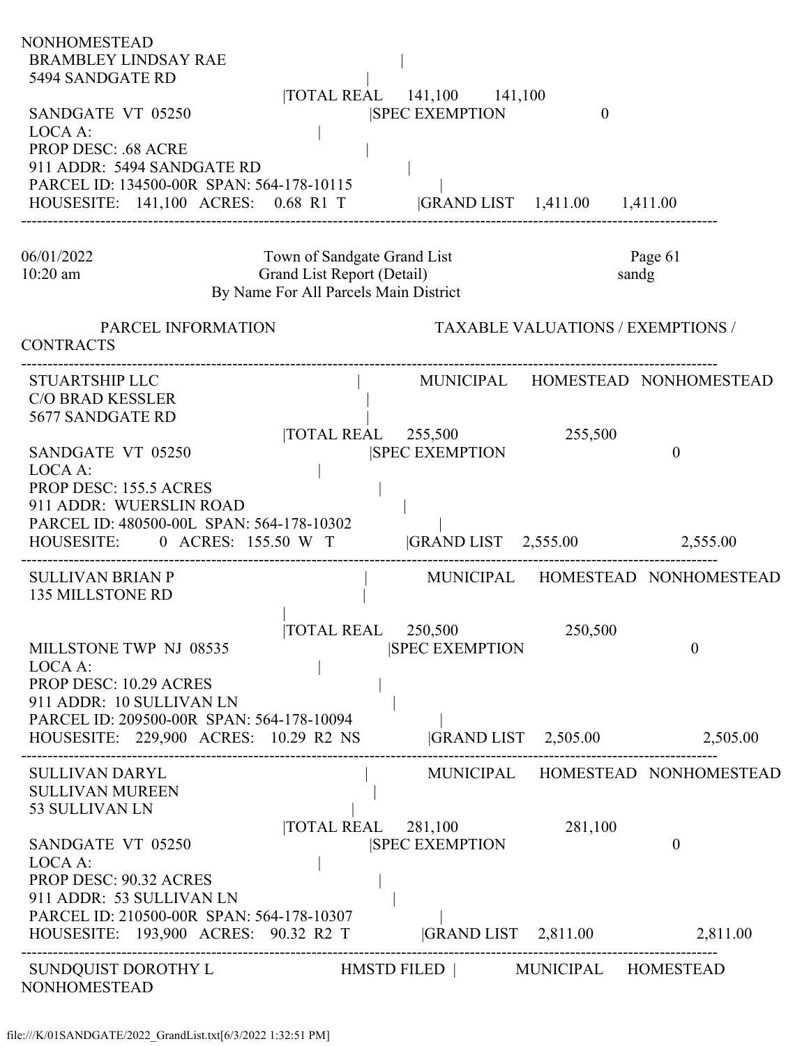NONHOMESTEAD
BRAMBLEY LINDSAY RAE |
5494 SANDGATE RD |
|TOTAL REAL 141,100 141,100
SANDGATE VT 05250 |SPEC EXEMPTION 0
LOCA A: |
PROP DESC: .68 ACRE |
911 ADDR: 5494 SANDGATE RD |
PARCEL ID: 134500-00R SPAN: 564-178-10115 |
HOUSESITE: 141,100 ACRES: 0.68 R1 T |GRAND LIST 1,411.00 1,411.00

---

Town of Sandgate Grand List
Grand List Report (Detail)
By Name For All Parcels Main District

| PARCEL INFORMATION | | TAXABLE VALUATIONS / EXEMPTIONS / CONTRACTS | | |
|---|---|---|---|---|
| | | MUNICIPAL | HOMESTEAD | NONHOMESTEAD |
| STUARTSHIP LLC<br>C/O BRAD KESSLER<br>5677 SANDGATE RD<br>SANDGATE VT 05250<br>LOCA A:<br>PROP DESC: 155.5 ACRES<br>911 ADDR: WUERSLIN ROAD<br>PARCEL ID: 480500-00L SPAN: 564-178-10302<br>HOUSESITE: 0 ACRES: 155.50 W T | TOTAL REAL | 255,500 | | 255,500 |
| | SPEC EXEMPTION | | | 0 |
| | GRAND LIST | 2,555.00 | | 2,555.00 |
| SULLIVAN BRIAN P<br>135 MILLSTONE RD<br>MILLSTONE TWP NJ 08535<br>LOCA A:<br>PROP DESC: 10.29 ACRES<br>911 ADDR: 10 SULLIVAN LN<br>PARCEL ID: 209500-00R SPAN: 564-178-10094<br>HOUSESITE: 229,900 ACRES: 10.29 R2 NS | TOTAL REAL | 250,500 | | 250,500 |
| | SPEC EXEMPTION | | | 0 |
| | GRAND LIST | 2,505.00 | | 2,505.00 |
| SULLIVAN DARYL<br>SULLIVAN MUREEN<br>53 SULLIVAN LN<br>SANDGATE VT 05250<br>LOCA A:<br>PROP DESC: 90.32 ACRES<br>911 ADDR: 53 SULLIVAN LN<br>PARCEL ID: 210500-00R SPAN: 564-178-10307<br>HOUSESITE: 193,900 ACRES: 90.32 R2 T | TOTAL REAL | 281,100 | | 281,100 |
| | SPEC EXEMPTION | | | 0 |
| | GRAND LIST | 2,811.00 | | 2,811.00 |

---

SUNDQUIST DOROTHY L HMSTD FILED | MUNICIPAL HOMESTEAD NONHOMESTEAD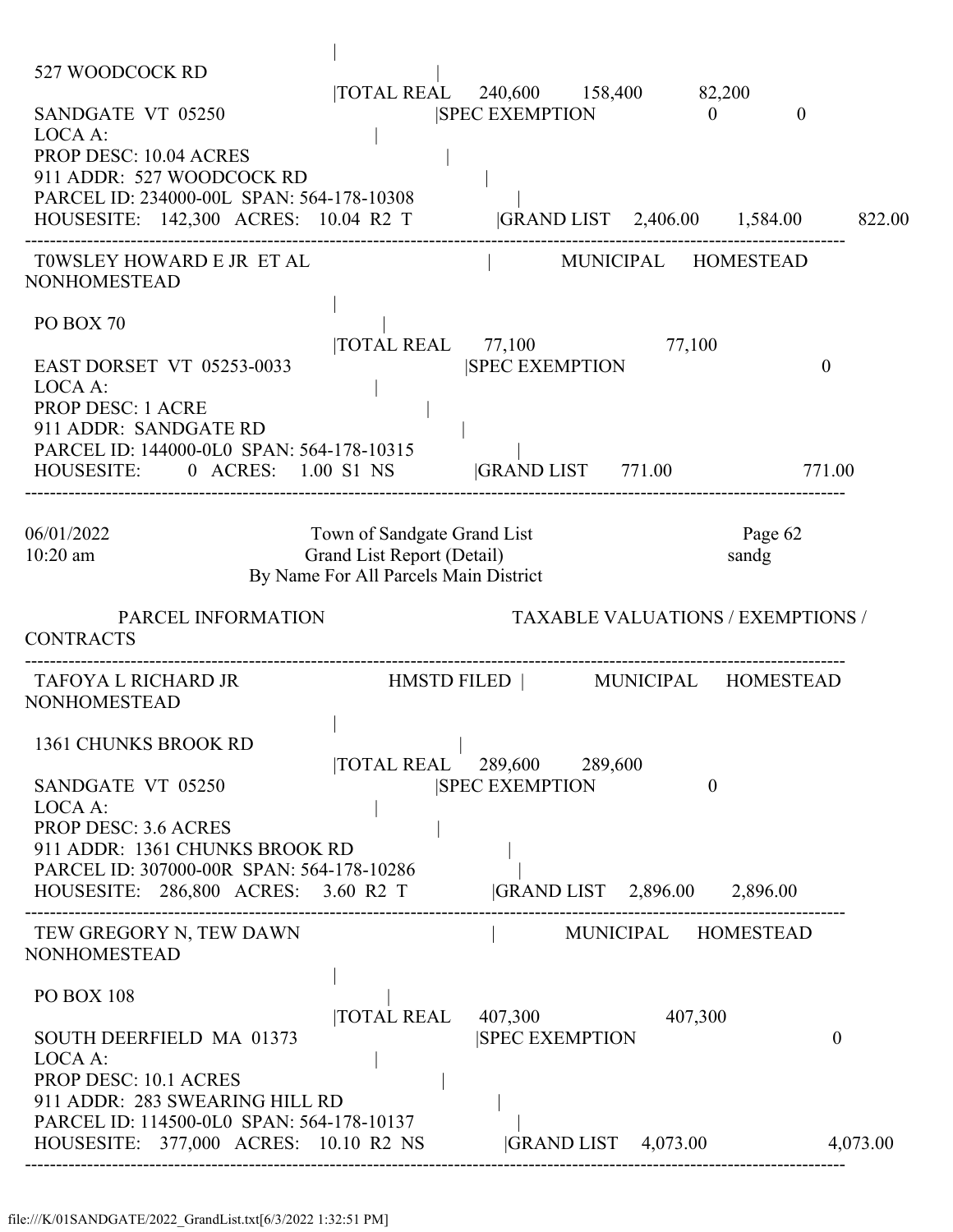```
527 WOODCOCK RD                          |
                                         |TOTAL REAL     240,600     158,400      82,200
SANDGATE  VT  05250                      |SPEC EXEMPTION                   0           0
LOCA A:                                  |
PROP DESC: 10.04 ACRES                   |
911 ADDR:  527 WOODCOCK RD               |
PARCEL ID: 234000-00L  SPAN: 564-178-10308 |
HOUSESITE:   142,300  ACRES:   10.04  R2  T   |GRAND LIST   2,406.00    1,584.00      822.00
-----------------------------------------------------------------------------------------------------
T0WSLEY HOWARD E JR  ET AL               |        MUNICIPAL     HOMESTEAD     NONHOMESTEAD
                                         |
PO BOX 70                                |
                                         |TOTAL REAL      77,100                  77,100
EAST DORSET  VT  05253-0033              |SPEC EXEMPTION                               0
LOCA A:                                  |
PROP DESC: 1 ACRE                        |
911 ADDR:  SANDGATE RD                   |
PARCEL ID: 144000-0L0  SPAN: 564-178-10315 |
HOUSESITE:       0  ACRES:    1.00  S1  NS    |GRAND LIST     771.00                  771.00
-----------------------------------------------------------------------------------------------------

06/01/2022                     Town of Sandgate Grand List                      Page 62
10:20 am                       Grand List Report (Detail)                       sandg
                         By Name For All Parcels Main District

        PARCEL INFORMATION                      TAXABLE VALUATIONS / EXEMPTIONS / CONTRACTS
-----------------------------------------------------------------------------------------------------
TAFOYA L RICHARD JR               HMSTD FILED |     MUNICIPAL     HOMESTEAD     NONHOMESTEAD
                                         |
1361 CHUNKS BROOK RD                     |
                                         |TOTAL REAL     289,600     289,600
SANDGATE  VT  05250                      |SPEC EXEMPTION                   0
LOCA A:                                  |
PROP DESC: 3.6 ACRES                     |
911 ADDR:  1361 CHUNKS BROOK RD          |
PARCEL ID: 307000-00R  SPAN: 564-178-10286 |
HOUSESITE:   286,800  ACRES:    3.60  R2  T   |GRAND LIST   2,896.00    2,896.00
-----------------------------------------------------------------------------------------------------
TEW GREGORY N, TEW DAWN                  |        MUNICIPAL     HOMESTEAD     NONHOMESTEAD
                                         |
PO BOX 108                               |
                                         |TOTAL REAL     407,300                 407,300
SOUTH DEERFIELD  MA  01373               |SPEC EXEMPTION                               0
LOCA A:                                  |
PROP DESC: 10.1 ACRES                    |
911 ADDR:  283 SWEARING HILL RD          |
PARCEL ID: 114500-0L0  SPAN: 564-178-10137 |
HOUSESITE:   377,000  ACRES:   10.10  R2  NS  |GRAND LIST   4,073.00                4,073.00
-----------------------------------------------------------------------------------------------------
```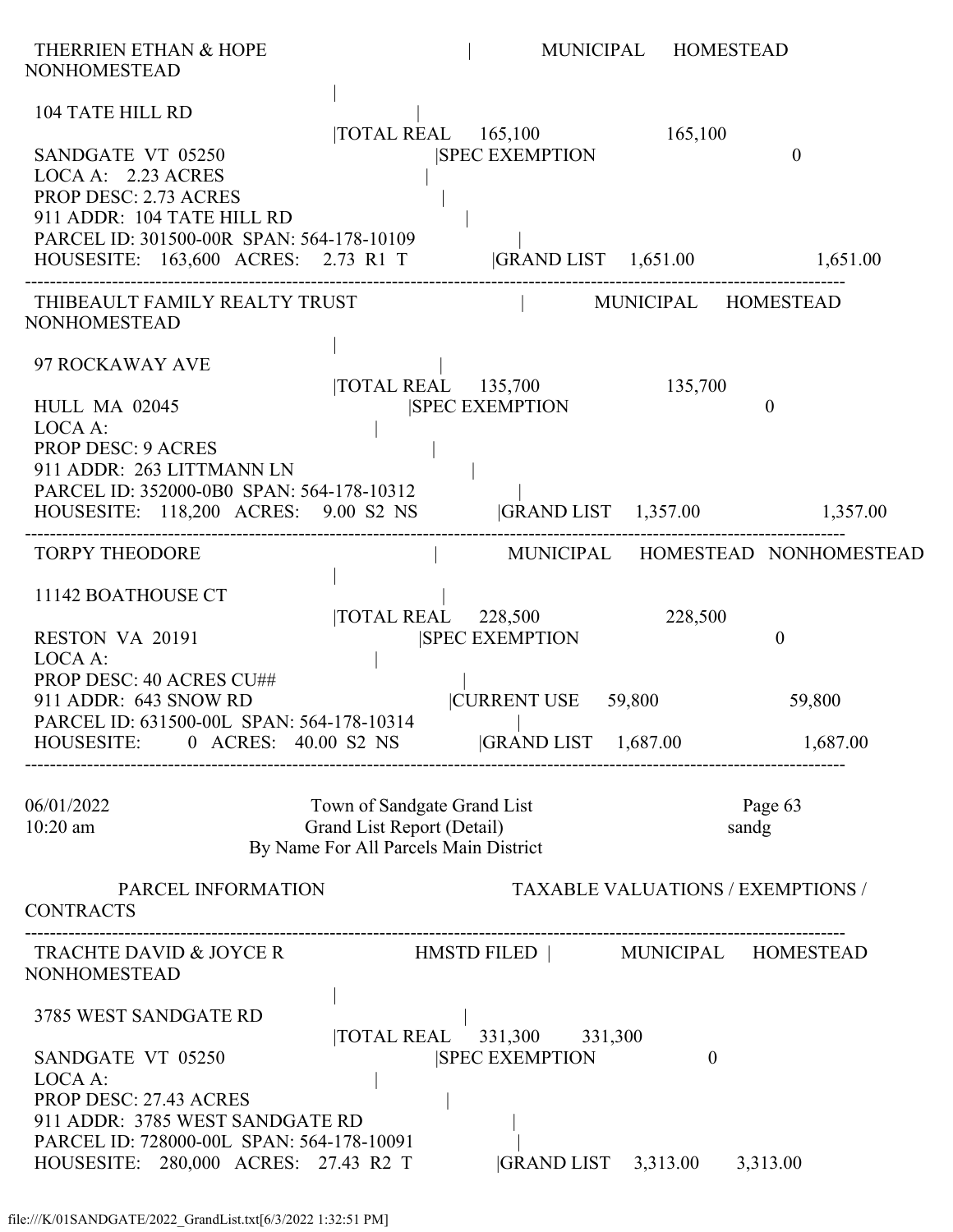THERRIEN ETHAN & HOPE | MUNICIPAL HOMESTEAD NONHOMESTEAD

|

104 TATE HILL RD |

|TOTAL REAL 165,100 165,100

SANDGATE VT 05250 |SPEC EXEMPTION 0

LOCA A: 2.23 ACRES |

PROP DESC: 2.73 ACRES |

911 ADDR: 104 TATE HILL RD |

PARCEL ID: 301500-00R SPAN: 564-178-10109 |

HOUSESITE: 163,600 ACRES: 2.73 R1 T |GRAND LIST 1,651.00 1,651.00

---

THIBEAULT FAMILY REALTY TRUST | MUNICIPAL HOMESTEAD NONHOMESTEAD

|

97 ROCKAWAY AVE |

|TOTAL REAL 135,700 135,700

HULL MA 02045 |SPEC EXEMPTION 0

LOCA A: |

PROP DESC: 9 ACRES |

911 ADDR: 263 LITTMANN LN |

PARCEL ID: 352000-0B0 SPAN: 564-178-10312 |

HOUSESITE: 118,200 ACRES: 9.00 S2 NS |GRAND LIST 1,357.00 1,357.00

---

TORPY THEODORE | MUNICIPAL HOMESTEAD NONHOMESTEAD

|

11142 BOATHOUSE CT |

|TOTAL REAL 228,500 228,500

RESTON VA 20191 |SPEC EXEMPTION 0

LOCA A: |

PROP DESC: 40 ACRES CU## |

911 ADDR: 643 SNOW RD |CURRENT USE 59,800 59,800

PARCEL ID: 631500-00L SPAN: 564-178-10314 |

HOUSESITE: 0 ACRES: 40.00 S2 NS |GRAND LIST 1,687.00 1,687.00

---

06/01/2022 Town of Sandgate Grand List Page 63
10:20 am Grand List Report (Detail) sandg
By Name For All Parcels Main District

PARCEL INFORMATION TAXABLE VALUATIONS / EXEMPTIONS / CONTRACTS

---

TRACHTE DAVID & JOYCE R HMSTD FILED | MUNICIPAL HOMESTEAD NONHOMESTEAD

|

3785 WEST SANDGATE RD |

|TOTAL REAL 331,300 331,300

SANDGATE VT 05250 |SPEC EXEMPTION 0

LOCA A: |

PROP DESC: 27.43 ACRES |

911 ADDR: 3785 WEST SANDGATE RD |

PARCEL ID: 728000-00L SPAN: 564-178-10091 |

HOUSESITE: 280,000 ACRES: 27.43 R2 T |GRAND LIST 3,313.00 3,313.00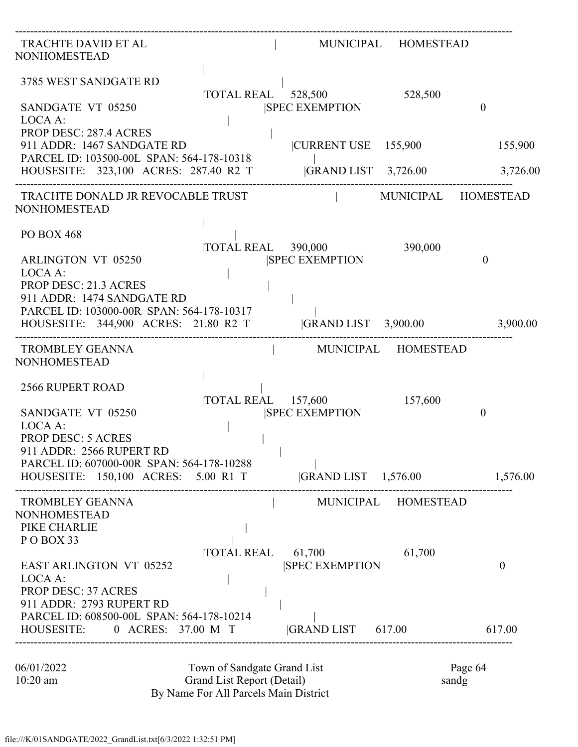```
------------------------------------------------------------------------------------------------------------
 TRACHTE DAVID ET AL                              |           MUNICIPAL     HOMESTEAD      NONHOMESTEAD
                                                  |
 3785 WEST SANDGATE RD                            |
                                      |TOTAL REAL    528,500              528,500
 SANDGATE  VT  05250                              |SPEC EXEMPTION                             0
 LOCA A:                                          |
 PROP DESC: 287.4 ACRES                           |
 911 ADDR:  1467 SANDGATE RD                      |CURRENT USE    155,900                  155,900
 PARCEL ID: 103500-00L  SPAN: 564-178-10318       |
 HOUSESITE:   323,100  ACRES:  287.40  R2  T      |GRAND LIST    3,726.00                  3,726.00
------------------------------------------------------------------------------------------------------------
 TRACHTE DONALD JR REVOCABLE TRUST                |           MUNICIPAL     HOMESTEAD      NONHOMESTEAD
                                                  |
 PO BOX 468                                       |
                                      |TOTAL REAL    390,000              390,000
 ARLINGTON  VT  05250                             |SPEC EXEMPTION                             0
 LOCA A:                                          |
 PROP DESC: 21.3 ACRES                            |
 911 ADDR:  1474 SANDGATE RD                      |
 PARCEL ID: 103000-00R  SPAN: 564-178-10317       |
 HOUSESITE:   344,900  ACRES:   21.80  R2  T      |GRAND LIST    3,900.00                  3,900.00
------------------------------------------------------------------------------------------------------------
 TROMBLEY GEANNA                                  |           MUNICIPAL     HOMESTEAD      NONHOMESTEAD
                                                  |
 2566 RUPERT ROAD                                 |
                                      |TOTAL REAL    157,600              157,600
 SANDGATE  VT  05250                              |SPEC EXEMPTION                             0
 LOCA A:                                          |
 PROP DESC: 5 ACRES                               |
 911 ADDR:  2566 RUPERT RD                        |
 PARCEL ID: 607000-00R  SPAN: 564-178-10288       |
 HOUSESITE:   150,100  ACRES:    5.00  R1  T      |GRAND LIST    1,576.00                  1,576.00
------------------------------------------------------------------------------------------------------------
 TROMBLEY GEANNA                                  |           MUNICIPAL     HOMESTEAD      NONHOMESTEAD
 PIKE CHARLIE                                     |
 P O BOX 33                                       |
                                      |TOTAL REAL     61,700               61,700
 EAST ARLINGTON  VT  05252                        |SPEC EXEMPTION                             0
 LOCA A:                                          |
 PROP DESC: 37 ACRES                              |
 911 ADDR:  2793 RUPERT RD                        |
 PARCEL ID: 608500-00L  SPAN: 564-178-10214       |
 HOUSESITE:         0  ACRES:   37.00  M  T       |GRAND LIST      617.00                    617.00
------------------------------------------------------------------------------------------------------------
```

06/01/2022 10:20 am — Town of Sandgate Grand List — Grand List Report (Detail) — By Name For All Parcels Main District — Page 64 — sandg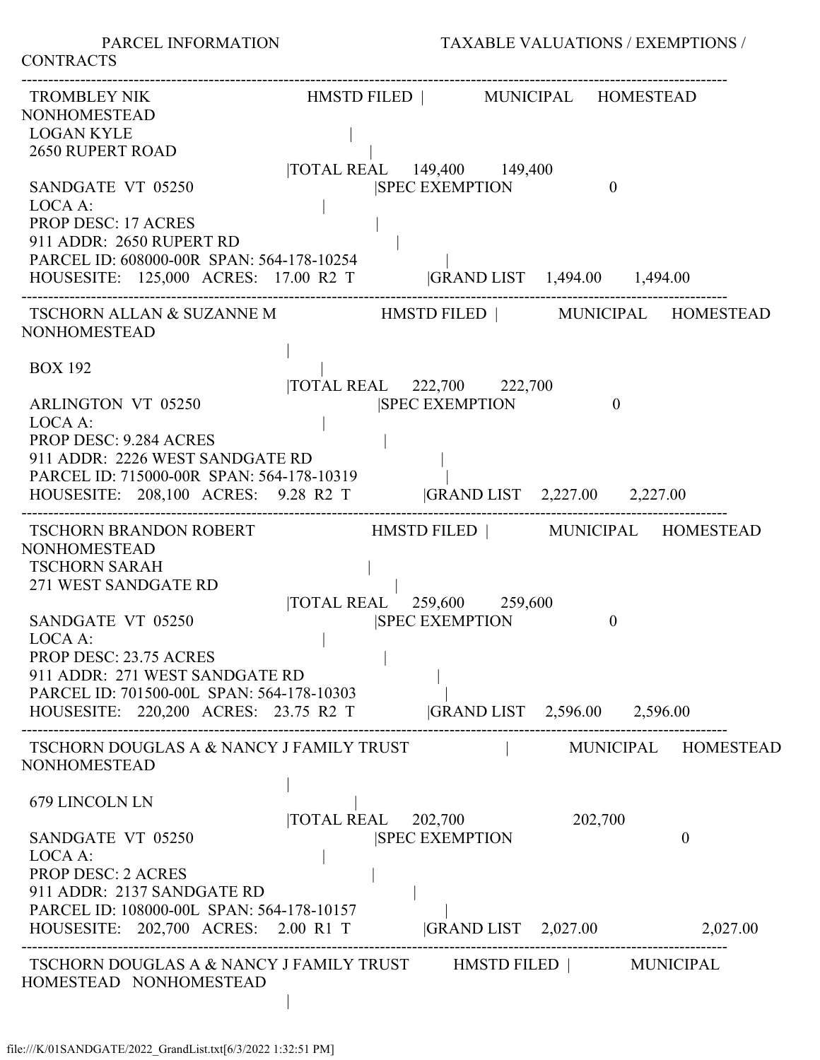PARCEL INFORMATION TAXABLE VALUATIONS / EXEMPTIONS / CONTRACTS

---

```
 TROMBLEY NIK                    HMSTD FILED |        MUNICIPAL    HOMESTEAD    NONHOMESTEAD
 LOGAN KYLE                                  |
 2650 RUPERT ROAD                            |
                                             |TOTAL REAL    149,400     149,400
 SANDGATE  VT  05250                         |SPEC EXEMPTION                 0
 LOCA A:                                     |
 PROP DESC: 17 ACRES                         |
 911 ADDR:  2650 RUPERT RD                   |
 PARCEL ID: 608000-00R  SPAN: 564-178-10254  |
 HOUSESITE:   125,000  ACRES:  17.00  R2  T  |GRAND LIST    1,494.00     1,494.00
```

---

```
 TSCHORN ALLAN & SUZANNE M       HMSTD FILED |        MUNICIPAL    HOMESTEAD    NONHOMESTEAD
                                             |
 BOX 192                                     |
                                             |TOTAL REAL    222,700     222,700
 ARLINGTON  VT  05250                        |SPEC EXEMPTION                 0
 LOCA A:                                     |
 PROP DESC: 9.284 ACRES                      |
 911 ADDR:  2226 WEST SANDGATE RD            |
 PARCEL ID: 715000-00R  SPAN: 564-178-10319  |
 HOUSESITE:   208,100  ACRES:   9.28  R2  T  |GRAND LIST    2,227.00     2,227.00
```

---

```
 TSCHORN BRANDON ROBERT          HMSTD FILED |        MUNICIPAL    HOMESTEAD    NONHOMESTEAD
 TSCHORN SARAH                               |
 271 WEST SANDGATE RD                        |
                                             |TOTAL REAL    259,600     259,600
 SANDGATE  VT  05250                         |SPEC EXEMPTION                 0
 LOCA A:                                     |
 PROP DESC: 23.75 ACRES                      |
 911 ADDR:  271 WEST SANDGATE RD             |
 PARCEL ID: 701500-00L  SPAN: 564-178-10303  |
 HOUSESITE:   220,200  ACRES:  23.75  R2  T  |GRAND LIST    2,596.00     2,596.00
```

---

```
 TSCHORN DOUGLAS A & NANCY J FAMILY TRUST    |        MUNICIPAL    HOMESTEAD    NONHOMESTEAD
                                             |
 679 LINCOLN LN                              |
                                             |TOTAL REAL    202,700                  202,700
 SANDGATE  VT  05250                         |SPEC EXEMPTION                              0
 LOCA A:                                     |
 PROP DESC: 2 ACRES                          |
 911 ADDR:  2137 SANDGATE RD                 |
 PARCEL ID: 108000-00L  SPAN: 564-178-10157  |
 HOUSESITE:   202,700  ACRES:   2.00  R1  T  |GRAND LIST    2,027.00                 2,027.00
```

---

```
 TSCHORN DOUGLAS A & NANCY J FAMILY TRUST    HMSTD FILED |        MUNICIPAL    HOMESTEAD   NONHOMESTEAD
                                             |
```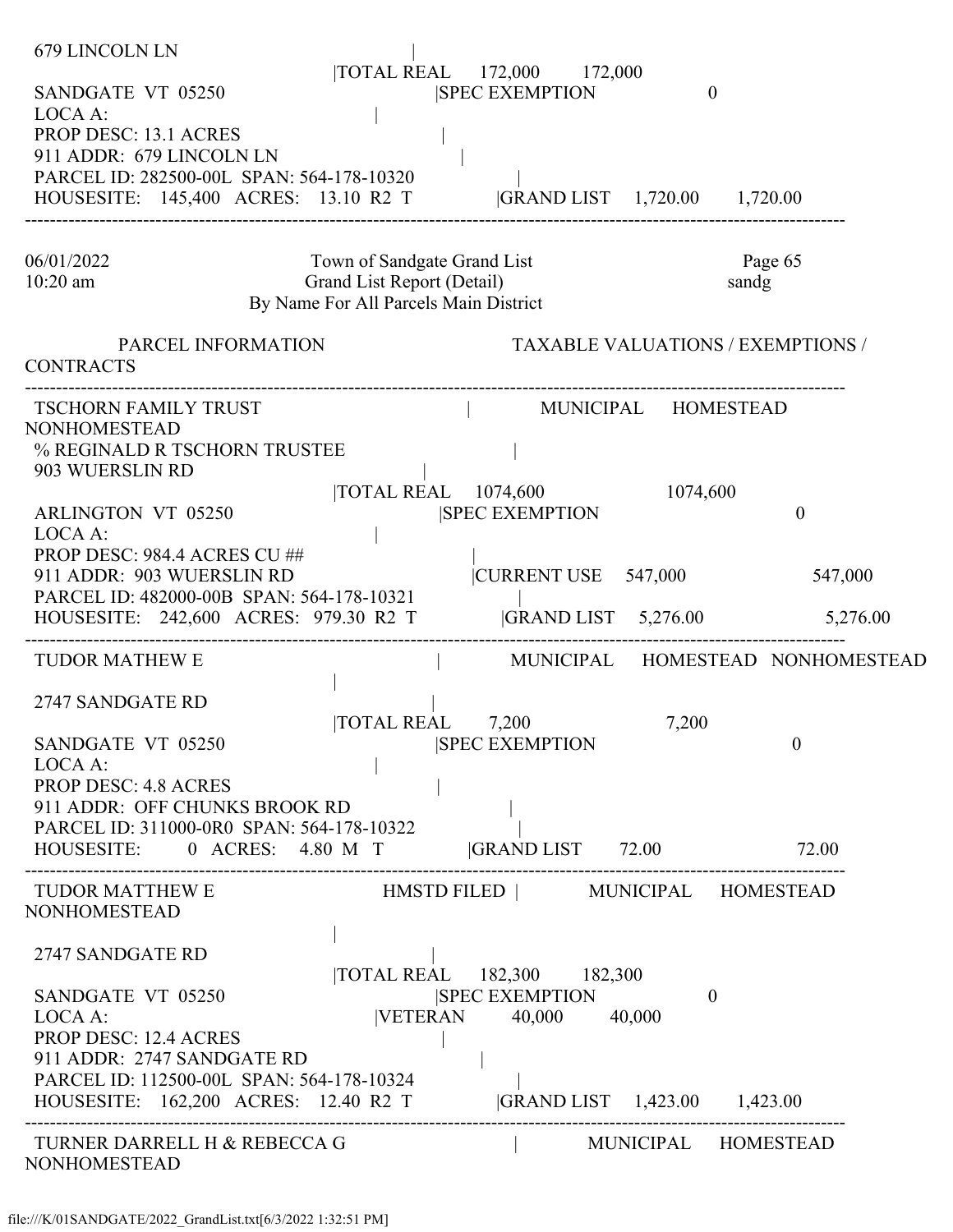```
 679 LINCOLN LN                                       |
                                         |TOTAL REAL     172,000        172,000
 SANDGATE  VT  05250                                  |SPEC EXEMPTION                  0
 LOCA A:                                              |
 PROP DESC: 13.1 ACRES                                |
 911 ADDR:  679 LINCOLN LN                            |
 PARCEL ID: 282500-00L  SPAN: 564-178-10320           |
 HOUSESITE:    145,400   ACRES:   13.10  R2  T        |GRAND LIST    1,720.00       1,720.00
-----------------------------------------------------------------------------------------------------------------------------------
```

```
06/01/2022                         Town of Sandgate Grand List                          Page 65
10:20 am                           Grand List Report (Detail)                           sandg
                          By Name For All Parcels Main District

            PARCEL INFORMATION                            TAXABLE VALUATIONS / EXEMPTIONS /
CONTRACTS
-----------------------------------------------------------------------------------------------------------------------------------
 TSCHORN FAMILY TRUST                                 |        MUNICIPAL     HOMESTEAD
NONHOMESTEAD
 % REGINALD R TSCHORN TRUSTEE                         |
 903 WUERSLIN RD                                      |
                                         |TOTAL REAL    1074,600                  1074,600
 ARLINGTON  VT  05250                                 |SPEC EXEMPTION                           0
 LOCA A:                                              |
 PROP DESC: 984.4 ACRES CU ##                         |
 911 ADDR:  903 WUERSLIN RD                           |CURRENT USE     547,000                  547,000
 PARCEL ID: 482000-00B  SPAN: 564-178-10321           |
 HOUSESITE:    242,600   ACRES:  979.30  R2  T        |GRAND LIST    5,276.00                  5,276.00
-----------------------------------------------------------------------------------------------------------------------------------
 TUDOR MATHEW E                                       |        MUNICIPAL     HOMESTEAD   NONHOMESTEAD
                                                      |
 2747 SANDGATE RD                                     |
                                         |TOTAL REAL       7,200                     7,200
 SANDGATE  VT  05250                                  |SPEC EXEMPTION                           0
 LOCA A:                                              |
 PROP DESC: 4.8 ACRES                                 |
 911 ADDR:  OFF CHUNKS BROOK RD                       |
 PARCEL ID: 311000-0R0  SPAN: 564-178-10322           |
 HOUSESITE:        0   ACRES:    4.80  M   T          |GRAND LIST       72.00                     72.00
-----------------------------------------------------------------------------------------------------------------------------------
 TUDOR MATTHEW E                          HMSTD FILED |        MUNICIPAL     HOMESTEAD
NONHOMESTEAD
                                                      |
 2747 SANDGATE RD                                     |
                                         |TOTAL REAL     182,300        182,300
 SANDGATE  VT  05250                                  |SPEC EXEMPTION                  0
 LOCA A:                                              |VETERAN        40,000         40,000
 PROP DESC: 12.4 ACRES                                |
 911 ADDR:  2747 SANDGATE RD                          |
 PARCEL ID: 112500-00L  SPAN: 564-178-10324           |
 HOUSESITE:    162,200   ACRES:   12.40  R2  T        |GRAND LIST    1,423.00       1,423.00
-----------------------------------------------------------------------------------------------------------------------------------
 TURNER DARRELL H & REBECCA G                         |        MUNICIPAL     HOMESTEAD
NONHOMESTEAD
```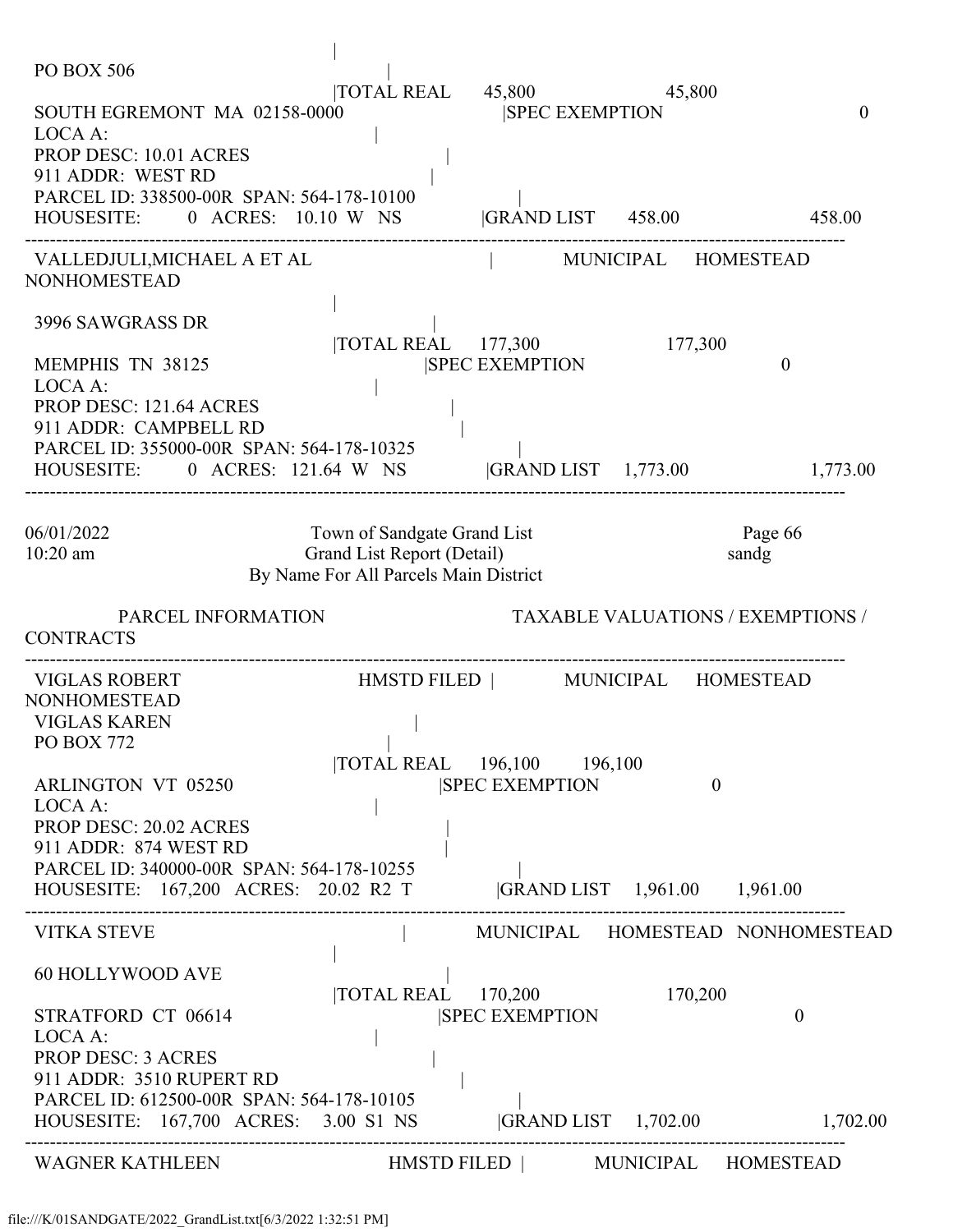```
                                        |
 PO BOX 506                                     |
                                        |TOTAL REAL      45,800                    45,800
 SOUTH EGREMONT  MA  02158-0000                          |SPEC EXEMPTION                              0
 LOCA A:                                        |
 PROP DESC: 10.01 ACRES                                  |
 911 ADDR:  WEST RD                                     |
 PARCEL ID: 338500-00R  SPAN: 564-178-10100                    |
 HOUSESITE:       0  ACRES:   10.10  W   NS             |GRAND LIST      458.00                   458.00
------------------------------------------------------------------------------------------------------------------------
 VALLEDJULI,MICHAEL A ET AL                          |          MUNICIPAL     HOMESTEAD
NONHOMESTEAD
                                        |
 3996 SAWGRASS DR                                  |
                                        |TOTAL REAL     177,300                   177,300
 MEMPHIS  TN  38125                              |SPEC EXEMPTION                         0
 LOCA A:                                        |
 PROP DESC: 121.64 ACRES                                 |
 911 ADDR:  CAMPBELL RD                                   |
 PARCEL ID: 355000-00R  SPAN: 564-178-10325                    |
 HOUSESITE:       0  ACRES:  121.64  W   NS             |GRAND LIST    1,773.00                 1,773.00
------------------------------------------------------------------------------------------------------------------------

06/01/2022                      Town of Sandgate Grand List                      Page 66
10:20 am                         Grand List Report (Detail)                      sandg
                          By Name For All Parcels Main District

         PARCEL INFORMATION                             TAXABLE VALUATIONS / EXEMPTIONS /
CONTRACTS
------------------------------------------------------------------------------------------------------------------------
 VIGLAS ROBERT                    HMSTD FILED |          MUNICIPAL     HOMESTEAD
NONHOMESTEAD
 VIGLAS KAREN                                   |
 PO BOX 772                                    |
                                        |TOTAL REAL     196,100     196,100
 ARLINGTON  VT  05250                             |SPEC EXEMPTION                 0
 LOCA A:                                        |
 PROP DESC: 20.02 ACRES                                  |
 911 ADDR:  874 WEST RD                                  |
 PARCEL ID: 340000-00R  SPAN: 564-178-10255                    |
 HOUSESITE:    167,200  ACRES:   20.02  R2  T            |GRAND LIST    1,961.00     1,961.00
------------------------------------------------------------------------------------------------------------------------
 VITKA STEVE                                   |          MUNICIPAL     HOMESTEAD  NONHOMESTEAD
                                        |
 60 HOLLYWOOD AVE                                  |
                                        |TOTAL REAL     170,200                   170,200
 STRATFORD  CT  06614                             |SPEC EXEMPTION                              0
 LOCA A:                                        |
 PROP DESC: 3 ACRES                                    |
 911 ADDR:  3510 RUPERT RD                                |
 PARCEL ID: 612500-00R  SPAN: 564-178-10105                    |
 HOUSESITE:    167,700  ACRES:    3.00  S1  NS            |GRAND LIST    1,702.00                 1,702.00
------------------------------------------------------------------------------------------------------------------------
 WAGNER KATHLEEN                    HMSTD FILED |          MUNICIPAL     HOMESTEAD
```

file:///K/01SANDGATE/2022_GrandList.txt[6/3/2022 1:32:51 PM]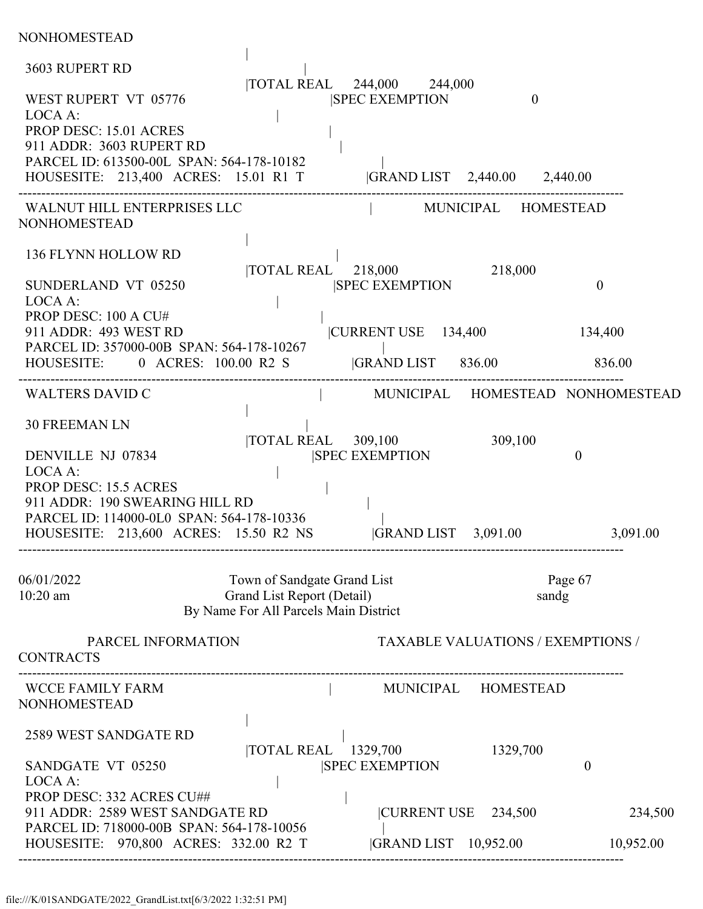NONHOMESTEAD

```
 3603 RUPERT RD                   |
                                  |TOTAL REAL     244,000        244,000
 WEST RUPERT  VT  05776           |SPEC EXEMPTION                0
 LOCA A:                          |
 PROP DESC: 15.01 ACRES           |
 911 ADDR:  3603 RUPERT RD        |
 PARCEL ID: 613500-00L  SPAN: 564-178-10182      |
 HOUSESITE:   213,400  ACRES:   15.01  R1  T     |GRAND LIST    2,440.00       2,440.00
------------------------------------------------------------------------------------------------
 WALNUT HILL ENTERPRISES LLC      |        MUNICIPAL     HOMESTEAD     NONHOMESTEAD
                                  |
 136 FLYNN HOLLOW RD              |
                                  |TOTAL REAL     218,000                   218,000
 SUNDERLAND  VT  05250            |SPEC EXEMPTION                           0
 LOCA A:                          |
 PROP DESC: 100 A CU#             |
 911 ADDR:  493 WEST RD           |CURRENT USE    134,400                   134,400
 PARCEL ID: 357000-00B  SPAN: 564-178-10267      |
 HOUSESITE:       0  ACRES:  100.00  R2  S       |GRAND LIST      836.00                   836.00
------------------------------------------------------------------------------------------------
 WALTERS DAVID C                  |        MUNICIPAL     HOMESTEAD   NONHOMESTEAD
                                  |
 30 FREEMAN LN                    |
                                  |TOTAL REAL     309,100                   309,100
 DENVILLE  NJ  07834              |SPEC EXEMPTION                           0
 LOCA A:                          |
 PROP DESC: 15.5 ACRES            |
 911 ADDR:  190 SWEARING HILL RD  |
 PARCEL ID: 114000-0L0  SPAN: 564-178-10336      |
 HOUSESITE:   213,600  ACRES:   15.50  R2  NS    |GRAND LIST    3,091.00                 3,091.00
------------------------------------------------------------------------------------------------
```

06/01/2022 Town of Sandgate Grand List Page 67
10:20 am Grand List Report (Detail) sandg
By Name For All Parcels Main District

PARCEL INFORMATION TAXABLE VALUATIONS / EXEMPTIONS / CONTRACTS

```
------------------------------------------------------------------------------------------------
 WCCE FAMILY FARM                 |        MUNICIPAL     HOMESTEAD     NONHOMESTEAD
                                  |
 2589 WEST SANDGATE RD            |
                                  |TOTAL REAL     1329,700                  1329,700
 SANDGATE  VT  05250              |SPEC EXEMPTION                           0
 LOCA A:                          |
 PROP DESC: 332 ACRES CU##        |
 911 ADDR:  2589 WEST SANDGATE RD |CURRENT USE    234,500                   234,500
 PARCEL ID: 718000-00B  SPAN: 564-178-10056      |
 HOUSESITE:   970,800  ACRES:  332.00  R2  T     |GRAND LIST   10,952.00                10,952.00
------------------------------------------------------------------------------------------------
```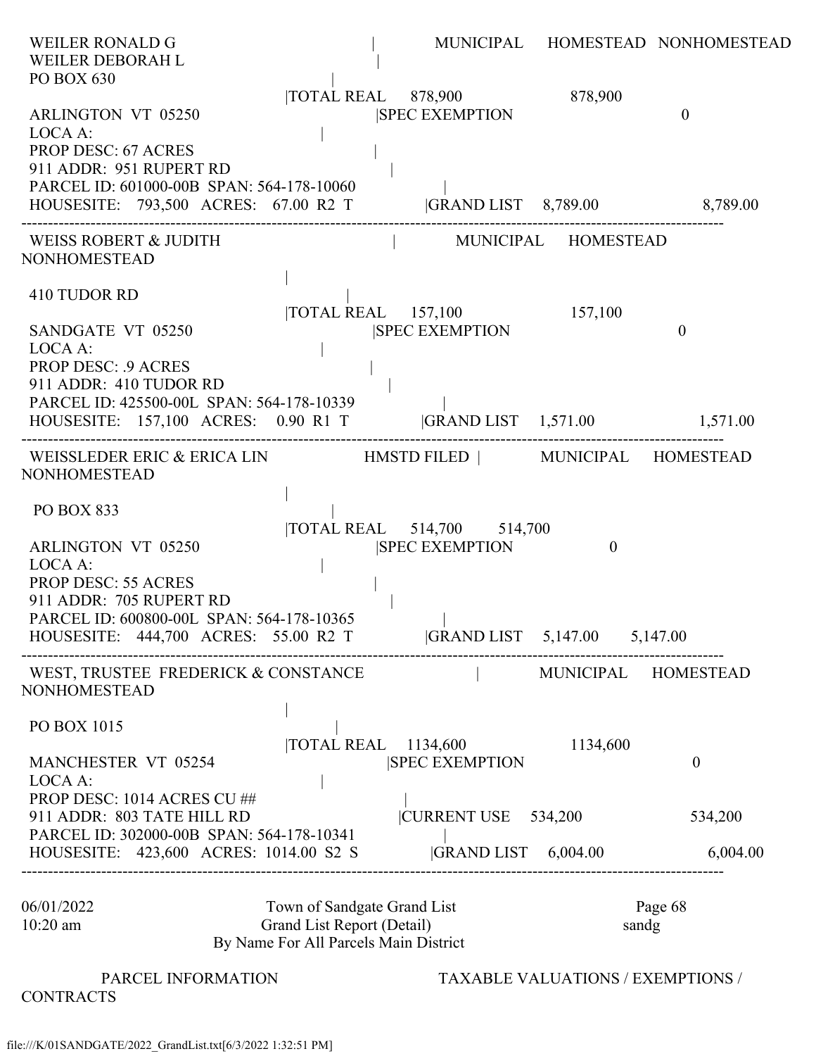WEILER RONALD G | MUNICIPAL HOMESTEAD NONHOMESTEAD
WEILER DEBORAH L |
PO BOX 630 |
|TOTAL REAL 878,900 878,900
ARLINGTON VT 05250 |SPEC EXEMPTION 0
LOCA A: |
PROP DESC: 67 ACRES |
911 ADDR: 951 RUPERT RD |
PARCEL ID: 601000-00B SPAN: 564-178-10060 |
HOUSESITE: 793,500 ACRES: 67.00 R2 T |GRAND LIST 8,789.00 8,789.00

---

WEISS ROBERT & JUDITH | MUNICIPAL HOMESTEAD NONHOMESTEAD
|
410 TUDOR RD |
|TOTAL REAL 157,100 157,100
SANDGATE VT 05250 |SPEC EXEMPTION 0
LOCA A: |
PROP DESC: .9 ACRES |
911 ADDR: 410 TUDOR RD |
PARCEL ID: 425500-00L SPAN: 564-178-10339 |
HOUSESITE: 157,100 ACRES: 0.90 R1 T |GRAND LIST 1,571.00 1,571.00

---

WEISSLEDER ERIC & ERICA LIN HMSTD FILED | MUNICIPAL HOMESTEAD NONHOMESTEAD
|
PO BOX 833 |
|TOTAL REAL 514,700 514,700
ARLINGTON VT 05250 |SPEC EXEMPTION 0
LOCA A: |
PROP DESC: 55 ACRES |
911 ADDR: 705 RUPERT RD |
PARCEL ID: 600800-00L SPAN: 564-178-10365 |
HOUSESITE: 444,700 ACRES: 55.00 R2 T |GRAND LIST 5,147.00 5,147.00

---

WEST, TRUSTEE FREDERICK & CONSTANCE | MUNICIPAL HOMESTEAD NONHOMESTEAD
|
PO BOX 1015 |
|TOTAL REAL 1134,600 1134,600
MANCHESTER VT 05254 |SPEC EXEMPTION 0
LOCA A: |
PROP DESC: 1014 ACRES CU ## |
911 ADDR: 803 TATE HILL RD |CURRENT USE 534,200 534,200
PARCEL ID: 302000-00B SPAN: 564-178-10341 |
HOUSESITE: 423,600 ACRES: 1014.00 S2 S |GRAND LIST 6,004.00 6,004.00

---

06/01/2022 Town of Sandgate Grand List Page 68
10:20 am Grand List Report (Detail) sandg
By Name For All Parcels Main District

PARCEL INFORMATION TAXABLE VALUATIONS / EXEMPTIONS / CONTRACTS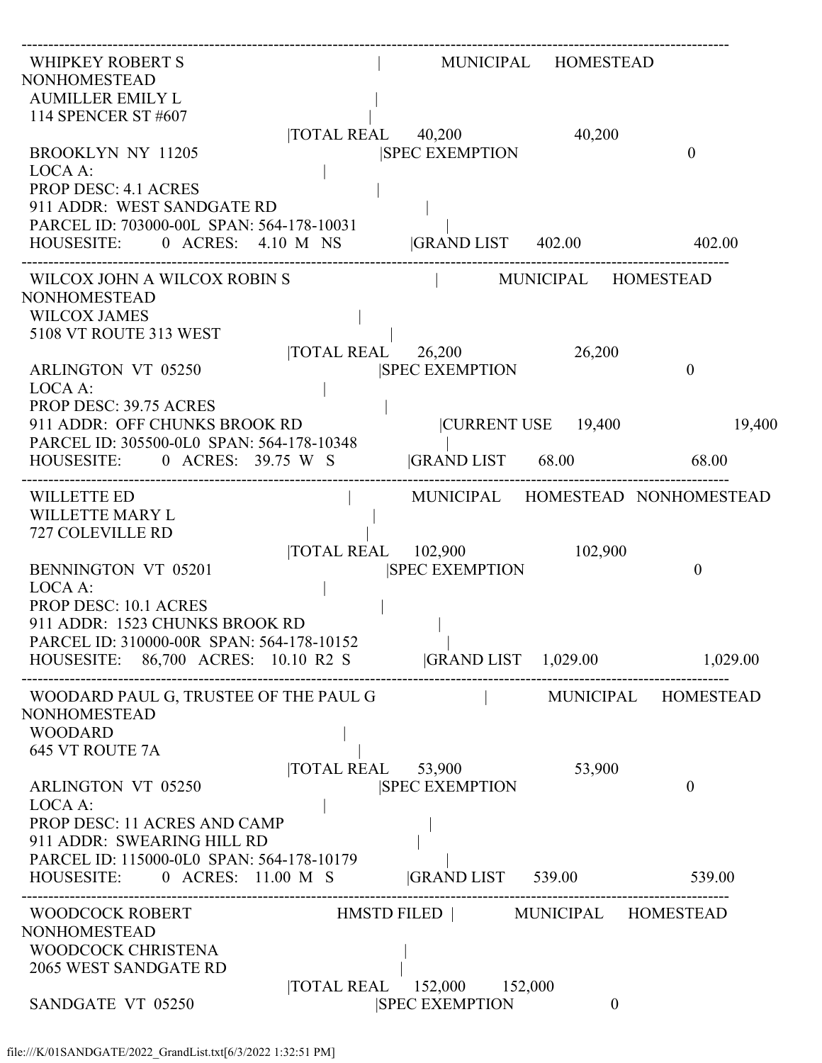```
--------------------------------------------------------------------------------------------------------------------
 WHIPKEY ROBERT S                                  |         MUNICIPAL    HOMESTEAD
NONHOMESTEAD
 AUMILLER EMILY L                                  |
 114 SPENCER ST #607                               |
                              |TOTAL REAL     40,200                40,200
 BROOKLYN  NY  11205                       |SPEC EXEMPTION                        0
 LOCA A:                      |
 PROP DESC: 4.1 ACRES                              |
 911 ADDR:  WEST SANDGATE RD                            |
 PARCEL ID: 703000-00L  SPAN: 564-178-10031                    |
 HOUSESITE:      0  ACRES:    4.10  M   NS           |GRAND LIST     402.00                  402.00
--------------------------------------------------------------------------------------------------------------------
 WILCOX JOHN A WILCOX ROBIN S                                |         MUNICIPAL    HOMESTEAD
NONHOMESTEAD
 WILCOX JAMES                                      |
 5108 VT ROUTE 313 WEST                              |
                              |TOTAL REAL     26,200                26,200
 ARLINGTON  VT  05250                       |SPEC EXEMPTION                        0
 LOCA A:                      |
 PROP DESC: 39.75 ACRES                             |
 911 ADDR:  OFF CHUNKS BROOK RD                          |CURRENT USE     19,400                   19,400
 PARCEL ID: 305500-0L0  SPAN: 564-178-10348                    |
 HOUSESITE:      0  ACRES:   39.75  W   S            |GRAND LIST      68.00                   68.00
--------------------------------------------------------------------------------------------------------------------
 WILLETTE ED                                       |         MUNICIPAL    HOMESTEAD  NONHOMESTEAD
 WILLETTE MARY L                                   |
 727 COLEVILLE RD                                  |
                              |TOTAL REAL    102,900               102,900
 BENNINGTON  VT  05201                      |SPEC EXEMPTION                        0
 LOCA A:                      |
 PROP DESC: 10.1 ACRES                             |
 911 ADDR:  1523 CHUNKS BROOK RD                           |
 PARCEL ID: 310000-00R  SPAN: 564-178-10152                    |
 HOUSESITE:   86,700  ACRES:   10.10  R2  S          |GRAND LIST    1,029.00                1,029.00
--------------------------------------------------------------------------------------------------------------------
 WOODARD PAUL G, TRUSTEE OF THE PAUL G                       |         MUNICIPAL    HOMESTEAD
NONHOMESTEAD
 WOODARD                                           |
 645 VT ROUTE 7A                                   |
                              |TOTAL REAL     53,900                53,900
 ARLINGTON  VT  05250                       |SPEC EXEMPTION                        0
 LOCA A:                      |
 PROP DESC: 11 ACRES AND CAMP                           |
 911 ADDR:  SWEARING HILL RD                            |
 PARCEL ID: 115000-0L0  SPAN: 564-178-10179                    |
 HOUSESITE:      0  ACRES:   11.00  M   S            |GRAND LIST     539.00                  539.00
--------------------------------------------------------------------------------------------------------------------
 WOODCOCK ROBERT                        HMSTD FILED |         MUNICIPAL    HOMESTEAD
NONHOMESTEAD
 WOODCOCK CHRISTENA                                |
 2065 WEST SANDGATE RD                             |
                              |TOTAL REAL    152,000     152,000
 SANDGATE  VT  05250                        |SPEC EXEMPTION              0
```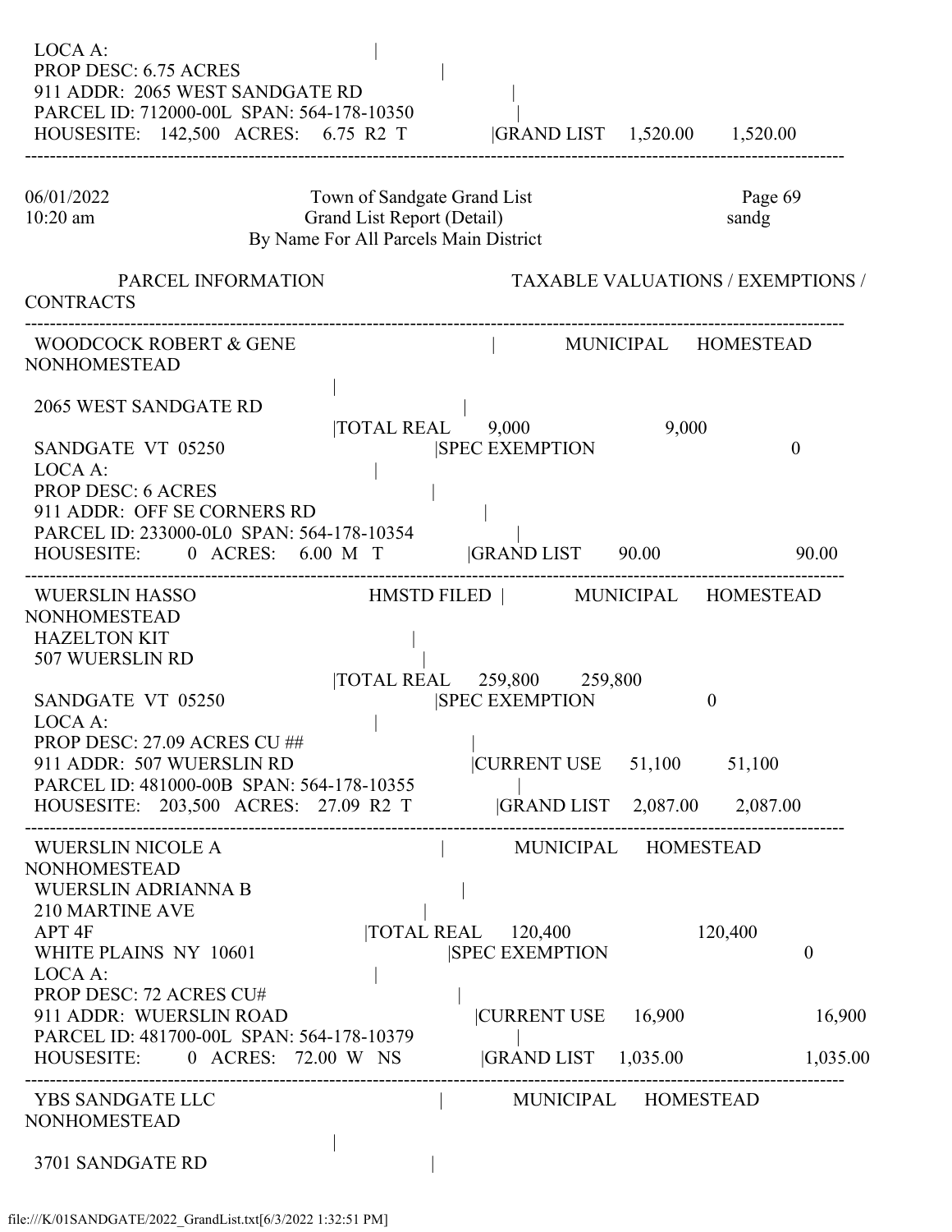```
LOCA A:                                    |
PROP DESC: 6.75 ACRES                       |
911 ADDR:  2065 WEST SANDGATE RD             |
PARCEL ID: 712000-00L  SPAN: 564-178-10350   |
HOUSESITE:   142,500  ACRES:   6.75  R2  T      |GRAND LIST    1,520.00      1,520.00
-----------------------------------------------------------------------------------------------
```

06/01/2022 10:20 am — Town of Sandgate Grand List — Grand List Report (Detail) — By Name For All Parcels Main District — sandg

```
PARCEL INFORMATION                              TAXABLE VALUATIONS / EXEMPTIONS / CONTRACTS
-----------------------------------------------------------------------------------------------
WOODCOCK ROBERT & GENE                     |       MUNICIPAL     HOMESTEAD     NONHOMESTEAD
                                           |
2065 WEST SANDGATE RD                      |
                                  |TOTAL REAL      9,000                   9,000
SANDGATE  VT  05250                        |SPEC EXEMPTION                          0
LOCA A:                                    |
PROP DESC: 6 ACRES                          |
911 ADDR:  OFF SE CORNERS RD                 |
PARCEL ID: 233000-0L0  SPAN: 564-178-10354   |
HOUSESITE:       0  ACRES:   6.00  M  T        |GRAND LIST      90.00                  90.00
-----------------------------------------------------------------------------------------------
WUERSLIN HASSO                   HMSTD FILED |       MUNICIPAL     HOMESTEAD     NONHOMESTEAD
HAZELTON KIT                               |
507 WUERSLIN RD                            |
                                  |TOTAL REAL    259,800       259,800
SANDGATE  VT  05250                        |SPEC EXEMPTION                   0
LOCA A:                                    |
PROP DESC: 27.09 ACRES CU ##                |
911 ADDR:  507 WUERSLIN RD                   |CURRENT USE     51,100        51,100
PARCEL ID: 481000-00B  SPAN: 564-178-10355   |
HOUSESITE:   203,500  ACRES:  27.09  R2  T      |GRAND LIST    2,087.00      2,087.00
-----------------------------------------------------------------------------------------------
WUERSLIN NICOLE A                          |       MUNICIPAL     HOMESTEAD     NONHOMESTEAD
WUERSLIN ADRIANNA B                        |
210 MARTINE AVE                            |
APT 4F                            |TOTAL REAL    120,400                 120,400
WHITE PLAINS  NY  10601                    |SPEC EXEMPTION                          0
LOCA A:                                    |
PROP DESC: 72 ACRES CU#                     |
911 ADDR:  WUERSLIN ROAD                     |CURRENT USE     16,900                  16,900
PARCEL ID: 481700-00L  SPAN: 564-178-10379   |
HOUSESITE:       0  ACRES:  72.00  W  NS       |GRAND LIST    1,035.00                1,035.00
-----------------------------------------------------------------------------------------------
YBS SANDGATE LLC                           |       MUNICIPAL     HOMESTEAD     NONHOMESTEAD
                                           |
3701 SANDGATE RD                           |
```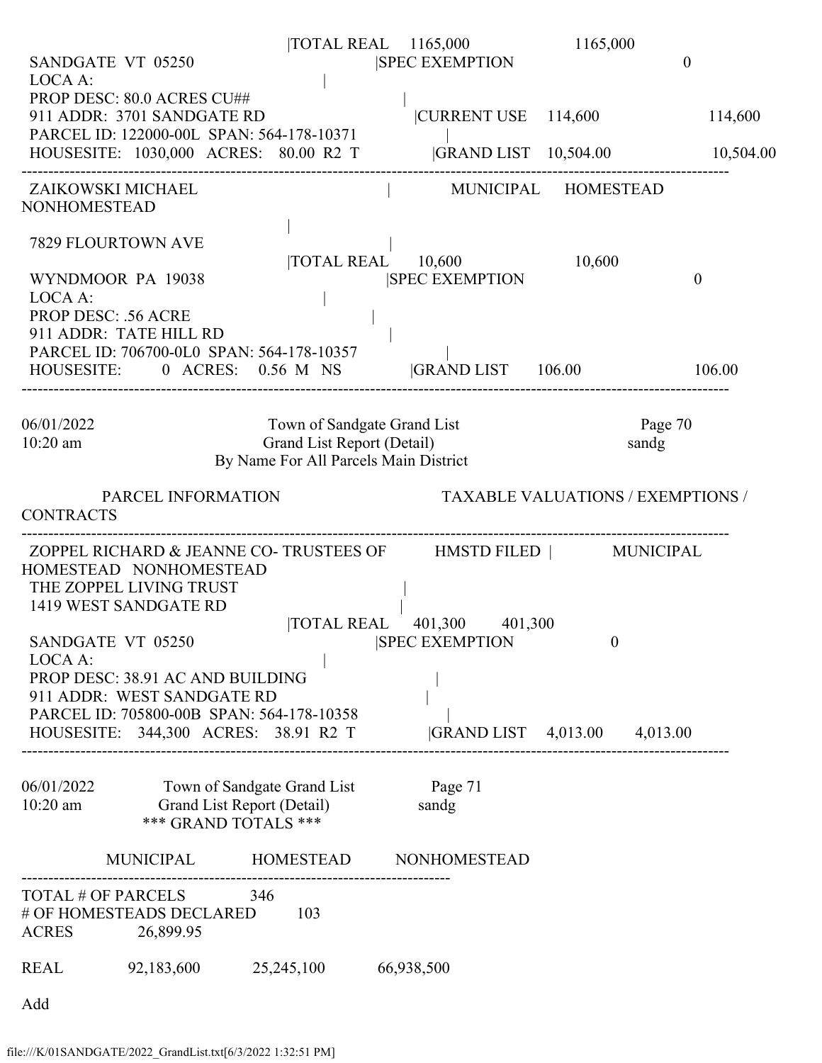```
                                |TOTAL REAL     1165,000                 1165,000
 SANDGATE  VT  05250                          |SPEC EXEMPTION                          0
 LOCA A:                                |
 PROP DESC: 80.0 ACRES CU##                          |
 911 ADDR:  3701 SANDGATE RD                       |CURRENT USE    114,600                114,600
 PARCEL ID: 122000-00L  SPAN: 564-178-10371                |
 HOUSESITE:  1030,000   ACRES:   80.00  R2  T          |GRAND LIST    10,504.00              10,504.00
----------------------------------------------------------------------------------------------------------------------------
 ZAIKOWSKI MICHAEL                               |          MUNICIPAL     HOMESTEAD
NONHOMESTEAD
                                                   |
 7829 FLOURTOWN AVE                               |
                                |TOTAL REAL     10,600                   10,600
 WYNDMOOR  PA  19038                          |SPEC EXEMPTION                          0
 LOCA A:                                |
 PROP DESC: .56 ACRE                                |
 911 ADDR:  TATE HILL RD                             |
 PARCEL ID: 706700-0L0  SPAN: 564-178-10357                |
 HOUSESITE:        0   ACRES:    0.56  M   NS          |GRAND LIST      106.00                   106.00
----------------------------------------------------------------------------------------------------------------------------

06/01/2022                    Town of Sandgate Grand List                        Page 70
10:20 am                      Grand List Report (Detail)                         sandg
                        By Name For All Parcels Main District

         PARCEL INFORMATION                          TAXABLE VALUATIONS / EXEMPTIONS /
CONTRACTS
----------------------------------------------------------------------------------------------------------------------------
 ZOPPEL RICHARD & JEANNE CO- TRUSTEES OF        HMSTD FILED |          MUNICIPAL
HOMESTEAD   NONHOMESTEAD
 THE ZOPPEL LIVING TRUST                                |
 1419 WEST SANDGATE RD                                |
                                |TOTAL REAL     401,300      401,300
 SANDGATE  VT  05250                          |SPEC EXEMPTION                  0
 LOCA A:                                |
 PROP DESC: 38.91 AC AND BUILDING                        |
 911 ADDR:  WEST SANDGATE RD                          |
 PARCEL ID: 705800-00B  SPAN: 564-178-10358                |
 HOUSESITE:   344,300   ACRES:   38.91  R2  T          |GRAND LIST    4,013.00      4,013.00
----------------------------------------------------------------------------------------------------------------------------

06/01/2022            Town of Sandgate Grand List            Page 71
10:20 am              Grand List Report (Detail)             sandg
                   *** GRAND TOTALS ***

            MUNICIPAL          HOMESTEAD        NONHOMESTEAD
--------------------------------------------------------------------------------
TOTAL # OF PARCELS              346
# OF HOMESTEADS DECLARED         103
ACRES            26,899.95

REAL           92,183,600         25,245,100         66,938,500

Add
```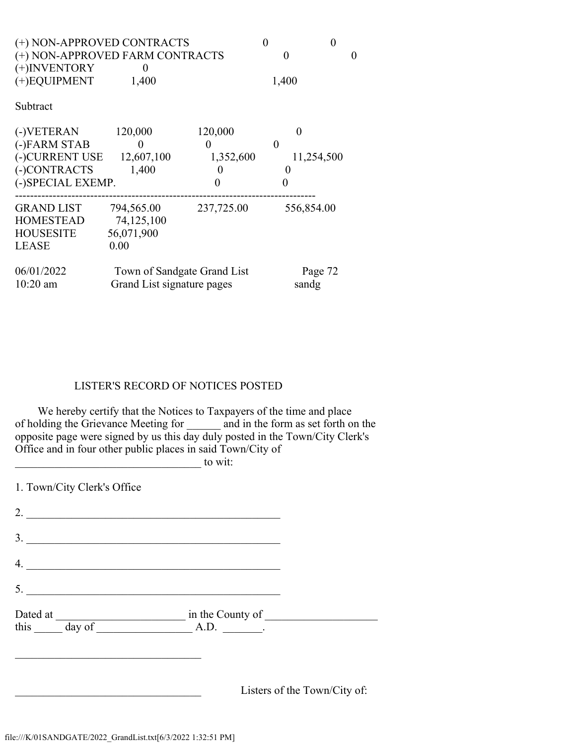| | | | |
|---|---|---|---|
| (+) NON-APPROVED CONTRACTS | | 0 | 0 |
| (+) NON-APPROVED FARM CONTRACTS | | 0 | 0 |
| (+)INVENTORY | 0 | | |
| (+)EQUIPMENT | 1,400 | | 1,400 |

Subtract

| | | | |
|---|---|---|---|
| (-)VETERAN | 120,000 | 120,000 | 0 |
| (-)FARM STAB | 0 | 0 | 0 |
| (-)CURRENT USE | 12,607,100 | 1,352,600 | 11,254,500 |
| (-)CONTRACTS | 1,400 | 0 | 0 |
| (-)SPECIAL EXEMP. | | 0 | 0 |

--------------------------------------------------------------------------------

| | | | |
|---|---|---|---|
| GRAND LIST | 794,565.00 | 237,725.00 | 556,854.00 |
| HOMESTEAD | 74,125,100 | | |
| HOUSESITE | 56,071,900 | | |
| LEASE | 0.00 | | |

06/01/2022 Town of Sandgate Grand List Page 72
10:20 am Grand List signature pages sandg

## LISTER'S RECORD OF NOTICES POSTED

We hereby certify that the Notices to Taxpayers of the time and place of holding the Grievance Meeting for ______ and in the form as set forth on the opposite page were signed by us this day duly posted in the Town/City Clerk's Office and in four other public places in said Town/City of ________________________________ to wit:

1. Town/City Clerk's Office

2. ____________________________________________

3. ____________________________________________

4. ____________________________________________

5. ____________________________________________

Dated at ______________________ in the County of ___________________
this _____ day of ________________ A.D. _______.

________________________________

________________________________ Listers of the Town/City of: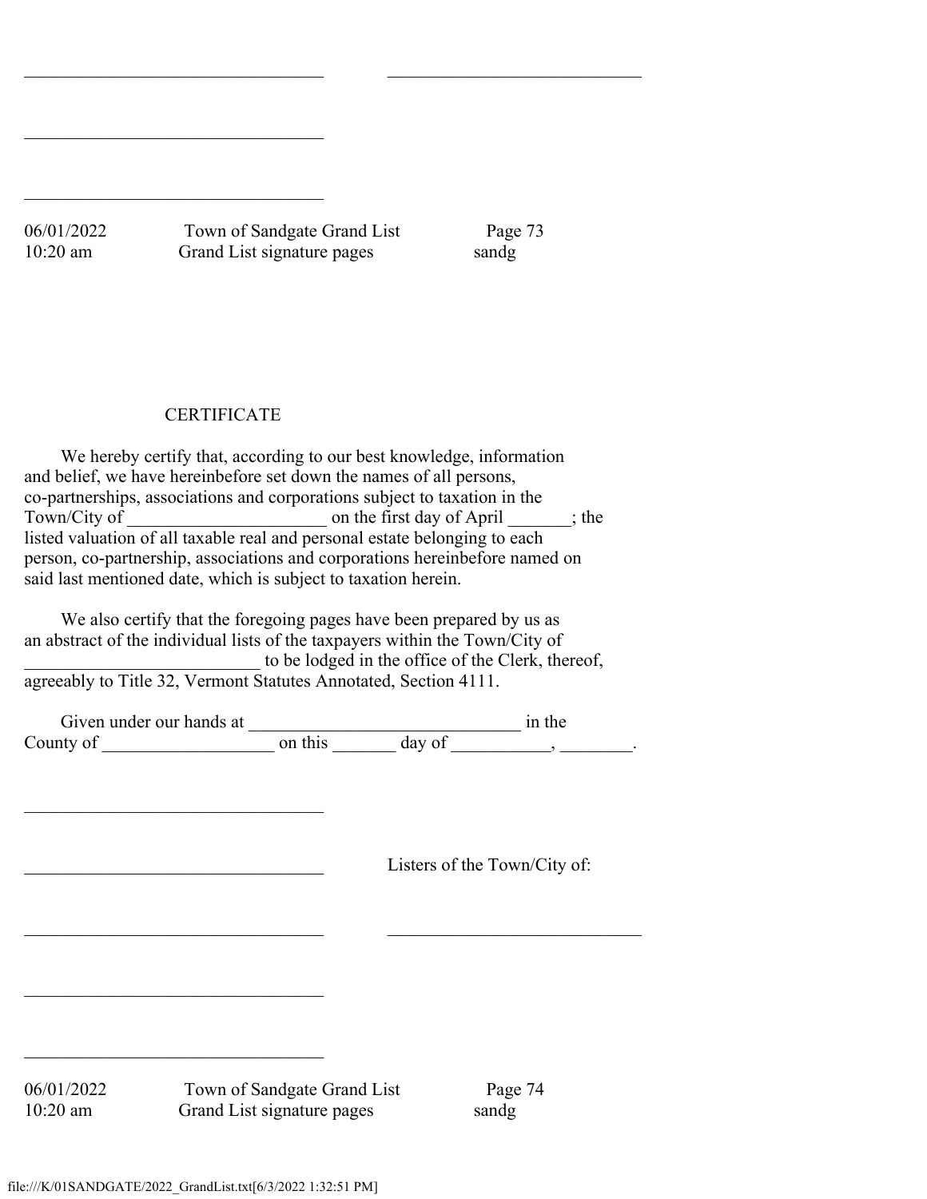________________________________ __________________________

________________________________

________________________________

CERTIFICATE

We hereby certify that, according to our best knowledge, information and belief, we have hereinbefore set down the names of all persons, co-partnerships, associations and corporations subject to taxation in the Town/City of ______________________ on the first day of April _______; the listed valuation of all taxable real and personal estate belonging to each person, co-partnership, associations and corporations hereinbefore named on said last mentioned date, which is subject to taxation herein.

We also certify that the foregoing pages have been prepared by us as an abstract of the individual lists of the taxpayers within the Town/City of _________________________ to be lodged in the office of the Clerk, thereof, agreeably to Title 32, Vermont Statutes Annotated, Section 4111.

Given under our hands at ______________________________ in the County of ___________________ on this _______ day of ___________, ________.

________________________________

________________________________ Listers of the Town/City of:

________________________________ __________________________

________________________________

________________________________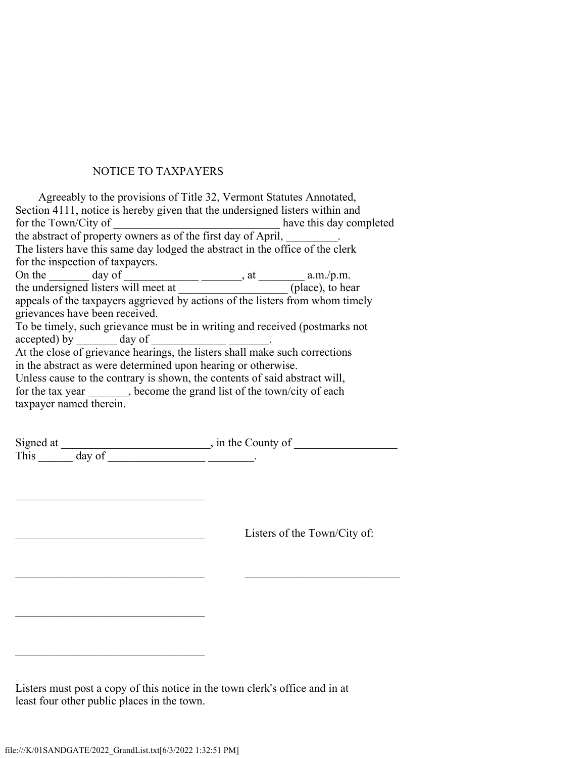# NOTICE TO TAXPAYERS

Agreeably to the provisions of Title 32, Vermont Statutes Annotated, Section 4111, notice is hereby given that the undersigned listers within and for the Town/City of ____________________________ have this day completed the abstract of property owners as of the first day of April, _________.
The listers have this same day lodged the abstract in the office of the clerk for the inspection of taxpayers.
On the _______ day of _____________ _______, at ________ a.m./p.m. the undersigned listers will meet at ___________________ (place), to hear appeals of the taxpayers aggrieved by actions of the listers from whom timely grievances have been received.
To be timely, such grievance must be in writing and received (postmarks not accepted) by _______ day of _____________ _______.
At the close of grievance hearings, the listers shall make such corrections in the abstract as were determined upon hearing or otherwise.
Unless cause to the contrary is shown, the contents of said abstract will, for the tax year _______, become the grand list of the town/city of each taxpayer named therein.

Signed at _________________________, in the County of _________________
This ______ day of ________________ ________.

________________________________

________________________________ Listers of the Town/City of:

________________________________ ___________________________

________________________________

________________________________

Listers must post a copy of this notice in the town clerk's office and in at least four other public places in the town.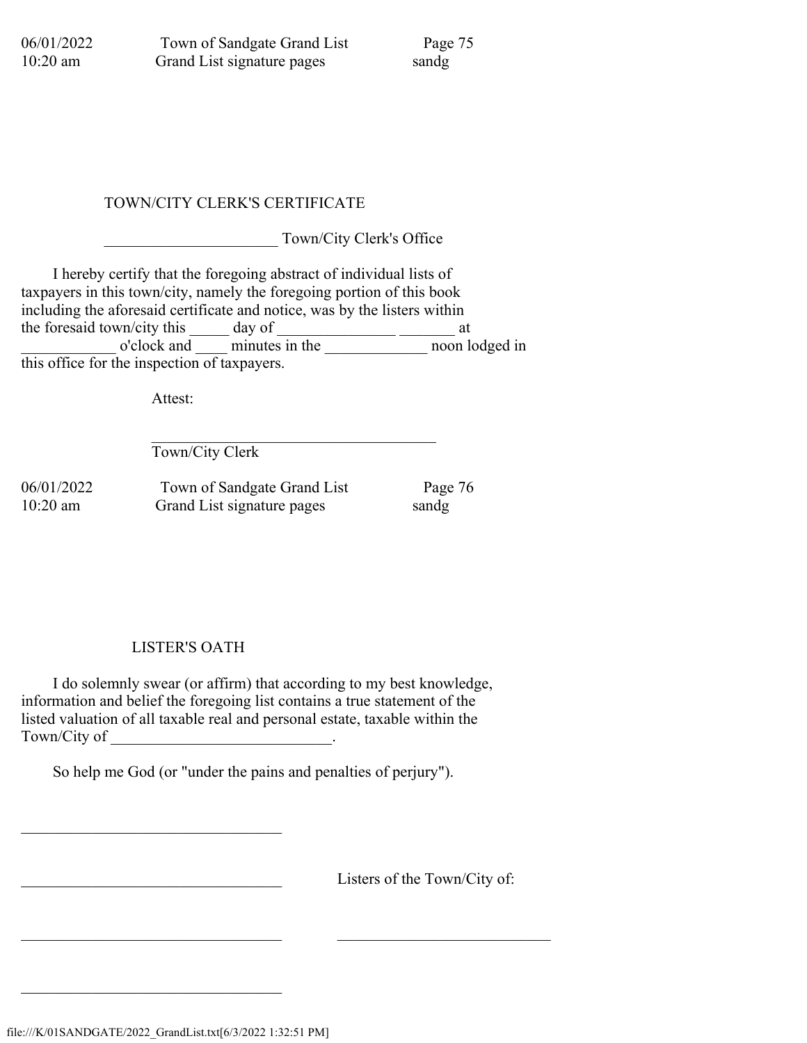## TOWN/CITY CLERK'S CERTIFICATE

______________________ Town/City Clerk's Office

I hereby certify that the foregoing abstract of individual lists of taxpayers in this town/city, namely the foregoing portion of this book including the aforesaid certificate and notice, was by the listers within the foresaid town/city this _____ day of _______________ _______ at ____________ o'clock and ____ minutes in the _____________ noon lodged in this office for the inspection of taxpayers.

Attest:

_____________________________________
Town/City Clerk

## LISTER'S OATH

I do solemnly swear (or affirm) that according to my best knowledge, information and belief the foregoing list contains a true statement of the listed valuation of all taxable real and personal estate, taxable within the Town/City of ____________________________.

So help me God (or "under the pains and penalties of perjury").

__________________________________

__________________________________ Listers of the Town/City of:

__________________________________ ____________________________

__________________________________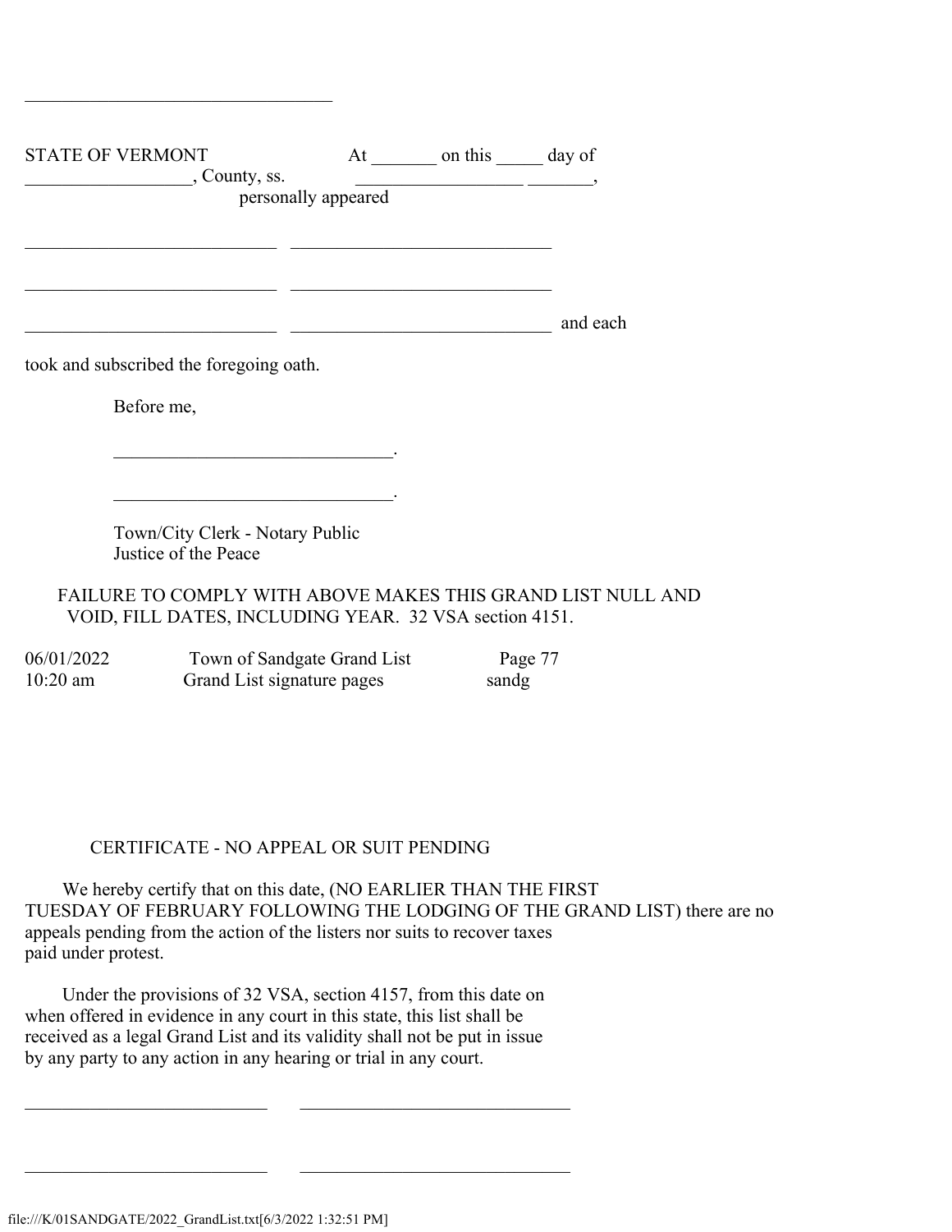________________________________

STATE OF VERMONT At _______ on this _____ day of
__________________, County, ss. __________________ _______,
personally appeared

___________________________ ____________________________

___________________________ ____________________________

___________________________ ____________________________ and each

took and subscribed the foregoing oath.

Before me,

______________________________.

______________________________.

Town/City Clerk - Notary Public
Justice of the Peace

FAILURE TO COMPLY WITH ABOVE MAKES THIS GRAND LIST NULL AND VOID, FILL DATES, INCLUDING YEAR. 32 VSA section 4151.

06/01/2022 Town of Sandgate Grand List Page 77
10:20 am Grand List signature pages sandg

CERTIFICATE - NO APPEAL OR SUIT PENDING

We hereby certify that on this date, (NO EARLIER THAN THE FIRST TUESDAY OF FEBRUARY FOLLOWING THE LODGING OF THE GRAND LIST) there are no appeals pending from the action of the listers nor suits to recover taxes paid under protest.

Under the provisions of 32 VSA, section 4157, from this date on when offered in evidence in any court in this state, this list shall be received as a legal Grand List and its validity shall not be put in issue by any party to any action in any hearing or trial in any court.

__________________________ _____________________________

__________________________ _____________________________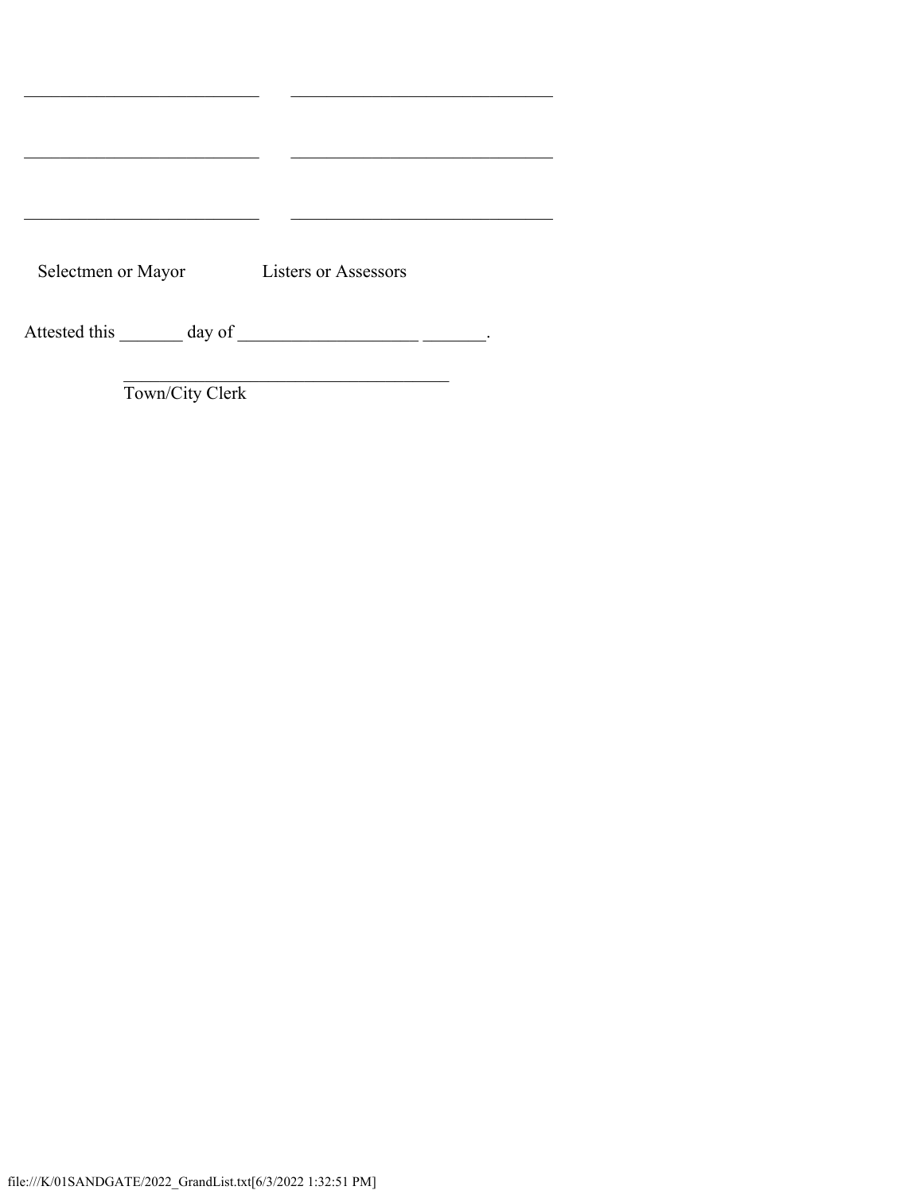\_\_\_\_\_\_\_\_\_\_\_\_\_\_\_\_\_\_\_\_\_\_\_\_\_\_\_\_ \_\_\_\_\_\_\_\_\_\_\_\_\_\_\_\_\_\_\_\_\_\_\_\_\_\_\_\_\_\_\_

\_\_\_\_\_\_\_\_\_\_\_\_\_\_\_\_\_\_\_\_\_\_\_\_\_\_\_\_ \_\_\_\_\_\_\_\_\_\_\_\_\_\_\_\_\_\_\_\_\_\_\_\_\_\_\_\_\_\_\_

\_\_\_\_\_\_\_\_\_\_\_\_\_\_\_\_\_\_\_\_\_\_\_\_\_\_\_\_ \_\_\_\_\_\_\_\_\_\_\_\_\_\_\_\_\_\_\_\_\_\_\_\_\_\_\_\_\_\_\_

Selectmen or Mayor          Listers or Assessors

Attested this \_\_\_\_\_\_\_ day of \_\_\_\_\_\_\_\_\_\_\_\_\_\_\_\_\_\_\_\_ \_\_\_\_\_\_\_.

\_\_\_\_\_\_\_\_\_\_\_\_\_\_\_\_\_\_\_\_\_\_\_\_\_\_\_\_\_\_\_\_\_\_\_\_\_\_
Town/City Clerk